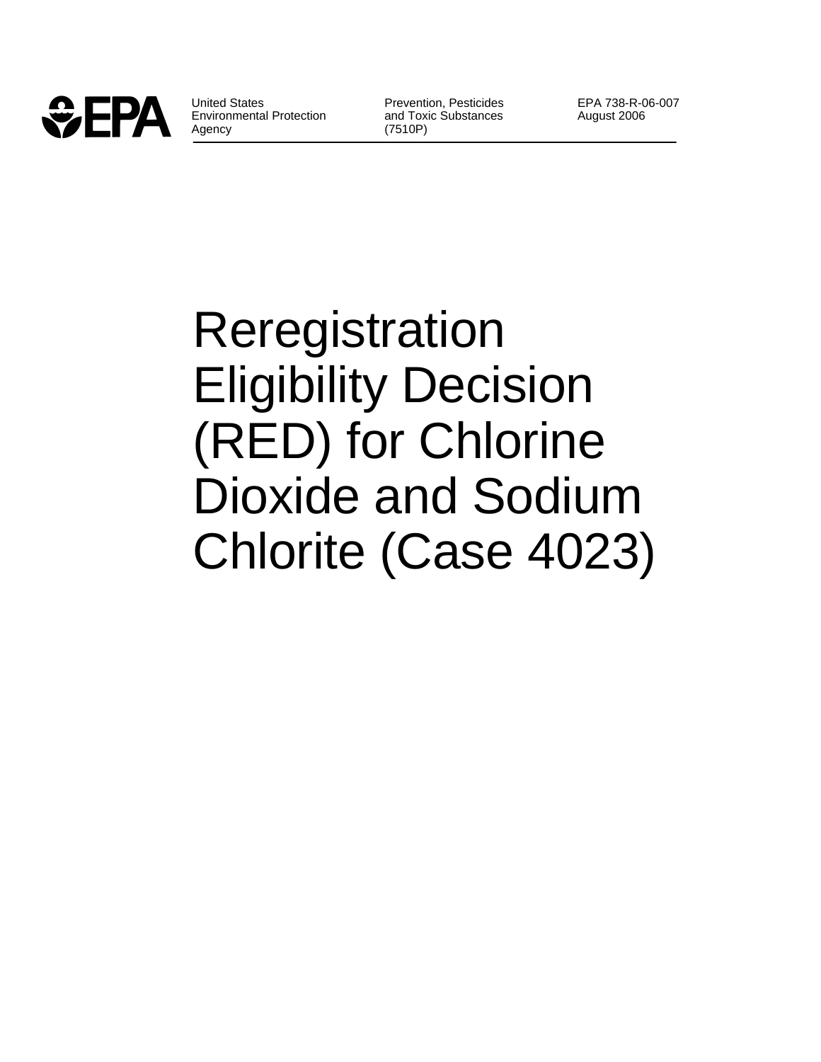United States Environmental Protection Agency

Prevention, Pesticides and Toxic Substances (7510P)

EPA 738-R-06-007
August 2006

# Reregistration Eligibility Decision (RED) for Chlorine Dioxide and Sodium Chlorite (Case 4023)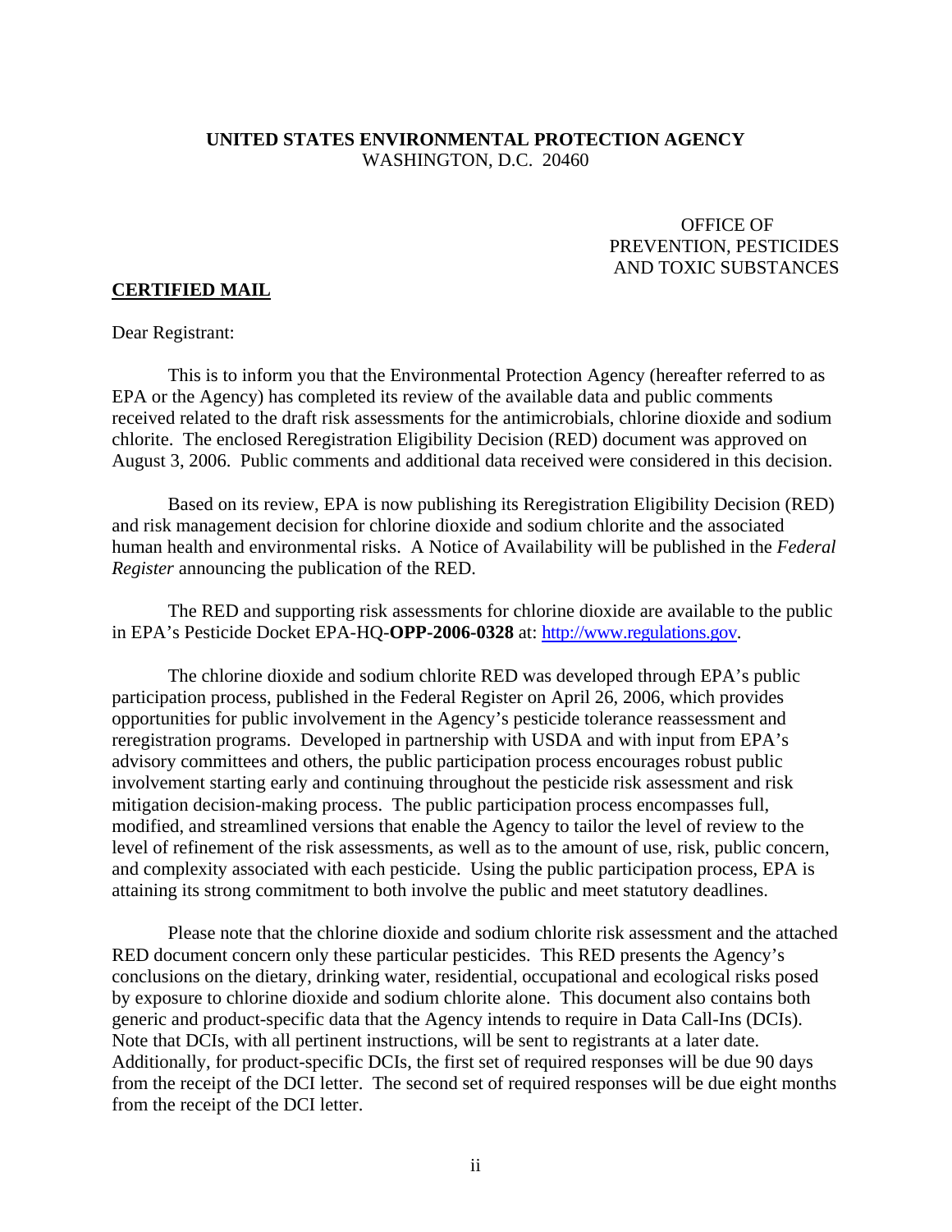**UNITED STATES ENVIRONMENTAL PROTECTION AGENCY**
WASHINGTON, D.C. 20460

OFFICE OF
PREVENTION, PESTICIDES
AND TOXIC SUBSTANCES

**CERTIFIED MAIL**

Dear Registrant:

This is to inform you that the Environmental Protection Agency (hereafter referred to as EPA or the Agency) has completed its review of the available data and public comments received related to the draft risk assessments for the antimicrobials, chlorine dioxide and sodium chlorite. The enclosed Reregistration Eligibility Decision (RED) document was approved on August 3, 2006. Public comments and additional data received were considered in this decision.

Based on its review, EPA is now publishing its Reregistration Eligibility Decision (RED) and risk management decision for chlorine dioxide and sodium chlorite and the associated human health and environmental risks. A Notice of Availability will be published in the *Federal Register* announcing the publication of the RED.

The RED and supporting risk assessments for chlorine dioxide are available to the public in EPA's Pesticide Docket EPA-HQ-**OPP-2006-0328** at: http://www.regulations.gov.

The chlorine dioxide and sodium chlorite RED was developed through EPA's public participation process, published in the Federal Register on April 26, 2006, which provides opportunities for public involvement in the Agency's pesticide tolerance reassessment and reregistration programs. Developed in partnership with USDA and with input from EPA's advisory committees and others, the public participation process encourages robust public involvement starting early and continuing throughout the pesticide risk assessment and risk mitigation decision-making process. The public participation process encompasses full, modified, and streamlined versions that enable the Agency to tailor the level of review to the level of refinement of the risk assessments, as well as to the amount of use, risk, public concern, and complexity associated with each pesticide. Using the public participation process, EPA is attaining its strong commitment to both involve the public and meet statutory deadlines.

Please note that the chlorine dioxide and sodium chlorite risk assessment and the attached RED document concern only these particular pesticides. This RED presents the Agency's conclusions on the dietary, drinking water, residential, occupational and ecological risks posed by exposure to chlorine dioxide and sodium chlorite alone. This document also contains both generic and product-specific data that the Agency intends to require in Data Call-Ins (DCIs). Note that DCIs, with all pertinent instructions, will be sent to registrants at a later date. Additionally, for product-specific DCIs, the first set of required responses will be due 90 days from the receipt of the DCI letter. The second set of required responses will be due eight months from the receipt of the DCI letter.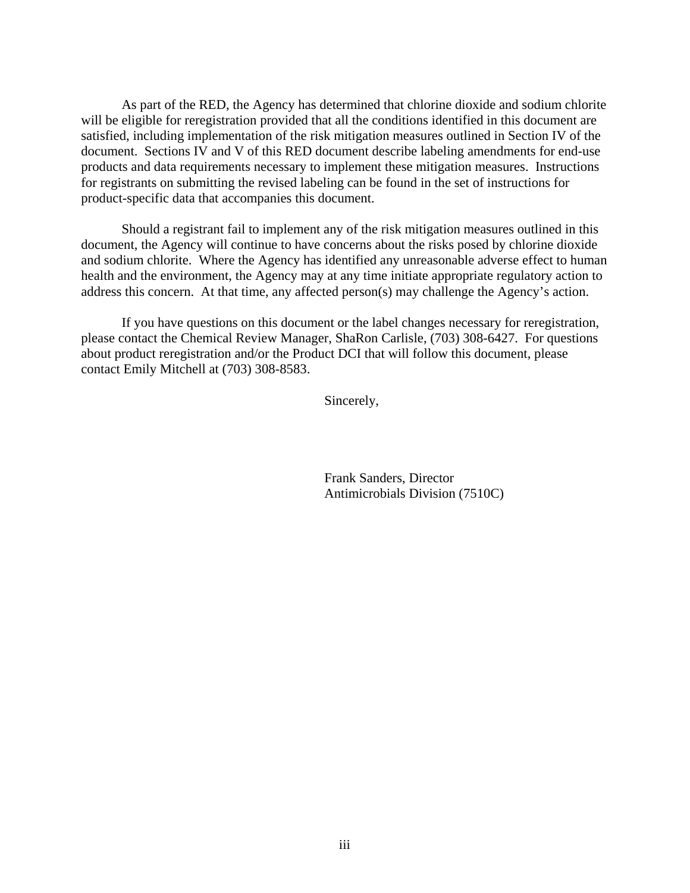As part of the RED, the Agency has determined that chlorine dioxide and sodium chlorite will be eligible for reregistration provided that all the conditions identified in this document are satisfied, including implementation of the risk mitigation measures outlined in Section IV of the document. Sections IV and V of this RED document describe labeling amendments for end-use products and data requirements necessary to implement these mitigation measures. Instructions for registrants on submitting the revised labeling can be found in the set of instructions for product-specific data that accompanies this document.

Should a registrant fail to implement any of the risk mitigation measures outlined in this document, the Agency will continue to have concerns about the risks posed by chlorine dioxide and sodium chlorite. Where the Agency has identified any unreasonable adverse effect to human health and the environment, the Agency may at any time initiate appropriate regulatory action to address this concern. At that time, any affected person(s) may challenge the Agency's action.

If you have questions on this document or the label changes necessary for reregistration, please contact the Chemical Review Manager, ShaRon Carlisle, (703) 308-6427. For questions about product reregistration and/or the Product DCI that will follow this document, please contact Emily Mitchell at (703) 308-8583.

Sincerely,

Frank Sanders, Director
Antimicrobials Division (7510C)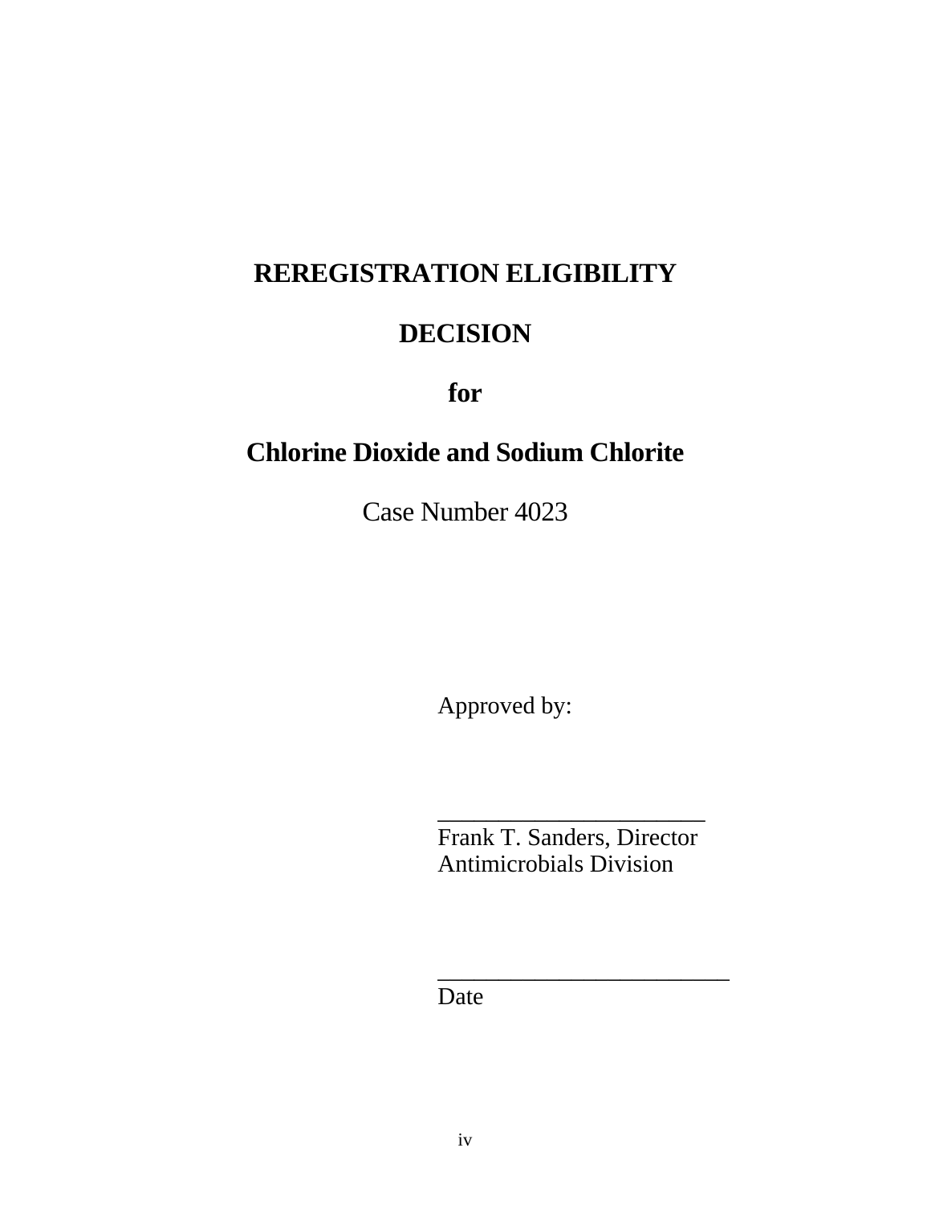# REREGISTRATION ELIGIBILITY DECISION

# for

# Chlorine Dioxide and Sodium Chlorite

Case Number 4023

Approved by:

\_\_\_\_\_\_\_\_\_\_\_\_\_\_\_\_\_\_\_\_\_\_\_\_
Frank T. Sanders, Director
Antimicrobials Division

\_\_\_\_\_\_\_\_\_\_\_\_\_\_\_\_\_\_\_\_\_\_\_\_\_\_
Date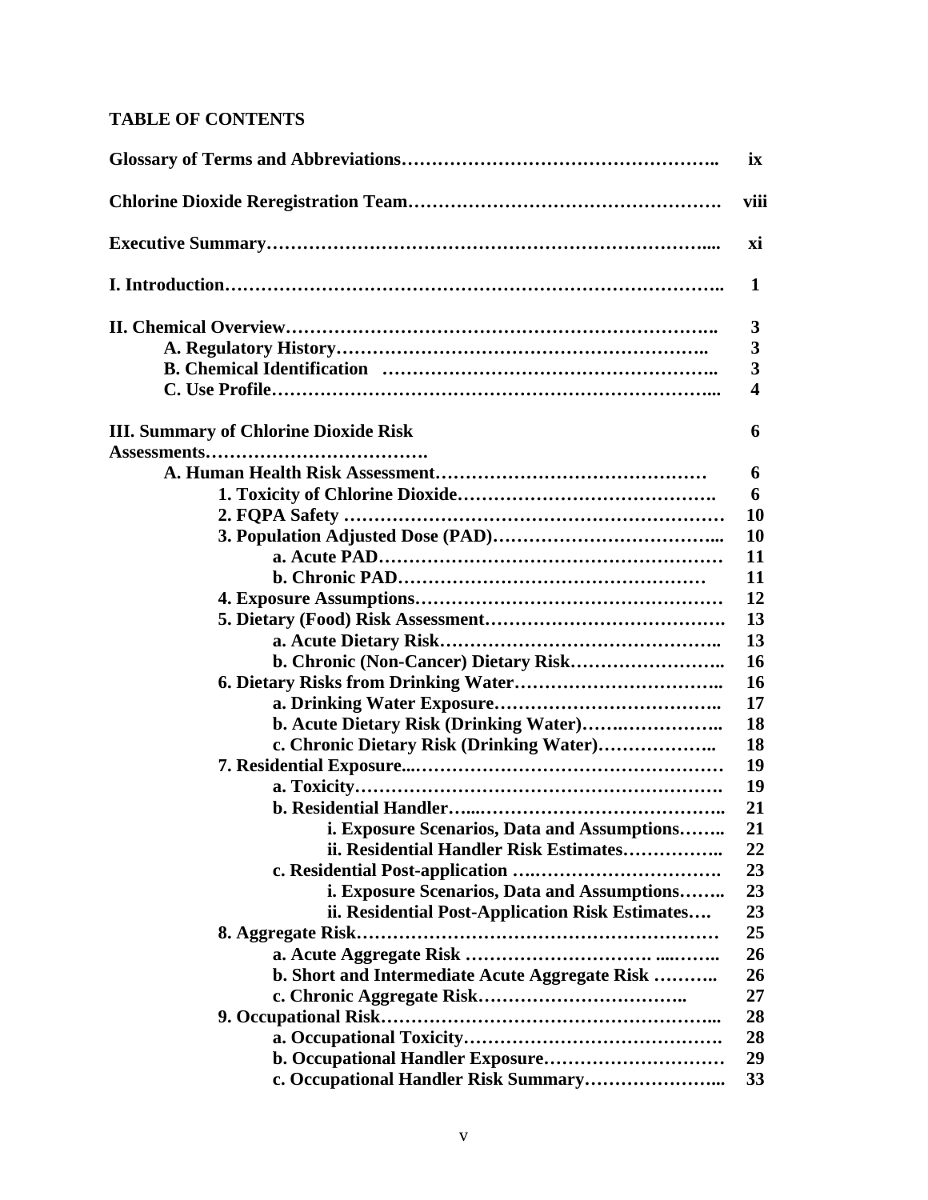## TABLE OF CONTENTS

| | |
|---|---|
| **Glossary of Terms and Abbreviations** | **ix** |
| **Chlorine Dioxide Reregistration Team** | **viii** |
| **Executive Summary** | **xi** |
| **I. Introduction** | **1** |
| **II. Chemical Overview** | **3** |
| **A. Regulatory History** | **3** |
| **B. Chemical Identification** | **3** |
| **C. Use Profile** | **4** |
| **III. Summary of Chlorine Dioxide Risk Assessments** | **6** |
| **A. Human Health Risk Assessment** | **6** |
| **1. Toxicity of Chlorine Dioxide** | **6** |
| **2. FQPA Safety** | **10** |
| **3. Population Adjusted Dose (PAD)** | **10** |
| **a. Acute PAD** | **11** |
| **b. Chronic PAD** | **11** |
| **4. Exposure Assumptions** | **12** |
| **5. Dietary (Food) Risk Assessment** | **13** |
| **a. Acute Dietary Risk** | **13** |
| **b. Chronic (Non-Cancer) Dietary Risk** | **16** |
| **6. Dietary Risks from Drinking Water** | **16** |
| **a. Drinking Water Exposure** | **17** |
| **b. Acute Dietary Risk (Drinking Water)** | **18** |
| **c. Chronic Dietary Risk (Drinking Water)** | **18** |
| **7. Residential Exposure** | **19** |
| **a. Toxicity** | **19** |
| **b. Residential Handler** | **21** |
| **i. Exposure Scenarios, Data and Assumptions** | **21** |
| **ii. Residential Handler Risk Estimates** | **22** |
| **c. Residential Post-application** | **23** |
| **i. Exposure Scenarios, Data and Assumptions** | **23** |
| **ii. Residential Post-Application Risk Estimates** | **23** |
| **8. Aggregate Risk** | **25** |
| **a. Acute Aggregate Risk** | **26** |
| **b. Short and Intermediate Acute Aggregate Risk** | **26** |
| **c. Chronic Aggregate Risk** | **27** |
| **9. Occupational Risk** | **28** |
| **a. Occupational Toxicity** | **28** |
| **b. Occupational Handler Exposure** | **29** |
| **c. Occupational Handler Risk Summary** | **33** |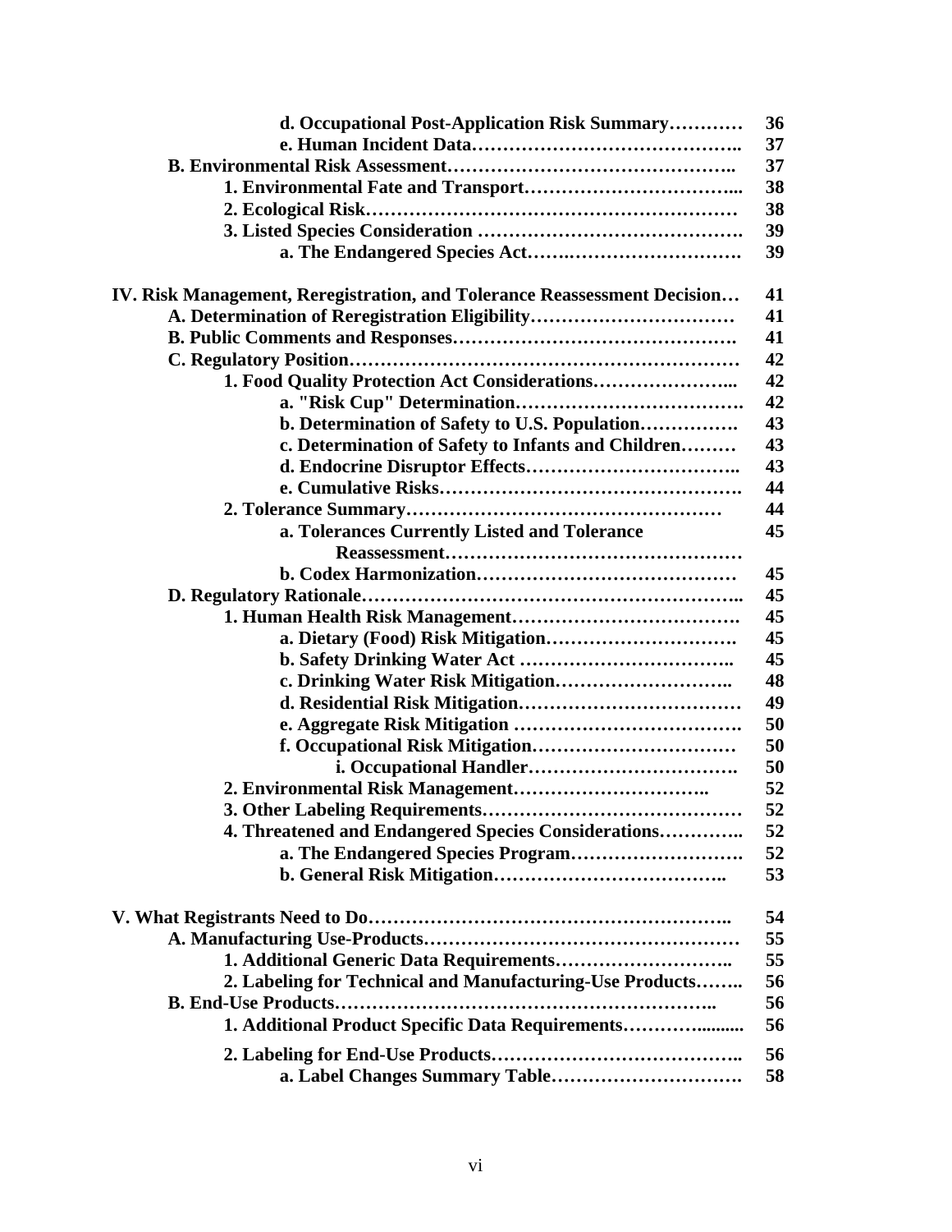| | |
|---|---|
| d. Occupational Post-Application Risk Summary………… | 36 |
| e. Human Incident Data…………………………………….. | 37 |
| B. Environmental Risk Assessment……………………………………….. | 37 |
| 1. Environmental Fate and Transport…………………………….... | 38 |
| 2. Ecological Risk………………………………………………… | 38 |
| 3. Listed Species Consideration …………………………………. | 39 |
| a. The Endangered Species Act……..………………………. | 39 |
| | |
| IV. Risk Management, Reregistration, and Tolerance Reassessment Decision… | 41 |
| A. Determination of Reregistration Eligibility…………………………… | 41 |
| B. Public Comments and Responses………………………………………. | 41 |
| C. Regulatory Position…………………………………………………… | 42 |
| 1. Food Quality Protection Act Considerations…………………... | 42 |
| a. "Risk Cup" Determination………………………………. | 42 |
| b. Determination of Safety to U.S. Population……………. | 43 |
| c. Determination of Safety to Infants and Children……… | 43 |
| d. Endocrine Disruptor Effects…………………………….. | 43 |
| e. Cumulative Risks………………………………………. | 44 |
| 2. Tolerance Summary…………………………………………… | 44 |
| a. Tolerances Currently Listed and Tolerance Reassessment……………………………………… | 45 |
| b. Codex Harmonization…………………………………… | 45 |
| D. Regulatory Rationale………………………………………………….. | 45 |
| 1. Human Health Risk Management………………………………. | 45 |
| a. Dietary (Food) Risk Mitigation…………………………. | 45 |
| b. Safety Drinking Water Act ………………………….….. | 45 |
| c. Drinking Water Risk Mitigation……………………….. | 48 |
| d. Residential Risk Mitigation……………………………… | 49 |
| e. Aggregate Risk Mitigation ………………………………. | 50 |
| f. Occupational Risk Mitigation…………………………… | 50 |
| i. Occupational Handler……………………………. | 50 |
| 2. Environmental Risk Management………………………….. | 52 |
| 3. Other Labeling Requirements…………………………………… | 52 |
| 4. Threatened and Endangered Species Considerations………….. | 52 |
| a. The Endangered Species Program………………………. | 52 |
| b. General Risk Mitigation…………………………….. | 53 |
| | |
| V. What Registrants Need to Do………………………………………………….. | 54 |
| A. Manufacturing Use-Products………………………………………… | 55 |
| 1. Additional Generic Data Requirements……………………….. | 55 |
| 2. Labeling for Technical and Manufacturing-Use Products…….. | 56 |
| B. End-Use Products…………………………………………………….. | 56 |
| 1. Additional Product Specific Data Requirements……….......... | 56 |
| 2. Labeling for End-Use Products……………………………….. | 56 |
| a. Label Changes Summary Table…………………………. | 58 |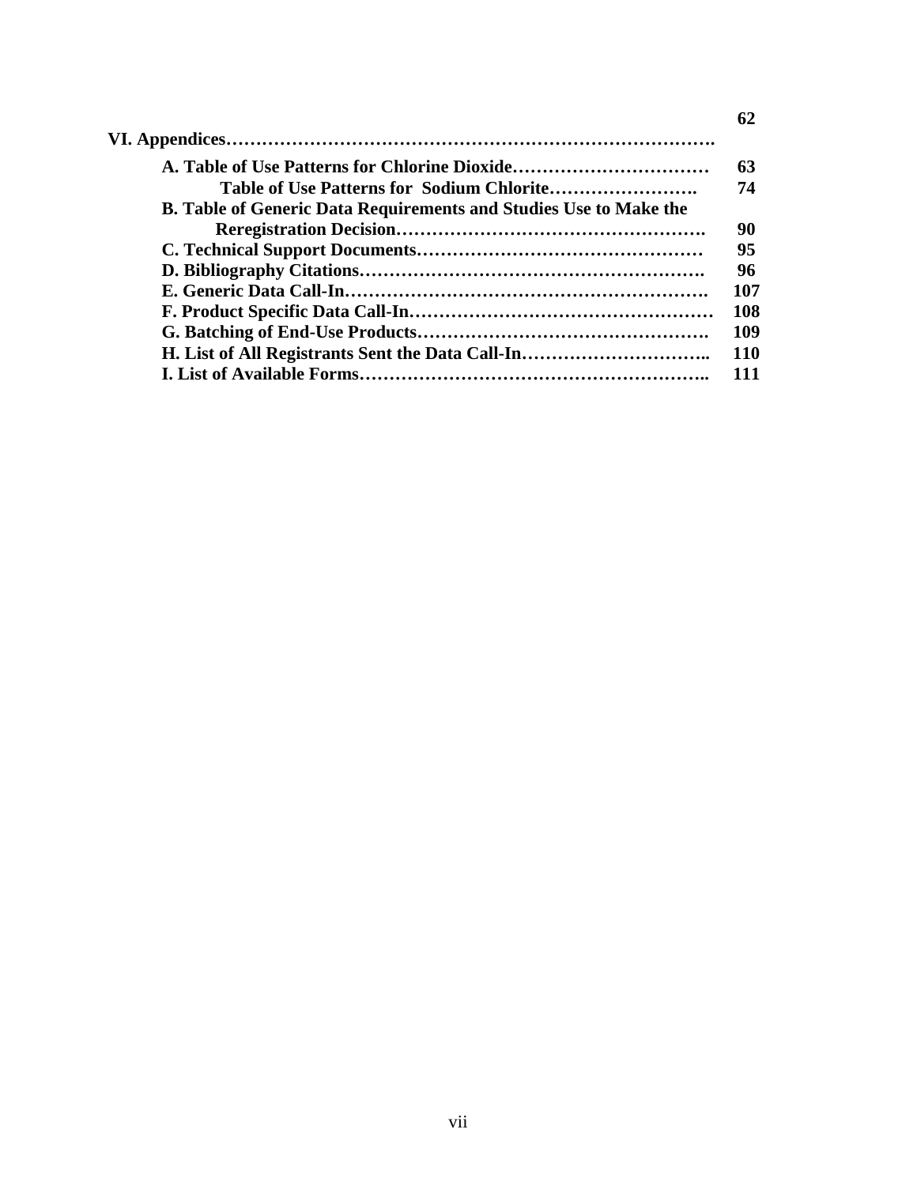| | |
|---|---|
| **VI. Appendices** | **62** |
| **A. Table of Use Patterns for Chlorine Dioxide** | **63** |
| **Table of Use Patterns for Sodium Chlorite** | **74** |
| **B. Table of Generic Data Requirements and Studies Use to Make the Reregistration Decision** | **90** |
| **C. Technical Support Documents** | **95** |
| **D. Bibliography Citations** | **96** |
| **E. Generic Data Call-In** | **107** |
| **F. Product Specific Data Call-In** | **108** |
| **G. Batching of End-Use Products** | **109** |
| **H. List of All Registrants Sent the Data Call-In** | **110** |
| **I. List of Available Forms** | **111** |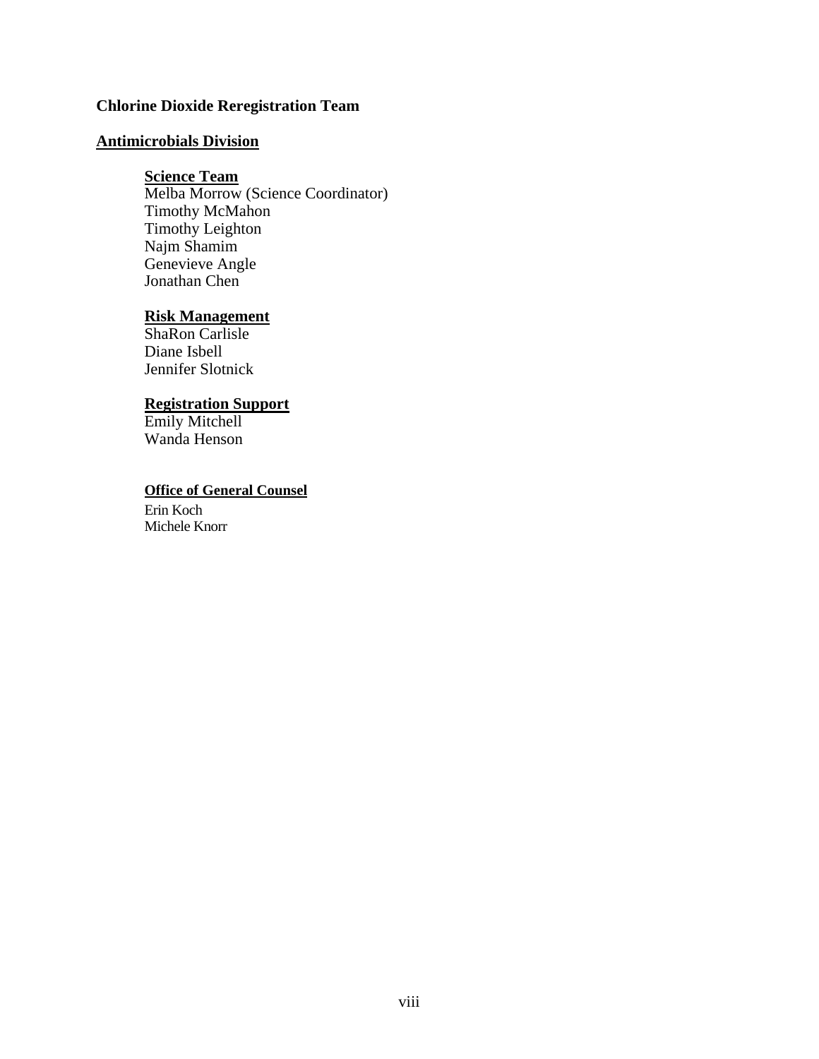**Chlorine Dioxide Reregistration Team**

**Antimicrobials Division**

**Science Team**

Melba Morrow (Science Coordinator)
Timothy McMahon
Timothy Leighton
Najm Shamim
Genevieve Angle
Jonathan Chen

**Risk Management**

ShaRon Carlisle
Diane Isbell
Jennifer Slotnick

**Registration Support**

Emily Mitchell
Wanda Henson

**Office of General Counsel**

Erin Koch
Michele Knorr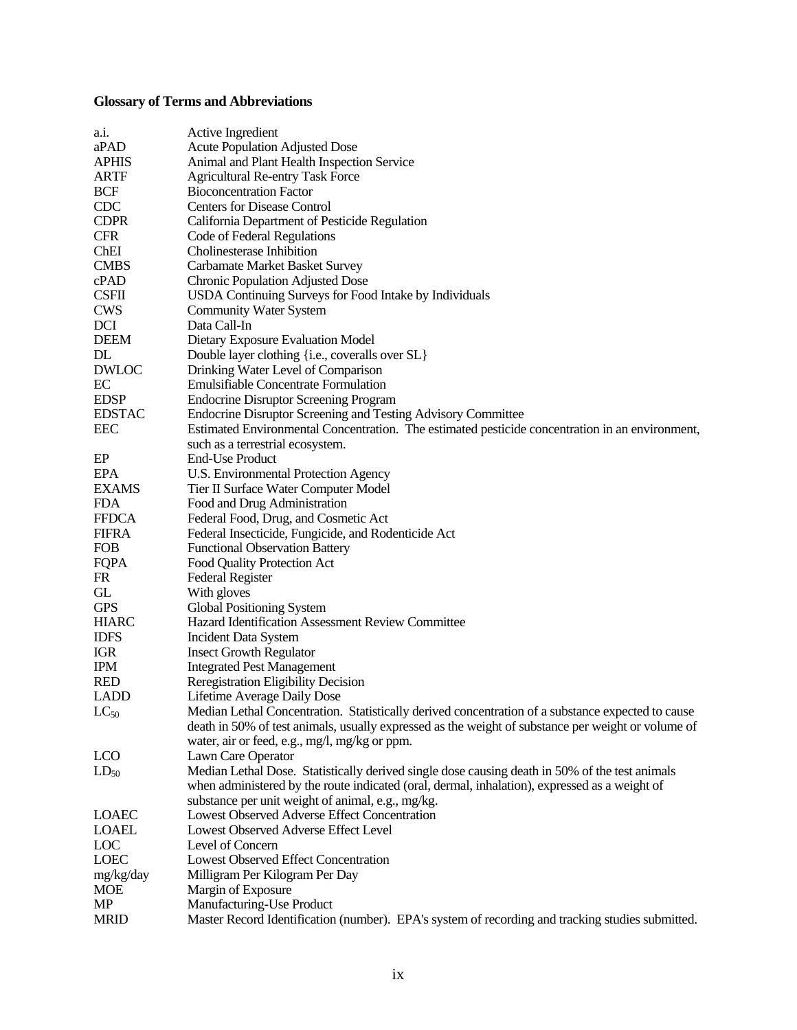## Glossary of Terms and Abbreviations

| | |
|---|---|
| a.i. | Active Ingredient |
| aPAD | Acute Population Adjusted Dose |
| APHIS | Animal and Plant Health Inspection Service |
| ARTF | Agricultural Re-entry Task Force |
| BCF | Bioconcentration Factor |
| CDC | Centers for Disease Control |
| CDPR | California Department of Pesticide Regulation |
| CFR | Code of Federal Regulations |
| ChEI | Cholinesterase Inhibition |
| CMBS | Carbamate Market Basket Survey |
| cPAD | Chronic Population Adjusted Dose |
| CSFII | USDA Continuing Surveys for Food Intake by Individuals |
| CWS | Community Water System |
| DCI | Data Call-In |
| DEEM | Dietary Exposure Evaluation Model |
| DL | Double layer clothing {i.e., coveralls over SL} |
| DWLOC | Drinking Water Level of Comparison |
| EC | Emulsifiable Concentrate Formulation |
| EDSP | Endocrine Disruptor Screening Program |
| EDSTAC | Endocrine Disruptor Screening and Testing Advisory Committee |
| EEC | Estimated Environmental Concentration. The estimated pesticide concentration in an environment, such as a terrestrial ecosystem. |
| EP | End-Use Product |
| EPA | U.S. Environmental Protection Agency |
| EXAMS | Tier II Surface Water Computer Model |
| FDA | Food and Drug Administration |
| FFDCA | Federal Food, Drug, and Cosmetic Act |
| FIFRA | Federal Insecticide, Fungicide, and Rodenticide Act |
| FOB | Functional Observation Battery |
| FQPA | Food Quality Protection Act |
| FR | Federal Register |
| GL | With gloves |
| GPS | Global Positioning System |
| HIARC | Hazard Identification Assessment Review Committee |
| IDFS | Incident Data System |
| IGR | Insect Growth Regulator |
| IPM | Integrated Pest Management |
| RED | Reregistration Eligibility Decision |
| LADD | Lifetime Average Daily Dose |
| $LC_{50}$ | Median Lethal Concentration. Statistically derived concentration of a substance expected to cause death in 50% of test animals, usually expressed as the weight of substance per weight or volume of water, air or feed, e.g., mg/l, mg/kg or ppm. |
| LCO | Lawn Care Operator |
| $LD_{50}$ | Median Lethal Dose. Statistically derived single dose causing death in 50% of the test animals when administered by the route indicated (oral, dermal, inhalation), expressed as a weight of substance per unit weight of animal, e.g., mg/kg. |
| LOAEC | Lowest Observed Adverse Effect Concentration |
| LOAEL | Lowest Observed Adverse Effect Level |
| LOC | Level of Concern |
| LOEC | Lowest Observed Effect Concentration |
| mg/kg/day | Milligram Per Kilogram Per Day |
| MOE | Margin of Exposure |
| MP | Manufacturing-Use Product |
| MRID | Master Record Identification (number). EPA's system of recording and tracking studies submitted. |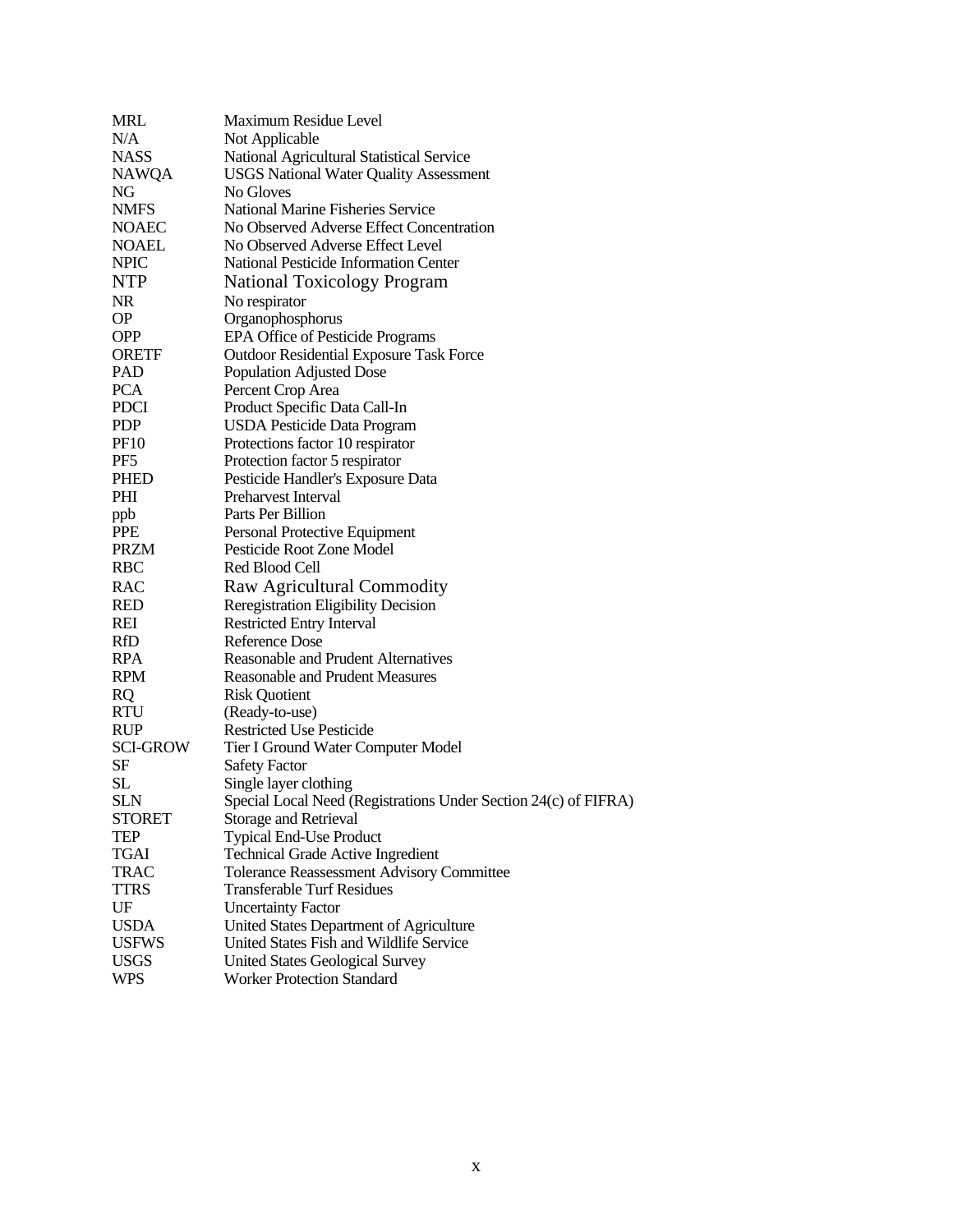| | |
|---|---|
| MRL | Maximum Residue Level |
| N/A | Not Applicable |
| NASS | National Agricultural Statistical Service |
| NAWQA | USGS National Water Quality Assessment |
| NG | No Gloves |
| NMFS | National Marine Fisheries Service |
| NOAEC | No Observed Adverse Effect Concentration |
| NOAEL | No Observed Adverse Effect Level |
| NPIC | National Pesticide Information Center |
| NTP | National Toxicology Program |
| NR | No respirator |
| OP | Organophosphorus |
| OPP | EPA Office of Pesticide Programs |
| ORETF | Outdoor Residential Exposure Task Force |
| PAD | Population Adjusted Dose |
| PCA | Percent Crop Area |
| PDCI | Product Specific Data Call-In |
| PDP | USDA Pesticide Data Program |
| PF10 | Protections factor 10 respirator |
| PF5 | Protection factor 5 respirator |
| PHED | Pesticide Handler's Exposure Data |
| PHI | Preharvest Interval |
| ppb | Parts Per Billion |
| PPE | Personal Protective Equipment |
| PRZM | Pesticide Root Zone Model |
| RBC | Red Blood Cell |
| RAC | Raw Agricultural Commodity |
| RED | Reregistration Eligibility Decision |
| REI | Restricted Entry Interval |
| RfD | Reference Dose |
| RPA | Reasonable and Prudent Alternatives |
| RPM | Reasonable and Prudent Measures |
| RQ | Risk Quotient |
| RTU | (Ready-to-use) |
| RUP | Restricted Use Pesticide |
| SCI-GROW | Tier I Ground Water Computer Model |
| SF | Safety Factor |
| SL | Single layer clothing |
| SLN | Special Local Need (Registrations Under Section 24(c) of FIFRA) |
| STORET | Storage and Retrieval |
| TEP | Typical End-Use Product |
| TGAI | Technical Grade Active Ingredient |
| TRAC | Tolerance Reassessment Advisory Committee |
| TTRS | Transferable Turf Residues |
| UF | Uncertainty Factor |
| USDA | United States Department of Agriculture |
| USFWS | United States Fish and Wildlife Service |
| USGS | United States Geological Survey |
| WPS | Worker Protection Standard |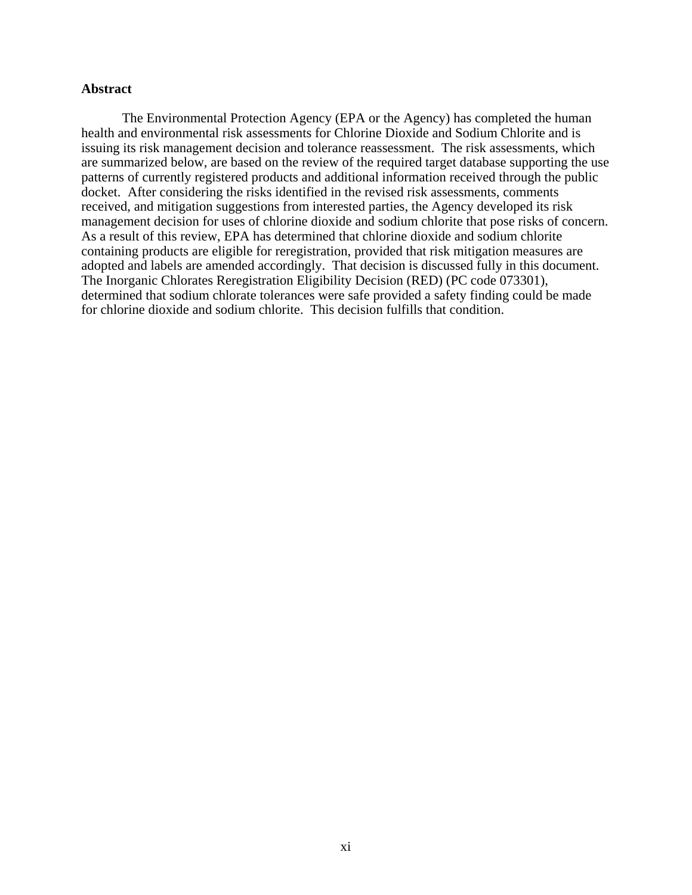**Abstract**

The Environmental Protection Agency (EPA or the Agency) has completed the human health and environmental risk assessments for Chlorine Dioxide and Sodium Chlorite and is issuing its risk management decision and tolerance reassessment. The risk assessments, which are summarized below, are based on the review of the required target database supporting the use patterns of currently registered products and additional information received through the public docket. After considering the risks identified in the revised risk assessments, comments received, and mitigation suggestions from interested parties, the Agency developed its risk management decision for uses of chlorine dioxide and sodium chlorite that pose risks of concern. As a result of this review, EPA has determined that chlorine dioxide and sodium chlorite containing products are eligible for reregistration, provided that risk mitigation measures are adopted and labels are amended accordingly. That decision is discussed fully in this document. The Inorganic Chlorates Reregistration Eligibility Decision (RED) (PC code 073301), determined that sodium chlorate tolerances were safe provided a safety finding could be made for chlorine dioxide and sodium chlorite. This decision fulfills that condition.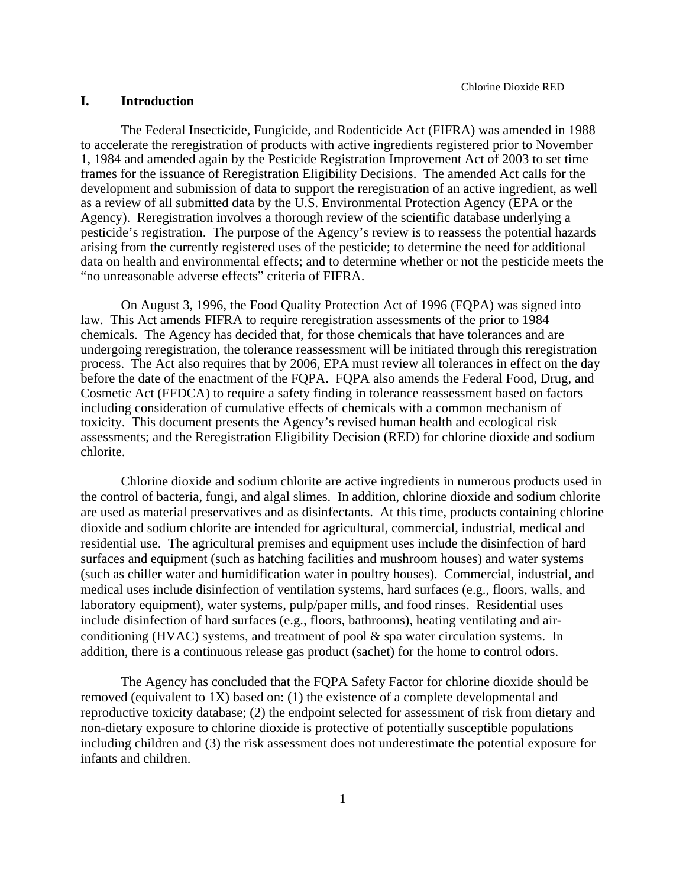# I. Introduction

The Federal Insecticide, Fungicide, and Rodenticide Act (FIFRA) was amended in 1988 to accelerate the reregistration of products with active ingredients registered prior to November 1, 1984 and amended again by the Pesticide Registration Improvement Act of 2003 to set time frames for the issuance of Reregistration Eligibility Decisions. The amended Act calls for the development and submission of data to support the reregistration of an active ingredient, as well as a review of all submitted data by the U.S. Environmental Protection Agency (EPA or the Agency). Reregistration involves a thorough review of the scientific database underlying a pesticide's registration. The purpose of the Agency's review is to reassess the potential hazards arising from the currently registered uses of the pesticide; to determine the need for additional data on health and environmental effects; and to determine whether or not the pesticide meets the "no unreasonable adverse effects" criteria of FIFRA.

On August 3, 1996, the Food Quality Protection Act of 1996 (FQPA) was signed into law. This Act amends FIFRA to require reregistration assessments of the prior to 1984 chemicals. The Agency has decided that, for those chemicals that have tolerances and are undergoing reregistration, the tolerance reassessment will be initiated through this reregistration process. The Act also requires that by 2006, EPA must review all tolerances in effect on the day before the date of the enactment of the FQPA. FQPA also amends the Federal Food, Drug, and Cosmetic Act (FFDCA) to require a safety finding in tolerance reassessment based on factors including consideration of cumulative effects of chemicals with a common mechanism of toxicity. This document presents the Agency's revised human health and ecological risk assessments; and the Reregistration Eligibility Decision (RED) for chlorine dioxide and sodium chlorite.

Chlorine dioxide and sodium chlorite are active ingredients in numerous products used in the control of bacteria, fungi, and algal slimes. In addition, chlorine dioxide and sodium chlorite are used as material preservatives and as disinfectants. At this time, products containing chlorine dioxide and sodium chlorite are intended for agricultural, commercial, industrial, medical and residential use. The agricultural premises and equipment uses include the disinfection of hard surfaces and equipment (such as hatching facilities and mushroom houses) and water systems (such as chiller water and humidification water in poultry houses). Commercial, industrial, and medical uses include disinfection of ventilation systems, hard surfaces (e.g., floors, walls, and laboratory equipment), water systems, pulp/paper mills, and food rinses. Residential uses include disinfection of hard surfaces (e.g., floors, bathrooms), heating ventilating and air-conditioning (HVAC) systems, and treatment of pool & spa water circulation systems. In addition, there is a continuous release gas product (sachet) for the home to control odors.

The Agency has concluded that the FQPA Safety Factor for chlorine dioxide should be removed (equivalent to 1X) based on: (1) the existence of a complete developmental and reproductive toxicity database; (2) the endpoint selected for assessment of risk from dietary and non-dietary exposure to chlorine dioxide is protective of potentially susceptible populations including children and (3) the risk assessment does not underestimate the potential exposure for infants and children.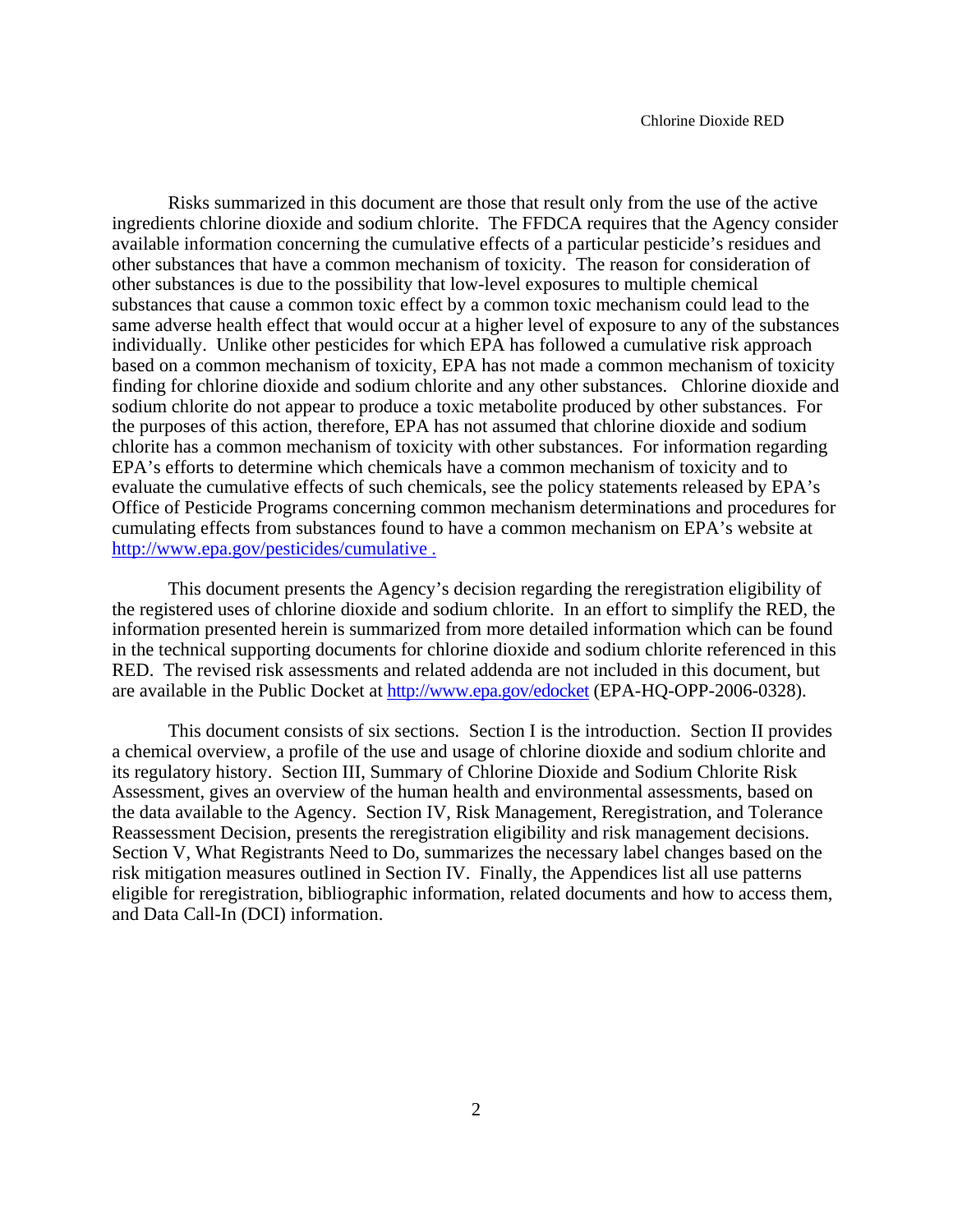Risks summarized in this document are those that result only from the use of the active ingredients chlorine dioxide and sodium chlorite. The FFDCA requires that the Agency consider available information concerning the cumulative effects of a particular pesticide's residues and other substances that have a common mechanism of toxicity. The reason for consideration of other substances is due to the possibility that low-level exposures to multiple chemical substances that cause a common toxic effect by a common toxic mechanism could lead to the same adverse health effect that would occur at a higher level of exposure to any of the substances individually. Unlike other pesticides for which EPA has followed a cumulative risk approach based on a common mechanism of toxicity, EPA has not made a common mechanism of toxicity finding for chlorine dioxide and sodium chlorite and any other substances. Chlorine dioxide and sodium chlorite do not appear to produce a toxic metabolite produced by other substances. For the purposes of this action, therefore, EPA has not assumed that chlorine dioxide and sodium chlorite has a common mechanism of toxicity with other substances. For information regarding EPA's efforts to determine which chemicals have a common mechanism of toxicity and to evaluate the cumulative effects of such chemicals, see the policy statements released by EPA's Office of Pesticide Programs concerning common mechanism determinations and procedures for cumulating effects from substances found to have a common mechanism on EPA's website at http://www.epa.gov/pesticides/cumulative .

This document presents the Agency's decision regarding the reregistration eligibility of the registered uses of chlorine dioxide and sodium chlorite. In an effort to simplify the RED, the information presented herein is summarized from more detailed information which can be found in the technical supporting documents for chlorine dioxide and sodium chlorite referenced in this RED. The revised risk assessments and related addenda are not included in this document, but are available in the Public Docket at http://www.epa.gov/edocket (EPA-HQ-OPP-2006-0328).

This document consists of six sections. Section I is the introduction. Section II provides a chemical overview, a profile of the use and usage of chlorine dioxide and sodium chlorite and its regulatory history. Section III, Summary of Chlorine Dioxide and Sodium Chlorite Risk Assessment, gives an overview of the human health and environmental assessments, based on the data available to the Agency. Section IV, Risk Management, Reregistration, and Tolerance Reassessment Decision, presents the reregistration eligibility and risk management decisions. Section V, What Registrants Need to Do, summarizes the necessary label changes based on the risk mitigation measures outlined in Section IV. Finally, the Appendices list all use patterns eligible for reregistration, bibliographic information, related documents and how to access them, and Data Call-In (DCI) information.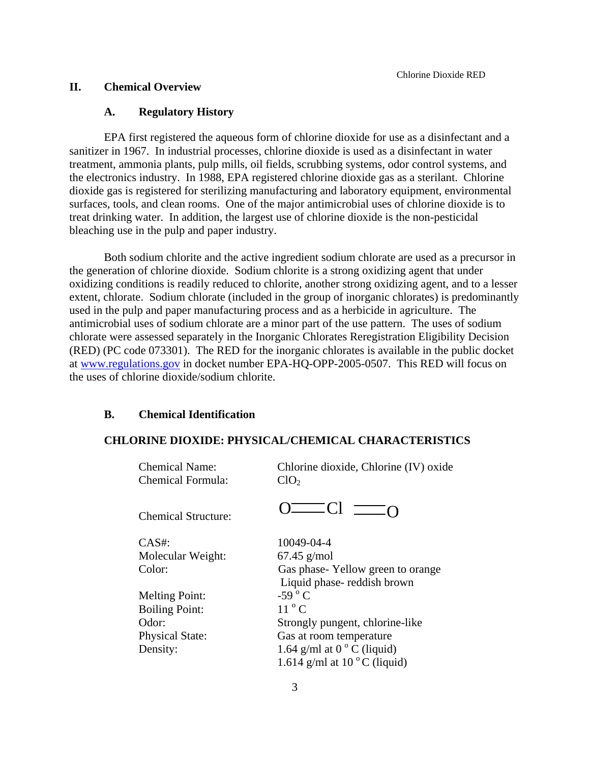## II. Chemical Overview

### A. Regulatory History

EPA first registered the aqueous form of chlorine dioxide for use as a disinfectant and a sanitizer in 1967. In industrial processes, chlorine dioxide is used as a disinfectant in water treatment, ammonia plants, pulp mills, oil fields, scrubbing systems, odor control systems, and the electronics industry. In 1988, EPA registered chlorine dioxide gas as a sterilant. Chlorine dioxide gas is registered for sterilizing manufacturing and laboratory equipment, environmental surfaces, tools, and clean rooms. One of the major antimicrobial uses of chlorine dioxide is to treat drinking water. In addition, the largest use of chlorine dioxide is the non-pesticidal bleaching use in the pulp and paper industry.

Both sodium chlorite and the active ingredient sodium chlorate are used as a precursor in the generation of chlorine dioxide. Sodium chlorite is a strong oxidizing agent that under oxidizing conditions is readily reduced to chlorite, another strong oxidizing agent, and to a lesser extent, chlorate. Sodium chlorate (included in the group of inorganic chlorates) is predominantly used in the pulp and paper manufacturing process and as a herbicide in agriculture. The antimicrobial uses of sodium chlorate are a minor part of the use pattern. The uses of sodium chlorate were assessed separately in the Inorganic Chlorates Reregistration Eligibility Decision (RED) (PC code 073301). The RED for the inorganic chlorates is available in the public docket at www.regulations.gov in docket number EPA-HQ-OPP-2005-0507. This RED will focus on the uses of chlorine dioxide/sodium chlorite.

### B. Chemical Identification

**CHLORINE DIOXIDE: PHYSICAL/CHEMICAL CHARACTERISTICS**

| | |
|---|---|
| Chemical Name: | Chlorine dioxide, Chlorine (IV) oxide |
| Chemical Formula: | $ClO_2$ |
| Chemical Structure: | O═Cl ═O |
| CAS#: | 10049-04-4 |
| Molecular Weight: | 67.45 g/mol |
| Color: | Gas phase- Yellow green to orange<br>Liquid phase- reddish brown |
| Melting Point: | -59 °C |
| Boiling Point: | 11 °C |
| Odor: | Strongly pungent, chlorine-like |
| Physical State: | Gas at room temperature |
| Density: | 1.64 g/ml at 0 °C (liquid)<br>1.614 g/ml at 10 °C (liquid) |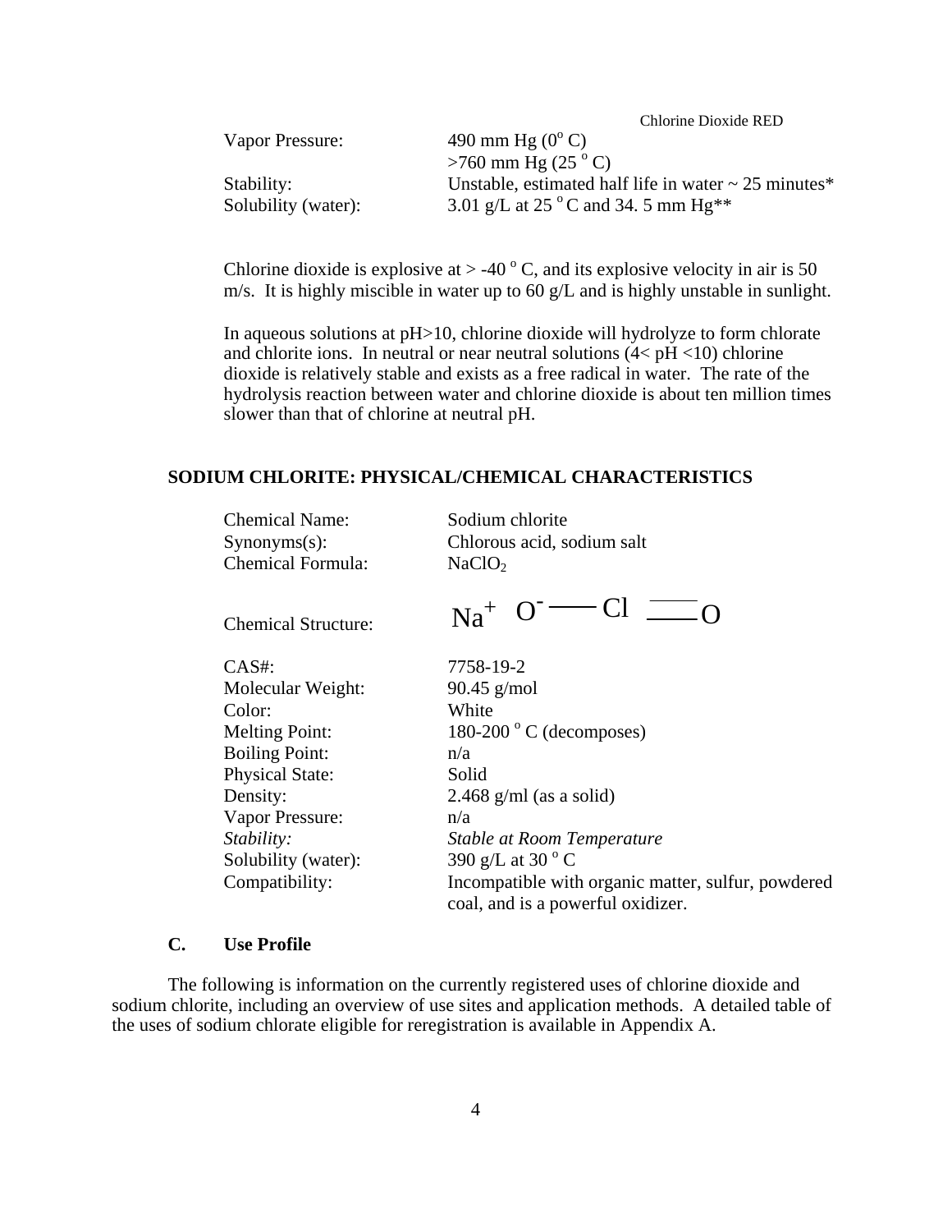| | |
|---|---|
| Vapor Pressure: | 490 mm Hg (0° C) |
| | >760 mm Hg (25 ° C) |
| Stability: | Unstable, estimated half life in water ~ 25 minutes* |
| Solubility (water): | 3.01 g/L at 25 ° C and 34. 5 mm Hg** |

Chlorine dioxide is explosive at > -40 ° C, and its explosive velocity in air is 50 m/s. It is highly miscible in water up to 60 g/L and is highly unstable in sunlight.

In aqueous solutions at pH>10, chlorine dioxide will hydrolyze to form chlorate and chlorite ions. In neutral or near neutral solutions (4< pH <10) chlorine dioxide is relatively stable and exists as a free radical in water. The rate of the hydrolysis reaction between water and chlorine dioxide is about ten million times slower than that of chlorine at neutral pH.

## SODIUM CHLORITE: PHYSICAL/CHEMICAL CHARACTERISTICS

| | |
|---|---|
| Chemical Name: | Sodium chlorite |
| Synonyms(s): | Chlorous acid, sodium salt |
| Chemical Formula: | $NaClO_2$ |
| Chemical Structure: | $Na^+$ $O^-$ — Cl = O |
| CAS#: | 7758-19-2 |
| Molecular Weight: | 90.45 g/mol |
| Color: | White |
| Melting Point: | 180-200 ° C (decomposes) |
| Boiling Point: | n/a |
| Physical State: | Solid |
| Density: | 2.468 g/ml (as a solid) |
| Vapor Pressure: | n/a |
| *Stability:* | *Stable at Room Temperature* |
| Solubility (water): | 390 g/L at 30 ° C |
| Compatibility: | Incompatible with organic matter, sulfur, powdered coal, and is a powerful oxidizer. |

### C. Use Profile

The following is information on the currently registered uses of chlorine dioxide and sodium chlorite, including an overview of use sites and application methods. A detailed table of the uses of sodium chlorate eligible for reregistration is available in Appendix A.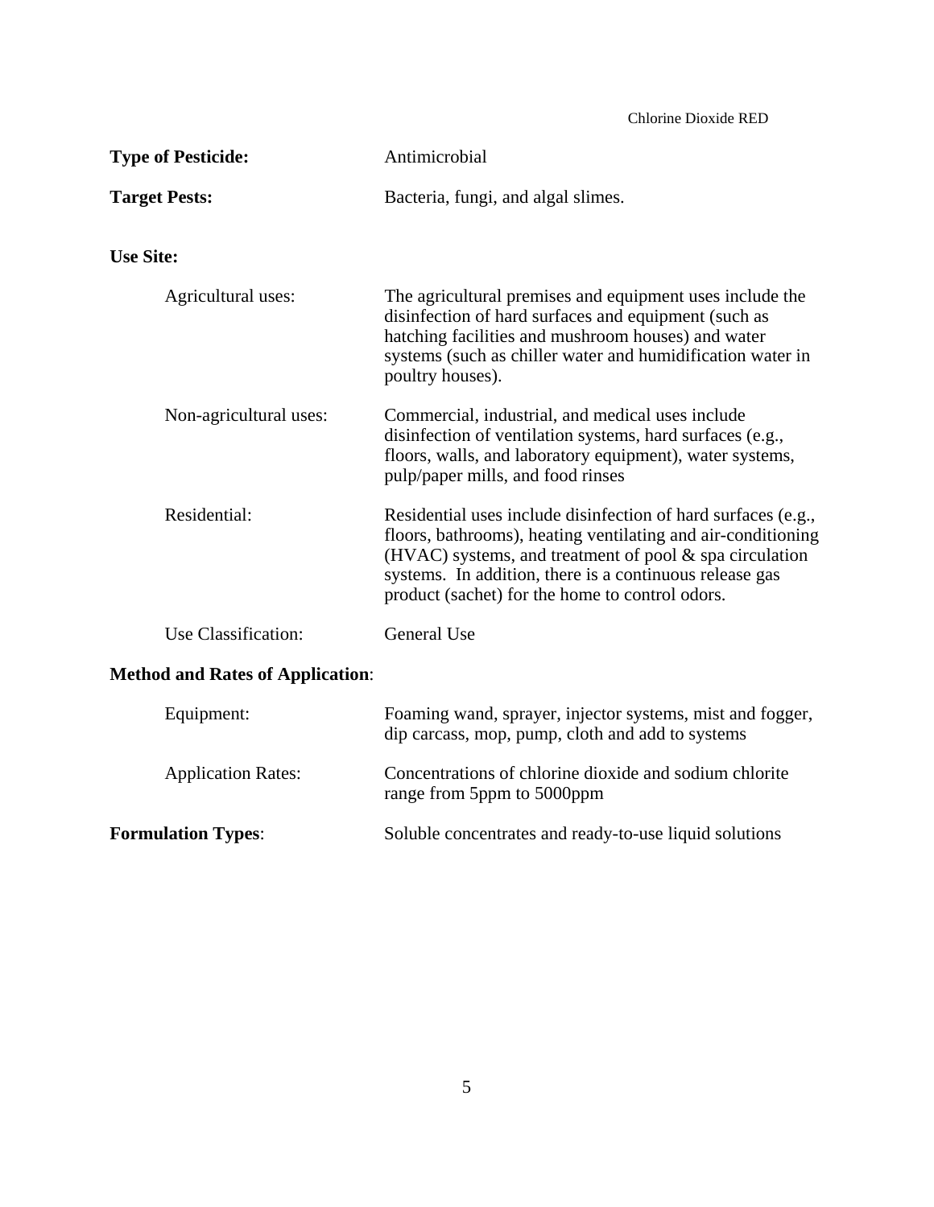**Type of Pesticide:** Antimicrobial

**Target Pests:** Bacteria, fungi, and algal slimes.

**Use Site:**

Agricultural uses: The agricultural premises and equipment uses include the disinfection of hard surfaces and equipment (such as hatching facilities and mushroom houses) and water systems (such as chiller water and humidification water in poultry houses).

Non-agricultural uses: Commercial, industrial, and medical uses include disinfection of ventilation systems, hard surfaces (e.g., floors, walls, and laboratory equipment), water systems, pulp/paper mills, and food rinses

Residential: Residential uses include disinfection of hard surfaces (e.g., floors, bathrooms), heating ventilating and air-conditioning (HVAC) systems, and treatment of pool & spa circulation systems. In addition, there is a continuous release gas product (sachet) for the home to control odors.

Use Classification: General Use

**Method and Rates of Application**:

Equipment: Foaming wand, sprayer, injector systems, mist and fogger, dip carcass, mop, pump, cloth and add to systems

Application Rates: Concentrations of chlorine dioxide and sodium chlorite range from 5ppm to 5000ppm

**Formulation Types**: Soluble concentrates and ready-to-use liquid solutions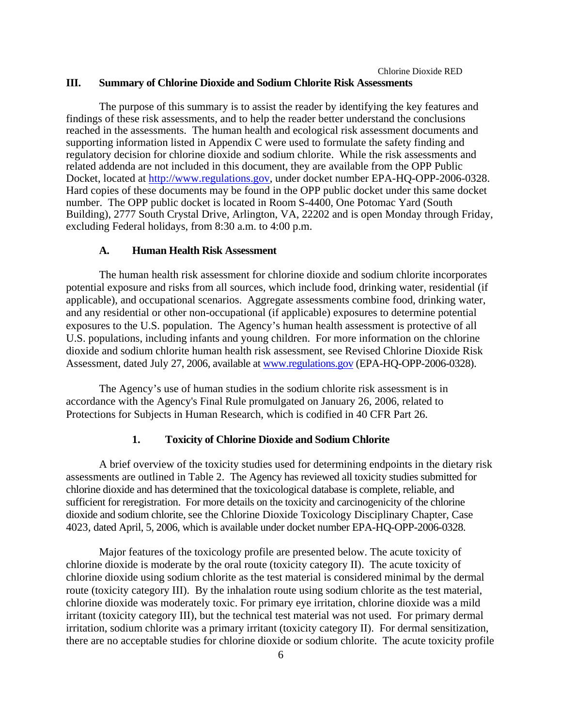## III. Summary of Chlorine Dioxide and Sodium Chlorite Risk Assessments

The purpose of this summary is to assist the reader by identifying the key features and findings of these risk assessments, and to help the reader better understand the conclusions reached in the assessments. The human health and ecological risk assessment documents and supporting information listed in Appendix C were used to formulate the safety finding and regulatory decision for chlorine dioxide and sodium chlorite. While the risk assessments and related addenda are not included in this document, they are available from the OPP Public Docket, located at http://www.regulations.gov, under docket number EPA-HQ-OPP-2006-0328. Hard copies of these documents may be found in the OPP public docket under this same docket number. The OPP public docket is located in Room S-4400, One Potomac Yard (South Building), 2777 South Crystal Drive, Arlington, VA, 22202 and is open Monday through Friday, excluding Federal holidays, from 8:30 a.m. to 4:00 p.m.

### A. Human Health Risk Assessment

The human health risk assessment for chlorine dioxide and sodium chlorite incorporates potential exposure and risks from all sources, which include food, drinking water, residential (if applicable), and occupational scenarios. Aggregate assessments combine food, drinking water, and any residential or other non-occupational (if applicable) exposures to determine potential exposures to the U.S. population. The Agency's human health assessment is protective of all U.S. populations, including infants and young children. For more information on the chlorine dioxide and sodium chlorite human health risk assessment, see Revised Chlorine Dioxide Risk Assessment, dated July 27, 2006, available at www.regulations.gov (EPA-HQ-OPP-2006-0328).

The Agency's use of human studies in the sodium chlorite risk assessment is in accordance with the Agency's Final Rule promulgated on January 26, 2006, related to Protections for Subjects in Human Research, which is codified in 40 CFR Part 26.

#### 1. Toxicity of Chlorine Dioxide and Sodium Chlorite

A brief overview of the toxicity studies used for determining endpoints in the dietary risk assessments are outlined in Table 2. The Agency has reviewed all toxicity studies submitted for chlorine dioxide and has determined that the toxicological database is complete, reliable, and sufficient for reregistration. For more details on the toxicity and carcinogenicity of the chlorine dioxide and sodium chlorite, see the Chlorine Dioxide Toxicology Disciplinary Chapter, Case 4023, dated April, 5, 2006, which is available under docket number EPA-HQ-OPP-2006-0328.

Major features of the toxicology profile are presented below. The acute toxicity of chlorine dioxide is moderate by the oral route (toxicity category II). The acute toxicity of chlorine dioxide using sodium chlorite as the test material is considered minimal by the dermal route (toxicity category III). By the inhalation route using sodium chlorite as the test material, chlorine dioxide was moderately toxic. For primary eye irritation, chlorine dioxide was a mild irritant (toxicity category III), but the technical test material was not used. For primary dermal irritation, sodium chlorite was a primary irritant (toxicity category II). For dermal sensitization, there are no acceptable studies for chlorine dioxide or sodium chlorite. The acute toxicity profile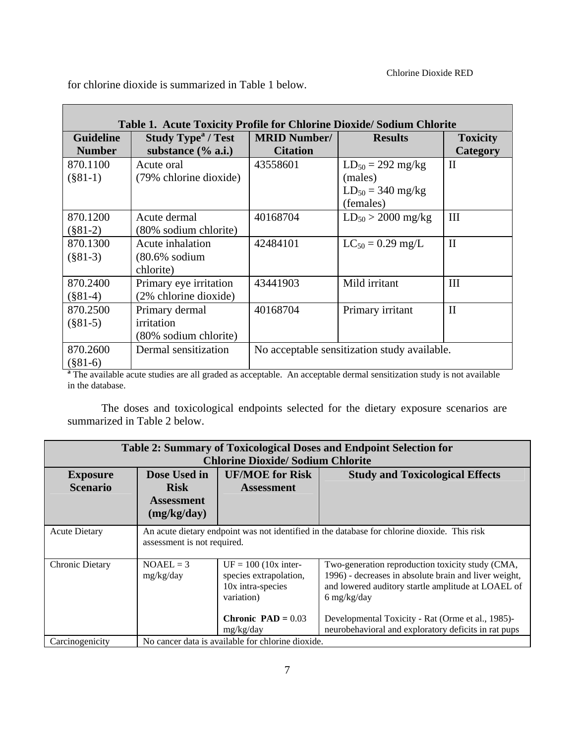for chlorine dioxide is summarized in Table 1 below.

**Table 1. Acute Toxicity Profile for Chlorine Dioxide/ Sodium Chlorite**

| Guideline Number | Study Type[a] / Test substance (% a.i.) | MRID Number/ Citation | Results | Toxicity Category |
|---|---|---|---|---|
| 870.1100 (§81-1) | Acute oral (79% chlorine dioxide) | 43558601 | $LD_{50}$ = 292 mg/kg (males) $LD_{50}$ = 340 mg/kg (females) | II |
| 870.1200 (§81-2) | Acute dermal (80% sodium chlorite) | 40168704 | $LD_{50}$ > 2000 mg/kg | III |
| 870.1300 (§81-3) | Acute inhalation (80.6% sodium chlorite) | 42484101 | $LC_{50}$ = 0.29 mg/L | II |
| 870.2400 (§81-4) | Primary eye irritation (2% chlorine dioxide) | 43441903 | Mild irritant | III |
| 870.2500 (§81-5) | Primary dermal irritation (80% sodium chlorite) | 40168704 | Primary irritant | II |
| 870.2600 (§81-6) | Dermal sensitization | No acceptable sensitization study available. | | |

[a] The available acute studies are all graded as acceptable. An acceptable dermal sensitization study is not available in the database.

The doses and toxicological endpoints selected for the dietary exposure scenarios are summarized in Table 2 below.

**Table 2: Summary of Toxicological Doses and Endpoint Selection for Chlorine Dioxide/ Sodium Chlorite**

| Exposure Scenario | Dose Used in Risk Assessment (mg/kg/day) | UF/MOE for Risk Assessment | Study and Toxicological Effects |
|---|---|---|---|
| Acute Dietary | An acute dietary endpoint was not identified in the database for chlorine dioxide. This risk assessment is not required. | | |
| Chronic Dietary | NOAEL = 3 mg/kg/day | UF = 100 (10x inter-species extrapolation, 10x intra-species variation)<br><br>**Chronic PAD =** 0.03 mg/kg/day | Two-generation reproduction toxicity study (CMA, 1996) - decreases in absolute brain and liver weight, and lowered auditory startle amplitude at LOAEL of 6 mg/kg/day<br><br>Developmental Toxicity - Rat (Orme et al., 1985)- neurobehavioral and exploratory deficits in rat pups |
| Carcinogenicity | No cancer data is available for chlorine dioxide. | | |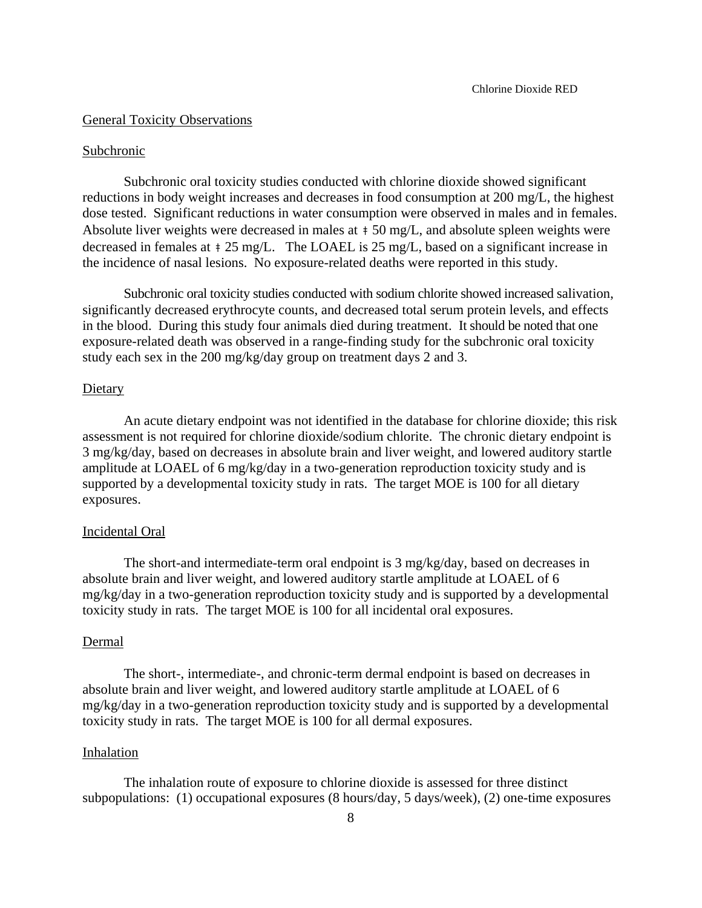## General Toxicity Observations

### Subchronic

Subchronic oral toxicity studies conducted with chlorine dioxide showed significant reductions in body weight increases and decreases in food consumption at 200 mg/L, the highest dose tested. Significant reductions in water consumption were observed in males and in females. Absolute liver weights were decreased in males at ‡ 50 mg/L, and absolute spleen weights were decreased in females at ‡ 25 mg/L. The LOAEL is 25 mg/L, based on a significant increase in the incidence of nasal lesions. No exposure-related deaths were reported in this study.

Subchronic oral toxicity studies conducted with sodium chlorite showed increased salivation, significantly decreased erythrocyte counts, and decreased total serum protein levels, and effects in the blood. During this study four animals died during treatment. It should be noted that one exposure-related death was observed in a range-finding study for the subchronic oral toxicity study each sex in the 200 mg/kg/day group on treatment days 2 and 3.

### Dietary

An acute dietary endpoint was not identified in the database for chlorine dioxide; this risk assessment is not required for chlorine dioxide/sodium chlorite. The chronic dietary endpoint is 3 mg/kg/day, based on decreases in absolute brain and liver weight, and lowered auditory startle amplitude at LOAEL of 6 mg/kg/day in a two-generation reproduction toxicity study and is supported by a developmental toxicity study in rats. The target MOE is 100 for all dietary exposures.

### Incidental Oral

The short-and intermediate-term oral endpoint is 3 mg/kg/day, based on decreases in absolute brain and liver weight, and lowered auditory startle amplitude at LOAEL of 6 mg/kg/day in a two-generation reproduction toxicity study and is supported by a developmental toxicity study in rats. The target MOE is 100 for all incidental oral exposures.

### Dermal

The short-, intermediate-, and chronic-term dermal endpoint is based on decreases in absolute brain and liver weight, and lowered auditory startle amplitude at LOAEL of 6 mg/kg/day in a two-generation reproduction toxicity study and is supported by a developmental toxicity study in rats. The target MOE is 100 for all dermal exposures.

### Inhalation

The inhalation route of exposure to chlorine dioxide is assessed for three distinct subpopulations: (1) occupational exposures (8 hours/day, 5 days/week), (2) one-time exposures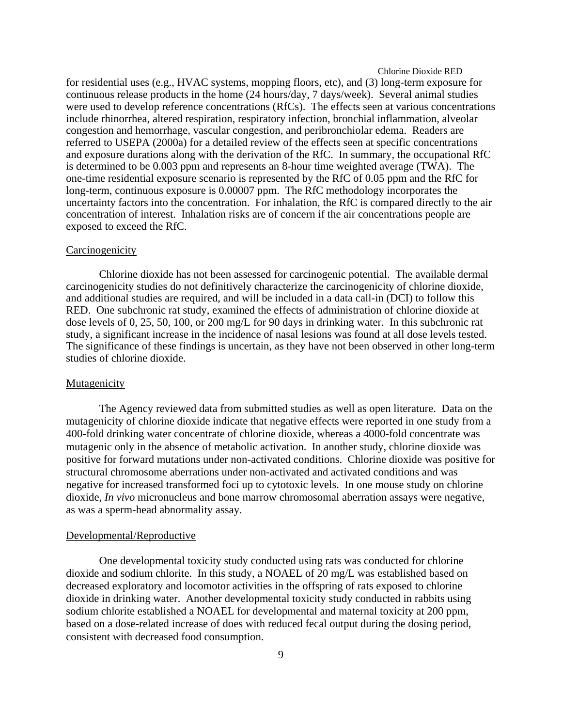for residential uses (e.g., HVAC systems, mopping floors, etc), and (3) long-term exposure for continuous release products in the home (24 hours/day, 7 days/week). Several animal studies were used to develop reference concentrations (RfCs). The effects seen at various concentrations include rhinorrhea, altered respiration, respiratory infection, bronchial inflammation, alveolar congestion and hemorrhage, vascular congestion, and peribronchiolar edema. Readers are referred to USEPA (2000a) for a detailed review of the effects seen at specific concentrations and exposure durations along with the derivation of the RfC. In summary, the occupational RfC is determined to be 0.003 ppm and represents an 8-hour time weighted average (TWA). The one-time residential exposure scenario is represented by the RfC of 0.05 ppm and the RfC for long-term, continuous exposure is 0.00007 ppm. The RfC methodology incorporates the uncertainty factors into the concentration. For inhalation, the RfC is compared directly to the air concentration of interest. Inhalation risks are of concern if the air concentrations people are exposed to exceed the RfC.

Carcinogenicity

Chlorine dioxide has not been assessed for carcinogenic potential. The available dermal carcinogenicity studies do not definitively characterize the carcinogenicity of chlorine dioxide, and additional studies are required, and will be included in a data call-in (DCI) to follow this RED. One subchronic rat study, examined the effects of administration of chlorine dioxide at dose levels of 0, 25, 50, 100, or 200 mg/L for 90 days in drinking water. In this subchronic rat study, a significant increase in the incidence of nasal lesions was found at all dose levels tested. The significance of these findings is uncertain, as they have not been observed in other long-term studies of chlorine dioxide.

Mutagenicity

The Agency reviewed data from submitted studies as well as open literature. Data on the mutagenicity of chlorine dioxide indicate that negative effects were reported in one study from a 400-fold drinking water concentrate of chlorine dioxide, whereas a 4000-fold concentrate was mutagenic only in the absence of metabolic activation. In another study, chlorine dioxide was positive for forward mutations under non-activated conditions. Chlorine dioxide was positive for structural chromosome aberrations under non-activated and activated conditions and was negative for increased transformed foci up to cytotoxic levels. In one mouse study on chlorine dioxide, *In vivo* micronucleus and bone marrow chromosomal aberration assays were negative, as was a sperm-head abnormality assay.

Developmental/Reproductive

One developmental toxicity study conducted using rats was conducted for chlorine dioxide and sodium chlorite. In this study, a NOAEL of 20 mg/L was established based on decreased exploratory and locomotor activities in the offspring of rats exposed to chlorine dioxide in drinking water. Another developmental toxicity study conducted in rabbits using sodium chlorite established a NOAEL for developmental and maternal toxicity at 200 ppm, based on a dose-related increase of does with reduced fecal output during the dosing period, consistent with decreased food consumption.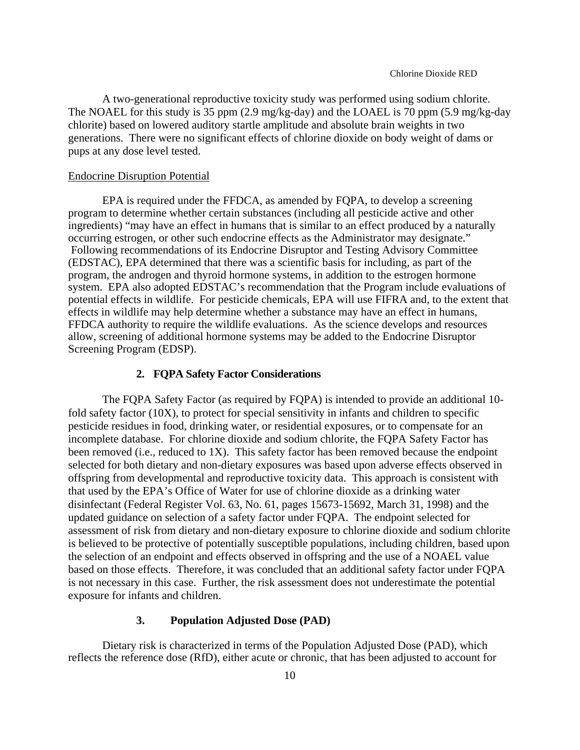A two-generational reproductive toxicity study was performed using sodium chlorite. The NOAEL for this study is 35 ppm (2.9 mg/kg-day) and the LOAEL is 70 ppm (5.9 mg/kg-day chlorite) based on lowered auditory startle amplitude and absolute brain weights in two generations. There were no significant effects of chlorine dioxide on body weight of dams or pups at any dose level tested.

Endocrine Disruption Potential

EPA is required under the FFDCA, as amended by FQPA, to develop a screening program to determine whether certain substances (including all pesticide active and other ingredients) "may have an effect in humans that is similar to an effect produced by a naturally occurring estrogen, or other such endocrine effects as the Administrator may designate." Following recommendations of its Endocrine Disruptor and Testing Advisory Committee (EDSTAC), EPA determined that there was a scientific basis for including, as part of the program, the androgen and thyroid hormone systems, in addition to the estrogen hormone system. EPA also adopted EDSTAC's recommendation that the Program include evaluations of potential effects in wildlife. For pesticide chemicals, EPA will use FIFRA and, to the extent that effects in wildlife may help determine whether a substance may have an effect in humans, FFDCA authority to require the wildlife evaluations. As the science develops and resources allow, screening of additional hormone systems may be added to the Endocrine Disruptor Screening Program (EDSP).

### 2. FQPA Safety Factor Considerations

The FQPA Safety Factor (as required by FQPA) is intended to provide an additional 10-fold safety factor (10X), to protect for special sensitivity in infants and children to specific pesticide residues in food, drinking water, or residential exposures, or to compensate for an incomplete database. For chlorine dioxide and sodium chlorite, the FQPA Safety Factor has been removed (i.e., reduced to 1X). This safety factor has been removed because the endpoint selected for both dietary and non-dietary exposures was based upon adverse effects observed in offspring from developmental and reproductive toxicity data. This approach is consistent with that used by the EPA's Office of Water for use of chlorine dioxide as a drinking water disinfectant (Federal Register Vol. 63, No. 61, pages 15673-15692, March 31, 1998) and the updated guidance on selection of a safety factor under FQPA. The endpoint selected for assessment of risk from dietary and non-dietary exposure to chlorine dioxide and sodium chlorite is believed to be protective of potentially susceptible populations, including children, based upon the selection of an endpoint and effects observed in offspring and the use of a NOAEL value based on those effects. Therefore, it was concluded that an additional safety factor under FQPA is not necessary in this case. Further, the risk assessment does not underestimate the potential exposure for infants and children.

### 3. Population Adjusted Dose (PAD)

Dietary risk is characterized in terms of the Population Adjusted Dose (PAD), which reflects the reference dose (RfD), either acute or chronic, that has been adjusted to account for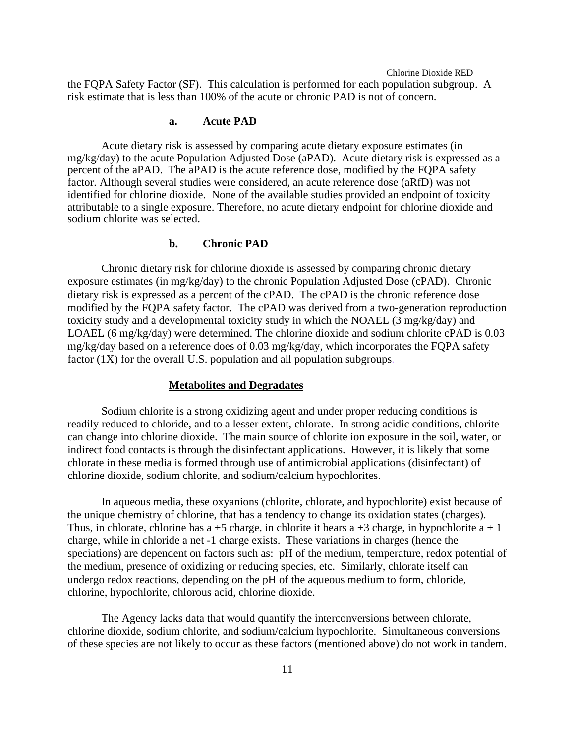the FQPA Safety Factor (SF). This calculation is performed for each population subgroup. A risk estimate that is less than 100% of the acute or chronic PAD is not of concern.

#### a. Acute PAD

Acute dietary risk is assessed by comparing acute dietary exposure estimates (in mg/kg/day) to the acute Population Adjusted Dose (aPAD). Acute dietary risk is expressed as a percent of the aPAD. The aPAD is the acute reference dose, modified by the FQPA safety factor. Although several studies were considered, an acute reference dose (aRfD) was not identified for chlorine dioxide. None of the available studies provided an endpoint of toxicity attributable to a single exposure. Therefore, no acute dietary endpoint for chlorine dioxide and sodium chlorite was selected.

#### b. Chronic PAD

Chronic dietary risk for chlorine dioxide is assessed by comparing chronic dietary exposure estimates (in mg/kg/day) to the chronic Population Adjusted Dose (cPAD). Chronic dietary risk is expressed as a percent of the cPAD. The cPAD is the chronic reference dose modified by the FQPA safety factor. The cPAD was derived from a two-generation reproduction toxicity study and a developmental toxicity study in which the NOAEL (3 mg/kg/day) and LOAEL (6 mg/kg/day) were determined. The chlorine dioxide and sodium chlorite cPAD is 0.03 mg/kg/day based on a reference does of 0.03 mg/kg/day, which incorporates the FQPA safety factor (1X) for the overall U.S. population and all population subgroups.

#### <u>Metabolites and Degradates</u>

Sodium chlorite is a strong oxidizing agent and under proper reducing conditions is readily reduced to chloride, and to a lesser extent, chlorate. In strong acidic conditions, chlorite can change into chlorine dioxide. The main source of chlorite ion exposure in the soil, water, or indirect food contacts is through the disinfectant applications. However, it is likely that some chlorate in these media is formed through use of antimicrobial applications (disinfectant) of chlorine dioxide, sodium chlorite, and sodium/calcium hypochlorites.

In aqueous media, these oxyanions (chlorite, chlorate, and hypochlorite) exist because of the unique chemistry of chlorine, that has a tendency to change its oxidation states (charges). Thus, in chlorate, chlorine has a +5 charge, in chlorite it bears a +3 charge, in hypochlorite a + 1 charge, while in chloride a net -1 charge exists. These variations in charges (hence the speciations) are dependent on factors such as: pH of the medium, temperature, redox potential of the medium, presence of oxidizing or reducing species, etc. Similarly, chlorate itself can undergo redox reactions, depending on the pH of the aqueous medium to form, chloride, chlorine, hypochlorite, chlorous acid, chlorine dioxide.

The Agency lacks data that would quantify the interconversions between chlorate, chlorine dioxide, sodium chlorite, and sodium/calcium hypochlorite. Simultaneous conversions of these species are not likely to occur as these factors (mentioned above) do not work in tandem.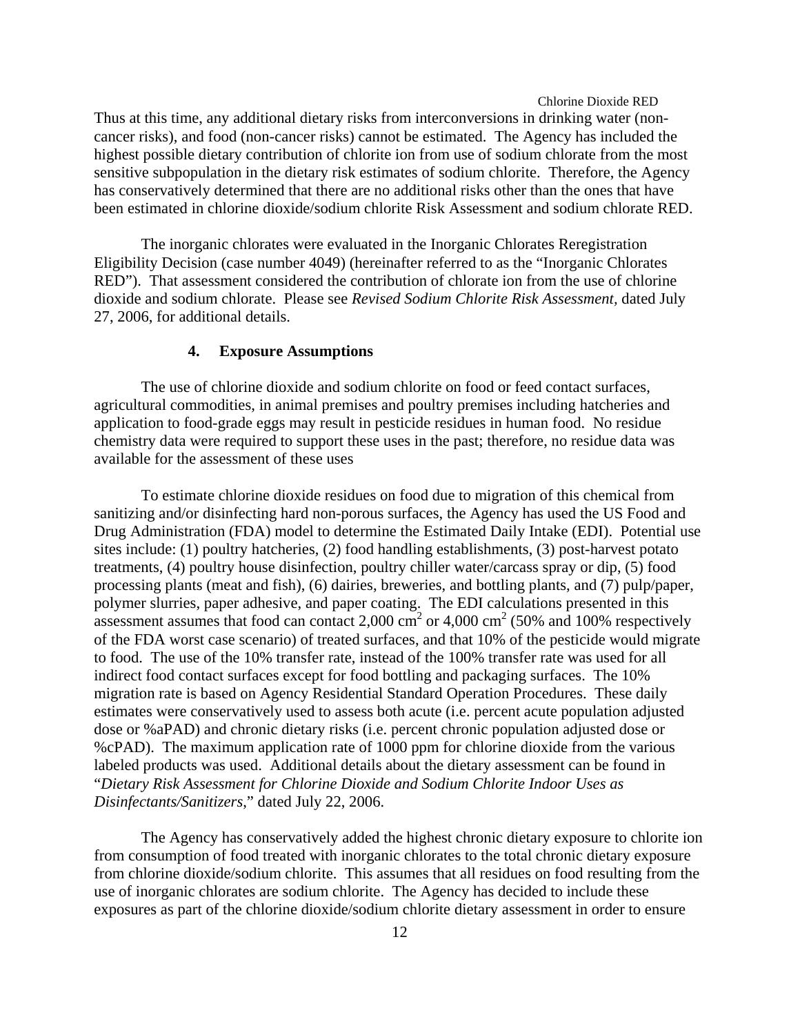Thus at this time, any additional dietary risks from interconversions in drinking water (non-cancer risks), and food (non-cancer risks) cannot be estimated. The Agency has included the highest possible dietary contribution of chlorite ion from use of sodium chlorate from the most sensitive subpopulation in the dietary risk estimates of sodium chlorite. Therefore, the Agency has conservatively determined that there are no additional risks other than the ones that have been estimated in chlorine dioxide/sodium chlorite Risk Assessment and sodium chlorate RED.

The inorganic chlorates were evaluated in the Inorganic Chlorates Reregistration Eligibility Decision (case number 4049) (hereinafter referred to as the "Inorganic Chlorates RED"). That assessment considered the contribution of chlorate ion from the use of chlorine dioxide and sodium chlorate. Please see *Revised Sodium Chlorite Risk Assessment,* dated July 27, 2006, for additional details.

#### 4. Exposure Assumptions

The use of chlorine dioxide and sodium chlorite on food or feed contact surfaces, agricultural commodities, in animal premises and poultry premises including hatcheries and application to food-grade eggs may result in pesticide residues in human food. No residue chemistry data were required to support these uses in the past; therefore, no residue data was available for the assessment of these uses

To estimate chlorine dioxide residues on food due to migration of this chemical from sanitizing and/or disinfecting hard non-porous surfaces, the Agency has used the US Food and Drug Administration (FDA) model to determine the Estimated Daily Intake (EDI). Potential use sites include: (1) poultry hatcheries, (2) food handling establishments, (3) post-harvest potato treatments, (4) poultry house disinfection, poultry chiller water/carcass spray or dip, (5) food processing plants (meat and fish), (6) dairies, breweries, and bottling plants, and (7) pulp/paper, polymer slurries, paper adhesive, and paper coating. The EDI calculations presented in this assessment assumes that food can contact 2,000 $cm^2$ or 4,000 $cm^2$ (50% and 100% respectively of the FDA worst case scenario) of treated surfaces, and that 10% of the pesticide would migrate to food. The use of the 10% transfer rate, instead of the 100% transfer rate was used for all indirect food contact surfaces except for food bottling and packaging surfaces. The 10% migration rate is based on Agency Residential Standard Operation Procedures. These daily estimates were conservatively used to assess both acute (i.e. percent acute population adjusted dose or %aPAD) and chronic dietary risks (i.e. percent chronic population adjusted dose or %cPAD). The maximum application rate of 1000 ppm for chlorine dioxide from the various labeled products was used. Additional details about the dietary assessment can be found in "*Dietary Risk Assessment for Chlorine Dioxide and Sodium Chlorite Indoor Uses as Disinfectants/Sanitizers*," dated July 22, 2006.

The Agency has conservatively added the highest chronic dietary exposure to chlorite ion from consumption of food treated with inorganic chlorates to the total chronic dietary exposure from chlorine dioxide/sodium chlorite. This assumes that all residues on food resulting from the use of inorganic chlorates are sodium chlorite. The Agency has decided to include these exposures as part of the chlorine dioxide/sodium chlorite dietary assessment in order to ensure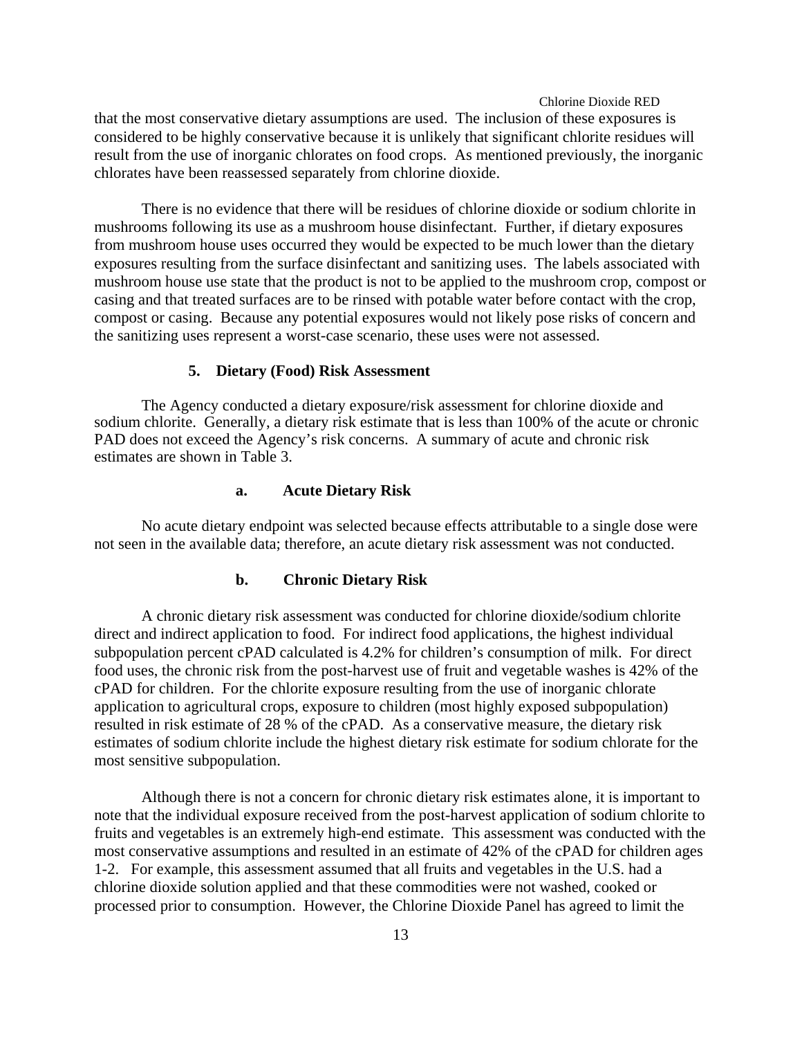that the most conservative dietary assumptions are used. The inclusion of these exposures is considered to be highly conservative because it is unlikely that significant chlorite residues will result from the use of inorganic chlorates on food crops. As mentioned previously, the inorganic chlorates have been reassessed separately from chlorine dioxide.

There is no evidence that there will be residues of chlorine dioxide or sodium chlorite in mushrooms following its use as a mushroom house disinfectant. Further, if dietary exposures from mushroom house uses occurred they would be expected to be much lower than the dietary exposures resulting from the surface disinfectant and sanitizing uses. The labels associated with mushroom house use state that the product is not to be applied to the mushroom crop, compost or casing and that treated surfaces are to be rinsed with potable water before contact with the crop, compost or casing. Because any potential exposures would not likely pose risks of concern and the sanitizing uses represent a worst-case scenario, these uses were not assessed.

### 5. Dietary (Food) Risk Assessment

The Agency conducted a dietary exposure/risk assessment for chlorine dioxide and sodium chlorite. Generally, a dietary risk estimate that is less than 100% of the acute or chronic PAD does not exceed the Agency's risk concerns. A summary of acute and chronic risk estimates are shown in Table 3.

#### a. Acute Dietary Risk

No acute dietary endpoint was selected because effects attributable to a single dose were not seen in the available data; therefore, an acute dietary risk assessment was not conducted.

#### b. Chronic Dietary Risk

A chronic dietary risk assessment was conducted for chlorine dioxide/sodium chlorite direct and indirect application to food. For indirect food applications, the highest individual subpopulation percent cPAD calculated is 4.2% for children's consumption of milk. For direct food uses, the chronic risk from the post-harvest use of fruit and vegetable washes is 42% of the cPAD for children. For the chlorite exposure resulting from the use of inorganic chlorate application to agricultural crops, exposure to children (most highly exposed subpopulation) resulted in risk estimate of 28 % of the cPAD. As a conservative measure, the dietary risk estimates of sodium chlorite include the highest dietary risk estimate for sodium chlorate for the most sensitive subpopulation.

Although there is not a concern for chronic dietary risk estimates alone, it is important to note that the individual exposure received from the post-harvest application of sodium chlorite to fruits and vegetables is an extremely high-end estimate. This assessment was conducted with the most conservative assumptions and resulted in an estimate of 42% of the cPAD for children ages 1-2. For example, this assessment assumed that all fruits and vegetables in the U.S. had a chlorine dioxide solution applied and that these commodities were not washed, cooked or processed prior to consumption. However, the Chlorine Dioxide Panel has agreed to limit the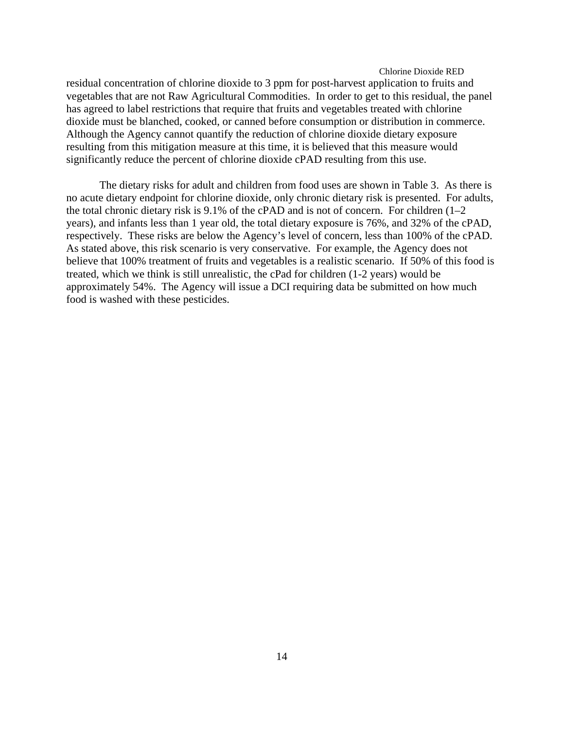residual concentration of chlorine dioxide to 3 ppm for post-harvest application to fruits and vegetables that are not Raw Agricultural Commodities. In order to get to this residual, the panel has agreed to label restrictions that require that fruits and vegetables treated with chlorine dioxide must be blanched, cooked, or canned before consumption or distribution in commerce. Although the Agency cannot quantify the reduction of chlorine dioxide dietary exposure resulting from this mitigation measure at this time, it is believed that this measure would significantly reduce the percent of chlorine dioxide cPAD resulting from this use.

The dietary risks for adult and children from food uses are shown in Table 3. As there is no acute dietary endpoint for chlorine dioxide, only chronic dietary risk is presented. For adults, the total chronic dietary risk is 9.1% of the cPAD and is not of concern. For children (1–2 years), and infants less than 1 year old, the total dietary exposure is 76%, and 32% of the cPAD, respectively. These risks are below the Agency's level of concern, less than 100% of the cPAD. As stated above, this risk scenario is very conservative. For example, the Agency does not believe that 100% treatment of fruits and vegetables is a realistic scenario. If 50% of this food is treated, which we think is still unrealistic, the cPad for children (1-2 years) would be approximately 54%. The Agency will issue a DCI requiring data be submitted on how much food is washed with these pesticides.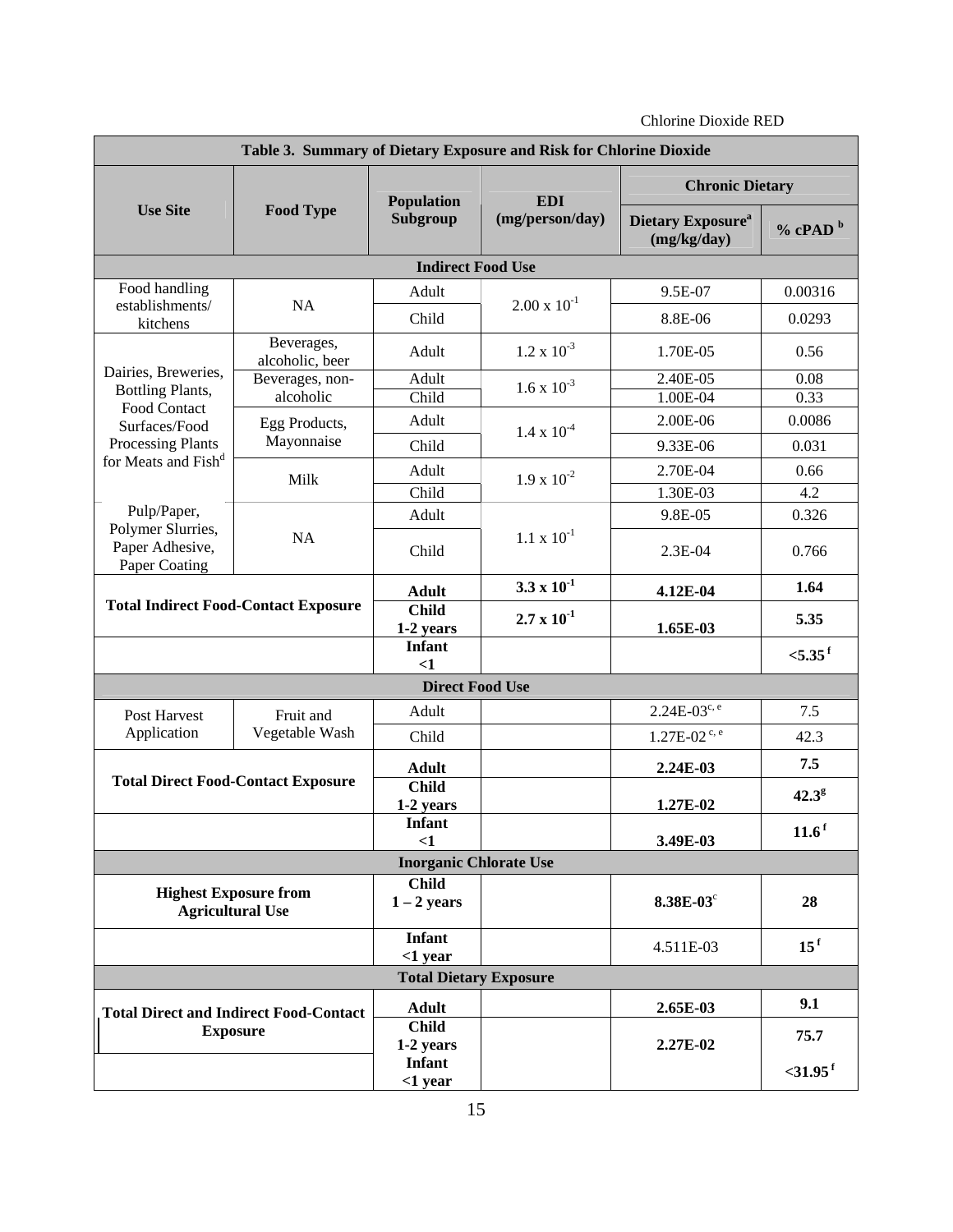| Table 3. Summary of Dietary Exposure and Risk for Chlorine Dioxide | | | | | |
|---|---|---|---|---|---|
| **Use Site** | **Food Type** | **Population Subgroup** | **EDI (mg/person/day)** | **Chronic Dietary** | |
| | | | | **Dietary Exposure[a] (mg/kg/day)** | **% cPAD [b]** |
| **Indirect Food Use** | | | | | |
| Food handling establishments/ kitchens | NA | Adult | $2.00 \times 10^{-1}$ | 9.5E-07 | 0.00316 |
| | | Child | | 8.8E-06 | 0.0293 |
| Dairies, Breweries, Bottling Plants, Food Contact Surfaces/Food Processing Plants for Meats and Fish[d] | Beverages, alcoholic, beer | Adult | $1.2 \times 10^{-3}$ | 1.70E-05 | 0.56 |
| | Beverages, non-alcoholic | Adult | $1.6 \times 10^{-3}$ | 2.40E-05 | 0.08 |
| | | Child | | 1.00E-04 | 0.33 |
| | Egg Products, Mayonnaise | Adult | $1.4 \times 10^{-4}$ | 2.00E-06 | 0.0086 |
| | | Child | | 9.33E-06 | 0.031 |
| | Milk | Adult | $1.9 \times 10^{-2}$ | 2.70E-04 | 0.66 |
| | | Child | | 1.30E-03 | 4.2 |
| Pulp/Paper, Polymer Slurries, Paper Adhesive, Paper Coating | NA | Adult | $1.1 \times 10^{-1}$ | 9.8E-05 | 0.326 |
| | | Child | | 2.3E-04 | 0.766 |
| **Total Indirect Food-Contact Exposure** | | **Adult** | $\mathbf{3.3 \times 10^{-1}}$ | **4.12E-04** | **1.64** |
| | | **Child 1-2 years** | $\mathbf{2.7 \times 10^{-1}}$ | **1.65E-03** | **5.35** |
| | | **Infant <1** | | | **<5.35 [f]** |
| **Direct Food Use** | | | | | |
| Post Harvest Application | Fruit and Vegetable Wash | Adult | | 2.24E-03[c, e] | 7.5 |
| | | Child | | 1.27E-02 [c, e] | 42.3 |
| **Total Direct Food-Contact Exposure** | | **Adult** | | **2.24E-03** | **7.5** |
| | | **Child 1-2 years** | | **1.27E-02** | **42.3[g]** |
| | | **Infant <1** | | **3.49E-03** | **11.6 [f]** |
| **Inorganic Chlorate Use** | | | | | |
| **Highest Exposure from Agricultural Use** | | **Child 1 – 2 years** | | **8.38E-03**[c] | **28** |
| | | **Infant <1 year** | | 4.511E-03 | **15 [f]** |
| **Total Dietary Exposure** | | | | | |
| **Total Direct and Indirect Food-Contact Exposure** | | **Adult** | | **2.65E-03** | **9.1** |
| | | **Child 1-2 years** | | **2.27E-02** | **75.7** |
| | | **Infant <1 year** | | | **<31.95 [f]** |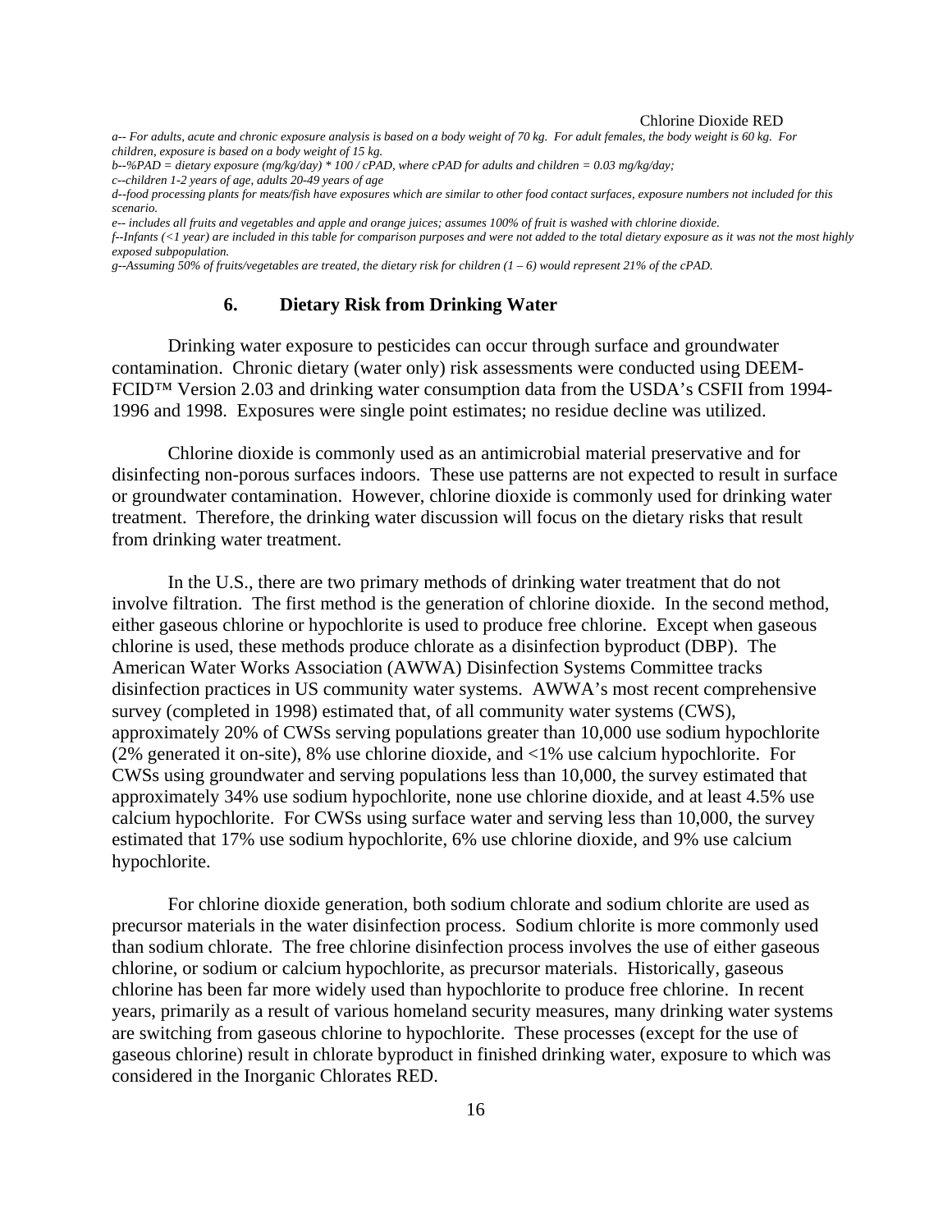*a-- For adults, acute and chronic exposure analysis is based on a body weight of 70 kg. For adult females, the body weight is 60 kg. For children, exposure is based on a body weight of 15 kg.*

*b--%PAD = dietary exposure (mg/kg/day) * 100 / cPAD, where cPAD for adults and children = 0.03 mg/kg/day;*

*c--children 1-2 years of age, adults 20-49 years of age*

*d--food processing plants for meats/fish have exposures which are similar to other food contact surfaces, exposure numbers not included for this scenario.*

*e-- includes all fruits and vegetables and apple and orange juices; assumes 100% of fruit is washed with chlorine dioxide.*

*f--Infants (<1 year) are included in this table for comparison purposes and were not added to the total dietary exposure as it was not the most highly exposed subpopulation.*

*g--Assuming 50% of fruits/vegetables are treated, the dietary risk for children (1 – 6) would represent 21% of the cPAD.*

### 6. Dietary Risk from Drinking Water

Drinking water exposure to pesticides can occur through surface and groundwater contamination. Chronic dietary (water only) risk assessments were conducted using DEEM-FCID™ Version 2.03 and drinking water consumption data from the USDA's CSFII from 1994-1996 and 1998. Exposures were single point estimates; no residue decline was utilized.

Chlorine dioxide is commonly used as an antimicrobial material preservative and for disinfecting non-porous surfaces indoors. These use patterns are not expected to result in surface or groundwater contamination. However, chlorine dioxide is commonly used for drinking water treatment. Therefore, the drinking water discussion will focus on the dietary risks that result from drinking water treatment.

In the U.S., there are two primary methods of drinking water treatment that do not involve filtration. The first method is the generation of chlorine dioxide. In the second method, either gaseous chlorine or hypochlorite is used to produce free chlorine. Except when gaseous chlorine is used, these methods produce chlorate as a disinfection byproduct (DBP). The American Water Works Association (AWWA) Disinfection Systems Committee tracks disinfection practices in US community water systems. AWWA's most recent comprehensive survey (completed in 1998) estimated that, of all community water systems (CWS), approximately 20% of CWSs serving populations greater than 10,000 use sodium hypochlorite (2% generated it on-site), 8% use chlorine dioxide, and <1% use calcium hypochlorite. For CWSs using groundwater and serving populations less than 10,000, the survey estimated that approximately 34% use sodium hypochlorite, none use chlorine dioxide, and at least 4.5% use calcium hypochlorite. For CWSs using surface water and serving less than 10,000, the survey estimated that 17% use sodium hypochlorite, 6% use chlorine dioxide, and 9% use calcium hypochlorite.

For chlorine dioxide generation, both sodium chlorate and sodium chlorite are used as precursor materials in the water disinfection process. Sodium chlorite is more commonly used than sodium chlorate. The free chlorine disinfection process involves the use of either gaseous chlorine, or sodium or calcium hypochlorite, as precursor materials. Historically, gaseous chlorine has been far more widely used than hypochlorite to produce free chlorine. In recent years, primarily as a result of various homeland security measures, many drinking water systems are switching from gaseous chlorine to hypochlorite. These processes (except for the use of gaseous chlorine) result in chlorate byproduct in finished drinking water, exposure to which was considered in the Inorganic Chlorates RED.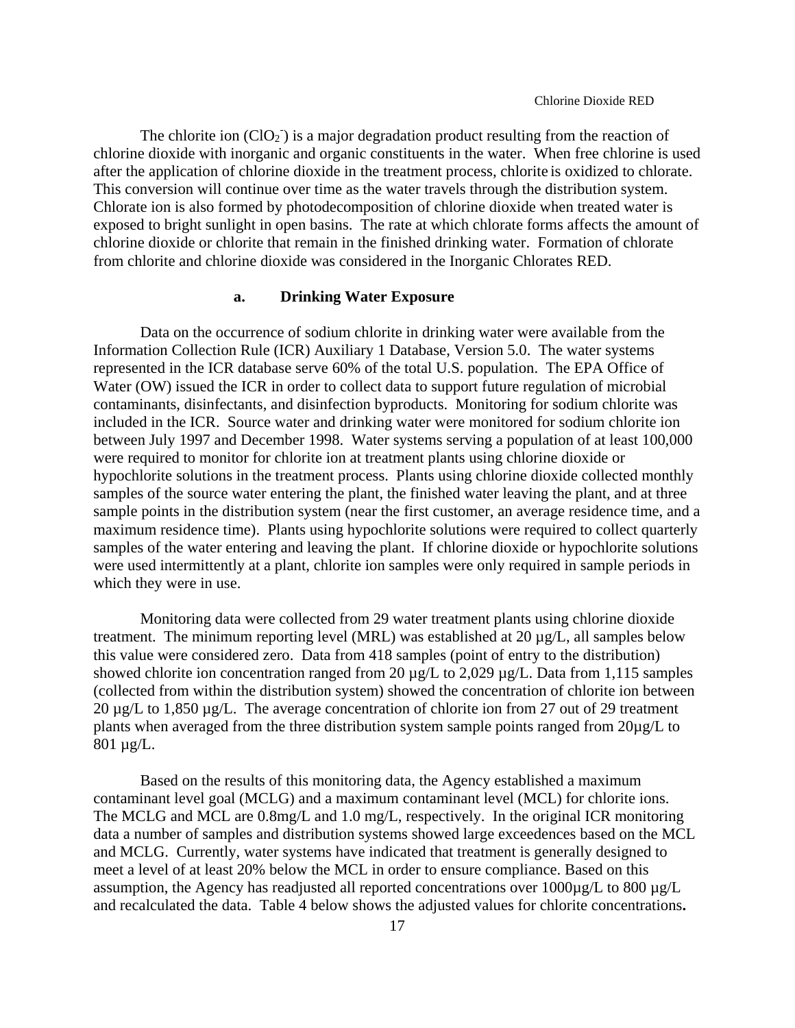The chlorite ion ($ClO_2^-$) is a major degradation product resulting from the reaction of chlorine dioxide with inorganic and organic constituents in the water. When free chlorine is used after the application of chlorine dioxide in the treatment process, chlorite is oxidized to chlorate. This conversion will continue over time as the water travels through the distribution system. Chlorate ion is also formed by photodecomposition of chlorine dioxide when treated water is exposed to bright sunlight in open basins. The rate at which chlorate forms affects the amount of chlorine dioxide or chlorite that remain in the finished drinking water. Formation of chlorate from chlorite and chlorine dioxide was considered in the Inorganic Chlorates RED.

### a. Drinking Water Exposure

Data on the occurrence of sodium chlorite in drinking water were available from the Information Collection Rule (ICR) Auxiliary 1 Database, Version 5.0. The water systems represented in the ICR database serve 60% of the total U.S. population. The EPA Office of Water (OW) issued the ICR in order to collect data to support future regulation of microbial contaminants, disinfectants, and disinfection byproducts. Monitoring for sodium chlorite was included in the ICR. Source water and drinking water were monitored for sodium chlorite ion between July 1997 and December 1998. Water systems serving a population of at least 100,000 were required to monitor for chlorite ion at treatment plants using chlorine dioxide or hypochlorite solutions in the treatment process. Plants using chlorine dioxide collected monthly samples of the source water entering the plant, the finished water leaving the plant, and at three sample points in the distribution system (near the first customer, an average residence time, and a maximum residence time). Plants using hypochlorite solutions were required to collect quarterly samples of the water entering and leaving the plant. If chlorine dioxide or hypochlorite solutions were used intermittently at a plant, chlorite ion samples were only required in sample periods in which they were in use.

Monitoring data were collected from 29 water treatment plants using chlorine dioxide treatment. The minimum reporting level (MRL) was established at 20 µg/L, all samples below this value were considered zero. Data from 418 samples (point of entry to the distribution) showed chlorite ion concentration ranged from 20 µg/L to 2,029 µg/L. Data from 1,115 samples (collected from within the distribution system) showed the concentration of chlorite ion between 20 µg/L to 1,850 µg/L. The average concentration of chlorite ion from 27 out of 29 treatment plants when averaged from the three distribution system sample points ranged from 20µg/L to 801 µg/L.

Based on the results of this monitoring data, the Agency established a maximum contaminant level goal (MCLG) and a maximum contaminant level (MCL) for chlorite ions. The MCLG and MCL are 0.8mg/L and 1.0 mg/L, respectively. In the original ICR monitoring data a number of samples and distribution systems showed large exceedences based on the MCL and MCLG. Currently, water systems have indicated that treatment is generally designed to meet a level of at least 20% below the MCL in order to ensure compliance. Based on this assumption, the Agency has readjusted all reported concentrations over 1000µg/L to 800 µg/L and recalculated the data. Table 4 below shows the adjusted values for chlorite concentrations**.**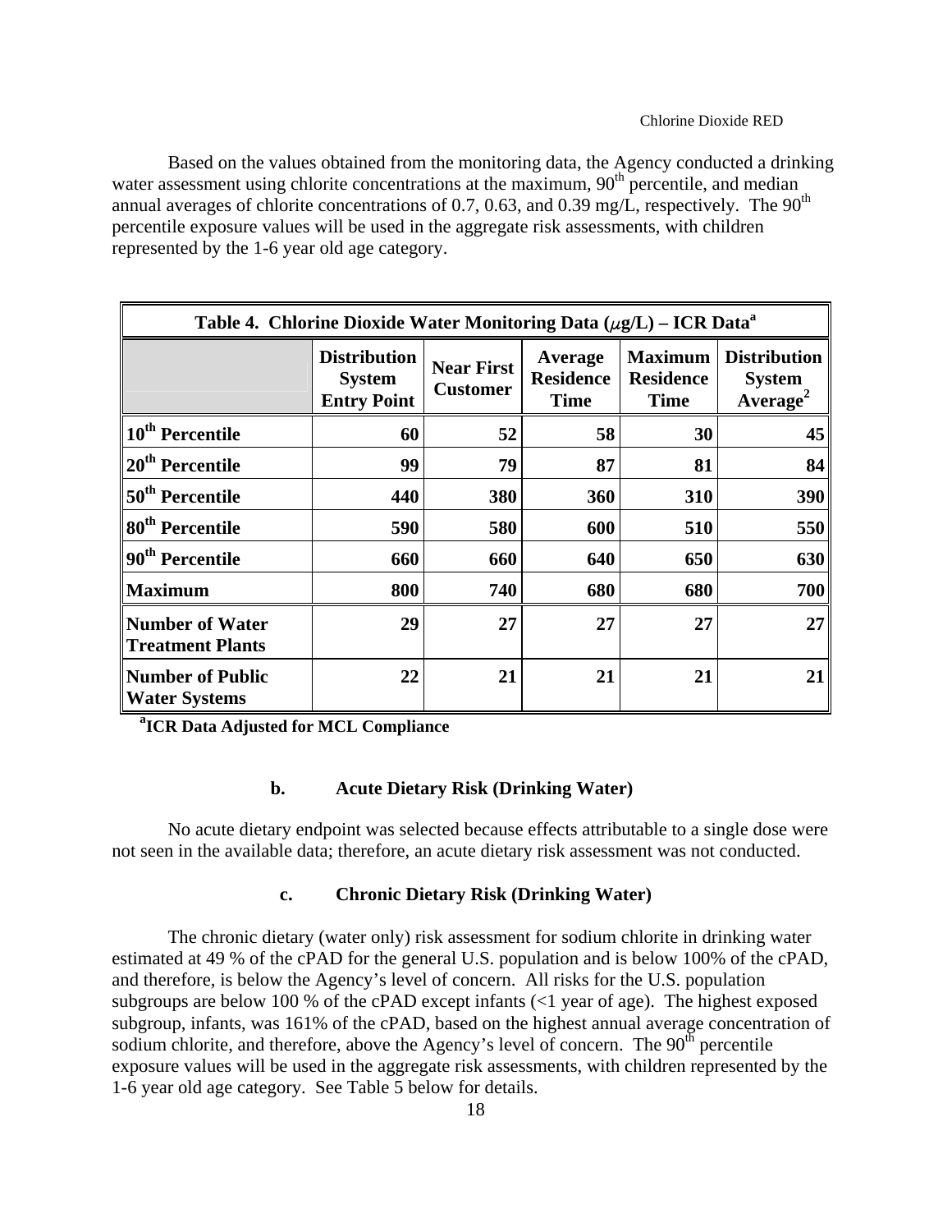Based on the values obtained from the monitoring data, the Agency conducted a drinking water assessment using chlorite concentrations at the maximum, $90^{th}$ percentile, and median annual averages of chlorite concentrations of 0.7, 0.63, and 0.39 mg/L, respectively. The $90^{th}$ percentile exposure values will be used in the aggregate risk assessments, with children represented by the 1-6 year old age category.

**Table 4. Chlorine Dioxide Water Monitoring Data ($\mu$g/L) – ICR Data[a]**

| | Distribution System Entry Point | Near First Customer | Average Residence Time | Maximum Residence Time | Distribution System Average[2] |
|---|---|---|---|---|---|
| $10^{th}$ Percentile | 60 | 52 | 58 | 30 | 45 |
| $20^{th}$ Percentile | 99 | 79 | 87 | 81 | 84 |
| $50^{th}$ Percentile | 440 | 380 | 360 | 310 | 390 |
| $80^{th}$ Percentile | 590 | 580 | 600 | 510 | 550 |
| $90^{th}$ Percentile | 660 | 660 | 640 | 650 | 630 |
| Maximum | 800 | 740 | 680 | 680 | 700 |
| Number of Water Treatment Plants | 29 | 27 | 27 | 27 | 27 |
| Number of Public Water Systems | 22 | 21 | 21 | 21 | 21 |

[a]**ICR Data Adjusted for MCL Compliance**

### b. Acute Dietary Risk (Drinking Water)

No acute dietary endpoint was selected because effects attributable to a single dose were not seen in the available data; therefore, an acute dietary risk assessment was not conducted.

### c. Chronic Dietary Risk (Drinking Water)

The chronic dietary (water only) risk assessment for sodium chlorite in drinking water estimated at 49 % of the cPAD for the general U.S. population and is below 100% of the cPAD, and therefore, is below the Agency's level of concern. All risks for the U.S. population subgroups are below 100 % of the cPAD except infants (<1 year of age). The highest exposed subgroup, infants, was 161% of the cPAD, based on the highest annual average concentration of sodium chlorite, and therefore, above the Agency's level of concern. The $90^{th}$ percentile exposure values will be used in the aggregate risk assessments, with children represented by the 1-6 year old age category. See Table 5 below for details.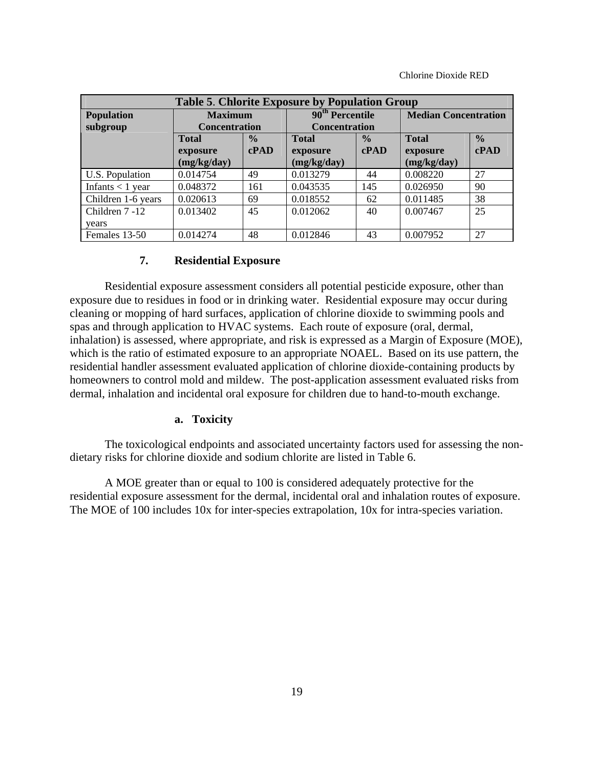| Table 5. Chlorite Exposure by Population Group | | | | | | |
|---|---|---|---|---|---|---|
| **Population subgroup** | **Maximum Concentration** | | **90th Percentile Concentration** | | **Median Concentration** | |
| | **Total exposure (mg/kg/day)** | **% cPAD** | **Total exposure (mg/kg/day)** | **% cPAD** | **Total exposure (mg/kg/day)** | **% cPAD** |
| U.S. Population | 0.014754 | 49 | 0.013279 | 44 | 0.008220 | 27 |
| Infants < 1 year | 0.048372 | 161 | 0.043535 | 145 | 0.026950 | 90 |
| Children 1-6 years | 0.020613 | 69 | 0.018552 | 62 | 0.011485 | 38 |
| Children 7 -12 years | 0.013402 | 45 | 0.012062 | 40 | 0.007467 | 25 |
| Females 13-50 | 0.014274 | 48 | 0.012846 | 43 | 0.007952 | 27 |

### 7. Residential Exposure

Residential exposure assessment considers all potential pesticide exposure, other than exposure due to residues in food or in drinking water. Residential exposure may occur during cleaning or mopping of hard surfaces, application of chlorine dioxide to swimming pools and spas and through application to HVAC systems. Each route of exposure (oral, dermal, inhalation) is assessed, where appropriate, and risk is expressed as a Margin of Exposure (MOE), which is the ratio of estimated exposure to an appropriate NOAEL. Based on its use pattern, the residential handler assessment evaluated application of chlorine dioxide-containing products by homeowners to control mold and mildew. The post-application assessment evaluated risks from dermal, inhalation and incidental oral exposure for children due to hand-to-mouth exchange.

#### a. Toxicity

The toxicological endpoints and associated uncertainty factors used for assessing the non-dietary risks for chlorine dioxide and sodium chlorite are listed in Table 6.

A MOE greater than or equal to 100 is considered adequately protective for the residential exposure assessment for the dermal, incidental oral and inhalation routes of exposure. The MOE of 100 includes 10x for inter-species extrapolation, 10x for intra-species variation.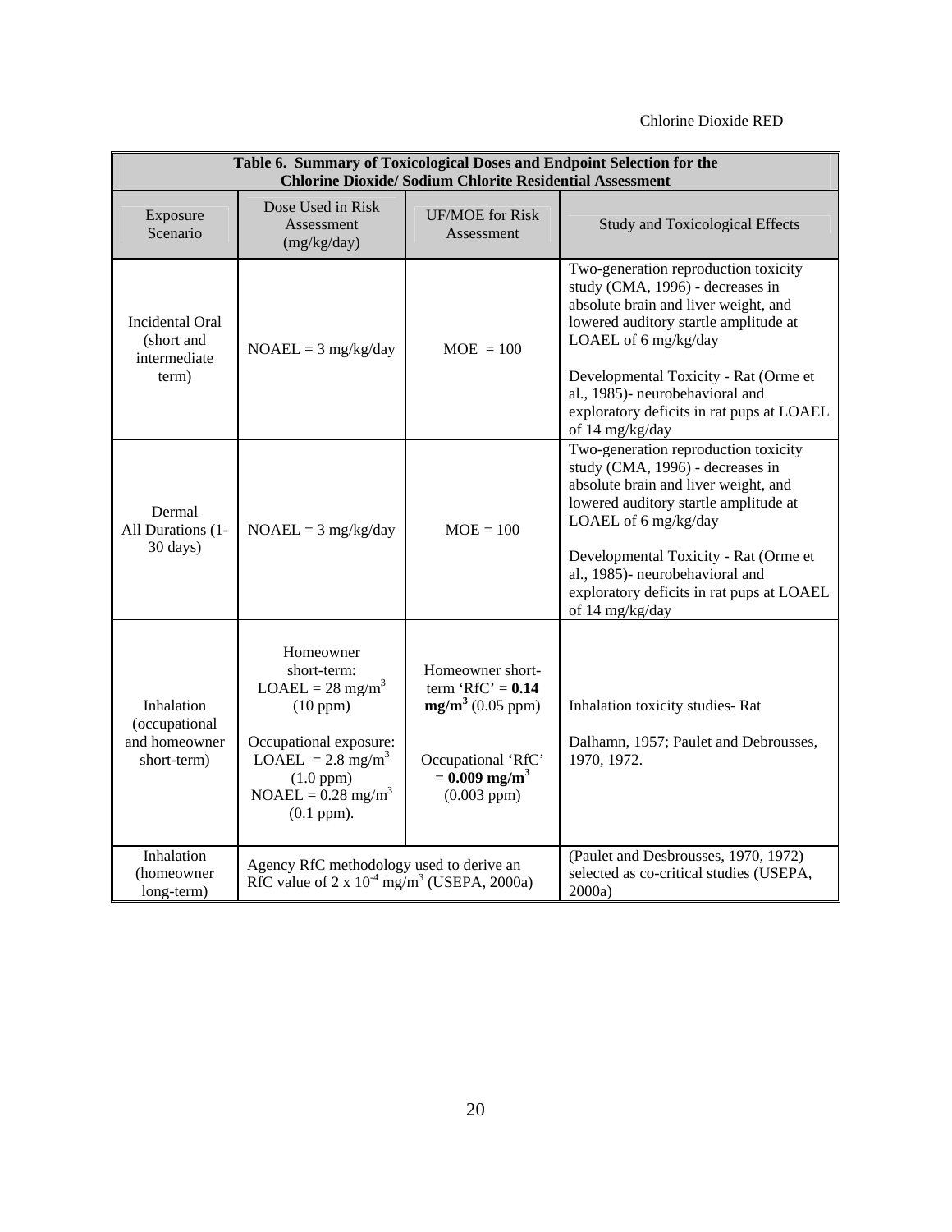**Table 6. Summary of Toxicological Doses and Endpoint Selection for the Chlorine Dioxide/ Sodium Chlorite Residential Assessment**

| Exposure Scenario | Dose Used in Risk Assessment (mg/kg/day) | UF/MOE for Risk Assessment | Study and Toxicological Effects |
|---|---|---|---|
| Incidental Oral (short and intermediate term) | NOAEL = 3 mg/kg/day | MOE = 100 | Two-generation reproduction toxicity study (CMA, 1996) - decreases in absolute brain and liver weight, and lowered auditory startle amplitude at LOAEL of 6 mg/kg/day<br><br>Developmental Toxicity - Rat (Orme et al., 1985)- neurobehavioral and exploratory deficits in rat pups at LOAEL of 14 mg/kg/day |
| Dermal All Durations (1-30 days) | NOAEL = 3 mg/kg/day | MOE = 100 | Two-generation reproduction toxicity study (CMA, 1996) - decreases in absolute brain and liver weight, and lowered auditory startle amplitude at LOAEL of 6 mg/kg/day<br><br>Developmental Toxicity - Rat (Orme et al., 1985)- neurobehavioral and exploratory deficits in rat pups at LOAEL of 14 mg/kg/day |
| Inhalation (occupational and homeowner short-term) | Homeowner short-term: LOAEL = 28 $mg/m^3$ (10 ppm)<br><br>Occupational exposure: LOAEL = 2.8 $mg/m^3$ (1.0 ppm) NOAEL = 0.28 $mg/m^3$ (0.1 ppm). | Homeowner short-term 'RfC' = **0.14 $mg/m^3$** (0.05 ppm)<br><br>Occupational 'RfC' = **0.009 $mg/m^3$** (0.003 ppm) | Inhalation toxicity studies- Rat<br><br>Dalhamn, 1957; Paulet and Debrousses, 1970, 1972. |
| Inhalation (homeowner long-term) | Agency RfC methodology used to derive an RfC value of 2 x $10^{-4}$ $mg/m^3$ (USEPA, 2000a) | | (Paulet and Desbrousses, 1970, 1972) selected as co-critical studies (USEPA, 2000a) |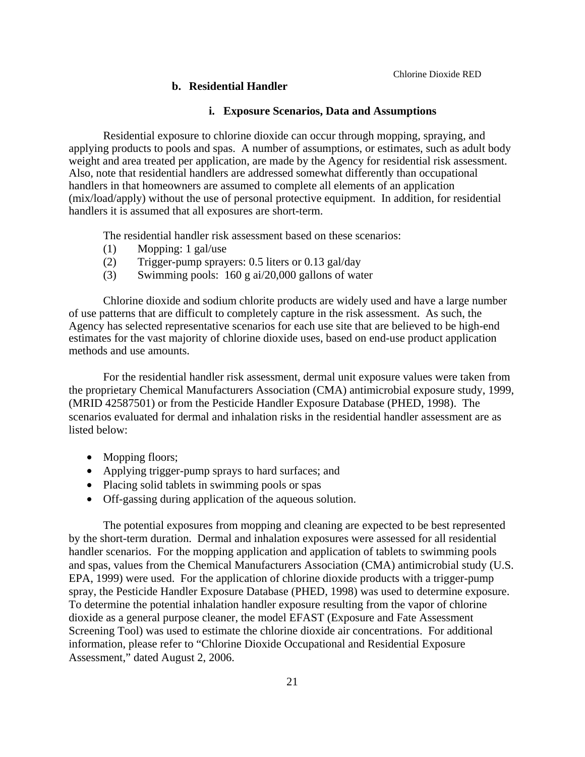#### b. Residential Handler

##### i. Exposure Scenarios, Data and Assumptions

Residential exposure to chlorine dioxide can occur through mopping, spraying, and applying products to pools and spas. A number of assumptions, or estimates, such as adult body weight and area treated per application, are made by the Agency for residential risk assessment. Also, note that residential handlers are addressed somewhat differently than occupational handlers in that homeowners are assumed to complete all elements of an application (mix/load/apply) without the use of personal protective equipment. In addition, for residential handlers it is assumed that all exposures are short-term.

The residential handler risk assessment based on these scenarios:

(1) Mopping: 1 gal/use
(2) Trigger-pump sprayers: 0.5 liters or 0.13 gal/day
(3) Swimming pools: 160 g ai/20,000 gallons of water

Chlorine dioxide and sodium chlorite products are widely used and have a large number of use patterns that are difficult to completely capture in the risk assessment. As such, the Agency has selected representative scenarios for each use site that are believed to be high-end estimates for the vast majority of chlorine dioxide uses, based on end-use product application methods and use amounts.

For the residential handler risk assessment, dermal unit exposure values were taken from the proprietary Chemical Manufacturers Association (CMA) antimicrobial exposure study, 1999, (MRID 42587501) or from the Pesticide Handler Exposure Database (PHED, 1998). The scenarios evaluated for dermal and inhalation risks in the residential handler assessment are as listed below:

- Mopping floors;
- Applying trigger-pump sprays to hard surfaces; and
- Placing solid tablets in swimming pools or spas
- Off-gassing during application of the aqueous solution.

The potential exposures from mopping and cleaning are expected to be best represented by the short-term duration. Dermal and inhalation exposures were assessed for all residential handler scenarios. For the mopping application and application of tablets to swimming pools and spas, values from the Chemical Manufacturers Association (CMA) antimicrobial study (U.S. EPA, 1999) were used. For the application of chlorine dioxide products with a trigger-pump spray, the Pesticide Handler Exposure Database (PHED, 1998) was used to determine exposure. To determine the potential inhalation handler exposure resulting from the vapor of chlorine dioxide as a general purpose cleaner, the model EFAST (Exposure and Fate Assessment Screening Tool) was used to estimate the chlorine dioxide air concentrations. For additional information, please refer to "Chlorine Dioxide Occupational and Residential Exposure Assessment," dated August 2, 2006.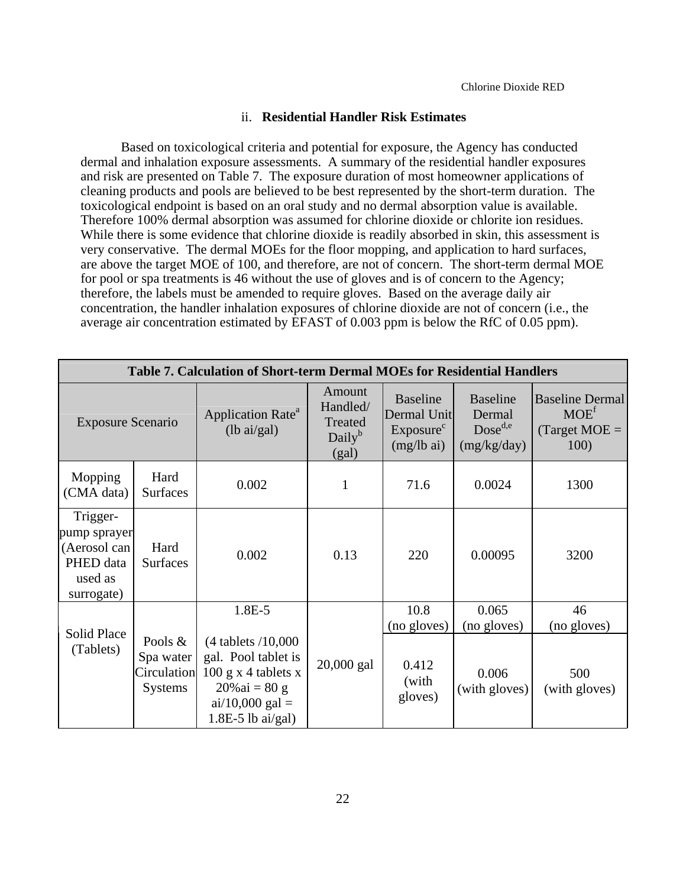### ii. Residential Handler Risk Estimates

Based on toxicological criteria and potential for exposure, the Agency has conducted dermal and inhalation exposure assessments. A summary of the residential handler exposures and risk are presented on Table 7. The exposure duration of most homeowner applications of cleaning products and pools are believed to be best represented by the short-term duration. The toxicological endpoint is based on an oral study and no dermal absorption value is available. Therefore 100% dermal absorption was assumed for chlorine dioxide or chlorite ion residues. While there is some evidence that chlorine dioxide is readily absorbed in skin, this assessment is very conservative. The dermal MOEs for the floor mopping, and application to hard surfaces, are above the target MOE of 100, and therefore, are not of concern. The short-term dermal MOE for pool or spa treatments is 46 without the use of gloves and is of concern to the Agency; therefore, the labels must be amended to require gloves. Based on the average daily air concentration, the handler inhalation exposures of chlorine dioxide are not of concern (i.e., the average air concentration estimated by EFAST of 0.003 ppm is below the RfC of 0.05 ppm).

**Table 7. Calculation of Short-term Dermal MOEs for Residential Handlers**

| Exposure Scenario | | Application Rate[a] (lb ai/gal) | Amount Handled/ Treated Daily[b] (gal) | Baseline Dermal Unit Exposure[c] (mg/lb ai) | Baseline Dermal Dose[d,e] (mg/kg/day) | Baseline Dermal MOE[f] (Target MOE = 100) |
|---|---|---|---|---|---|---|
| Mopping (CMA data) | Hard Surfaces | 0.002 | 1 | 71.6 | 0.0024 | 1300 |
| Trigger-pump sprayer (Aerosol can PHED data used as surrogate) | Hard Surfaces | 0.002 | 0.13 | 220 | 0.00095 | 3200 |
| Solid Place (Tablets) | Pools & Spa water Circulation Systems | 1.8E-5 (4 tablets /10,000 gal. Pool tablet is 100 g x 4 tablets x 20%ai = 80 g ai/10,000 gal = 1.8E-5 lb ai/gal) | 20,000 gal | 10.8 (no gloves) | 0.065 (no gloves) | 46 (no gloves) |
| | | | | 0.412 (with gloves) | 0.006 (with gloves) | 500 (with gloves) |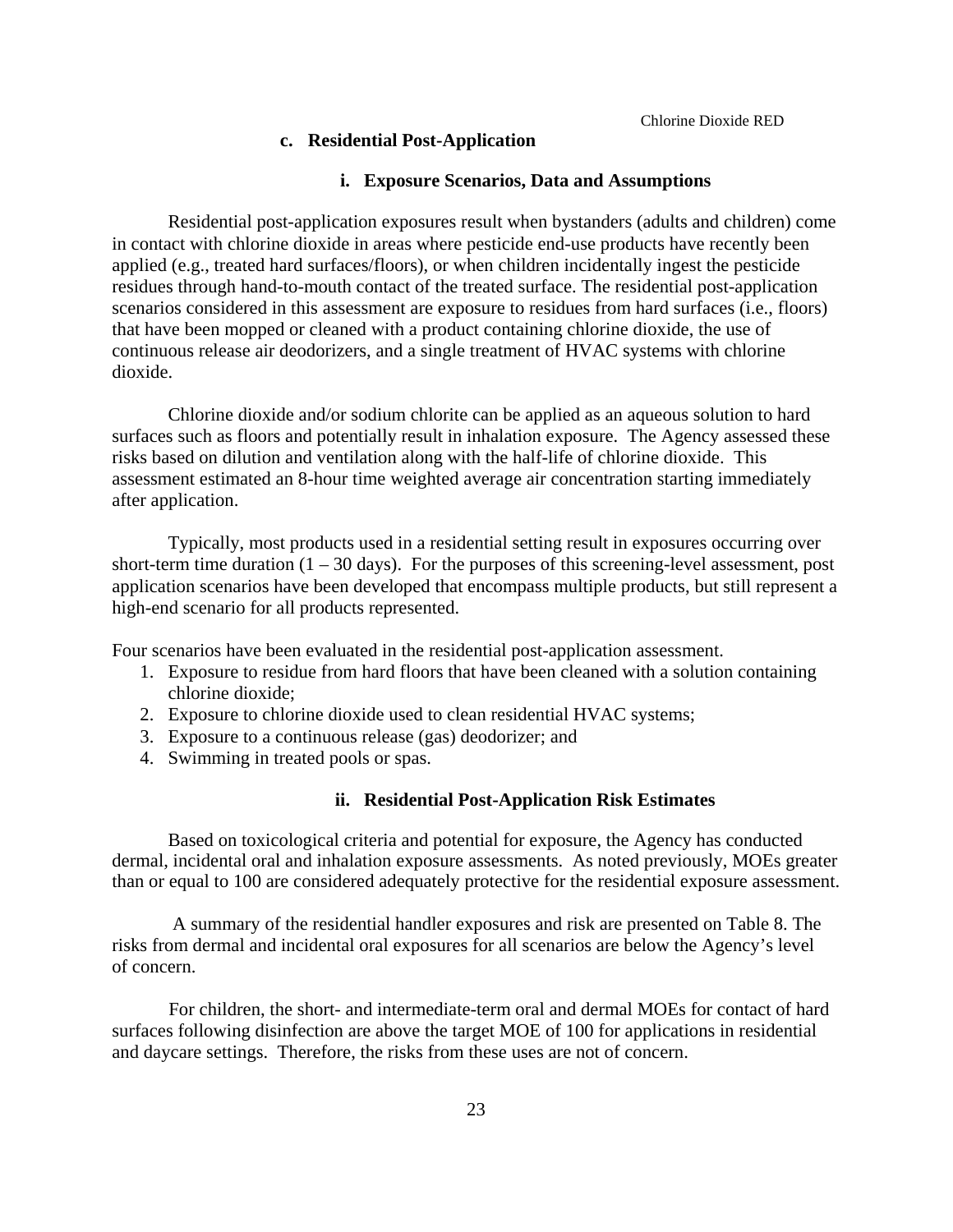### c. Residential Post-Application

#### i. Exposure Scenarios, Data and Assumptions

Residential post-application exposures result when bystanders (adults and children) come in contact with chlorine dioxide in areas where pesticide end-use products have recently been applied (e.g., treated hard surfaces/floors), or when children incidentally ingest the pesticide residues through hand-to-mouth contact of the treated surface. The residential post-application scenarios considered in this assessment are exposure to residues from hard surfaces (i.e., floors) that have been mopped or cleaned with a product containing chlorine dioxide, the use of continuous release air deodorizers, and a single treatment of HVAC systems with chlorine dioxide.

Chlorine dioxide and/or sodium chlorite can be applied as an aqueous solution to hard surfaces such as floors and potentially result in inhalation exposure. The Agency assessed these risks based on dilution and ventilation along with the half-life of chlorine dioxide. This assessment estimated an 8-hour time weighted average air concentration starting immediately after application.

Typically, most products used in a residential setting result in exposures occurring over short-term time duration (1 – 30 days). For the purposes of this screening-level assessment, post application scenarios have been developed that encompass multiple products, but still represent a high-end scenario for all products represented.

Four scenarios have been evaluated in the residential post-application assessment.

1. Exposure to residue from hard floors that have been cleaned with a solution containing chlorine dioxide;
2. Exposure to chlorine dioxide used to clean residential HVAC systems;
3. Exposure to a continuous release (gas) deodorizer; and
4. Swimming in treated pools or spas.

#### ii. Residential Post-Application Risk Estimates

Based on toxicological criteria and potential for exposure, the Agency has conducted dermal, incidental oral and inhalation exposure assessments. As noted previously, MOEs greater than or equal to 100 are considered adequately protective for the residential exposure assessment.

A summary of the residential handler exposures and risk are presented on Table 8. The risks from dermal and incidental oral exposures for all scenarios are below the Agency's level of concern.

For children, the short- and intermediate-term oral and dermal MOEs for contact of hard surfaces following disinfection are above the target MOE of 100 for applications in residential and daycare settings. Therefore, the risks from these uses are not of concern.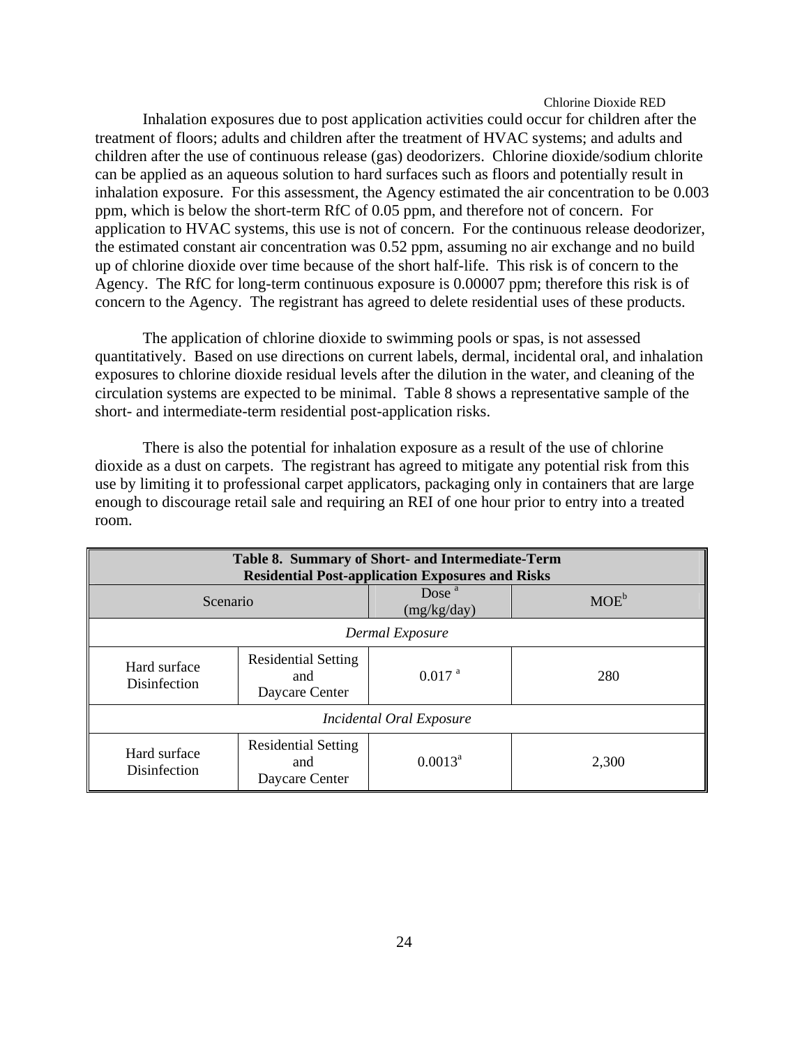Inhalation exposures due to post application activities could occur for children after the treatment of floors; adults and children after the treatment of HVAC systems; and adults and children after the use of continuous release (gas) deodorizers. Chlorine dioxide/sodium chlorite can be applied as an aqueous solution to hard surfaces such as floors and potentially result in inhalation exposure. For this assessment, the Agency estimated the air concentration to be 0.003 ppm, which is below the short-term RfC of 0.05 ppm, and therefore not of concern. For application to HVAC systems, this use is not of concern. For the continuous release deodorizer, the estimated constant air concentration was 0.52 ppm, assuming no air exchange and no build up of chlorine dioxide over time because of the short half-life. This risk is of concern to the Agency. The RfC for long-term continuous exposure is 0.00007 ppm; therefore this risk is of concern to the Agency. The registrant has agreed to delete residential uses of these products.

The application of chlorine dioxide to swimming pools or spas, is not assessed quantitatively. Based on use directions on current labels, dermal, incidental oral, and inhalation exposures to chlorine dioxide residual levels after the dilution in the water, and cleaning of the circulation systems are expected to be minimal. Table 8 shows a representative sample of the short- and intermediate-term residential post-application risks.

There is also the potential for inhalation exposure as a result of the use of chlorine dioxide as a dust on carpets. The registrant has agreed to mitigate any potential risk from this use by limiting it to professional carpet applicators, packaging only in containers that are large enough to discourage retail sale and requiring an REI of one hour prior to entry into a treated room.

**Table 8. Summary of Short- and Intermediate-Term Residential Post-application Exposures and Risks**

| Scenario | | Dose [a] (mg/kg/day) | MOE[b] |
|---|---|---|---|
| *Dermal Exposure* | | | |
| Hard surface Disinfection | Residential Setting and Daycare Center | 0.017 [a] | 280 |
| *Incidental Oral Exposure* | | | |
| Hard surface Disinfection | Residential Setting and Daycare Center | 0.0013[a] | 2,300 |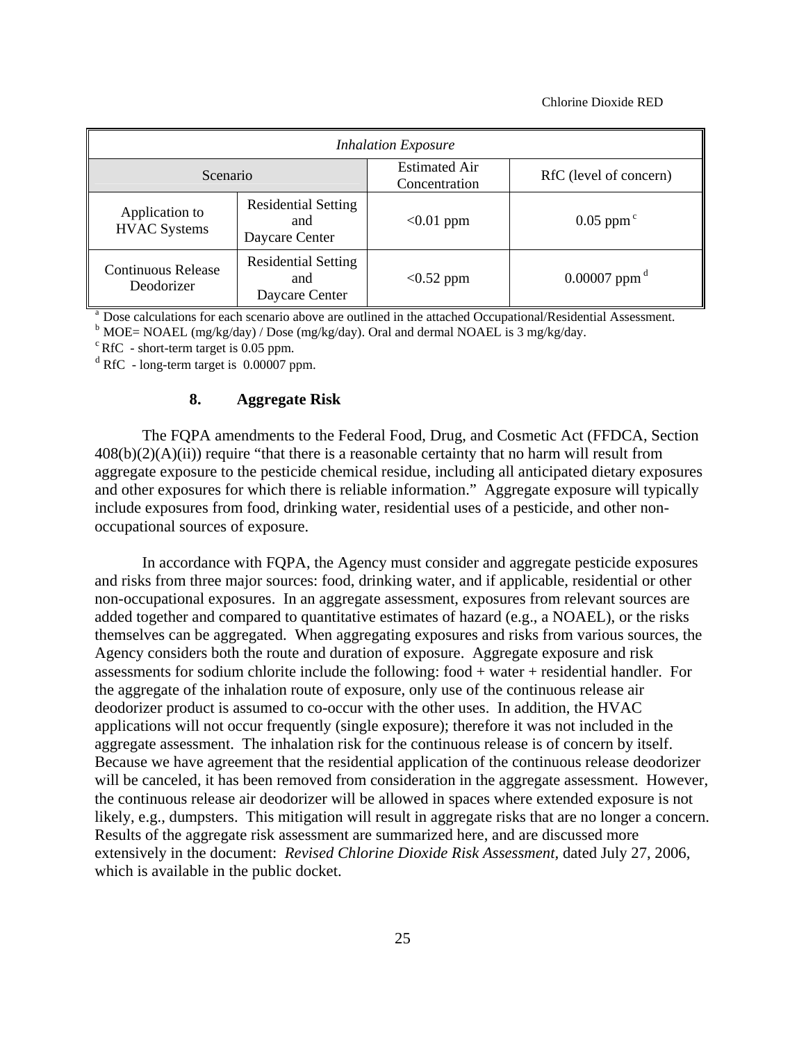| *Inhalation Exposure* | | | |
|---|---|---|---|
| Scenario | | Estimated Air Concentration | RfC (level of concern) |
| Application to HVAC Systems | Residential Setting and Daycare Center | <0.01 ppm | 0.05 ppm [c] |
| Continuous Release Deodorizer | Residential Setting and Daycare Center | <0.52 ppm | 0.00007 ppm [d] |

[a] Dose calculations for each scenario above are outlined in the attached Occupational/Residential Assessment.
[b] MOE= NOAEL (mg/kg/day) / Dose (mg/kg/day). Oral and dermal NOAEL is 3 mg/kg/day.
[c] RfC - short-term target is 0.05 ppm.
[d] RfC - long-term target is 0.00007 ppm.

### 8. Aggregate Risk

The FQPA amendments to the Federal Food, Drug, and Cosmetic Act (FFDCA, Section 408(b)(2)(A)(ii)) require "that there is a reasonable certainty that no harm will result from aggregate exposure to the pesticide chemical residue, including all anticipated dietary exposures and other exposures for which there is reliable information." Aggregate exposure will typically include exposures from food, drinking water, residential uses of a pesticide, and other non-occupational sources of exposure.

In accordance with FQPA, the Agency must consider and aggregate pesticide exposures and risks from three major sources: food, drinking water, and if applicable, residential or other non-occupational exposures. In an aggregate assessment, exposures from relevant sources are added together and compared to quantitative estimates of hazard (e.g., a NOAEL), or the risks themselves can be aggregated. When aggregating exposures and risks from various sources, the Agency considers both the route and duration of exposure. Aggregate exposure and risk assessments for sodium chlorite include the following: food + water + residential handler. For the aggregate of the inhalation route of exposure, only use of the continuous release air deodorizer product is assumed to co-occur with the other uses. In addition, the HVAC applications will not occur frequently (single exposure); therefore it was not included in the aggregate assessment. The inhalation risk for the continuous release is of concern by itself. Because we have agreement that the residential application of the continuous release deodorizer will be canceled, it has been removed from consideration in the aggregate assessment. However, the continuous release air deodorizer will be allowed in spaces where extended exposure is not likely, e.g., dumpsters. This mitigation will result in aggregate risks that are no longer a concern. Results of the aggregate risk assessment are summarized here, and are discussed more extensively in the document: *Revised Chlorine Dioxide Risk Assessment,* dated July 27, 2006, which is available in the public docket.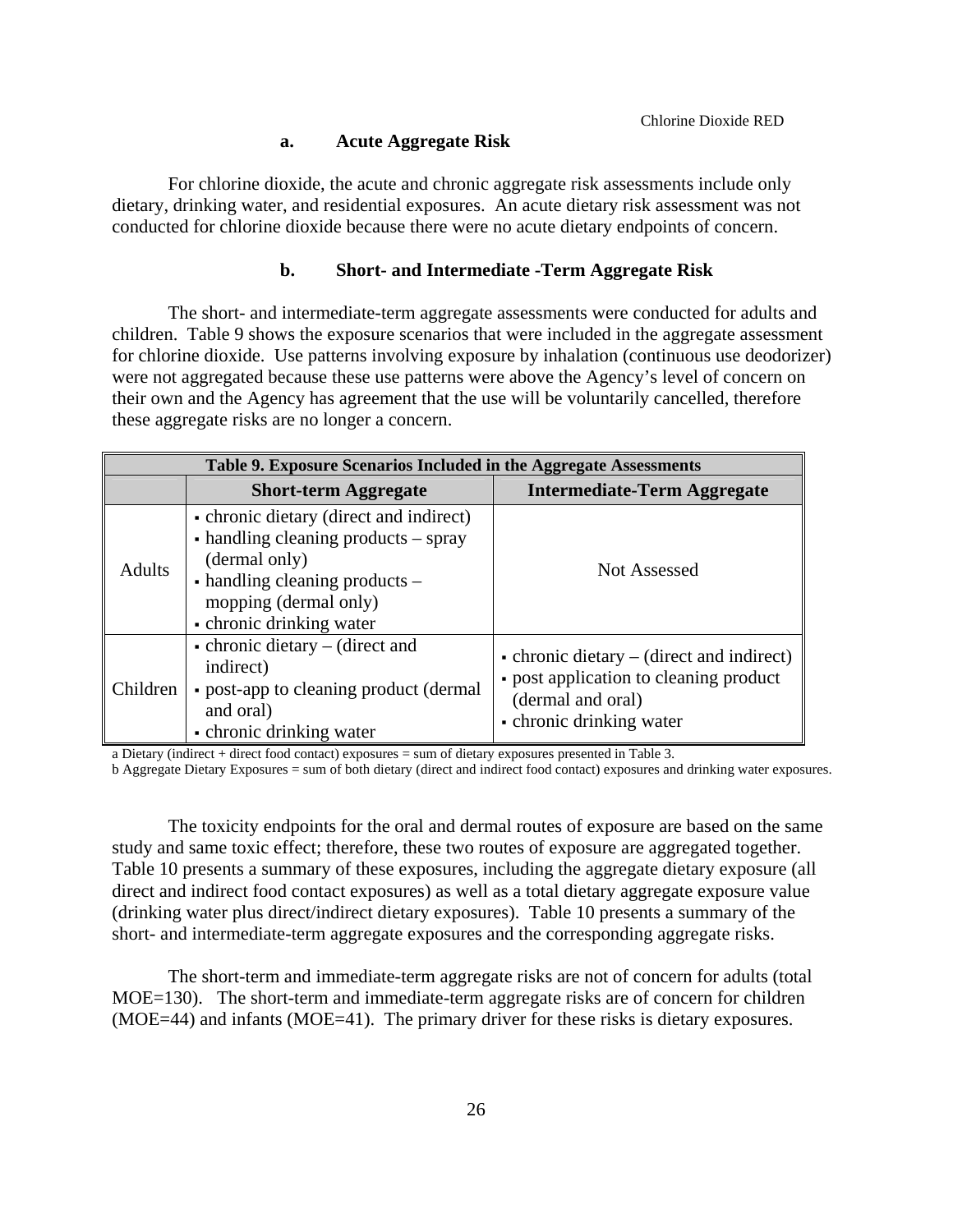### a. Acute Aggregate Risk

For chlorine dioxide, the acute and chronic aggregate risk assessments include only dietary, drinking water, and residential exposures. An acute dietary risk assessment was not conducted for chlorine dioxide because there were no acute dietary endpoints of concern.

### b. Short- and Intermediate -Term Aggregate Risk

The short- and intermediate-term aggregate assessments were conducted for adults and children. Table 9 shows the exposure scenarios that were included in the aggregate assessment for chlorine dioxide. Use patterns involving exposure by inhalation (continuous use deodorizer) were not aggregated because these use patterns were above the Agency's level of concern on their own and the Agency has agreement that the use will be voluntarily cancelled, therefore these aggregate risks are no longer a concern.

**Table 9. Exposure Scenarios Included in the Aggregate Assessments**

| | Short-term Aggregate | Intermediate-Term Aggregate |
|---|---|---|
| Adults | ▪ chronic dietary (direct and indirect)<br>▪ handling cleaning products – spray (dermal only)<br>▪ handling cleaning products – mopping (dermal only)<br>▪ chronic drinking water | Not Assessed |
| Children | ▪ chronic dietary – (direct and indirect)<br>▪ post-app to cleaning product (dermal and oral)<br>▪ chronic drinking water | ▪ chronic dietary – (direct and indirect)<br>▪ post application to cleaning product (dermal and oral)<br>▪ chronic drinking water |

a Dietary (indirect + direct food contact) exposures = sum of dietary exposures presented in Table 3.

b Aggregate Dietary Exposures = sum of both dietary (direct and indirect food contact) exposures and drinking water exposures.

The toxicity endpoints for the oral and dermal routes of exposure are based on the same study and same toxic effect; therefore, these two routes of exposure are aggregated together. Table 10 presents a summary of these exposures, including the aggregate dietary exposure (all direct and indirect food contact exposures) as well as a total dietary aggregate exposure value (drinking water plus direct/indirect dietary exposures). Table 10 presents a summary of the short- and intermediate-term aggregate exposures and the corresponding aggregate risks.

The short-term and immediate-term aggregate risks are not of concern for adults (total MOE=130). The short-term and immediate-term aggregate risks are of concern for children (MOE=44) and infants (MOE=41). The primary driver for these risks is dietary exposures.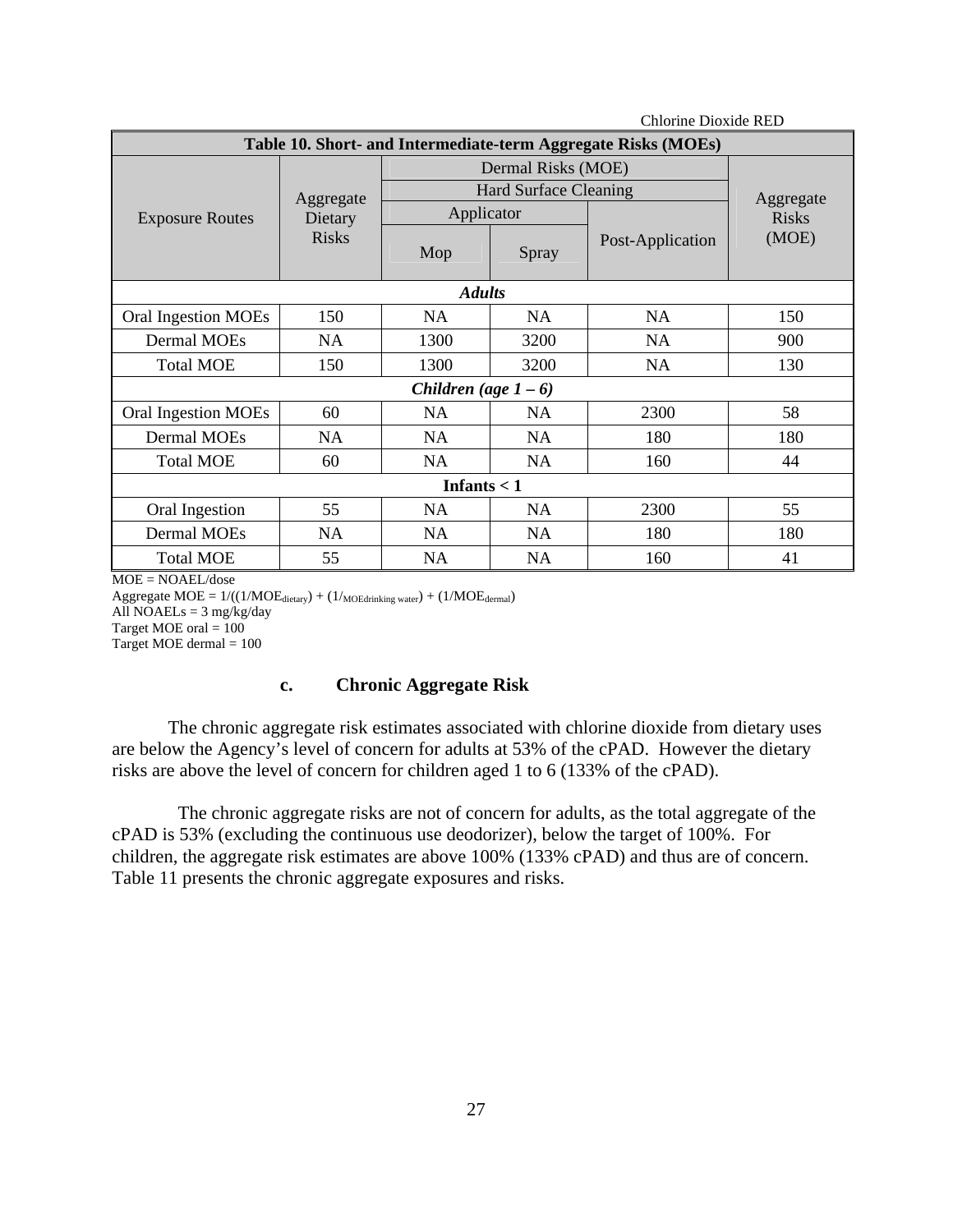| Table 10. Short- and Intermediate-term Aggregate Risks (MOEs) | | | | | |
|---|---|---|---|---|---|
| Exposure Routes | Aggregate Dietary Risks | Dermal Risks (MOE) | | | Aggregate Risks (MOE) |
| | | Hard Surface Cleaning | | | |
| | | Applicator | | Post-Application | |
| | | Mop | Spray | | |
| ***Adults*** | | | | | |
| Oral Ingestion MOEs | 150 | NA | NA | NA | 150 |
| Dermal MOEs | NA | 1300 | 3200 | NA | 900 |
| Total MOE | 150 | 1300 | 3200 | NA | 130 |
| ***Children (age 1 – 6)*** | | | | | |
| Oral Ingestion MOEs | 60 | NA | NA | 2300 | 58 |
| Dermal MOEs | NA | NA | NA | 180 | 180 |
| Total MOE | 60 | NA | NA | 160 | 44 |
| **Infants < 1** | | | | | |
| Oral Ingestion | 55 | NA | NA | 2300 | 55 |
| Dermal MOEs | NA | NA | NA | 180 | 180 |
| Total MOE | 55 | NA | NA | 160 | 41 |

MOE = NOAEL/dose
Aggregate MOE = $1/((1/MOE_{dietary}) + (1/_{MOEdrinking\ water}) + (1/MOE_{dermal})$
All NOAELs = 3 mg/kg/day
Target MOE oral = 100
Target MOE dermal = 100

### c. Chronic Aggregate Risk

The chronic aggregate risk estimates associated with chlorine dioxide from dietary uses are below the Agency's level of concern for adults at 53% of the cPAD. However the dietary risks are above the level of concern for children aged 1 to 6 (133% of the cPAD).

The chronic aggregate risks are not of concern for adults, as the total aggregate of the cPAD is 53% (excluding the continuous use deodorizer), below the target of 100%. For children, the aggregate risk estimates are above 100% (133% cPAD) and thus are of concern. Table 11 presents the chronic aggregate exposures and risks.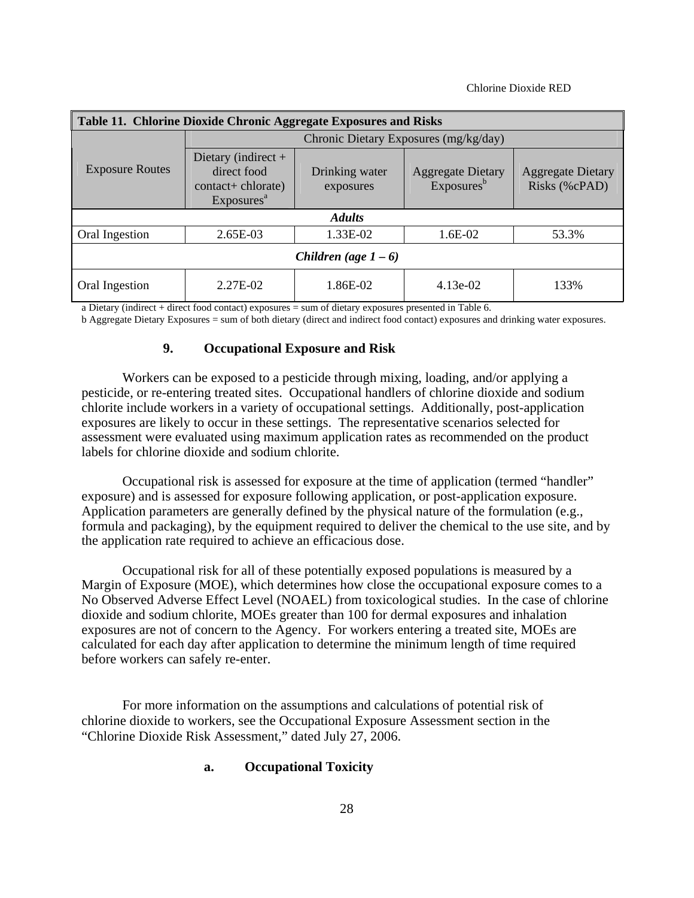| Table 11. Chlorine Dioxide Chronic Aggregate Exposures and Risks | | | | |
|---|---|---|---|---|
| Exposure Routes | Chronic Dietary Exposures (mg/kg/day) | | | |
| | Dietary (indirect + direct food contact+ chlorate) Exposures[a] | Drinking water exposures | Aggregate Dietary Exposures[b] | Aggregate Dietary Risks (%cPAD) |
| ***Adults*** | | | | |
| Oral Ingestion | 2.65E-03 | 1.33E-02 | 1.6E-02 | 53.3% |
| ***Children (age 1 – 6)*** | | | | |
| Oral Ingestion | 2.27E-02 | 1.86E-02 | 4.13e-02 | 133% |

a Dietary (indirect + direct food contact) exposures = sum of dietary exposures presented in Table 6.

b Aggregate Dietary Exposures = sum of both dietary (direct and indirect food contact) exposures and drinking water exposures.

## 9. Occupational Exposure and Risk

Workers can be exposed to a pesticide through mixing, loading, and/or applying a pesticide, or re-entering treated sites. Occupational handlers of chlorine dioxide and sodium chlorite include workers in a variety of occupational settings. Additionally, post-application exposures are likely to occur in these settings. The representative scenarios selected for assessment were evaluated using maximum application rates as recommended on the product labels for chlorine dioxide and sodium chlorite.

Occupational risk is assessed for exposure at the time of application (termed "handler" exposure) and is assessed for exposure following application, or post-application exposure. Application parameters are generally defined by the physical nature of the formulation (e.g., formula and packaging), by the equipment required to deliver the chemical to the use site, and by the application rate required to achieve an efficacious dose.

Occupational risk for all of these potentially exposed populations is measured by a Margin of Exposure (MOE), which determines how close the occupational exposure comes to a No Observed Adverse Effect Level (NOAEL) from toxicological studies. In the case of chlorine dioxide and sodium chlorite, MOEs greater than 100 for dermal exposures and inhalation exposures are not of concern to the Agency. For workers entering a treated site, MOEs are calculated for each day after application to determine the minimum length of time required before workers can safely re-enter.

For more information on the assumptions and calculations of potential risk of chlorine dioxide to workers, see the Occupational Exposure Assessment section in the "Chlorine Dioxide Risk Assessment," dated July 27, 2006.

### a. Occupational Toxicity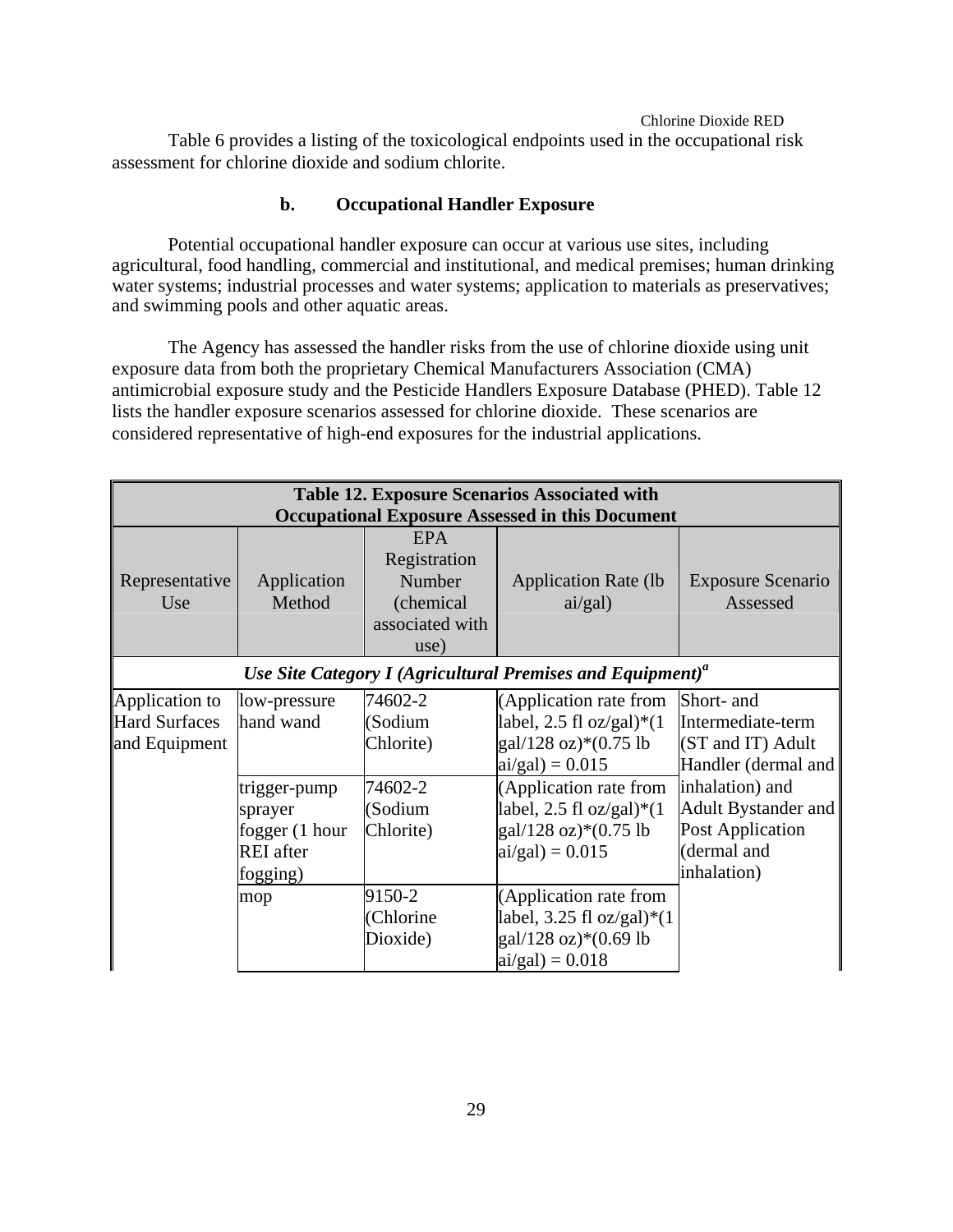Table 6 provides a listing of the toxicological endpoints used in the occupational risk assessment for chlorine dioxide and sodium chlorite.

### b. Occupational Handler Exposure

Potential occupational handler exposure can occur at various use sites, including agricultural, food handling, commercial and institutional, and medical premises; human drinking water systems; industrial processes and water systems; application to materials as preservatives; and swimming pools and other aquatic areas.

The Agency has assessed the handler risks from the use of chlorine dioxide using unit exposure data from both the proprietary Chemical Manufacturers Association (CMA) antimicrobial exposure study and the Pesticide Handlers Exposure Database (PHED). Table 12 lists the handler exposure scenarios assessed for chlorine dioxide. These scenarios are considered representative of high-end exposures for the industrial applications.

| **Table 12. Exposure Scenarios Associated with Occupational Exposure Assessed in this Document** | | | | |
|---|---|---|---|---|
| Representative Use | Application Method | EPA Registration Number (chemical associated with use) | Application Rate (lb ai/gal) | Exposure Scenario Assessed |
| ***Use Site Category I (Agricultural Premises and Equipment)[a]*** | | | | |
| Application to Hard Surfaces and Equipment | low-pressure hand wand | 74602-2 (Sodium Chlorite) | (Application rate from label, 2.5 fl oz/gal)*(1 gal/128 oz)*(0.75 lb ai/gal) = 0.015 | Short- and Intermediate-term (ST and IT) Adult Handler (dermal and inhalation) and Adult Bystander and Post Application (dermal and inhalation) |
| | trigger-pump sprayer fogger (1 hour REI after fogging) | 74602-2 (Sodium Chlorite) | (Application rate from label, 2.5 fl oz/gal)*(1 gal/128 oz)*(0.75 lb ai/gal) = 0.015 | |
| | mop | 9150-2 (Chlorine Dioxide) | (Application rate from label, 3.25 fl oz/gal)*(1 gal/128 oz)*(0.69 lb ai/gal) = 0.018 | |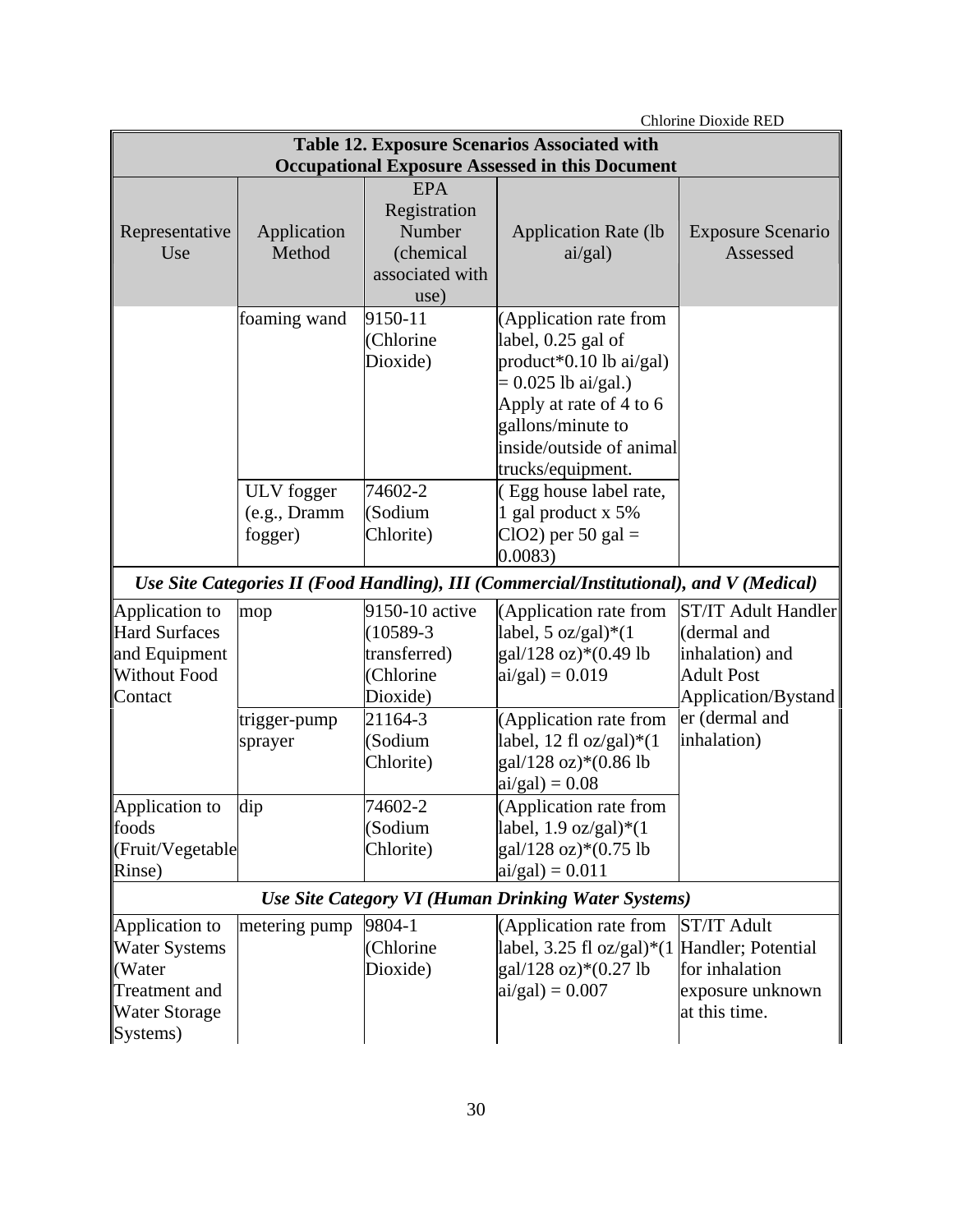| Table 12. Exposure Scenarios Associated with Occupational Exposure Assessed in this Document | | | | |
|---|---|---|---|---|
| Representative Use | Application Method | EPA Registration Number (chemical associated with use) | Application Rate (lb ai/gal) | Exposure Scenario Assessed |
| | foaming wand | 9150-11 (Chlorine Dioxide) | (Application rate from label, 0.25 gal of product*0.10 lb ai/gal) = 0.025 lb ai/gal.) Apply at rate of 4 to 6 gallons/minute to inside/outside of animal trucks/equipment. | |
| | ULV fogger (e.g., Dramm fogger) | 74602-2 (Sodium Chlorite) | ( Egg house label rate, 1 gal product x 5% $ClO_2$) per 50 gal = 0.0083) | |
| ***Use Site Categories II (Food Handling), III (Commercial/Institutional), and V (Medical)*** | | | | |
| Application to Hard Surfaces and Equipment Without Food Contact | mop | 9150-10 active (10589-3 transferred) (Chlorine Dioxide) | (Application rate from label, 5 oz/gal)*(1 gal/128 oz)*(0.49 lb ai/gal) = 0.019 | ST/IT Adult Handler (dermal and inhalation) and Adult Post Application/Bystander (dermal and inhalation) |
| | trigger-pump sprayer | 21164-3 (Sodium Chlorite) | (Application rate from label, 12 fl oz/gal)*(1 gal/128 oz)*(0.86 lb ai/gal) = 0.08 | |
| Application to foods (Fruit/Vegetable Rinse) | dip | 74602-2 (Sodium Chlorite) | (Application rate from label, 1.9 oz/gal)*(1 gal/128 oz)*(0.75 lb ai/gal) = 0.011 | |
| ***Use Site Category VI (Human Drinking Water Systems)*** | | | | |
| Application to Water Systems (Water Treatment and Water Storage Systems) | metering pump | 9804-1 (Chlorine Dioxide) | (Application rate from label, 3.25 fl oz/gal)*(1 gal/128 oz)*(0.27 lb ai/gal) = 0.007 | ST/IT Adult Handler; Potential for inhalation exposure unknown at this time. |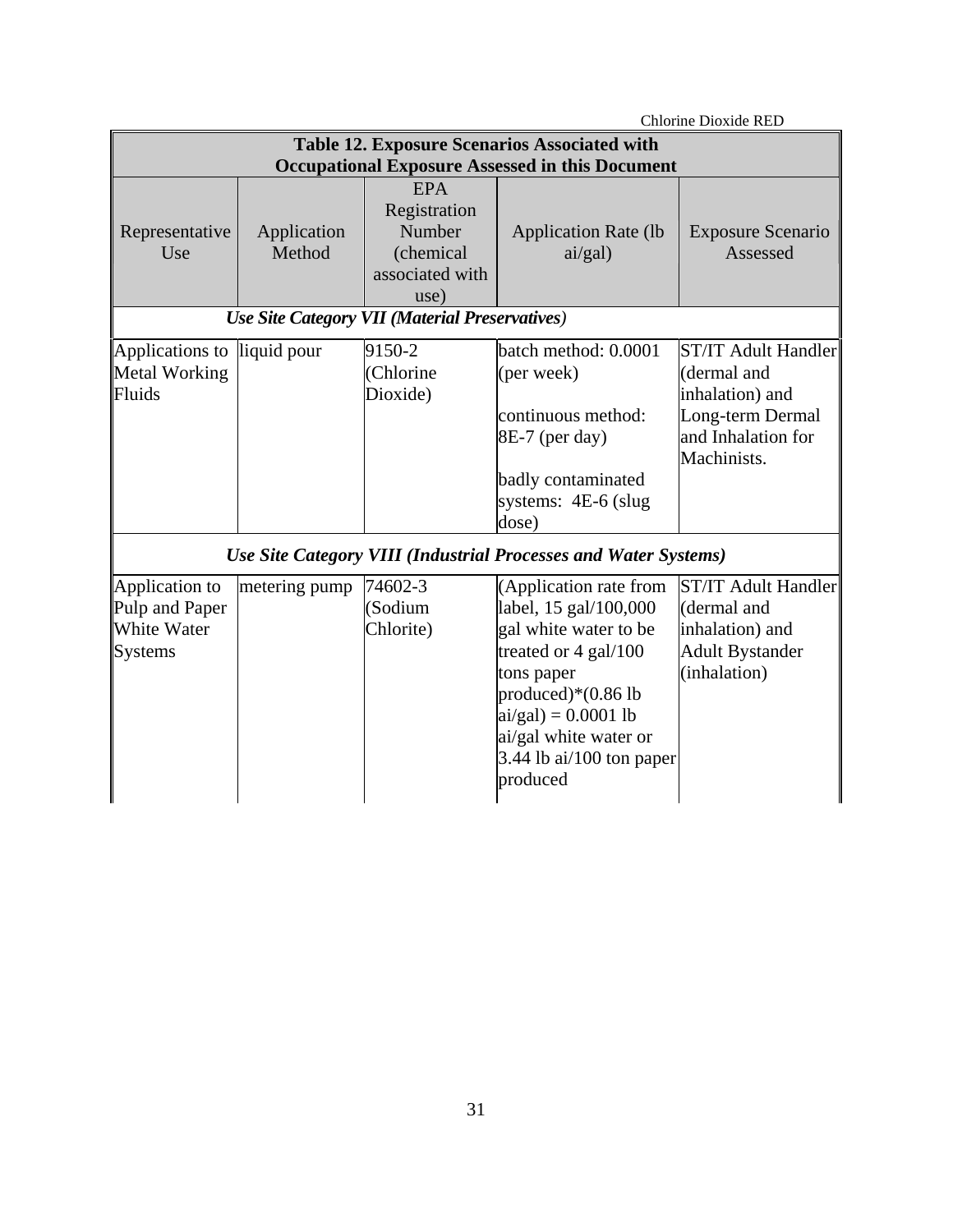| Table 12. Exposure Scenarios Associated with Occupational Exposure Assessed in this Document | | | | |
|---|---|---|---|---|
| Representative Use | Application Method | EPA Registration Number (chemical associated with use) | Application Rate (lb ai/gal) | Exposure Scenario Assessed |
| ***Use Site Category VII (Material Preservatives)*** | | | | |
| Applications to Metal Working Fluids | liquid pour | 9150-2 (Chlorine Dioxide) | batch method: 0.0001 (per week)<br><br>continuous method: 8E-7 (per day)<br><br>badly contaminated systems: 4E-6 (slug dose) | ST/IT Adult Handler (dermal and inhalation) and Long-term Dermal and Inhalation for Machinists. |
| ***Use Site Category VIII (Industrial Processes and Water Systems)*** | | | | |
| Application to Pulp and Paper White Water Systems | metering pump | 74602-3 (Sodium Chlorite) | (Application rate from label, 15 gal/100,000 gal white water to be treated or 4 gal/100 tons paper produced)*(0.86 lb ai/gal) = 0.0001 lb ai/gal white water or 3.44 lb ai/100 ton paper produced | ST/IT Adult Handler (dermal and inhalation) and Adult Bystander (inhalation) |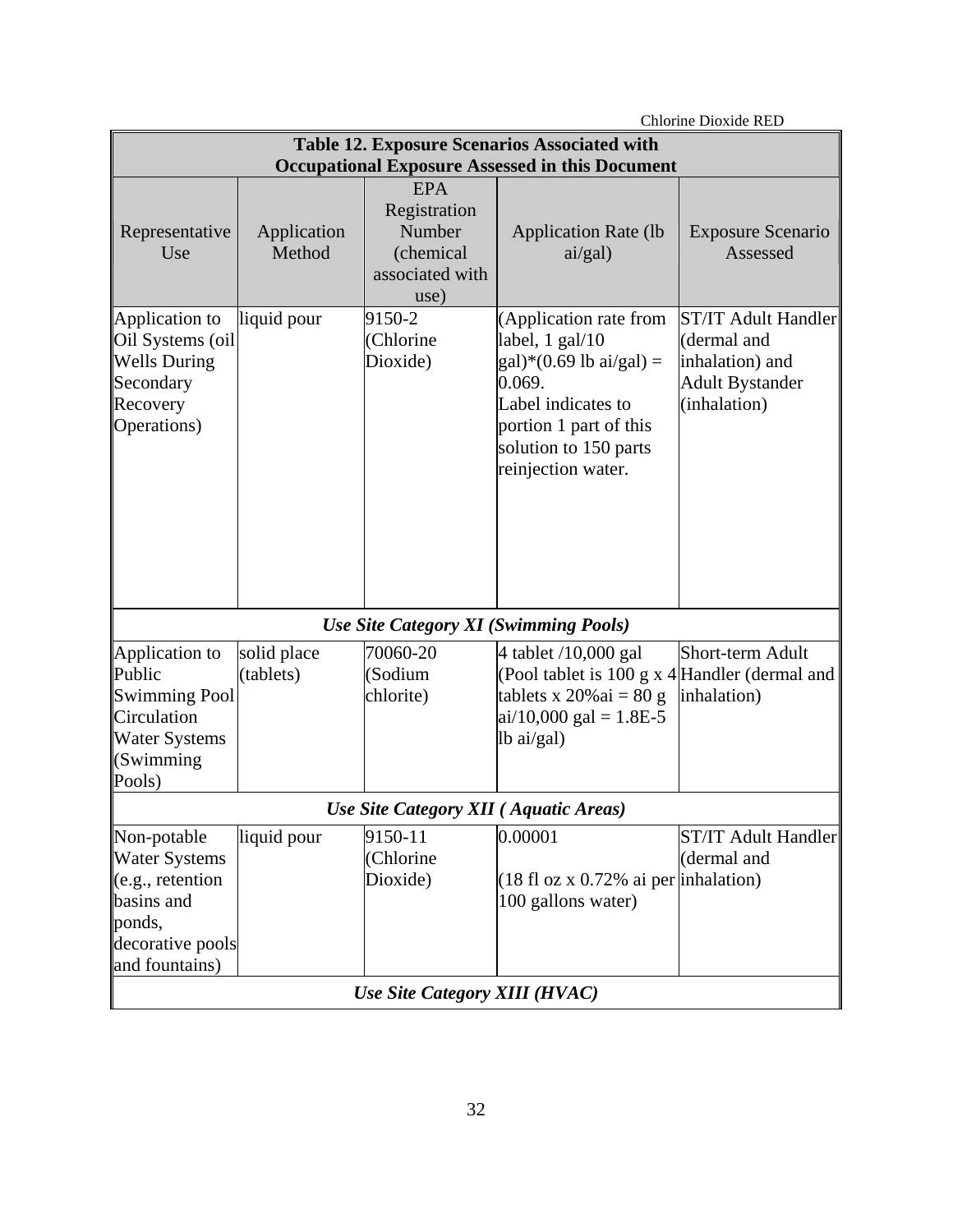| Table 12. Exposure Scenarios Associated with Occupational Exposure Assessed in this Document | | | | |
|---|---|---|---|---|
| Representative Use | Application Method | EPA Registration Number (chemical associated with use) | Application Rate (lb ai/gal) | Exposure Scenario Assessed |
| Application to Oil Systems (oil Wells During Secondary Recovery Operations) | liquid pour | 9150-2 (Chlorine Dioxide) | (Application rate from label, 1 gal/10 gal)*(0.69 lb ai/gal) = 0.069. Label indicates to portion 1 part of this solution to 150 parts reinjection water. | ST/IT Adult Handler (dermal and inhalation) and Adult Bystander (inhalation) |
| ***Use Site Category XI (Swimming Pools)*** | | | | |
| Application to Public Swimming Pool Circulation Water Systems (Swimming Pools) | solid place (tablets) | 70060-20 (Sodium chlorite) | 4 tablet /10,000 gal (Pool tablet is 100 g x 4 tablets x 20%ai = 80 g ai/10,000 gal = 1.8E-5 lb ai/gal) | Short-term Adult Handler (dermal and inhalation) |
| ***Use Site Category XII ( Aquatic Areas)*** | | | | |
| Non-potable Water Systems (e.g., retention basins and ponds, decorative pools and fountains) | liquid pour | 9150-11 (Chlorine Dioxide) | 0.00001<br><br>(18 fl oz x 0.72% ai per 100 gallons water) | ST/IT Adult Handler (dermal and inhalation) |
| ***Use Site Category XIII (HVAC)*** | | | | |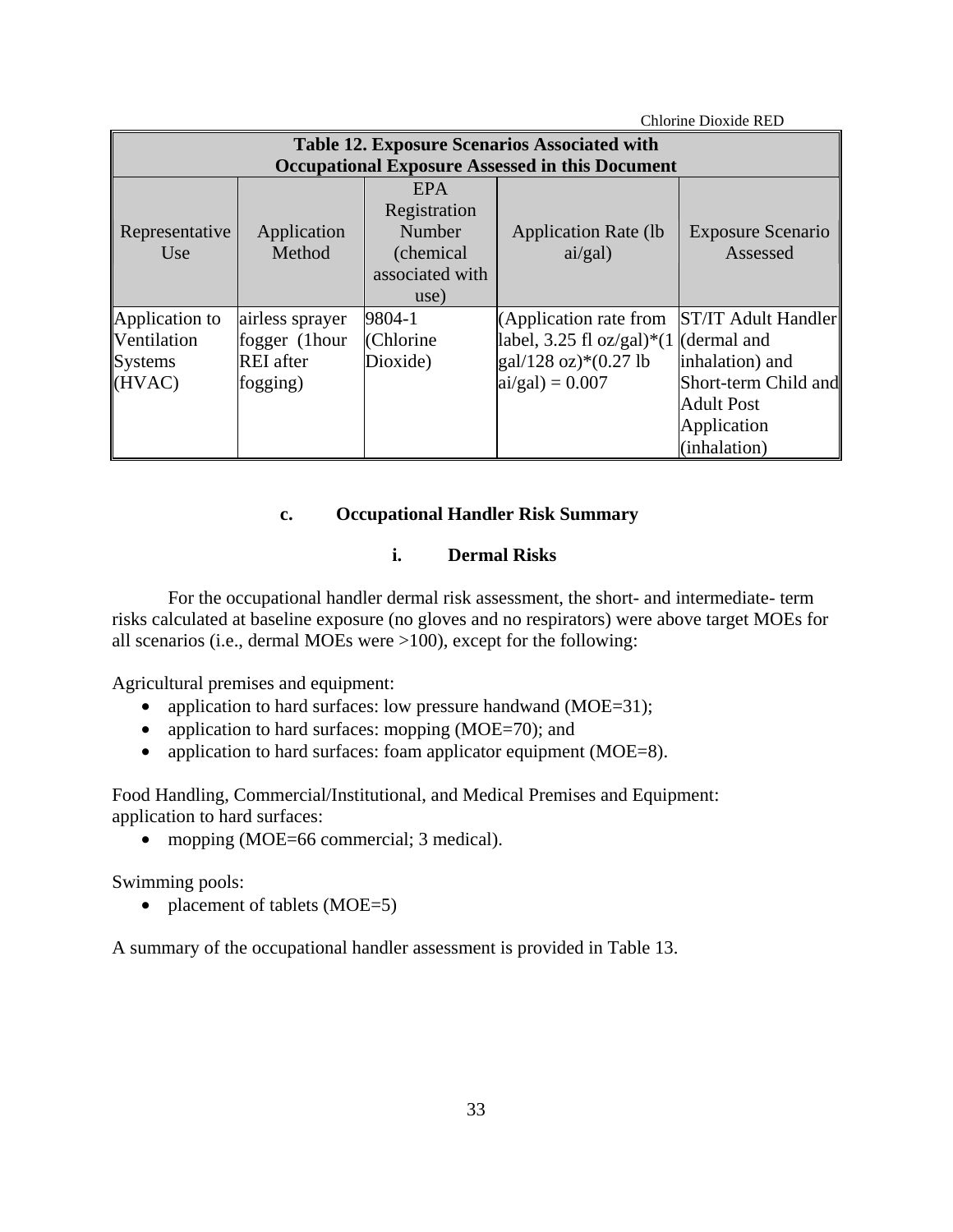| Table 12. Exposure Scenarios Associated with Occupational Exposure Assessed in this Document | | | | |
|---|---|---|---|---|
| Representative Use | Application Method | EPA Registration Number (chemical associated with use) | Application Rate (lb ai/gal) | Exposure Scenario Assessed |
| Application to Ventilation Systems (HVAC) | airless sprayer fogger (1hour REI after fogging) | 9804-1 (Chlorine Dioxide) | (Application rate from label, 3.25 fl oz/gal)*(1 gal/128 oz)*(0.27 lb ai/gal) = 0.007 | ST/IT Adult Handler (dermal and inhalation) and Short-term Child and Adult Post Application (inhalation) |

#### c. Occupational Handler Risk Summary

##### i. Dermal Risks

For the occupational handler dermal risk assessment, the short- and intermediate- term risks calculated at baseline exposure (no gloves and no respirators) were above target MOEs for all scenarios (i.e., dermal MOEs were >100), except for the following:

Agricultural premises and equipment:

- application to hard surfaces: low pressure handwand (MOE=31);
- application to hard surfaces: mopping (MOE=70); and
- application to hard surfaces: foam applicator equipment (MOE=8).

Food Handling, Commercial/Institutional, and Medical Premises and Equipment: application to hard surfaces:

- mopping (MOE=66 commercial; 3 medical).

Swimming pools:

- placement of tablets (MOE=5)

A summary of the occupational handler assessment is provided in Table 13.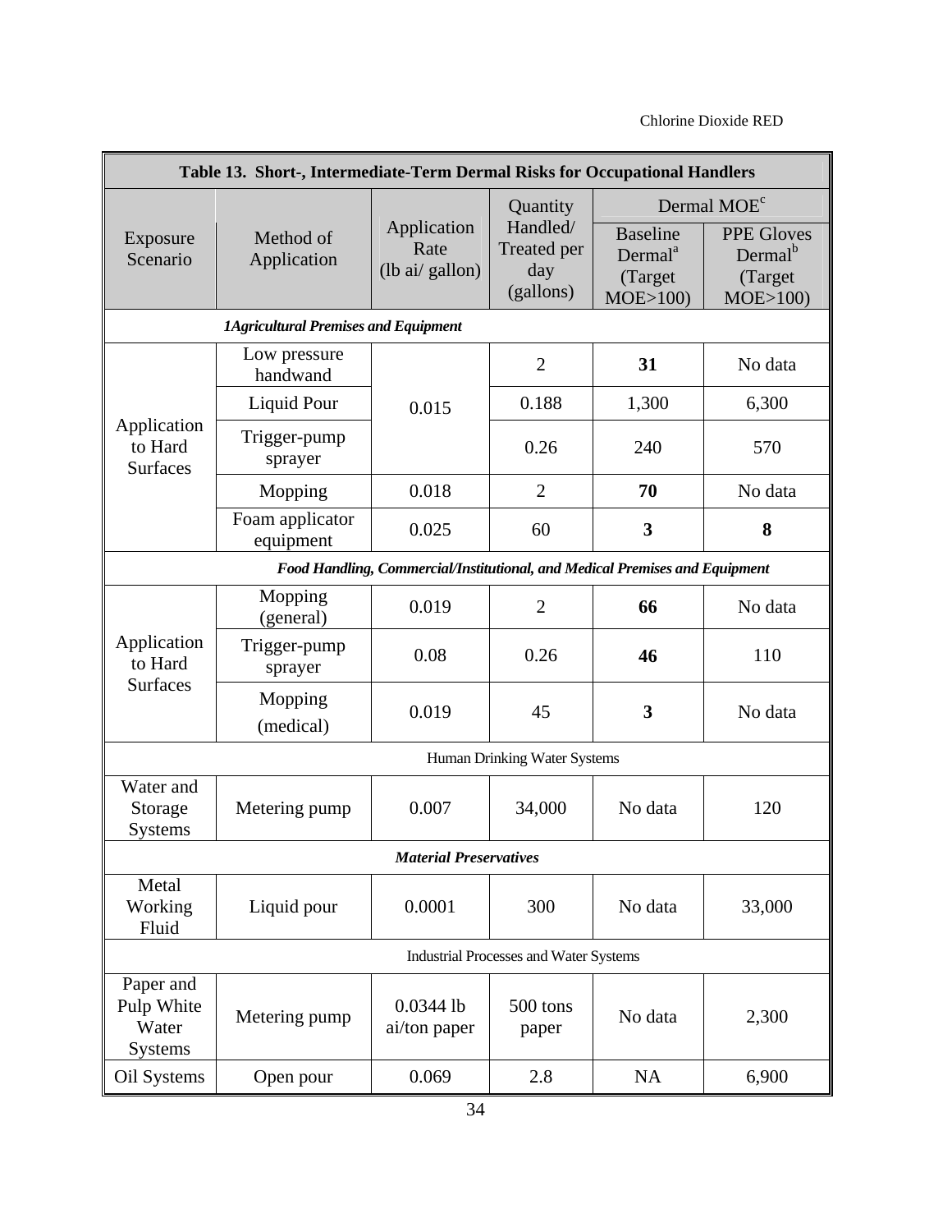**Table 13. Short-, Intermediate-Term Dermal Risks for Occupational Handlers**

| Exposure Scenario | Method of Application | Application Rate (lb ai/ gallon) | Quantity Handled/ Treated per day (gallons) | Dermal MOE[c] | |
|---|---|---|---|---|---|
| | | | | Baseline Dermal[a] (Target MOE>100) | PPE Gloves Dermal[b] (Target MOE>100) |
| ***1Agricultural Premises and Equipment*** | | | | | |
| Application to Hard Surfaces | Low pressure handwand | 0.015 | 2 | **31** | No data |
| | Liquid Pour | | 0.188 | 1,300 | 6,300 |
| | Trigger-pump sprayer | | 0.26 | 240 | 570 |
| | Mopping | 0.018 | 2 | **70** | No data |
| | Foam applicator equipment | 0.025 | 60 | **3** | **8** |
| ***Food Handling, Commercial/Institutional, and Medical Premises and Equipment*** | | | | | |
| Application to Hard Surfaces | Mopping (general) | 0.019 | 2 | **66** | No data |
| | Trigger-pump sprayer | 0.08 | 0.26 | **46** | 110 |
| | Mopping (medical) | 0.019 | 45 | **3** | No data |
| Human Drinking Water Systems | | | | | |
| Water and Storage Systems | Metering pump | 0.007 | 34,000 | No data | 120 |
| ***Material Preservatives*** | | | | | |
| Metal Working Fluid | Liquid pour | 0.0001 | 300 | No data | 33,000 |
| Industrial Processes and Water Systems | | | | | |
| Paper and Pulp White Water Systems | Metering pump | 0.0344 lb ai/ton paper | 500 tons paper | No data | 2,300 |
| Oil Systems | Open pour | 0.069 | 2.8 | NA | 6,900 |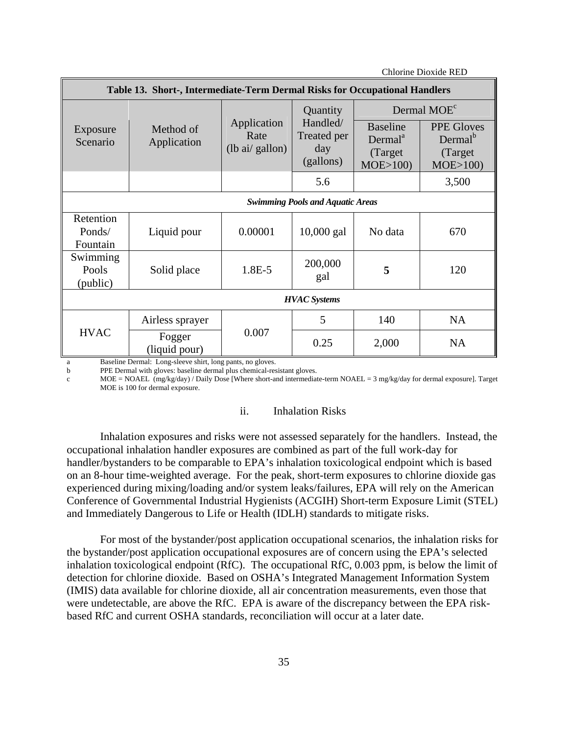| Table 13. Short-, Intermediate-Term Dermal Risks for Occupational Handlers | | | | | |
|---|---|---|---|---|---|
| Exposure Scenario | Method of Application | Application Rate (lb ai/ gallon) | Quantity Handled/ Treated per day (gallons) | Dermal MOE[c] | |
| | | | | Baseline Dermal[a] (Target MOE>100) | PPE Gloves Dermal[b] (Target MOE>100) |
| | | | 5.6 | | 3,500 |
| ***Swimming Pools and Aquatic Areas*** | | | | | |
| Retention Ponds/ Fountain | Liquid pour | 0.00001 | 10,000 gal | No data | 670 |
| Swimming Pools (public) | Solid place | 1.8E-5 | 200,000 gal | **5** | 120 |
| ***HVAC Systems*** | | | | | |
| HVAC | Airless sprayer | 0.007 | 5 | 140 | NA |
| | Fogger (liquid pour) | | 0.25 | 2,000 | NA |

a Baseline Dermal: Long-sleeve shirt, long pants, no gloves.
b PPE Dermal with gloves: baseline dermal plus chemical-resistant gloves.
c MOE = NOAEL (mg/kg/day) / Daily Dose [Where short-and intermediate-term NOAEL = 3 mg/kg/day for dermal exposure]. Target MOE is 100 for dermal exposure.

ii. Inhalation Risks

Inhalation exposures and risks were not assessed separately for the handlers. Instead, the occupational inhalation handler exposures are combined as part of the full work-day for handler/bystanders to be comparable to EPA's inhalation toxicological endpoint which is based on an 8-hour time-weighted average. For the peak, short-term exposures to chlorine dioxide gas experienced during mixing/loading and/or system leaks/failures, EPA will rely on the American Conference of Governmental Industrial Hygienists (ACGIH) Short-term Exposure Limit (STEL) and Immediately Dangerous to Life or Health (IDLH) standards to mitigate risks.

For most of the bystander/post application occupational scenarios, the inhalation risks for the bystander/post application occupational exposures are of concern using the EPA's selected inhalation toxicological endpoint (RfC). The occupational RfC, 0.003 ppm, is below the limit of detection for chlorine dioxide. Based on OSHA's Integrated Management Information System (IMIS) data available for chlorine dioxide, all air concentration measurements, even those that were undetectable, are above the RfC. EPA is aware of the discrepancy between the EPA risk-based RfC and current OSHA standards, reconciliation will occur at a later date.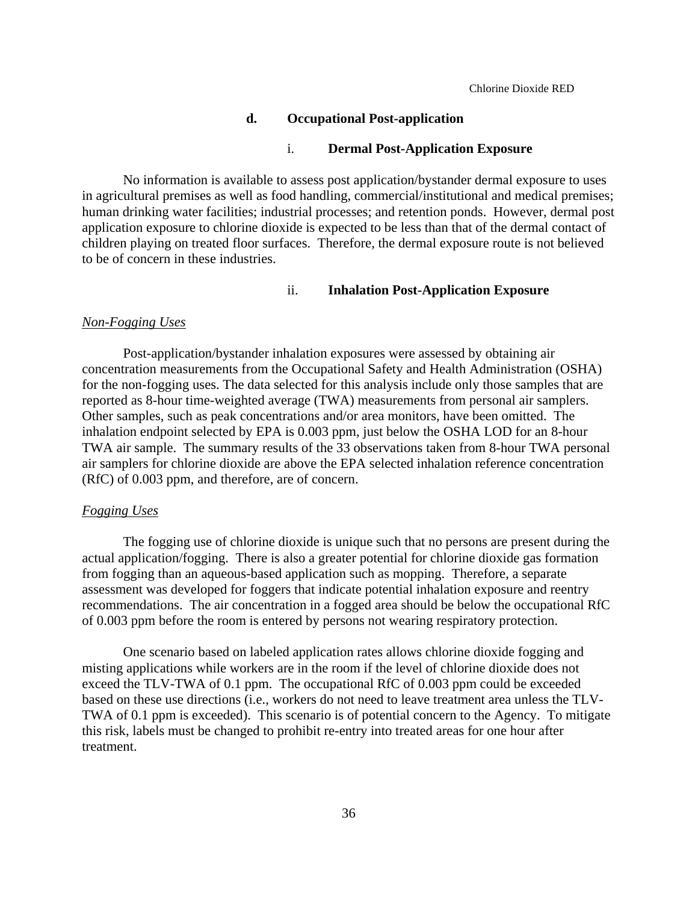### d. Occupational Post-application

#### i. Dermal Post-Application Exposure

No information is available to assess post application/bystander dermal exposure to uses in agricultural premises as well as food handling, commercial/institutional and medical premises; human drinking water facilities; industrial processes; and retention ponds. However, dermal post application exposure to chlorine dioxide is expected to be less than that of the dermal contact of children playing on treated floor surfaces. Therefore, the dermal exposure route is not believed to be of concern in these industries.

#### ii. Inhalation Post-Application Exposure

*Non-Fogging Uses*

Post-application/bystander inhalation exposures were assessed by obtaining air concentration measurements from the Occupational Safety and Health Administration (OSHA) for the non-fogging uses. The data selected for this analysis include only those samples that are reported as 8-hour time-weighted average (TWA) measurements from personal air samplers. Other samples, such as peak concentrations and/or area monitors, have been omitted. The inhalation endpoint selected by EPA is 0.003 ppm, just below the OSHA LOD for an 8-hour TWA air sample. The summary results of the 33 observations taken from 8-hour TWA personal air samplers for chlorine dioxide are above the EPA selected inhalation reference concentration (RfC) of 0.003 ppm, and therefore, are of concern.

*Fogging Uses*

The fogging use of chlorine dioxide is unique such that no persons are present during the actual application/fogging. There is also a greater potential for chlorine dioxide gas formation from fogging than an aqueous-based application such as mopping. Therefore, a separate assessment was developed for foggers that indicate potential inhalation exposure and reentry recommendations. The air concentration in a fogged area should be below the occupational RfC of 0.003 ppm before the room is entered by persons not wearing respiratory protection.

One scenario based on labeled application rates allows chlorine dioxide fogging and misting applications while workers are in the room if the level of chlorine dioxide does not exceed the TLV-TWA of 0.1 ppm. The occupational RfC of 0.003 ppm could be exceeded based on these use directions (i.e., workers do not need to leave treatment area unless the TLV-TWA of 0.1 ppm is exceeded). This scenario is of potential concern to the Agency. To mitigate this risk, labels must be changed to prohibit re-entry into treated areas for one hour after treatment.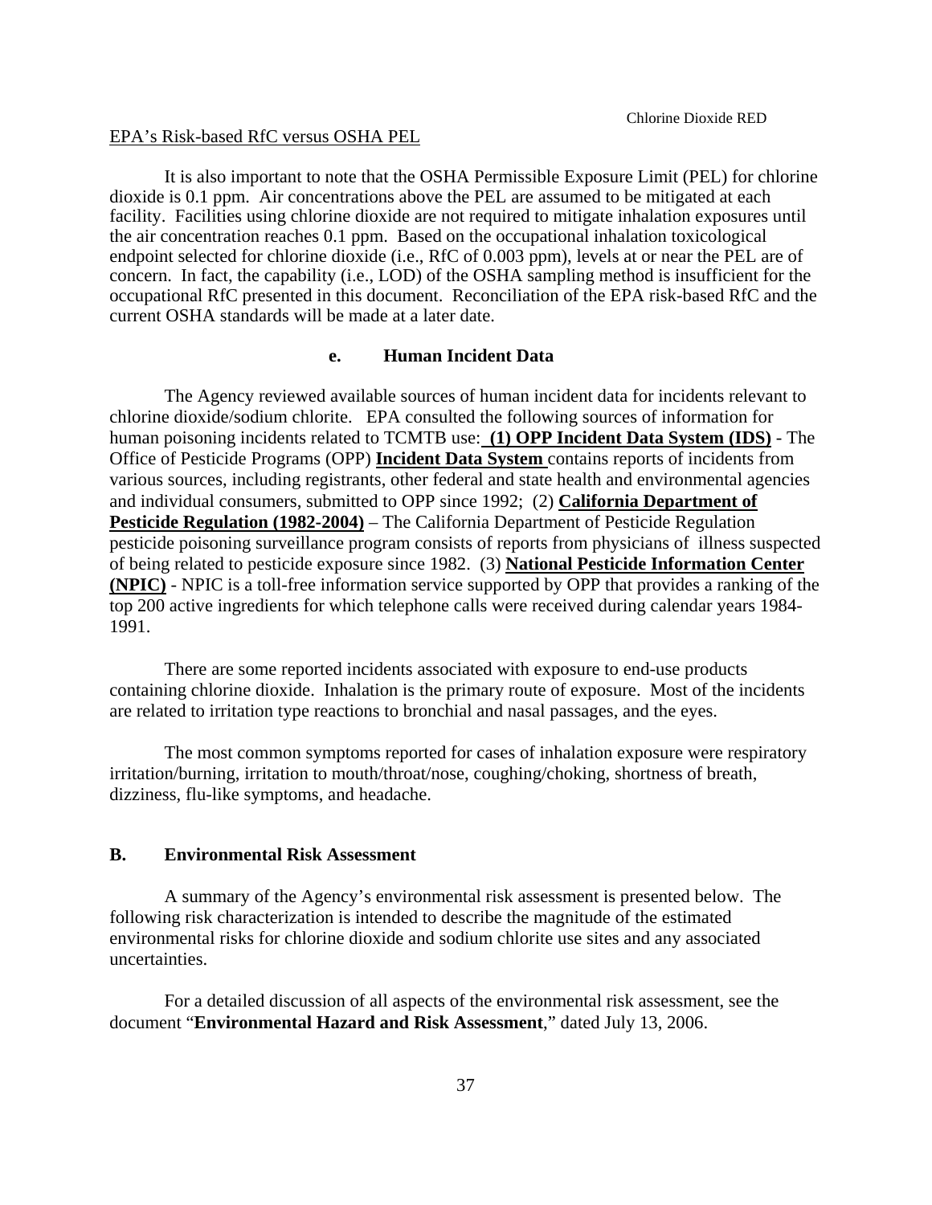EPA's Risk-based RfC versus OSHA PEL

It is also important to note that the OSHA Permissible Exposure Limit (PEL) for chlorine dioxide is 0.1 ppm. Air concentrations above the PEL are assumed to be mitigated at each facility. Facilities using chlorine dioxide are not required to mitigate inhalation exposures until the air concentration reaches 0.1 ppm. Based on the occupational inhalation toxicological endpoint selected for chlorine dioxide (i.e., RfC of 0.003 ppm), levels at or near the PEL are of concern. In fact, the capability (i.e., LOD) of the OSHA sampling method is insufficient for the occupational RfC presented in this document. Reconciliation of the EPA risk-based RfC and the current OSHA standards will be made at a later date.

#### e. Human Incident Data

The Agency reviewed available sources of human incident data for incidents relevant to chlorine dioxide/sodium chlorite. EPA consulted the following sources of information for human poisoning incidents related to TCMTB use: **(1) OPP Incident Data System (IDS)** - The Office of Pesticide Programs (OPP) **Incident Data System** contains reports of incidents from various sources, including registrants, other federal and state health and environmental agencies and individual consumers, submitted to OPP since 1992; (2) **California Department of Pesticide Regulation (1982-2004)** – The California Department of Pesticide Regulation pesticide poisoning surveillance program consists of reports from physicians of illness suspected of being related to pesticide exposure since 1982. (3) **National Pesticide Information Center (NPIC)** - NPIC is a toll-free information service supported by OPP that provides a ranking of the top 200 active ingredients for which telephone calls were received during calendar years 1984-1991.

There are some reported incidents associated with exposure to end-use products containing chlorine dioxide. Inhalation is the primary route of exposure. Most of the incidents are related to irritation type reactions to bronchial and nasal passages, and the eyes.

The most common symptoms reported for cases of inhalation exposure were respiratory irritation/burning, irritation to mouth/throat/nose, coughing/choking, shortness of breath, dizziness, flu-like symptoms, and headache.

### B. Environmental Risk Assessment

A summary of the Agency's environmental risk assessment is presented below. The following risk characterization is intended to describe the magnitude of the estimated environmental risks for chlorine dioxide and sodium chlorite use sites and any associated uncertainties.

For a detailed discussion of all aspects of the environmental risk assessment, see the document "**Environmental Hazard and Risk Assessment**," dated July 13, 2006.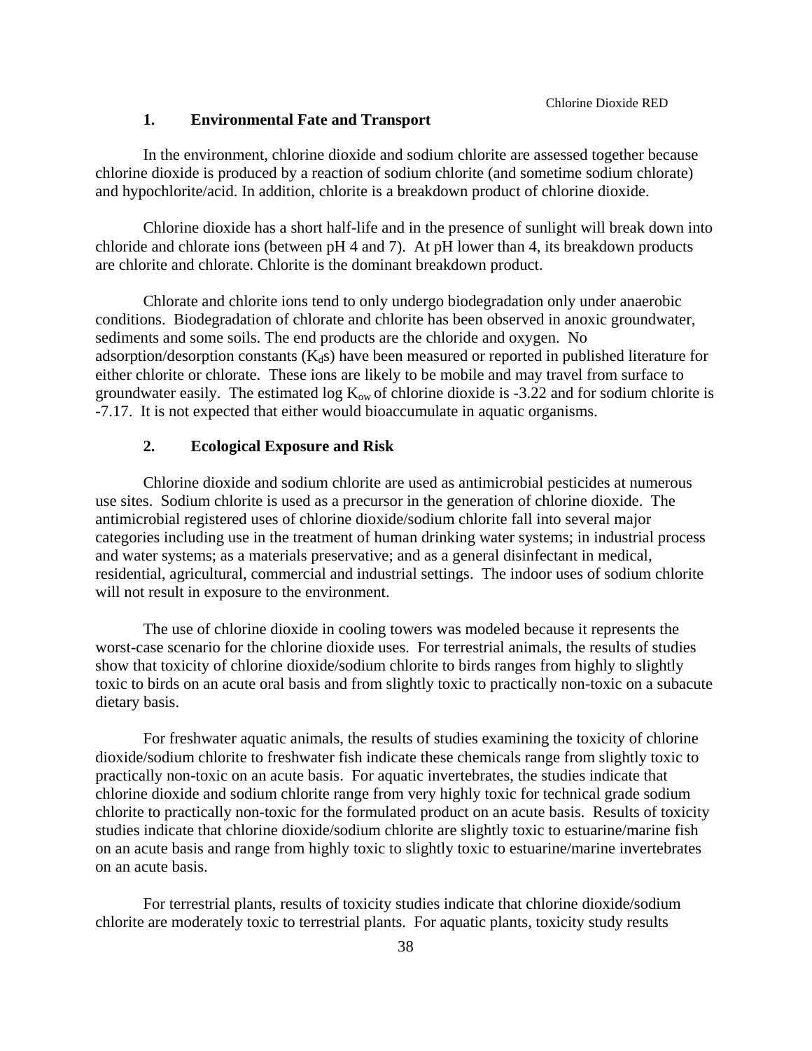### 1. Environmental Fate and Transport

In the environment, chlorine dioxide and sodium chlorite are assessed together because chlorine dioxide is produced by a reaction of sodium chlorite (and sometime sodium chlorate) and hypochlorite/acid. In addition, chlorite is a breakdown product of chlorine dioxide.

Chlorine dioxide has a short half-life and in the presence of sunlight will break down into chloride and chlorate ions (between pH 4 and 7). At pH lower than 4, its breakdown products are chlorite and chlorate. Chlorite is the dominant breakdown product.

Chlorate and chlorite ions tend to only undergo biodegradation only under anaerobic conditions. Biodegradation of chlorate and chlorite has been observed in anoxic groundwater, sediments and some soils. The end products are the chloride and oxygen. No adsorption/desorption constants ($K_d$s) have been measured or reported in published literature for either chlorite or chlorate. These ions are likely to be mobile and may travel from surface to groundwater easily. The estimated log $K_{ow}$ of chlorine dioxide is -3.22 and for sodium chlorite is -7.17. It is not expected that either would bioaccumulate in aquatic organisms.

### 2. Ecological Exposure and Risk

Chlorine dioxide and sodium chlorite are used as antimicrobial pesticides at numerous use sites. Sodium chlorite is used as a precursor in the generation of chlorine dioxide. The antimicrobial registered uses of chlorine dioxide/sodium chlorite fall into several major categories including use in the treatment of human drinking water systems; in industrial process and water systems; as a materials preservative; and as a general disinfectant in medical, residential, agricultural, commercial and industrial settings. The indoor uses of sodium chlorite will not result in exposure to the environment.

The use of chlorine dioxide in cooling towers was modeled because it represents the worst-case scenario for the chlorine dioxide uses. For terrestrial animals, the results of studies show that toxicity of chlorine dioxide/sodium chlorite to birds ranges from highly to slightly toxic to birds on an acute oral basis and from slightly toxic to practically non-toxic on a subacute dietary basis.

For freshwater aquatic animals, the results of studies examining the toxicity of chlorine dioxide/sodium chlorite to freshwater fish indicate these chemicals range from slightly toxic to practically non-toxic on an acute basis. For aquatic invertebrates, the studies indicate that chlorine dioxide and sodium chlorite range from very highly toxic for technical grade sodium chlorite to practically non-toxic for the formulated product on an acute basis. Results of toxicity studies indicate that chlorine dioxide/sodium chlorite are slightly toxic to estuarine/marine fish on an acute basis and range from highly toxic to slightly toxic to estuarine/marine invertebrates on an acute basis.

For terrestrial plants, results of toxicity studies indicate that chlorine dioxide/sodium chlorite are moderately toxic to terrestrial plants. For aquatic plants, toxicity study results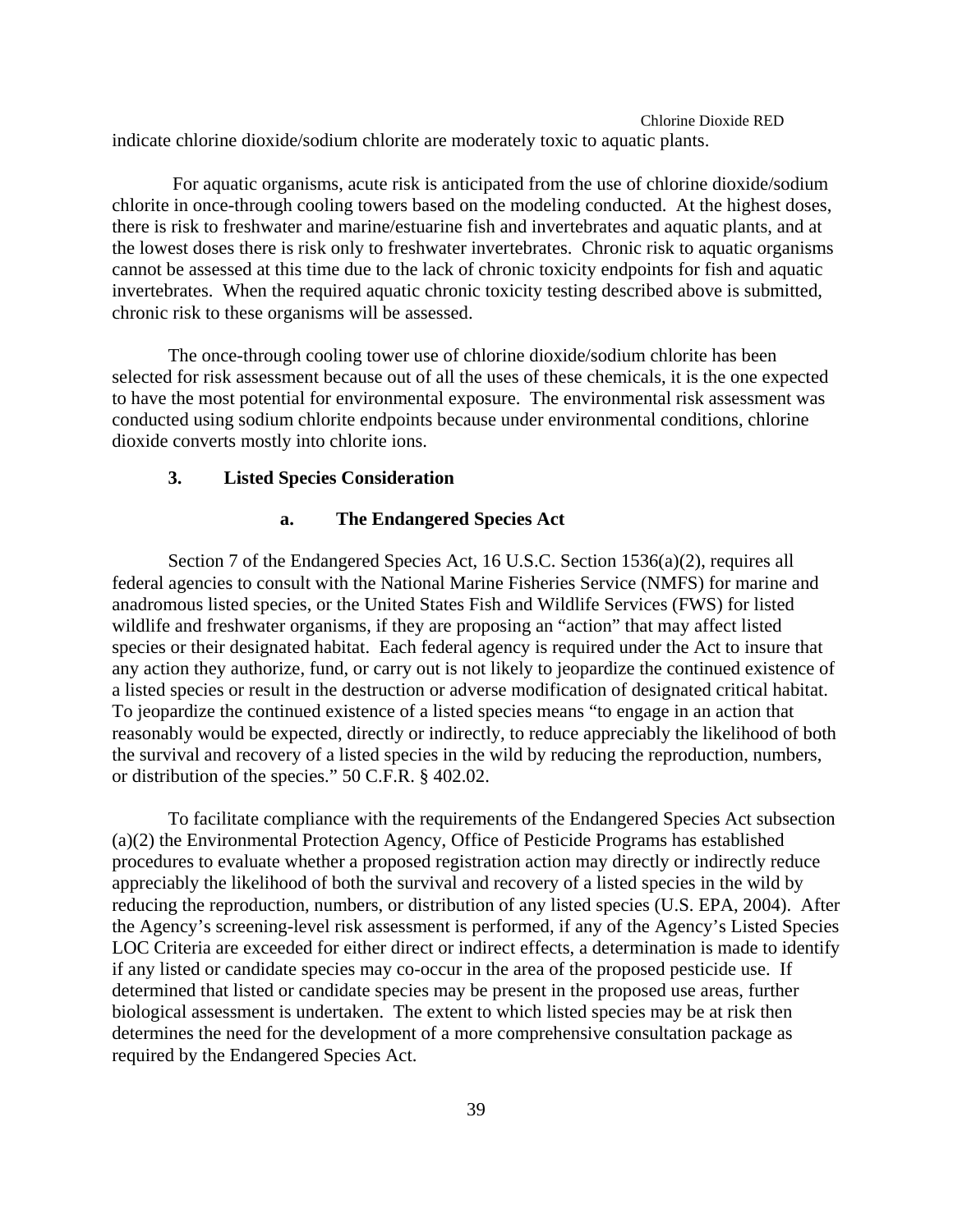indicate chlorine dioxide/sodium chlorite are moderately toxic to aquatic plants.

For aquatic organisms, acute risk is anticipated from the use of chlorine dioxide/sodium chlorite in once-through cooling towers based on the modeling conducted. At the highest doses, there is risk to freshwater and marine/estuarine fish and invertebrates and aquatic plants, and at the lowest doses there is risk only to freshwater invertebrates. Chronic risk to aquatic organisms cannot be assessed at this time due to the lack of chronic toxicity endpoints for fish and aquatic invertebrates. When the required aquatic chronic toxicity testing described above is submitted, chronic risk to these organisms will be assessed.

The once-through cooling tower use of chlorine dioxide/sodium chlorite has been selected for risk assessment because out of all the uses of these chemicals, it is the one expected to have the most potential for environmental exposure. The environmental risk assessment was conducted using sodium chlorite endpoints because under environmental conditions, chlorine dioxide converts mostly into chlorite ions.

### 3. Listed Species Consideration

#### a. The Endangered Species Act

Section 7 of the Endangered Species Act, 16 U.S.C. Section 1536(a)(2), requires all federal agencies to consult with the National Marine Fisheries Service (NMFS) for marine and anadromous listed species, or the United States Fish and Wildlife Services (FWS) for listed wildlife and freshwater organisms, if they are proposing an "action" that may affect listed species or their designated habitat. Each federal agency is required under the Act to insure that any action they authorize, fund, or carry out is not likely to jeopardize the continued existence of a listed species or result in the destruction or adverse modification of designated critical habitat. To jeopardize the continued existence of a listed species means "to engage in an action that reasonably would be expected, directly or indirectly, to reduce appreciably the likelihood of both the survival and recovery of a listed species in the wild by reducing the reproduction, numbers, or distribution of the species." 50 C.F.R. § 402.02.

To facilitate compliance with the requirements of the Endangered Species Act subsection (a)(2) the Environmental Protection Agency, Office of Pesticide Programs has established procedures to evaluate whether a proposed registration action may directly or indirectly reduce appreciably the likelihood of both the survival and recovery of a listed species in the wild by reducing the reproduction, numbers, or distribution of any listed species (U.S. EPA, 2004). After the Agency's screening-level risk assessment is performed, if any of the Agency's Listed Species LOC Criteria are exceeded for either direct or indirect effects, a determination is made to identify if any listed or candidate species may co-occur in the area of the proposed pesticide use. If determined that listed or candidate species may be present in the proposed use areas, further biological assessment is undertaken. The extent to which listed species may be at risk then determines the need for the development of a more comprehensive consultation package as required by the Endangered Species Act.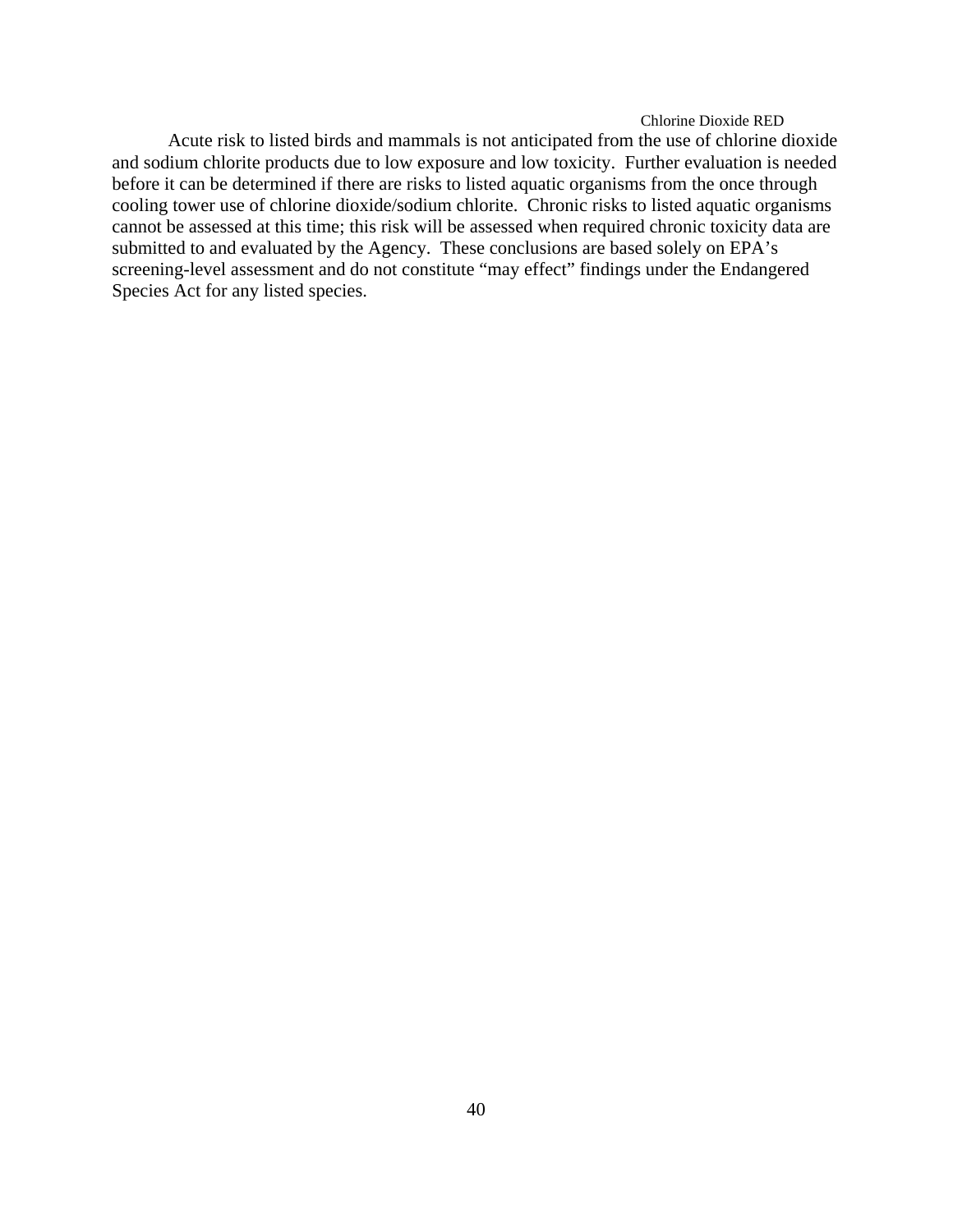Acute risk to listed birds and mammals is not anticipated from the use of chlorine dioxide and sodium chlorite products due to low exposure and low toxicity. Further evaluation is needed before it can be determined if there are risks to listed aquatic organisms from the once through cooling tower use of chlorine dioxide/sodium chlorite. Chronic risks to listed aquatic organisms cannot be assessed at this time; this risk will be assessed when required chronic toxicity data are submitted to and evaluated by the Agency. These conclusions are based solely on EPA's screening-level assessment and do not constitute "may effect" findings under the Endangered Species Act for any listed species.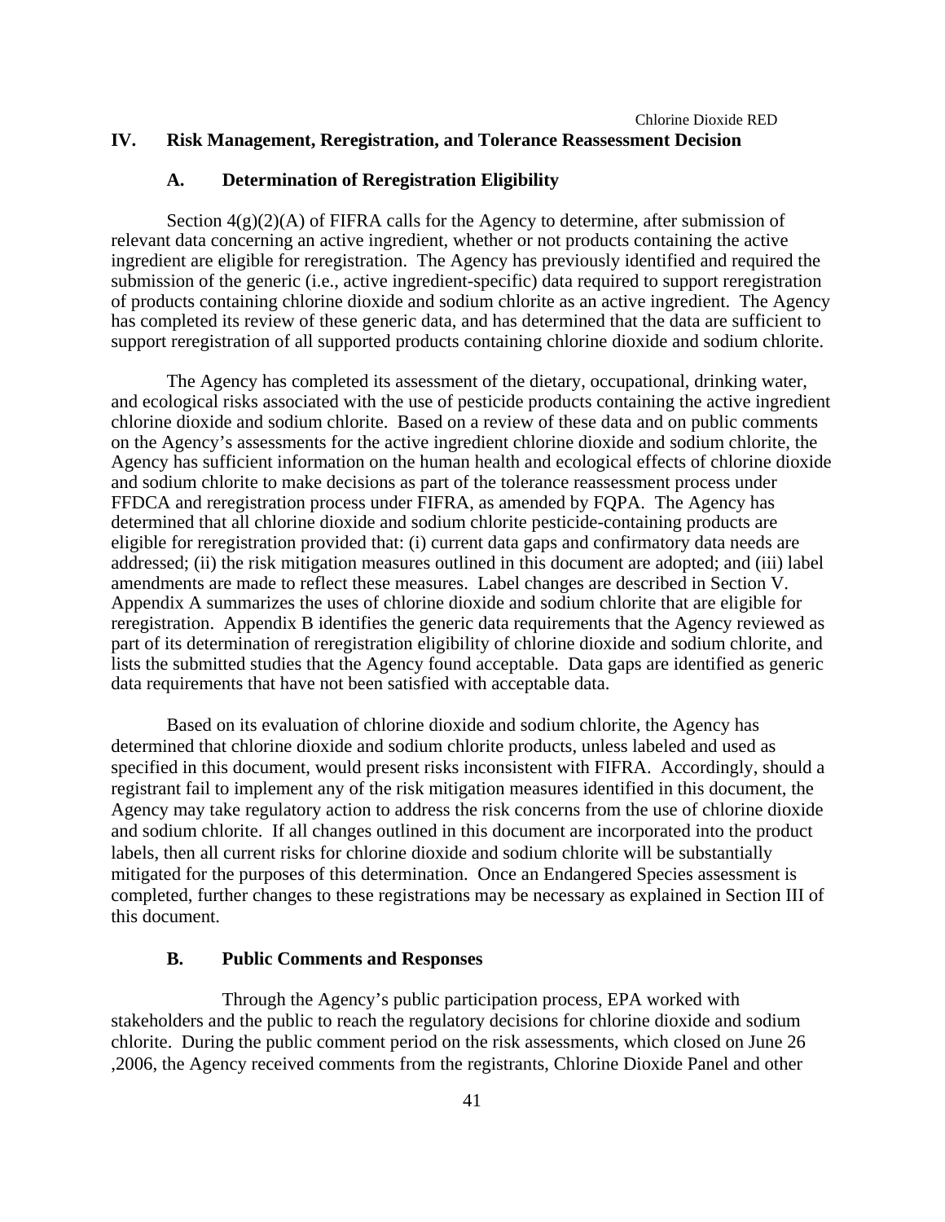# IV. Risk Management, Reregistration, and Tolerance Reassessment Decision

## A. Determination of Reregistration Eligibility

Section 4(g)(2)(A) of FIFRA calls for the Agency to determine, after submission of relevant data concerning an active ingredient, whether or not products containing the active ingredient are eligible for reregistration. The Agency has previously identified and required the submission of the generic (i.e., active ingredient-specific) data required to support reregistration of products containing chlorine dioxide and sodium chlorite as an active ingredient. The Agency has completed its review of these generic data, and has determined that the data are sufficient to support reregistration of all supported products containing chlorine dioxide and sodium chlorite.

The Agency has completed its assessment of the dietary, occupational, drinking water, and ecological risks associated with the use of pesticide products containing the active ingredient chlorine dioxide and sodium chlorite. Based on a review of these data and on public comments on the Agency's assessments for the active ingredient chlorine dioxide and sodium chlorite, the Agency has sufficient information on the human health and ecological effects of chlorine dioxide and sodium chlorite to make decisions as part of the tolerance reassessment process under FFDCA and reregistration process under FIFRA, as amended by FQPA. The Agency has determined that all chlorine dioxide and sodium chlorite pesticide-containing products are eligible for reregistration provided that: (i) current data gaps and confirmatory data needs are addressed; (ii) the risk mitigation measures outlined in this document are adopted; and (iii) label amendments are made to reflect these measures. Label changes are described in Section V. Appendix A summarizes the uses of chlorine dioxide and sodium chlorite that are eligible for reregistration. Appendix B identifies the generic data requirements that the Agency reviewed as part of its determination of reregistration eligibility of chlorine dioxide and sodium chlorite, and lists the submitted studies that the Agency found acceptable. Data gaps are identified as generic data requirements that have not been satisfied with acceptable data.

Based on its evaluation of chlorine dioxide and sodium chlorite, the Agency has determined that chlorine dioxide and sodium chlorite products, unless labeled and used as specified in this document, would present risks inconsistent with FIFRA. Accordingly, should a registrant fail to implement any of the risk mitigation measures identified in this document, the Agency may take regulatory action to address the risk concerns from the use of chlorine dioxide and sodium chlorite. If all changes outlined in this document are incorporated into the product labels, then all current risks for chlorine dioxide and sodium chlorite will be substantially mitigated for the purposes of this determination. Once an Endangered Species assessment is completed, further changes to these registrations may be necessary as explained in Section III of this document.

## B. Public Comments and Responses

Through the Agency's public participation process, EPA worked with stakeholders and the public to reach the regulatory decisions for chlorine dioxide and sodium chlorite. During the public comment period on the risk assessments, which closed on June 26 ,2006, the Agency received comments from the registrants, Chlorine Dioxide Panel and other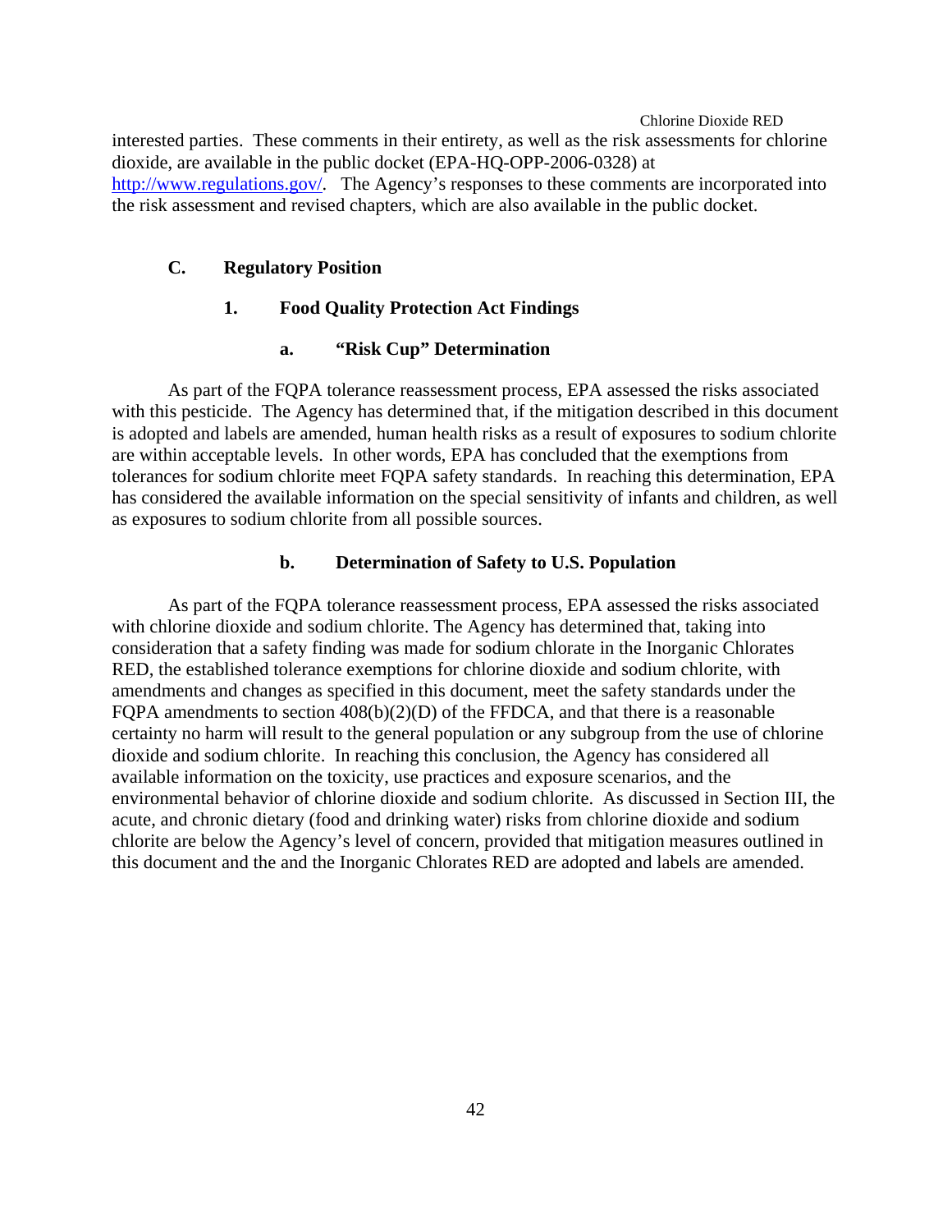interested parties. These comments in their entirety, as well as the risk assessments for chlorine dioxide, are available in the public docket (EPA-HQ-OPP-2006-0328) at http://www.regulations.gov/. The Agency's responses to these comments are incorporated into the risk assessment and revised chapters, which are also available in the public docket.

## C. Regulatory Position

### 1. Food Quality Protection Act Findings

#### a. "Risk Cup" Determination

As part of the FQPA tolerance reassessment process, EPA assessed the risks associated with this pesticide. The Agency has determined that, if the mitigation described in this document is adopted and labels are amended, human health risks as a result of exposures to sodium chlorite are within acceptable levels. In other words, EPA has concluded that the exemptions from tolerances for sodium chlorite meet FQPA safety standards. In reaching this determination, EPA has considered the available information on the special sensitivity of infants and children, as well as exposures to sodium chlorite from all possible sources.

#### b. Determination of Safety to U.S. Population

As part of the FQPA tolerance reassessment process, EPA assessed the risks associated with chlorine dioxide and sodium chlorite. The Agency has determined that, taking into consideration that a safety finding was made for sodium chlorate in the Inorganic Chlorates RED, the established tolerance exemptions for chlorine dioxide and sodium chlorite, with amendments and changes as specified in this document, meet the safety standards under the FQPA amendments to section 408(b)(2)(D) of the FFDCA, and that there is a reasonable certainty no harm will result to the general population or any subgroup from the use of chlorine dioxide and sodium chlorite. In reaching this conclusion, the Agency has considered all available information on the toxicity, use practices and exposure scenarios, and the environmental behavior of chlorine dioxide and sodium chlorite. As discussed in Section III, the acute, and chronic dietary (food and drinking water) risks from chlorine dioxide and sodium chlorite are below the Agency's level of concern, provided that mitigation measures outlined in this document and the and the Inorganic Chlorates RED are adopted and labels are amended.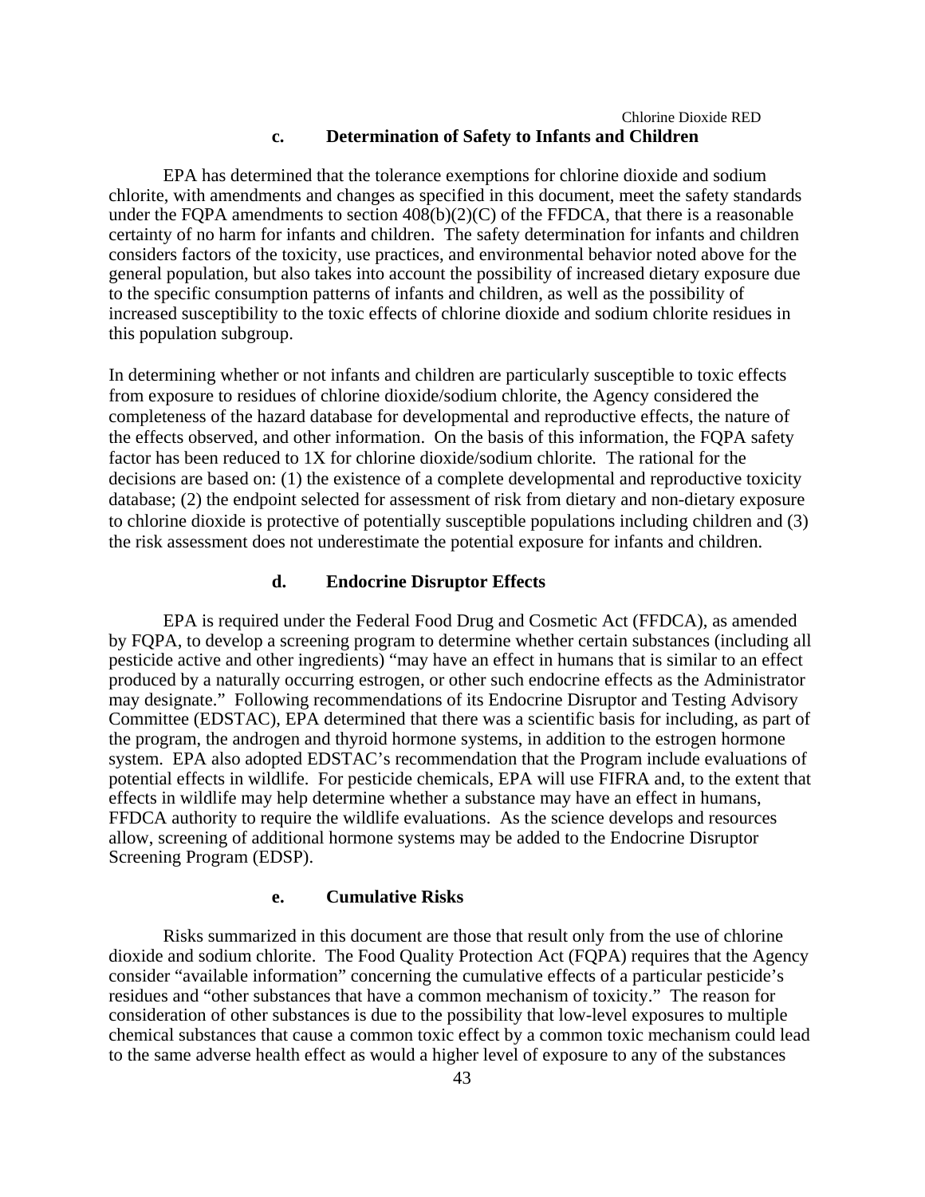### c. Determination of Safety to Infants and Children

EPA has determined that the tolerance exemptions for chlorine dioxide and sodium chlorite, with amendments and changes as specified in this document, meet the safety standards under the FQPA amendments to section 408(b)(2)(C) of the FFDCA, that there is a reasonable certainty of no harm for infants and children. The safety determination for infants and children considers factors of the toxicity, use practices, and environmental behavior noted above for the general population, but also takes into account the possibility of increased dietary exposure due to the specific consumption patterns of infants and children, as well as the possibility of increased susceptibility to the toxic effects of chlorine dioxide and sodium chlorite residues in this population subgroup.

In determining whether or not infants and children are particularly susceptible to toxic effects from exposure to residues of chlorine dioxide/sodium chlorite, the Agency considered the completeness of the hazard database for developmental and reproductive effects, the nature of the effects observed, and other information. On the basis of this information, the FQPA safety factor has been reduced to 1X for chlorine dioxide/sodium chlorite. The rational for the decisions are based on: (1) the existence of a complete developmental and reproductive toxicity database; (2) the endpoint selected for assessment of risk from dietary and non-dietary exposure to chlorine dioxide is protective of potentially susceptible populations including children and (3) the risk assessment does not underestimate the potential exposure for infants and children.

### d. Endocrine Disruptor Effects

EPA is required under the Federal Food Drug and Cosmetic Act (FFDCA), as amended by FQPA, to develop a screening program to determine whether certain substances (including all pesticide active and other ingredients) "may have an effect in humans that is similar to an effect produced by a naturally occurring estrogen, or other such endocrine effects as the Administrator may designate." Following recommendations of its Endocrine Disruptor and Testing Advisory Committee (EDSTAC), EPA determined that there was a scientific basis for including, as part of the program, the androgen and thyroid hormone systems, in addition to the estrogen hormone system. EPA also adopted EDSTAC's recommendation that the Program include evaluations of potential effects in wildlife. For pesticide chemicals, EPA will use FIFRA and, to the extent that effects in wildlife may help determine whether a substance may have an effect in humans, FFDCA authority to require the wildlife evaluations. As the science develops and resources allow, screening of additional hormone systems may be added to the Endocrine Disruptor Screening Program (EDSP).

### e. Cumulative Risks

Risks summarized in this document are those that result only from the use of chlorine dioxide and sodium chlorite. The Food Quality Protection Act (FQPA) requires that the Agency consider "available information" concerning the cumulative effects of a particular pesticide's residues and "other substances that have a common mechanism of toxicity." The reason for consideration of other substances is due to the possibility that low-level exposures to multiple chemical substances that cause a common toxic effect by a common toxic mechanism could lead to the same adverse health effect as would a higher level of exposure to any of the substances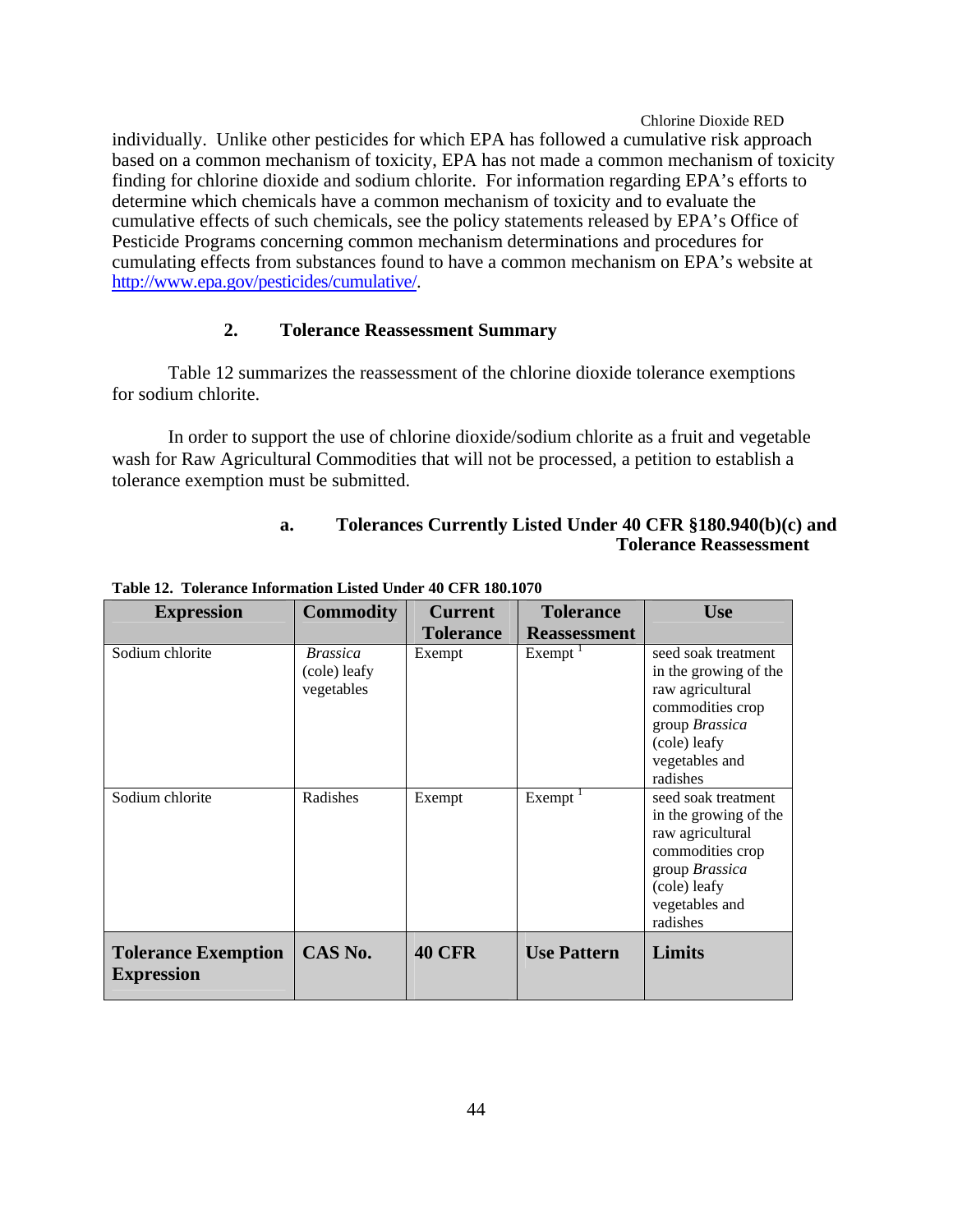individually. Unlike other pesticides for which EPA has followed a cumulative risk approach based on a common mechanism of toxicity, EPA has not made a common mechanism of toxicity finding for chlorine dioxide and sodium chlorite. For information regarding EPA's efforts to determine which chemicals have a common mechanism of toxicity and to evaluate the cumulative effects of such chemicals, see the policy statements released by EPA's Office of Pesticide Programs concerning common mechanism determinations and procedures for cumulating effects from substances found to have a common mechanism on EPA's website at http://www.epa.gov/pesticides/cumulative/.

### 2. Tolerance Reassessment Summary

Table 12 summarizes the reassessment of the chlorine dioxide tolerance exemptions for sodium chlorite.

In order to support the use of chlorine dioxide/sodium chlorite as a fruit and vegetable wash for Raw Agricultural Commodities that will not be processed, a petition to establish a tolerance exemption must be submitted.

#### a. Tolerances Currently Listed Under 40 CFR §180.940(b)(c) and Tolerance Reassessment

**Table 12. Tolerance Information Listed Under 40 CFR 180.1070**

| Expression | Commodity | Current Tolerance | Tolerance Reassessment | Use |
|---|---|---|---|---|
| Sodium chlorite | *Brassica* (cole) leafy vegetables | Exempt | Exempt [1] | seed soak treatment in the growing of the raw agricultural commodities crop group *Brassica* (cole) leafy vegetables and radishes |
| Sodium chlorite | Radishes | Exempt | Exempt [1] | seed soak treatment in the growing of the raw agricultural commodities crop group *Brassica* (cole) leafy vegetables and radishes |
| **Tolerance Exemption Expression** | **CAS No.** | **40 CFR** | **Use Pattern** | **Limits** |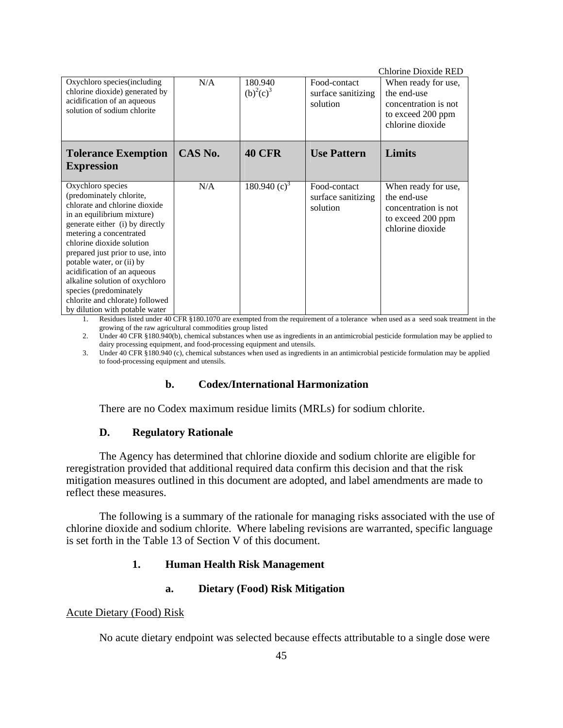| Oxychloro species(including chlorine dioxide) generated by acidification of an aqueous solution of sodium chlorite | N/A | 180.940 (b)[2](c)[3] | Food-contact surface sanitizing solution | When ready for use, the end-use concentration is not to exceed 200 ppm chlorine dioxide |
|---|---|---|---|---|
| **Tolerance Exemption Expression** | **CAS No.** | **40 CFR** | **Use Pattern** | **Limits** |
| Oxychloro species (predominately chlorite, chlorate and chlorine dioxide in an equilibrium mixture) generate either (i) by directly metering a concentrated chlorine dioxide solution prepared just prior to use, into potable water, or (ii) by acidification of an aqueous alkaline solution of oxychloro species (predominately chlorite and chlorate) followed by dilution with potable water | N/A | 180.940 (c)[3] | Food-contact surface sanitizing solution | When ready for use, the end-use concentration is not to exceed 200 ppm chlorine dioxide |

1. Residues listed under 40 CFR §180.1070 are exempted from the requirement of a tolerance when used as a seed soak treatment in the growing of the raw agricultural commodities group listed
2. Under 40 CFR §180.940(b), chemical substances when use as ingredients in an antimicrobial pesticide formulation may be applied to dairy processing equipment, and food-processing equipment and utensils.
3. Under 40 CFR §180.940 (c), chemical substances when used as ingredients in an antimicrobial pesticide formulation may be applied to food-processing equipment and utensils.

#### b. Codex/International Harmonization

There are no Codex maximum residue limits (MRLs) for sodium chlorite.

### D. Regulatory Rationale

The Agency has determined that chlorine dioxide and sodium chlorite are eligible for reregistration provided that additional required data confirm this decision and that the risk mitigation measures outlined in this document are adopted, and label amendments are made to reflect these measures.

The following is a summary of the rationale for managing risks associated with the use of chlorine dioxide and sodium chlorite. Where labeling revisions are warranted, specific language is set forth in the Table 13 of Section V of this document.

#### 1. Human Health Risk Management

##### a. Dietary (Food) Risk Mitigation

Acute Dietary (Food) Risk

No acute dietary endpoint was selected because effects attributable to a single dose were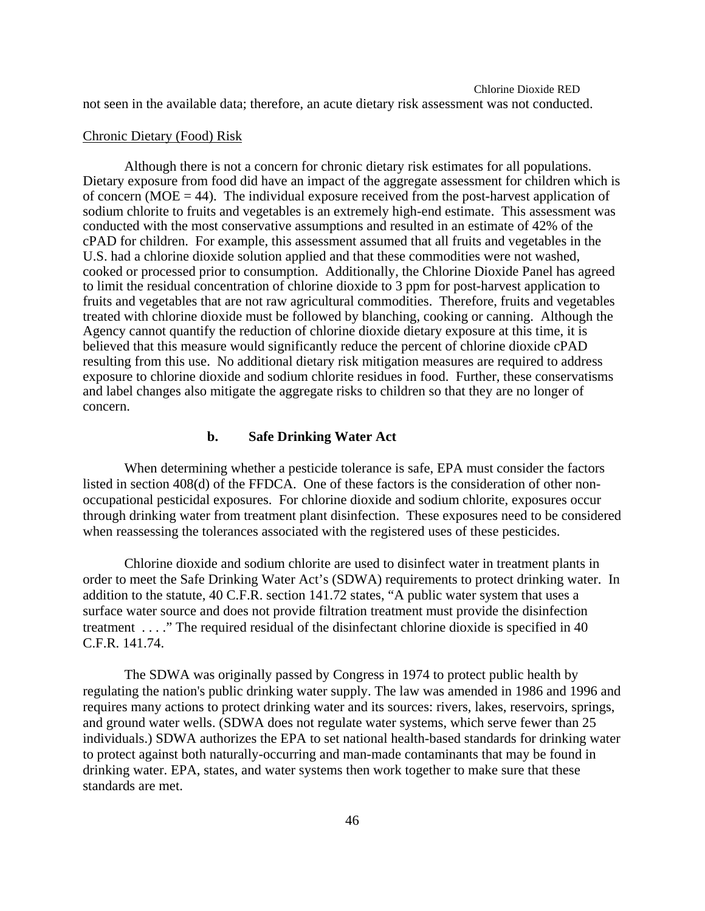not seen in the available data; therefore, an acute dietary risk assessment was not conducted.

Chronic Dietary (Food) Risk

Although there is not a concern for chronic dietary risk estimates for all populations. Dietary exposure from food did have an impact of the aggregate assessment for children which is of concern (MOE = 44). The individual exposure received from the post-harvest application of sodium chlorite to fruits and vegetables is an extremely high-end estimate. This assessment was conducted with the most conservative assumptions and resulted in an estimate of 42% of the cPAD for children. For example, this assessment assumed that all fruits and vegetables in the U.S. had a chlorine dioxide solution applied and that these commodities were not washed, cooked or processed prior to consumption. Additionally, the Chlorine Dioxide Panel has agreed to limit the residual concentration of chlorine dioxide to 3 ppm for post-harvest application to fruits and vegetables that are not raw agricultural commodities. Therefore, fruits and vegetables treated with chlorine dioxide must be followed by blanching, cooking or canning. Although the Agency cannot quantify the reduction of chlorine dioxide dietary exposure at this time, it is believed that this measure would significantly reduce the percent of chlorine dioxide cPAD resulting from this use. No additional dietary risk mitigation measures are required to address exposure to chlorine dioxide and sodium chlorite residues in food. Further, these conservatisms and label changes also mitigate the aggregate risks to children so that they are no longer of concern.

### b. Safe Drinking Water Act

When determining whether a pesticide tolerance is safe, EPA must consider the factors listed in section 408(d) of the FFDCA. One of these factors is the consideration of other non-occupational pesticidal exposures. For chlorine dioxide and sodium chlorite, exposures occur through drinking water from treatment plant disinfection. These exposures need to be considered when reassessing the tolerances associated with the registered uses of these pesticides.

Chlorine dioxide and sodium chlorite are used to disinfect water in treatment plants in order to meet the Safe Drinking Water Act's (SDWA) requirements to protect drinking water. In addition to the statute, 40 C.F.R. section 141.72 states, "A public water system that uses a surface water source and does not provide filtration treatment must provide the disinfection treatment . . . ." The required residual of the disinfectant chlorine dioxide is specified in 40 C.F.R. 141.74.

The SDWA was originally passed by Congress in 1974 to protect public health by regulating the nation's public drinking water supply. The law was amended in 1986 and 1996 and requires many actions to protect drinking water and its sources: rivers, lakes, reservoirs, springs, and ground water wells. (SDWA does not regulate water systems, which serve fewer than 25 individuals.) SDWA authorizes the EPA to set national health-based standards for drinking water to protect against both naturally-occurring and man-made contaminants that may be found in drinking water. EPA, states, and water systems then work together to make sure that these standards are met.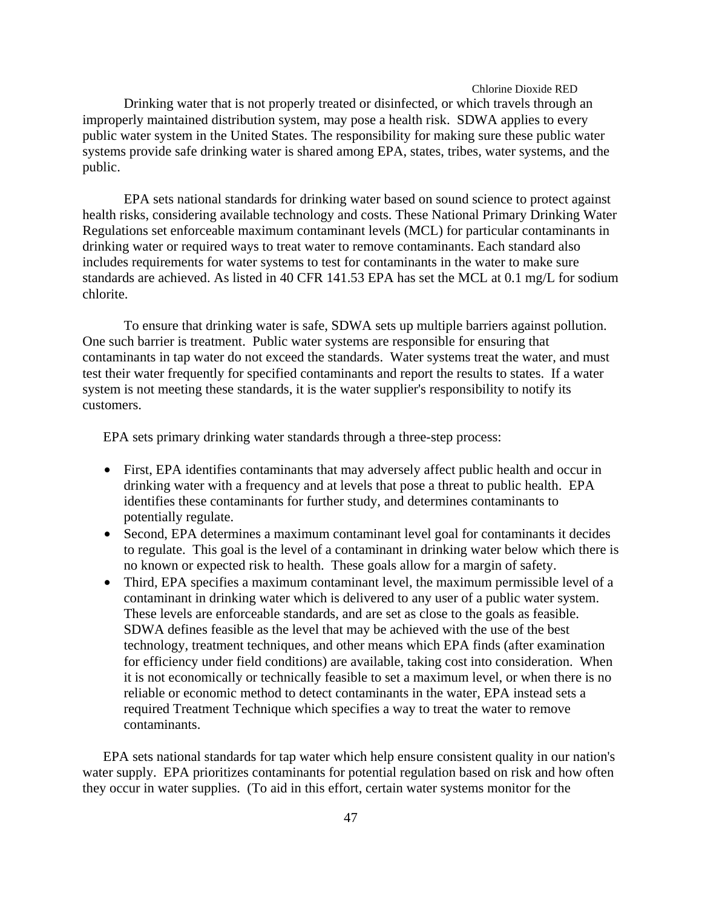Drinking water that is not properly treated or disinfected, or which travels through an improperly maintained distribution system, may pose a health risk. SDWA applies to every public water system in the United States. The responsibility for making sure these public water systems provide safe drinking water is shared among EPA, states, tribes, water systems, and the public.

EPA sets national standards for drinking water based on sound science to protect against health risks, considering available technology and costs. These National Primary Drinking Water Regulations set enforceable maximum contaminant levels (MCL) for particular contaminants in drinking water or required ways to treat water to remove contaminants. Each standard also includes requirements for water systems to test for contaminants in the water to make sure standards are achieved. As listed in 40 CFR 141.53 EPA has set the MCL at 0.1 mg/L for sodium chlorite.

To ensure that drinking water is safe, SDWA sets up multiple barriers against pollution. One such barrier is treatment. Public water systems are responsible for ensuring that contaminants in tap water do not exceed the standards. Water systems treat the water, and must test their water frequently for specified contaminants and report the results to states. If a water system is not meeting these standards, it is the water supplier's responsibility to notify its customers.

EPA sets primary drinking water standards through a three-step process:

- First, EPA identifies contaminants that may adversely affect public health and occur in drinking water with a frequency and at levels that pose a threat to public health. EPA identifies these contaminants for further study, and determines contaminants to potentially regulate.
- Second, EPA determines a maximum contaminant level goal for contaminants it decides to regulate. This goal is the level of a contaminant in drinking water below which there is no known or expected risk to health. These goals allow for a margin of safety.
- Third, EPA specifies a maximum contaminant level, the maximum permissible level of a contaminant in drinking water which is delivered to any user of a public water system. These levels are enforceable standards, and are set as close to the goals as feasible. SDWA defines feasible as the level that may be achieved with the use of the best technology, treatment techniques, and other means which EPA finds (after examination for efficiency under field conditions) are available, taking cost into consideration. When it is not economically or technically feasible to set a maximum level, or when there is no reliable or economic method to detect contaminants in the water, EPA instead sets a required Treatment Technique which specifies a way to treat the water to remove contaminants.

EPA sets national standards for tap water which help ensure consistent quality in our nation's water supply. EPA prioritizes contaminants for potential regulation based on risk and how often they occur in water supplies. (To aid in this effort, certain water systems monitor for the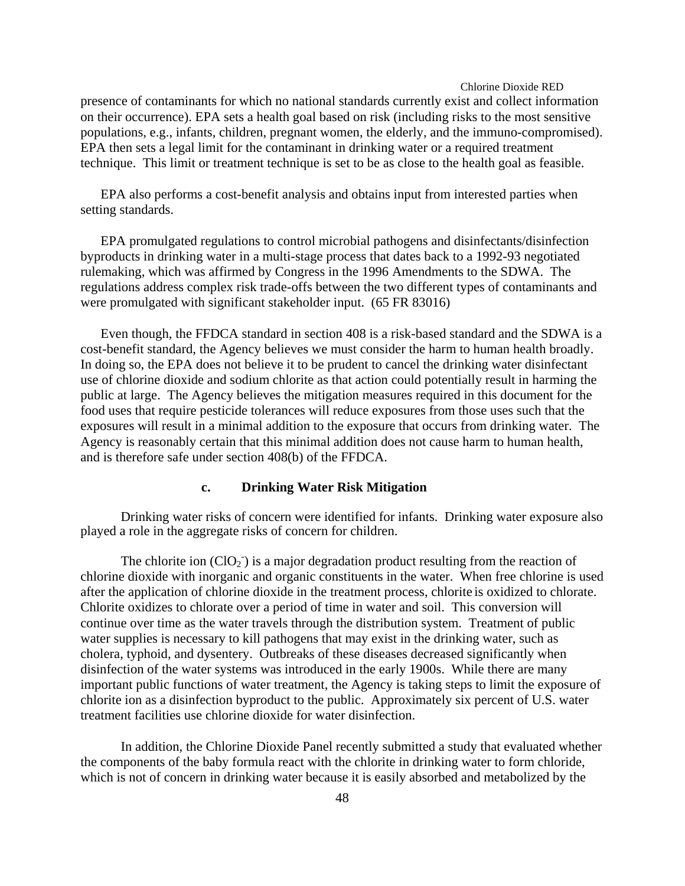presence of contaminants for which no national standards currently exist and collect information on their occurrence). EPA sets a health goal based on risk (including risks to the most sensitive populations, e.g., infants, children, pregnant women, the elderly, and the immuno-compromised). EPA then sets a legal limit for the contaminant in drinking water or a required treatment technique. This limit or treatment technique is set to be as close to the health goal as feasible.

EPA also performs a cost-benefit analysis and obtains input from interested parties when setting standards.

EPA promulgated regulations to control microbial pathogens and disinfectants/disinfection byproducts in drinking water in a multi-stage process that dates back to a 1992-93 negotiated rulemaking, which was affirmed by Congress in the 1996 Amendments to the SDWA. The regulations address complex risk trade-offs between the two different types of contaminants and were promulgated with significant stakeholder input. (65 FR 83016)

Even though, the FFDCA standard in section 408 is a risk-based standard and the SDWA is a cost-benefit standard, the Agency believes we must consider the harm to human health broadly. In doing so, the EPA does not believe it to be prudent to cancel the drinking water disinfectant use of chlorine dioxide and sodium chlorite as that action could potentially result in harming the public at large. The Agency believes the mitigation measures required in this document for the food uses that require pesticide tolerances will reduce exposures from those uses such that the exposures will result in a minimal addition to the exposure that occurs from drinking water. The Agency is reasonably certain that this minimal addition does not cause harm to human health, and is therefore safe under section 408(b) of the FFDCA.

#### c. Drinking Water Risk Mitigation

Drinking water risks of concern were identified for infants. Drinking water exposure also played a role in the aggregate risks of concern for children.

The chlorite ion ($ClO_2^-$) is a major degradation product resulting from the reaction of chlorine dioxide with inorganic and organic constituents in the water. When free chlorine is used after the application of chlorine dioxide in the treatment process, chlorite is oxidized to chlorate. Chlorite oxidizes to chlorate over a period of time in water and soil. This conversion will continue over time as the water travels through the distribution system. Treatment of public water supplies is necessary to kill pathogens that may exist in the drinking water, such as cholera, typhoid, and dysentery. Outbreaks of these diseases decreased significantly when disinfection of the water systems was introduced in the early 1900s. While there are many important public functions of water treatment, the Agency is taking steps to limit the exposure of chlorite ion as a disinfection byproduct to the public. Approximately six percent of U.S. water treatment facilities use chlorine dioxide for water disinfection.

In addition, the Chlorine Dioxide Panel recently submitted a study that evaluated whether the components of the baby formula react with the chlorite in drinking water to form chloride, which is not of concern in drinking water because it is easily absorbed and metabolized by the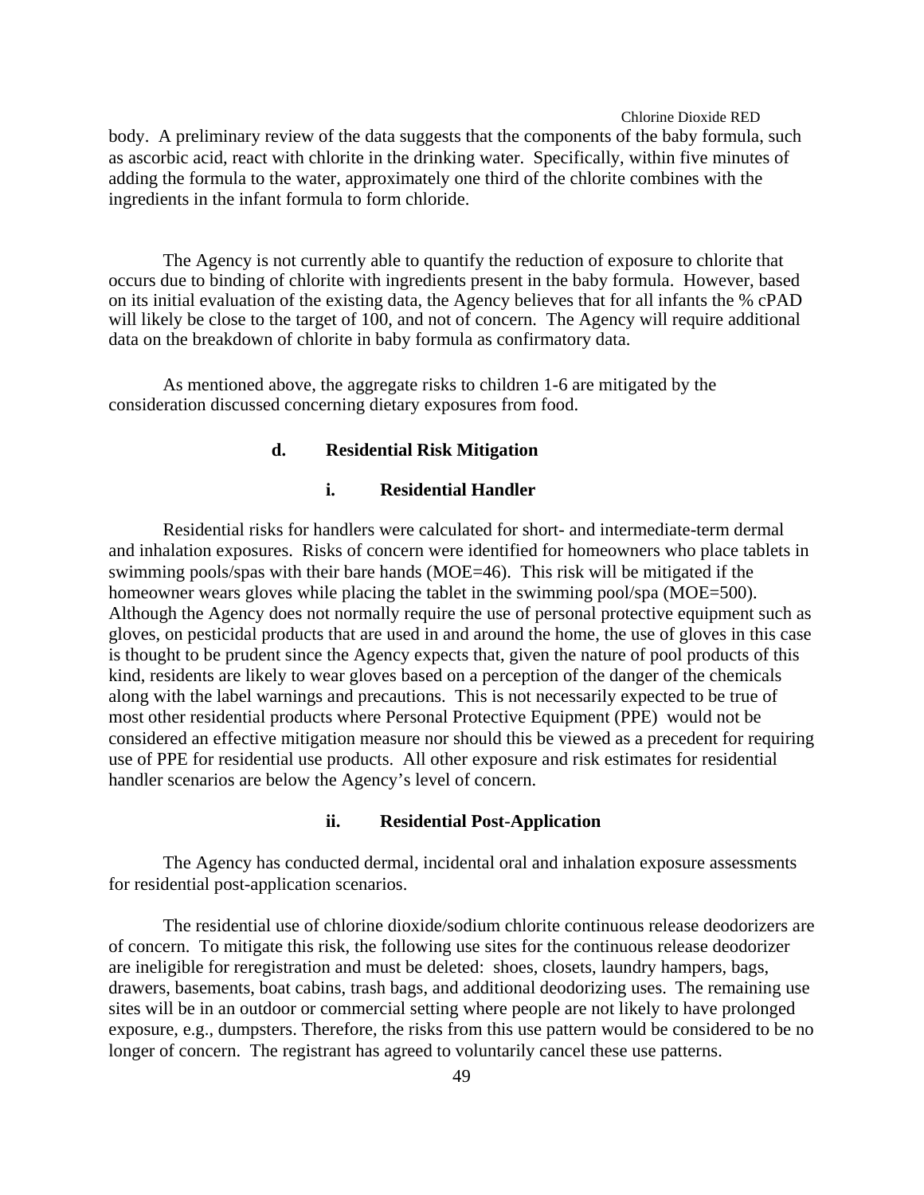body. A preliminary review of the data suggests that the components of the baby formula, such as ascorbic acid, react with chlorite in the drinking water. Specifically, within five minutes of adding the formula to the water, approximately one third of the chlorite combines with the ingredients in the infant formula to form chloride.

The Agency is not currently able to quantify the reduction of exposure to chlorite that occurs due to binding of chlorite with ingredients present in the baby formula. However, based on its initial evaluation of the existing data, the Agency believes that for all infants the % cPAD will likely be close to the target of 100, and not of concern. The Agency will require additional data on the breakdown of chlorite in baby formula as confirmatory data.

As mentioned above, the aggregate risks to children 1-6 are mitigated by the consideration discussed concerning dietary exposures from food.

#### d. Residential Risk Mitigation

##### i. Residential Handler

Residential risks for handlers were calculated for short- and intermediate-term dermal and inhalation exposures. Risks of concern were identified for homeowners who place tablets in swimming pools/spas with their bare hands (MOE=46). This risk will be mitigated if the homeowner wears gloves while placing the tablet in the swimming pool/spa (MOE=500). Although the Agency does not normally require the use of personal protective equipment such as gloves, on pesticidal products that are used in and around the home, the use of gloves in this case is thought to be prudent since the Agency expects that, given the nature of pool products of this kind, residents are likely to wear gloves based on a perception of the danger of the chemicals along with the label warnings and precautions. This is not necessarily expected to be true of most other residential products where Personal Protective Equipment (PPE) would not be considered an effective mitigation measure nor should this be viewed as a precedent for requiring use of PPE for residential use products. All other exposure and risk estimates for residential handler scenarios are below the Agency's level of concern.

##### ii. Residential Post-Application

The Agency has conducted dermal, incidental oral and inhalation exposure assessments for residential post-application scenarios.

The residential use of chlorine dioxide/sodium chlorite continuous release deodorizers are of concern. To mitigate this risk, the following use sites for the continuous release deodorizer are ineligible for reregistration and must be deleted: shoes, closets, laundry hampers, bags, drawers, basements, boat cabins, trash bags, and additional deodorizing uses. The remaining use sites will be in an outdoor or commercial setting where people are not likely to have prolonged exposure, e.g., dumpsters. Therefore, the risks from this use pattern would be considered to be no longer of concern. The registrant has agreed to voluntarily cancel these use patterns.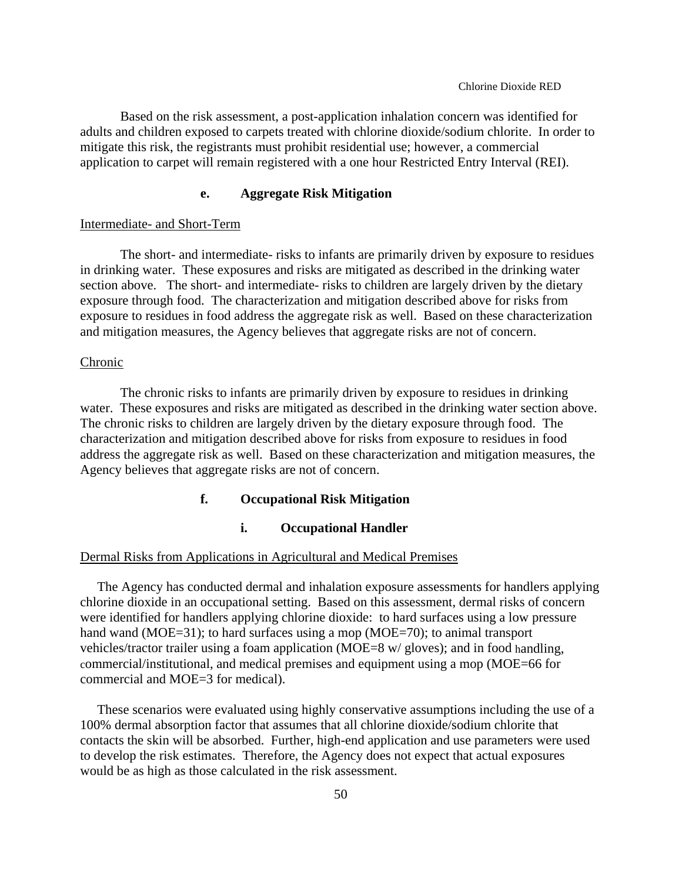Based on the risk assessment, a post-application inhalation concern was identified for adults and children exposed to carpets treated with chlorine dioxide/sodium chlorite. In order to mitigate this risk, the registrants must prohibit residential use; however, a commercial application to carpet will remain registered with a one hour Restricted Entry Interval (REI).

### e. Aggregate Risk Mitigation

Intermediate- and Short-Term

The short- and intermediate- risks to infants are primarily driven by exposure to residues in drinking water. These exposures and risks are mitigated as described in the drinking water section above. The short- and intermediate- risks to children are largely driven by the dietary exposure through food. The characterization and mitigation described above for risks from exposure to residues in food address the aggregate risk as well. Based on these characterization and mitigation measures, the Agency believes that aggregate risks are not of concern.

Chronic

The chronic risks to infants are primarily driven by exposure to residues in drinking water. These exposures and risks are mitigated as described in the drinking water section above. The chronic risks to children are largely driven by the dietary exposure through food. The characterization and mitigation described above for risks from exposure to residues in food address the aggregate risk as well. Based on these characterization and mitigation measures, the Agency believes that aggregate risks are not of concern.

### f. Occupational Risk Mitigation

#### i. Occupational Handler

Dermal Risks from Applications in Agricultural and Medical Premises

The Agency has conducted dermal and inhalation exposure assessments for handlers applying chlorine dioxide in an occupational setting. Based on this assessment, dermal risks of concern were identified for handlers applying chlorine dioxide: to hard surfaces using a low pressure hand wand (MOE=31); to hard surfaces using a mop (MOE=70); to animal transport vehicles/tractor trailer using a foam application (MOE=8 w/ gloves); and in food handling, commercial/institutional, and medical premises and equipment using a mop (MOE=66 for commercial and MOE=3 for medical).

These scenarios were evaluated using highly conservative assumptions including the use of a 100% dermal absorption factor that assumes that all chlorine dioxide/sodium chlorite that contacts the skin will be absorbed. Further, high-end application and use parameters were used to develop the risk estimates. Therefore, the Agency does not expect that actual exposures would be as high as those calculated in the risk assessment.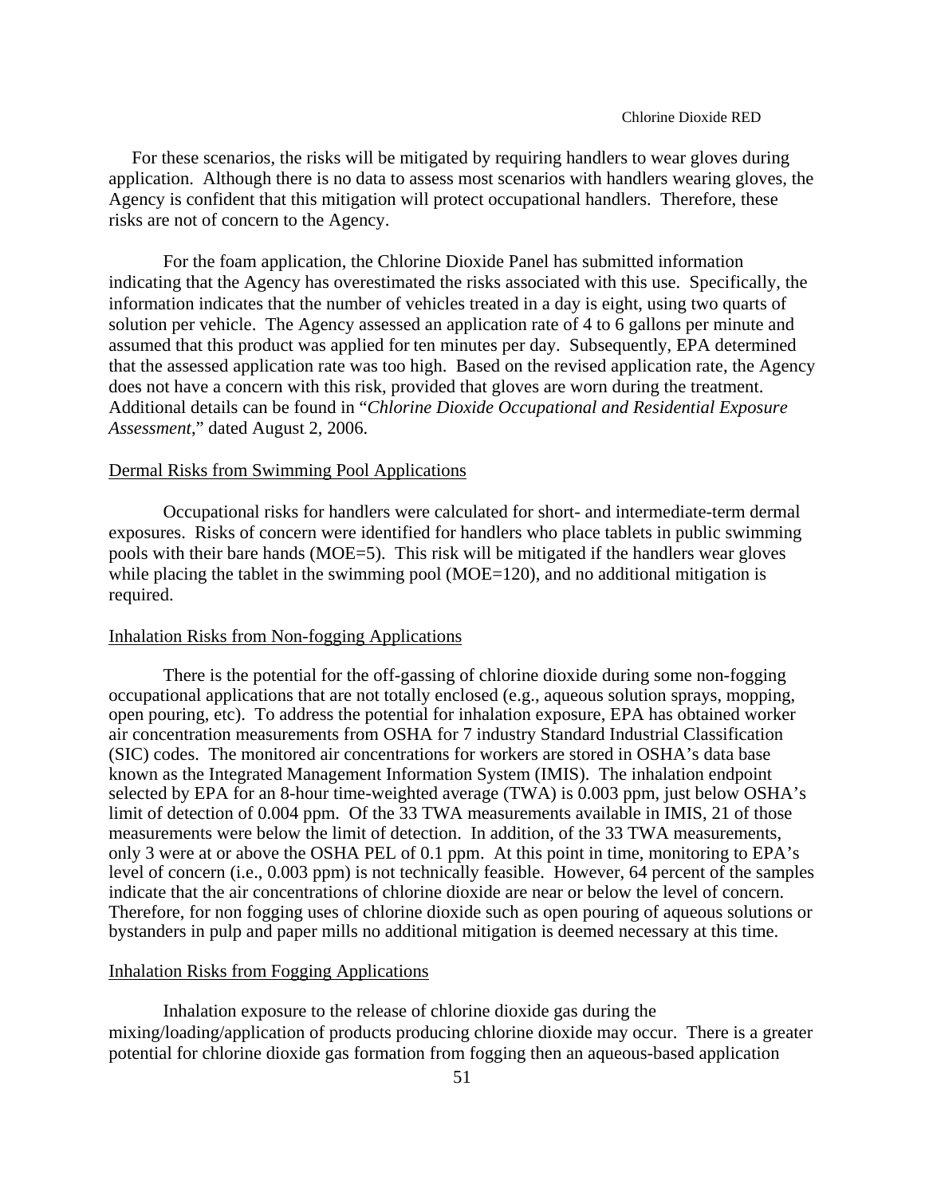For these scenarios, the risks will be mitigated by requiring handlers to wear gloves during application. Although there is no data to assess most scenarios with handlers wearing gloves, the Agency is confident that this mitigation will protect occupational handlers. Therefore, these risks are not of concern to the Agency.

For the foam application, the Chlorine Dioxide Panel has submitted information indicating that the Agency has overestimated the risks associated with this use. Specifically, the information indicates that the number of vehicles treated in a day is eight, using two quarts of solution per vehicle. The Agency assessed an application rate of 4 to 6 gallons per minute and assumed that this product was applied for ten minutes per day. Subsequently, EPA determined that the assessed application rate was too high. Based on the revised application rate, the Agency does not have a concern with this risk, provided that gloves are worn during the treatment. Additional details can be found in "*Chlorine Dioxide Occupational and Residential Exposure Assessment*," dated August 2, 2006.

Dermal Risks from Swimming Pool Applications

Occupational risks for handlers were calculated for short- and intermediate-term dermal exposures. Risks of concern were identified for handlers who place tablets in public swimming pools with their bare hands (MOE=5). This risk will be mitigated if the handlers wear gloves while placing the tablet in the swimming pool (MOE=120), and no additional mitigation is required.

Inhalation Risks from Non-fogging Applications

There is the potential for the off-gassing of chlorine dioxide during some non-fogging occupational applications that are not totally enclosed (e.g., aqueous solution sprays, mopping, open pouring, etc). To address the potential for inhalation exposure, EPA has obtained worker air concentration measurements from OSHA for 7 industry Standard Industrial Classification (SIC) codes. The monitored air concentrations for workers are stored in OSHA's data base known as the Integrated Management Information System (IMIS). The inhalation endpoint selected by EPA for an 8-hour time-weighted average (TWA) is 0.003 ppm, just below OSHA's limit of detection of 0.004 ppm. Of the 33 TWA measurements available in IMIS, 21 of those measurements were below the limit of detection. In addition, of the 33 TWA measurements, only 3 were at or above the OSHA PEL of 0.1 ppm. At this point in time, monitoring to EPA's level of concern (i.e., 0.003 ppm) is not technically feasible. However, 64 percent of the samples indicate that the air concentrations of chlorine dioxide are near or below the level of concern. Therefore, for non fogging uses of chlorine dioxide such as open pouring of aqueous solutions or bystanders in pulp and paper mills no additional mitigation is deemed necessary at this time.

Inhalation Risks from Fogging Applications

Inhalation exposure to the release of chlorine dioxide gas during the mixing/loading/application of products producing chlorine dioxide may occur. There is a greater potential for chlorine dioxide gas formation from fogging then an aqueous-based application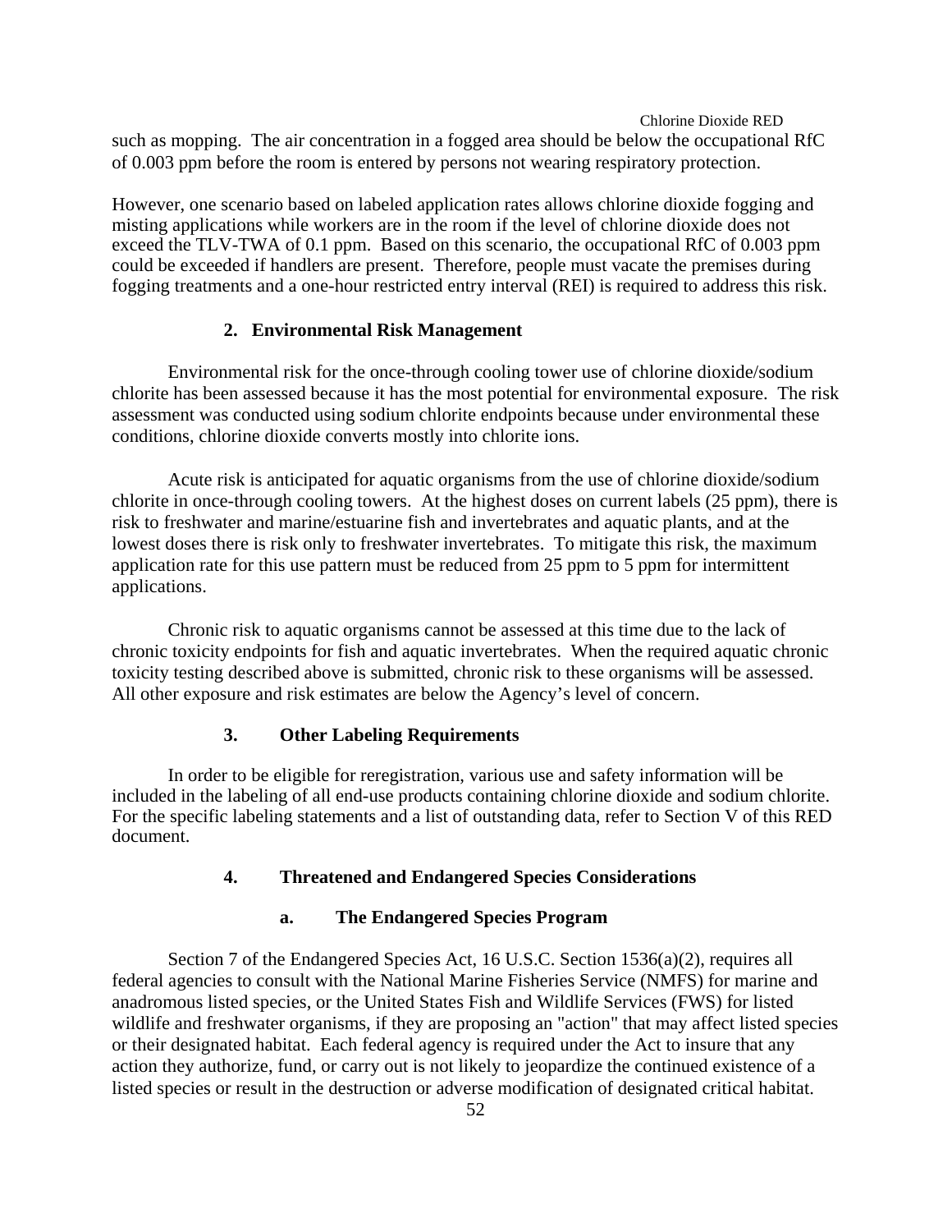such as mopping. The air concentration in a fogged area should be below the occupational RfC of 0.003 ppm before the room is entered by persons not wearing respiratory protection.

However, one scenario based on labeled application rates allows chlorine dioxide fogging and misting applications while workers are in the room if the level of chlorine dioxide does not exceed the TLV-TWA of 0.1 ppm. Based on this scenario, the occupational RfC of 0.003 ppm could be exceeded if handlers are present. Therefore, people must vacate the premises during fogging treatments and a one-hour restricted entry interval (REI) is required to address this risk.

### 2. Environmental Risk Management

Environmental risk for the once-through cooling tower use of chlorine dioxide/sodium chlorite has been assessed because it has the most potential for environmental exposure. The risk assessment was conducted using sodium chlorite endpoints because under environmental these conditions, chlorine dioxide converts mostly into chlorite ions.

Acute risk is anticipated for aquatic organisms from the use of chlorine dioxide/sodium chlorite in once-through cooling towers. At the highest doses on current labels (25 ppm), there is risk to freshwater and marine/estuarine fish and invertebrates and aquatic plants, and at the lowest doses there is risk only to freshwater invertebrates. To mitigate this risk, the maximum application rate for this use pattern must be reduced from 25 ppm to 5 ppm for intermittent applications.

Chronic risk to aquatic organisms cannot be assessed at this time due to the lack of chronic toxicity endpoints for fish and aquatic invertebrates. When the required aquatic chronic toxicity testing described above is submitted, chronic risk to these organisms will be assessed. All other exposure and risk estimates are below the Agency's level of concern.

### 3. Other Labeling Requirements

In order to be eligible for reregistration, various use and safety information will be included in the labeling of all end-use products containing chlorine dioxide and sodium chlorite. For the specific labeling statements and a list of outstanding data, refer to Section V of this RED document.

### 4. Threatened and Endangered Species Considerations

#### a. The Endangered Species Program

Section 7 of the Endangered Species Act, 16 U.S.C. Section 1536(a)(2), requires all federal agencies to consult with the National Marine Fisheries Service (NMFS) for marine and anadromous listed species, or the United States Fish and Wildlife Services (FWS) for listed wildlife and freshwater organisms, if they are proposing an "action" that may affect listed species or their designated habitat. Each federal agency is required under the Act to insure that any action they authorize, fund, or carry out is not likely to jeopardize the continued existence of a listed species or result in the destruction or adverse modification of designated critical habitat.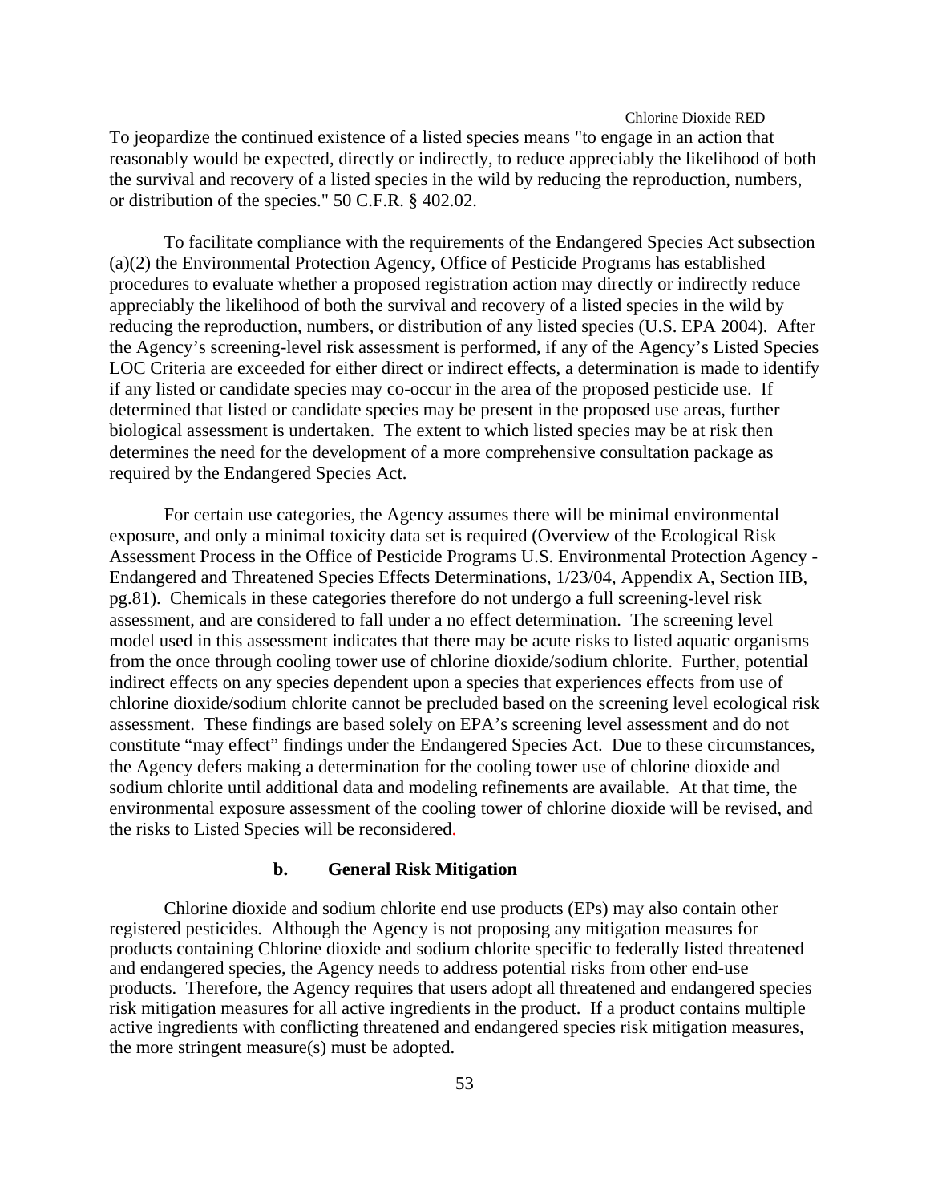To jeopardize the continued existence of a listed species means "to engage in an action that reasonably would be expected, directly or indirectly, to reduce appreciably the likelihood of both the survival and recovery of a listed species in the wild by reducing the reproduction, numbers, or distribution of the species." 50 C.F.R. § 402.02.

To facilitate compliance with the requirements of the Endangered Species Act subsection (a)(2) the Environmental Protection Agency, Office of Pesticide Programs has established procedures to evaluate whether a proposed registration action may directly or indirectly reduce appreciably the likelihood of both the survival and recovery of a listed species in the wild by reducing the reproduction, numbers, or distribution of any listed species (U.S. EPA 2004). After the Agency's screening-level risk assessment is performed, if any of the Agency's Listed Species LOC Criteria are exceeded for either direct or indirect effects, a determination is made to identify if any listed or candidate species may co-occur in the area of the proposed pesticide use. If determined that listed or candidate species may be present in the proposed use areas, further biological assessment is undertaken. The extent to which listed species may be at risk then determines the need for the development of a more comprehensive consultation package as required by the Endangered Species Act.

For certain use categories, the Agency assumes there will be minimal environmental exposure, and only a minimal toxicity data set is required (Overview of the Ecological Risk Assessment Process in the Office of Pesticide Programs U.S. Environmental Protection Agency - Endangered and Threatened Species Effects Determinations, 1/23/04, Appendix A, Section IIB, pg.81). Chemicals in these categories therefore do not undergo a full screening-level risk assessment, and are considered to fall under a no effect determination. The screening level model used in this assessment indicates that there may be acute risks to listed aquatic organisms from the once through cooling tower use of chlorine dioxide/sodium chlorite. Further, potential indirect effects on any species dependent upon a species that experiences effects from use of chlorine dioxide/sodium chlorite cannot be precluded based on the screening level ecological risk assessment. These findings are based solely on EPA's screening level assessment and do not constitute "may effect" findings under the Endangered Species Act. Due to these circumstances, the Agency defers making a determination for the cooling tower use of chlorine dioxide and sodium chlorite until additional data and modeling refinements are available. At that time, the environmental exposure assessment of the cooling tower of chlorine dioxide will be revised, and the risks to Listed Species will be reconsidered.

#### b. General Risk Mitigation

Chlorine dioxide and sodium chlorite end use products (EPs) may also contain other registered pesticides. Although the Agency is not proposing any mitigation measures for products containing Chlorine dioxide and sodium chlorite specific to federally listed threatened and endangered species, the Agency needs to address potential risks from other end-use products. Therefore, the Agency requires that users adopt all threatened and endangered species risk mitigation measures for all active ingredients in the product. If a product contains multiple active ingredients with conflicting threatened and endangered species risk mitigation measures, the more stringent measure(s) must be adopted.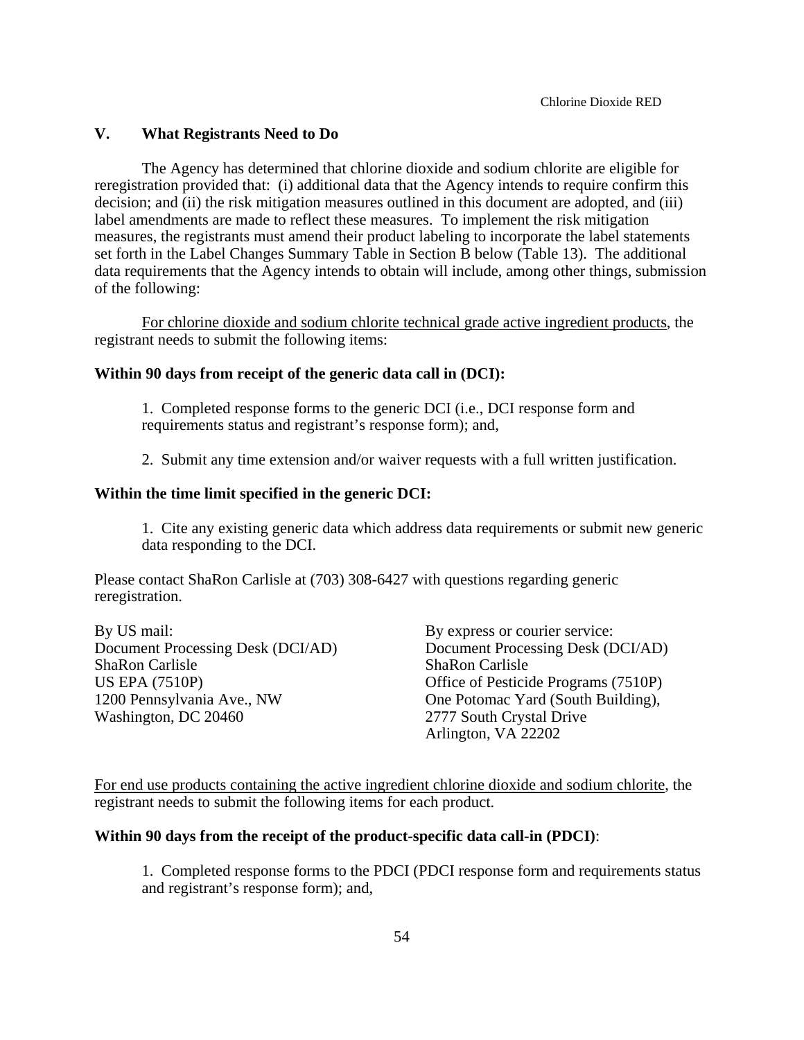## V. What Registrants Need to Do

The Agency has determined that chlorine dioxide and sodium chlorite are eligible for reregistration provided that: (i) additional data that the Agency intends to require confirm this decision; and (ii) the risk mitigation measures outlined in this document are adopted, and (iii) label amendments are made to reflect these measures. To implement the risk mitigation measures, the registrants must amend their product labeling to incorporate the label statements set forth in the Label Changes Summary Table in Section B below (Table 13). The additional data requirements that the Agency intends to obtain will include, among other things, submission of the following:

For chlorine dioxide and sodium chlorite technical grade active ingredient products, the registrant needs to submit the following items:

**Within 90 days from receipt of the generic data call in (DCI):**

1. Completed response forms to the generic DCI (i.e., DCI response form and requirements status and registrant's response form); and,

2. Submit any time extension and/or waiver requests with a full written justification.

**Within the time limit specified in the generic DCI:**

1. Cite any existing generic data which address data requirements or submit new generic data responding to the DCI.

Please contact ShaRon Carlisle at (703) 308-6427 with questions regarding generic reregistration.

By US mail:
Document Processing Desk (DCI/AD)
ShaRon Carlisle
US EPA (7510P)
1200 Pennsylvania Ave., NW
Washington, DC 20460

By express or courier service:
Document Processing Desk (DCI/AD)
ShaRon Carlisle
Office of Pesticide Programs (7510P)
One Potomac Yard (South Building),
2777 South Crystal Drive
Arlington, VA 22202

For end use products containing the active ingredient chlorine dioxide and sodium chlorite, the registrant needs to submit the following items for each product.

**Within 90 days from the receipt of the product-specific data call-in (PDCI)**:

1. Completed response forms to the PDCI (PDCI response form and requirements status and registrant's response form); and,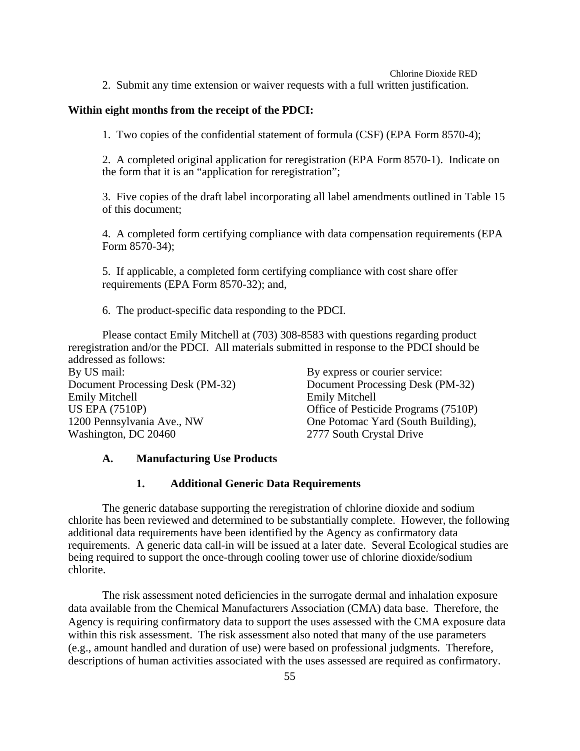2. Submit any time extension or waiver requests with a full written justification.

**Within eight months from the receipt of the PDCI:**

1. Two copies of the confidential statement of formula (CSF) (EPA Form 8570-4);

2. A completed original application for reregistration (EPA Form 8570-1). Indicate on the form that it is an "application for reregistration";

3. Five copies of the draft label incorporating all label amendments outlined in Table 15 of this document;

4. A completed form certifying compliance with data compensation requirements (EPA Form 8570-34);

5. If applicable, a completed form certifying compliance with cost share offer requirements (EPA Form 8570-32); and,

6. The product-specific data responding to the PDCI.

Please contact Emily Mitchell at (703) 308-8583 with questions regarding product reregistration and/or the PDCI. All materials submitted in response to the PDCI should be addressed as follows:

By US mail:
Document Processing Desk (PM-32)
Emily Mitchell
US EPA (7510P)
1200 Pennsylvania Ave., NW
Washington, DC 20460

By express or courier service:
Document Processing Desk (PM-32)
Emily Mitchell
Office of Pesticide Programs (7510P)
One Potomac Yard (South Building),
2777 South Crystal Drive

### A. Manufacturing Use Products

#### 1. Additional Generic Data Requirements

The generic database supporting the reregistration of chlorine dioxide and sodium chlorite has been reviewed and determined to be substantially complete. However, the following additional data requirements have been identified by the Agency as confirmatory data requirements. A generic data call-in will be issued at a later date. Several Ecological studies are being required to support the once-through cooling tower use of chlorine dioxide/sodium chlorite.

The risk assessment noted deficiencies in the surrogate dermal and inhalation exposure data available from the Chemical Manufacturers Association (CMA) data base. Therefore, the Agency is requiring confirmatory data to support the uses assessed with the CMA exposure data within this risk assessment. The risk assessment also noted that many of the use parameters (e.g., amount handled and duration of use) were based on professional judgments. Therefore, descriptions of human activities associated with the uses assessed are required as confirmatory.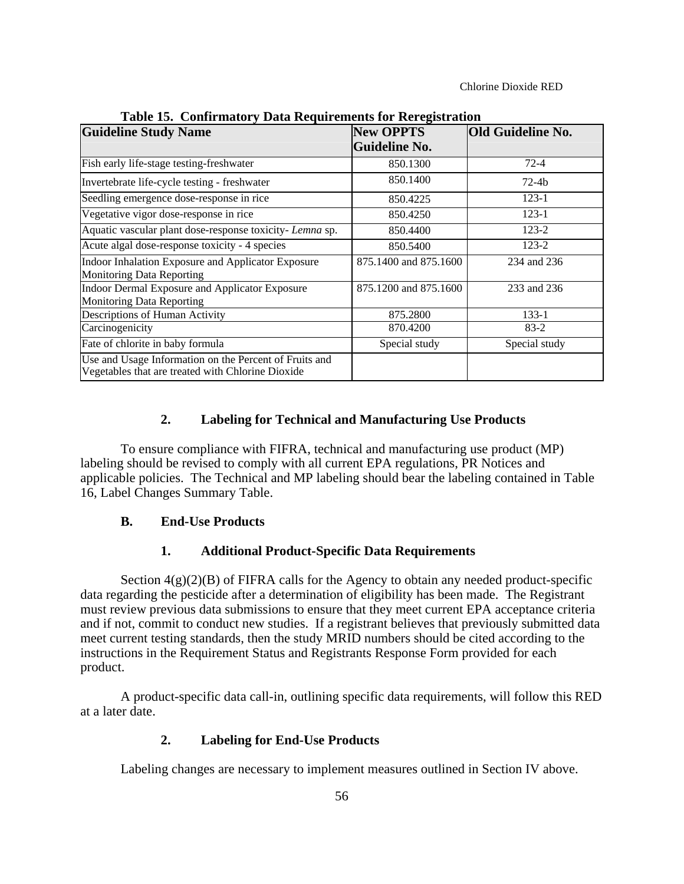**Table 15. Confirmatory Data Requirements for Reregistration**

| Guideline Study Name | New OPPTS Guideline No. | Old Guideline No. |
|---|---|---|
| Fish early life-stage testing-freshwater | 850.1300 | 72-4 |
| Invertebrate life-cycle testing - freshwater | 850.1400 | 72-4b |
| Seedling emergence dose-response in rice | 850.4225 | 123-1 |
| Vegetative vigor dose-response in rice | 850.4250 | 123-1 |
| Aquatic vascular plant dose-response toxicity- *Lemna* sp. | 850.4400 | 123-2 |
| Acute algal dose-response toxicity - 4 species | 850.5400 | 123-2 |
| Indoor Inhalation Exposure and Applicator Exposure Monitoring Data Reporting | 875.1400 and 875.1600 | 234 and 236 |
| Indoor Dermal Exposure and Applicator Exposure Monitoring Data Reporting | 875.1200 and 875.1600 | 233 and 236 |
| Descriptions of Human Activity | 875.2800 | 133-1 |
| Carcinogenicity | 870.4200 | 83-2 |
| Fate of chlorite in baby formula | Special study | Special study |
| Use and Usage Information on the Percent of Fruits and Vegetables that are treated with Chlorine Dioxide | | |

### 2. Labeling for Technical and Manufacturing Use Products

To ensure compliance with FIFRA, technical and manufacturing use product (MP) labeling should be revised to comply with all current EPA regulations, PR Notices and applicable policies. The Technical and MP labeling should bear the labeling contained in Table 16, Label Changes Summary Table.

## B. End-Use Products

### 1. Additional Product-Specific Data Requirements

Section 4(g)(2)(B) of FIFRA calls for the Agency to obtain any needed product-specific data regarding the pesticide after a determination of eligibility has been made. The Registrant must review previous data submissions to ensure that they meet current EPA acceptance criteria and if not, commit to conduct new studies. If a registrant believes that previously submitted data meet current testing standards, then the study MRID numbers should be cited according to the instructions in the Requirement Status and Registrants Response Form provided for each product.

A product-specific data call-in, outlining specific data requirements, will follow this RED at a later date.

### 2. Labeling for End-Use Products

Labeling changes are necessary to implement measures outlined in Section IV above.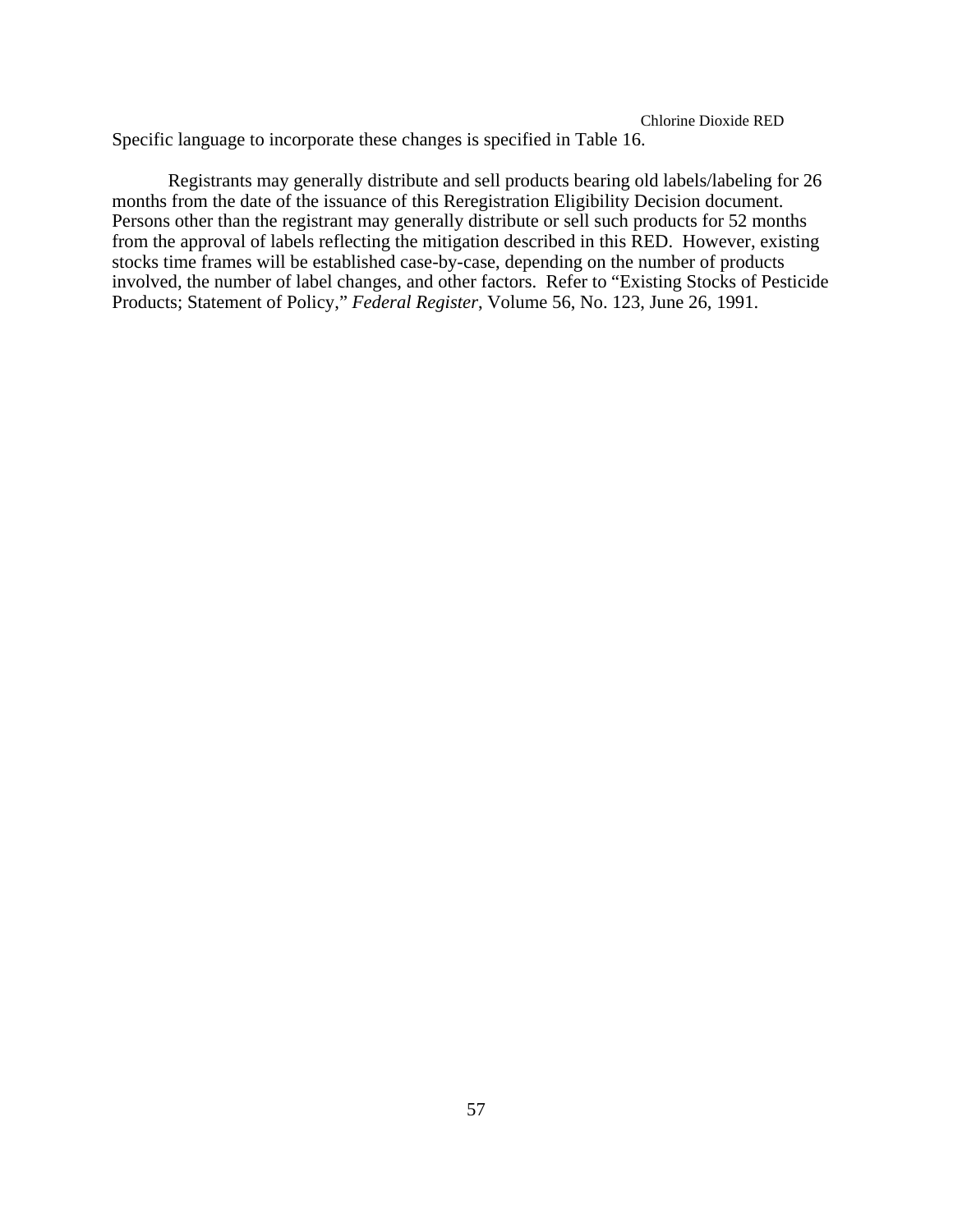Specific language to incorporate these changes is specified in Table 16.

Registrants may generally distribute and sell products bearing old labels/labeling for 26 months from the date of the issuance of this Reregistration Eligibility Decision document. Persons other than the registrant may generally distribute or sell such products for 52 months from the approval of labels reflecting the mitigation described in this RED. However, existing stocks time frames will be established case-by-case, depending on the number of products involved, the number of label changes, and other factors. Refer to "Existing Stocks of Pesticide Products; Statement of Policy," *Federal Register*, Volume 56, No. 123, June 26, 1991.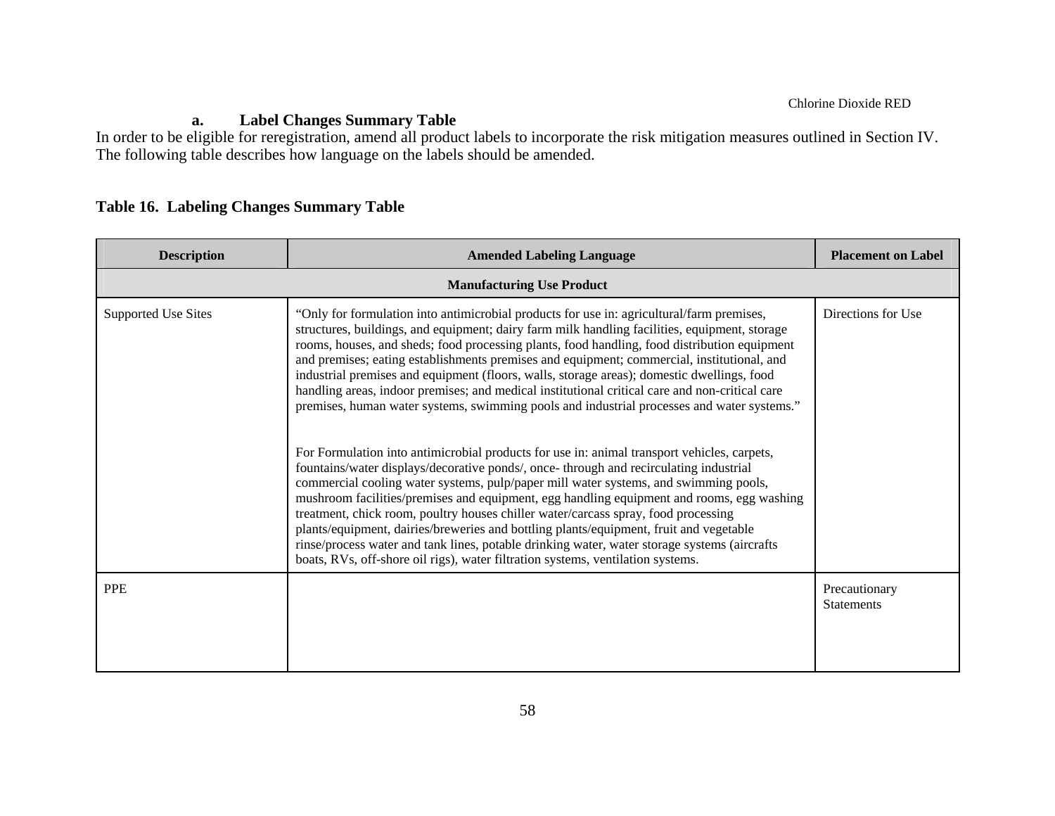### a. Label Changes Summary Table

In order to be eligible for reregistration, amend all product labels to incorporate the risk mitigation measures outlined in Section IV. The following table describes how language on the labels should be amended.

**Table 16. Labeling Changes Summary Table**

| Description | Amended Labeling Language | Placement on Label |
|---|---|---|
| **Manufacturing Use Product** | | |
| Supported Use Sites | "Only for formulation into antimicrobial products for use in: agricultural/farm premises, structures, buildings, and equipment; dairy farm milk handling facilities, equipment, storage rooms, houses, and sheds; food processing plants, food handling, food distribution equipment and premises; eating establishments premises and equipment; commercial, institutional, and industrial premises and equipment (floors, walls, storage areas); domestic dwellings, food handling areas, indoor premises; and medical institutional critical care and non-critical care premises, human water systems, swimming pools and industrial processes and water systems."<br><br>For Formulation into antimicrobial products for use in: animal transport vehicles, carpets, fountains/water displays/decorative ponds/, once- through and recirculating industrial commercial cooling water systems, pulp/paper mill water systems, and swimming pools, mushroom facilities/premises and equipment, egg handling equipment and rooms, egg washing treatment, chick room, poultry houses chiller water/carcass spray, food processing plants/equipment, dairies/breweries and bottling plants/equipment, fruit and vegetable rinse/process water and tank lines, potable drinking water, water storage systems (aircrafts boats, RVs, off-shore oil rigs), water filtration systems, ventilation systems. | Directions for Use |
| PPE | | Precautionary Statements |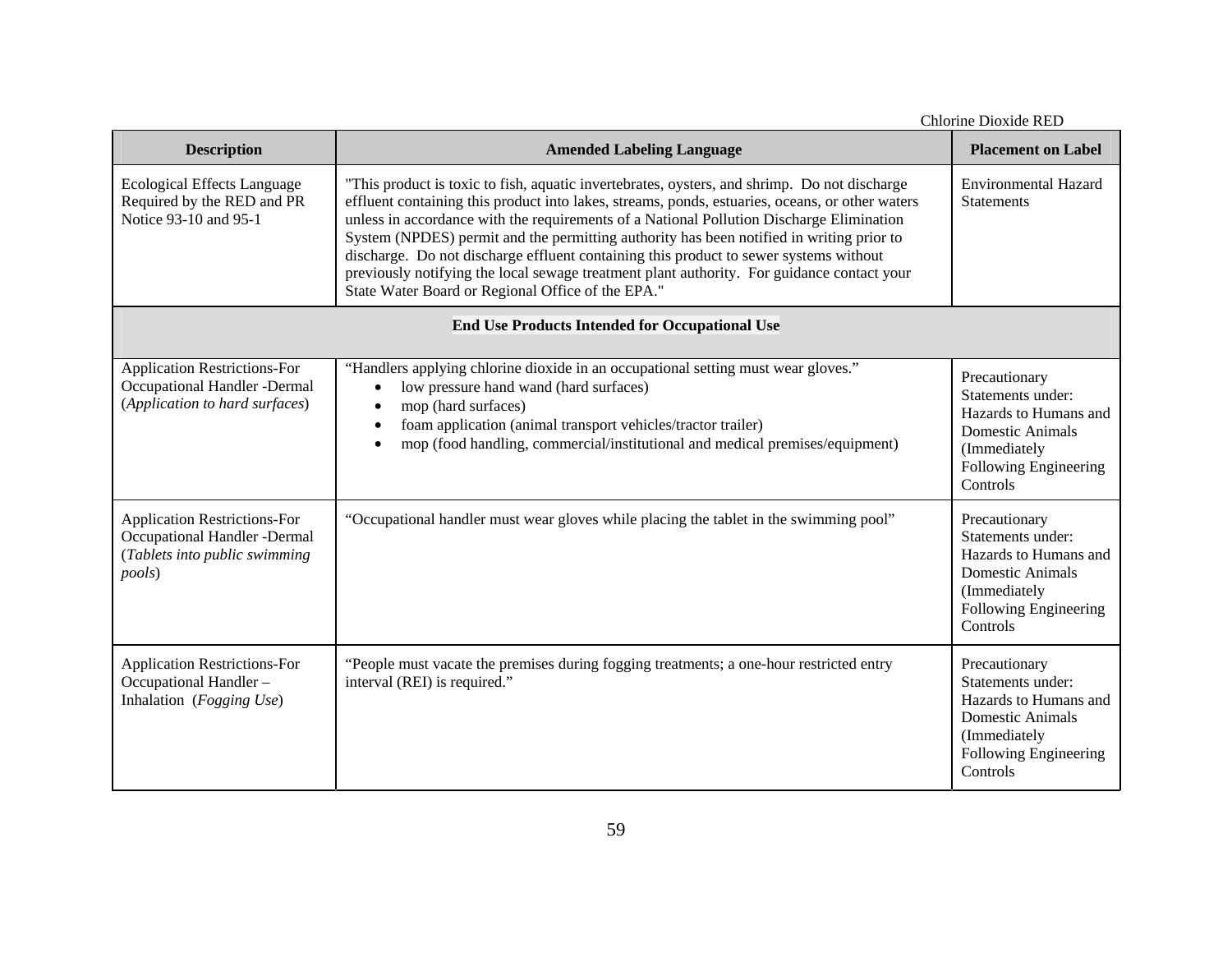| Description | Amended Labeling Language | Placement on Label |
|---|---|---|
| Ecological Effects Language Required by the RED and PR Notice 93-10 and 95-1 | "This product is toxic to fish, aquatic invertebrates, oysters, and shrimp. Do not discharge effluent containing this product into lakes, streams, ponds, estuaries, oceans, or other waters unless in accordance with the requirements of a National Pollution Discharge Elimination System (NPDES) permit and the permitting authority has been notified in writing prior to discharge. Do not discharge effluent containing this product to sewer systems without previously notifying the local sewage treatment plant authority. For guidance contact your State Water Board or Regional Office of the EPA." | Environmental Hazard Statements |
| **End Use Products Intended for Occupational Use** | | |
| Application Restrictions-For Occupational Handler -Dermal (*Application to hard surfaces*) | "Handlers applying chlorine dioxide in an occupational setting must wear gloves." <br>• low pressure hand wand (hard surfaces) <br>• mop (hard surfaces) <br>• foam application (animal transport vehicles/tractor trailer) <br>• mop (food handling, commercial/institutional and medical premises/equipment) | Precautionary Statements under: Hazards to Humans and Domestic Animals (Immediately Following Engineering Controls |
| Application Restrictions-For Occupational Handler -Dermal (*Tablets into public swimming pools*) | "Occupational handler must wear gloves while placing the tablet in the swimming pool" | Precautionary Statements under: Hazards to Humans and Domestic Animals (Immediately Following Engineering Controls |
| Application Restrictions-For Occupational Handler – Inhalation (*Fogging Use*) | "People must vacate the premises during fogging treatments; a one-hour restricted entry interval (REI) is required." | Precautionary Statements under: Hazards to Humans and Domestic Animals (Immediately Following Engineering Controls |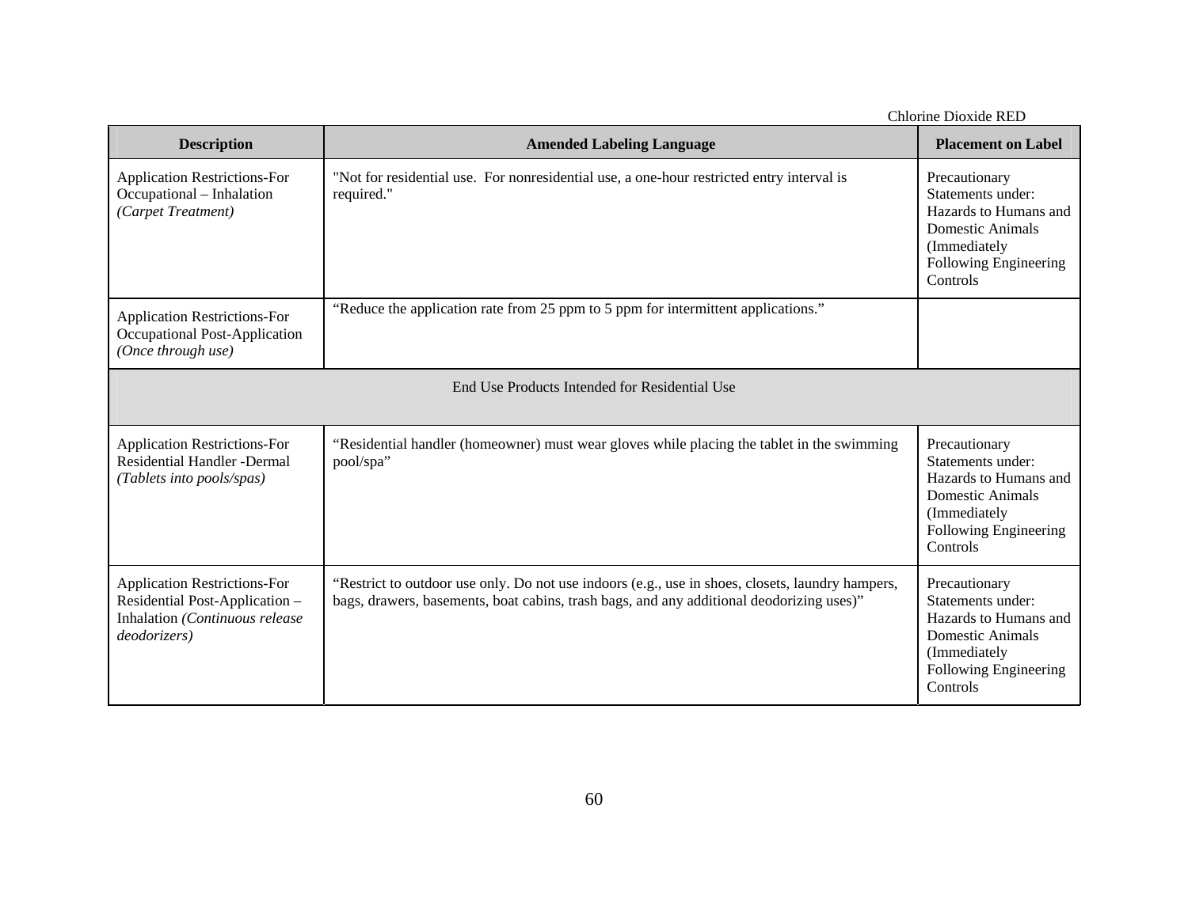| Description | Amended Labeling Language | Placement on Label |
| --- | --- | --- |
| Application Restrictions-For Occupational – Inhalation *(Carpet Treatment)* | "Not for residential use. For nonresidential use, a one-hour restricted entry interval is required." | Precautionary Statements under: Hazards to Humans and Domestic Animals (Immediately Following Engineering Controls |
| Application Restrictions-For Occupational Post-Application *(Once through use)* | "Reduce the application rate from 25 ppm to 5 ppm for intermittent applications." | |
| End Use Products Intended for Residential Use | | |
| Application Restrictions-For Residential Handler -Dermal *(Tablets into pools/spas)* | "Residential handler (homeowner) must wear gloves while placing the tablet in the swimming pool/spa" | Precautionary Statements under: Hazards to Humans and Domestic Animals (Immediately Following Engineering Controls |
| Application Restrictions-For Residential Post-Application – Inhalation *(Continuous release deodorizers)* | "Restrict to outdoor use only. Do not use indoors (e.g., use in shoes, closets, laundry hampers, bags, drawers, basements, boat cabins, trash bags, and any additional deodorizing uses)" | Precautionary Statements under: Hazards to Humans and Domestic Animals (Immediately Following Engineering Controls |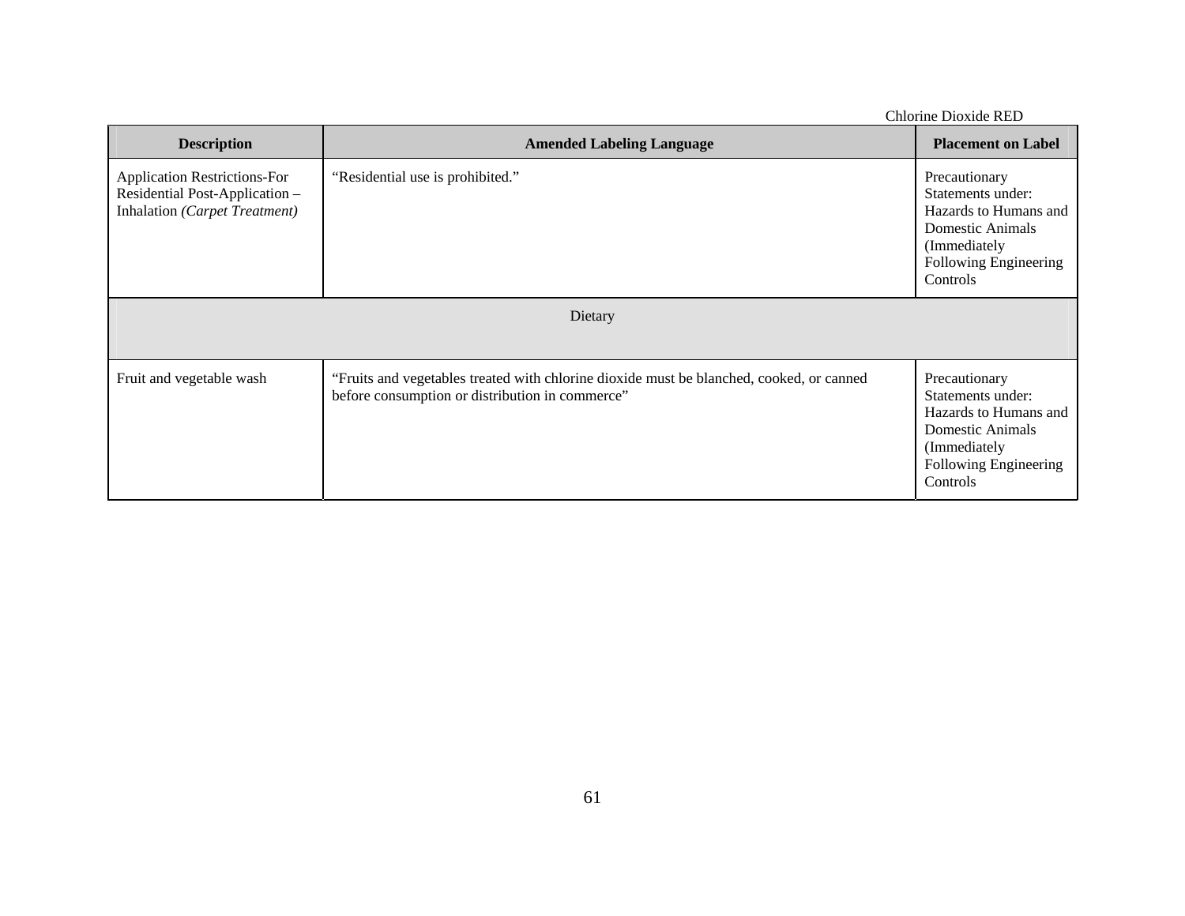| Description | Amended Labeling Language | Placement on Label |
|---|---|---|
| Application Restrictions-For Residential Post-Application – Inhalation *(Carpet Treatment)* | "Residential use is prohibited." | Precautionary Statements under: Hazards to Humans and Domestic Animals (Immediately Following Engineering Controls |
| Dietary | | |
| Fruit and vegetable wash | "Fruits and vegetables treated with chlorine dioxide must be blanched, cooked, or canned before consumption or distribution in commerce" | Precautionary Statements under: Hazards to Humans and Domestic Animals (Immediately Following Engineering Controls |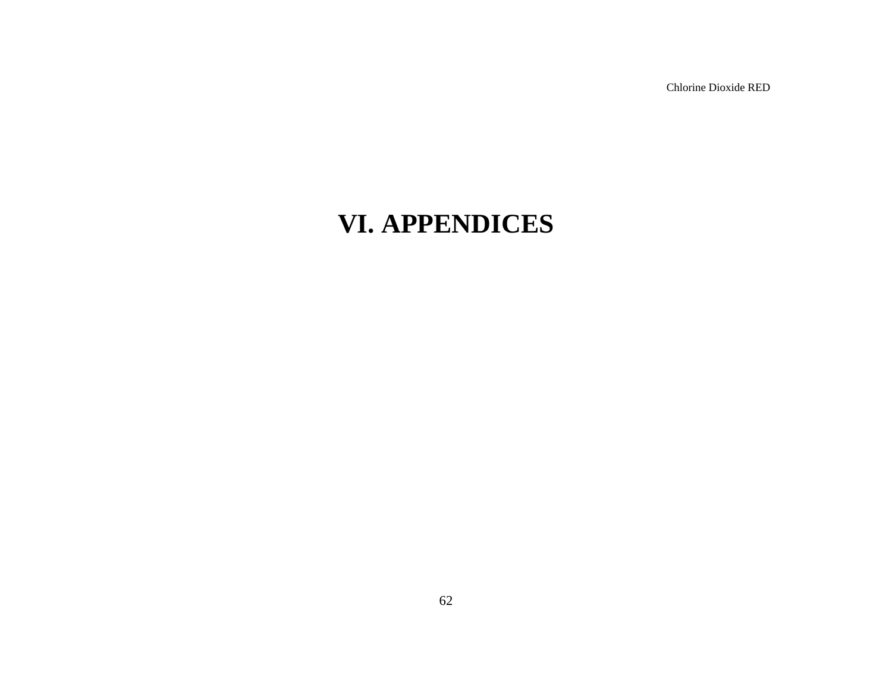# VI. APPENDICES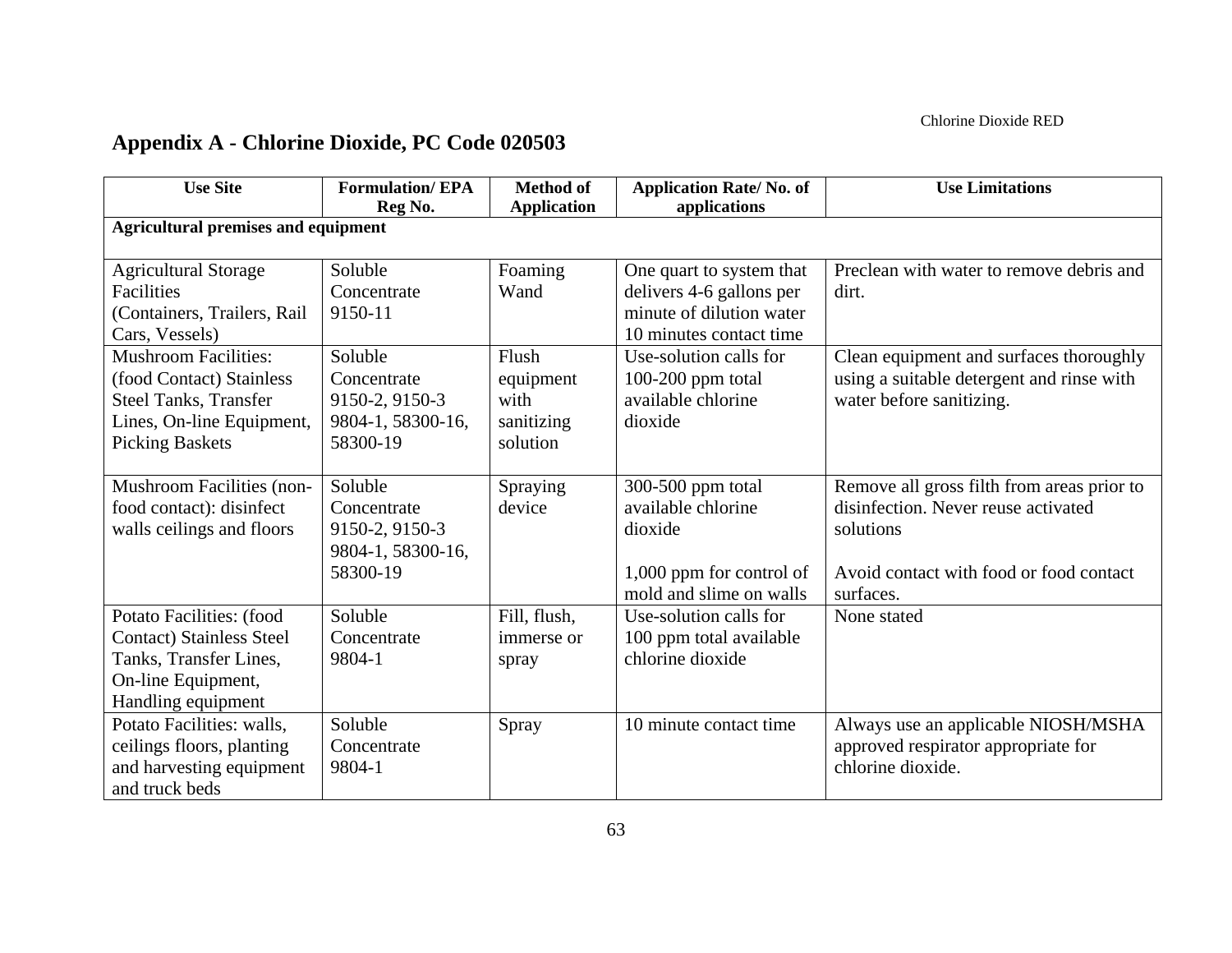## Appendix A - Chlorine Dioxide, PC Code 020503

| Use Site | Formulation/ EPA Reg No. | Method of Application | Application Rate/ No. of applications | Use Limitations |
|---|---|---|---|---|
| **Agricultural premises and equipment** | | | | |
| Agricultural Storage Facilities (Containers, Trailers, Rail Cars, Vessels) | Soluble Concentrate 9150-11 | Foaming Wand | One quart to system that delivers 4-6 gallons per minute of dilution water 10 minutes contact time | Preclean with water to remove debris and dirt. |
| Mushroom Facilities: (food Contact) Stainless Steel Tanks, Transfer Lines, On-line Equipment, Picking Baskets | Soluble Concentrate 9150-2, 9150-3 9804-1, 58300-16, 58300-19 | Flush equipment with sanitizing solution | Use-solution calls for 100-200 ppm total available chlorine dioxide | Clean equipment and surfaces thoroughly using a suitable detergent and rinse with water before sanitizing. |
| Mushroom Facilities (non-food contact): disinfect walls ceilings and floors | Soluble Concentrate 9150-2, 9150-3 9804-1, 58300-16, 58300-19 | Spraying device | 300-500 ppm total available chlorine dioxide<br><br>1,000 ppm for control of mold and slime on walls | Remove all gross filth from areas prior to disinfection. Never reuse activated solutions<br><br>Avoid contact with food or food contact surfaces. |
| Potato Facilities: (food Contact) Stainless Steel Tanks, Transfer Lines, On-line Equipment, Handling equipment | Soluble Concentrate 9804-1 | Fill, flush, immerse or spray | Use-solution calls for 100 ppm total available chlorine dioxide | None stated |
| Potato Facilities: walls, ceilings floors, planting and harvesting equipment and truck beds | Soluble Concentrate 9804-1 | Spray | 10 minute contact time | Always use an applicable NIOSH/MSHA approved respirator appropriate for chlorine dioxide. |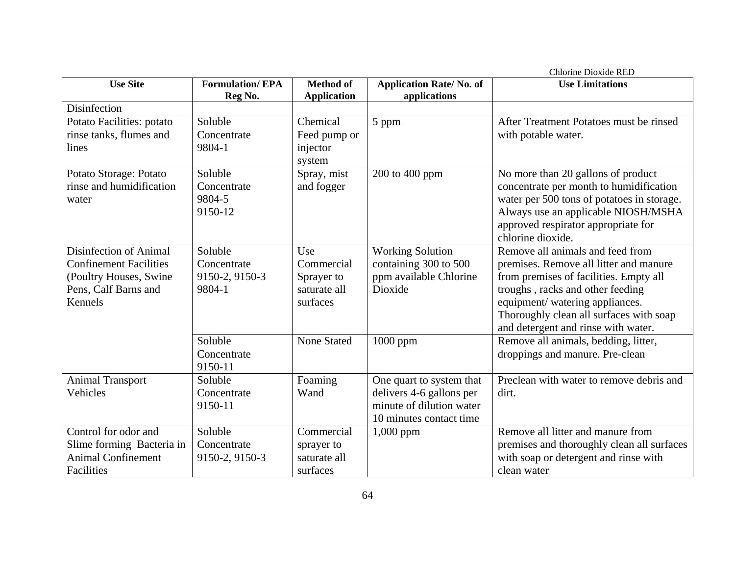| Use Site | Formulation/ EPA Reg No. | Method of Application | Application Rate/ No. of applications | Use Limitations |
|---|---|---|---|---|
| Disinfection | | | | |
| Potato Facilities: potato rinse tanks, flumes and lines | Soluble Concentrate 9804-1 | Chemical Feed pump or injector system | 5 ppm | After Treatment Potatoes must be rinsed with potable water. |
| Potato Storage: Potato rinse and humidification water | Soluble Concentrate 9804-5 9150-12 | Spray, mist and fogger | 200 to 400 ppm | No more than 20 gallons of product concentrate per month to humidification water per 500 tons of potatoes in storage. Always use an applicable NIOSH/MSHA approved respirator appropriate for chlorine dioxide. |
| Disinfection of Animal Confinement Facilities (Poultry Houses, Swine Pens, Calf Barns and Kennels | Soluble Concentrate 9150-2, 9150-3 9804-1 | Use Commercial Sprayer to saturate all surfaces | Working Solution containing 300 to 500 ppm available Chlorine Dioxide | Remove all animals and feed from premises. Remove all litter and manure from premises of facilities. Empty all troughs , racks and other feeding equipment/ watering appliances. Thoroughly clean all surfaces with soap and detergent and rinse with water. |
| | Soluble Concentrate 9150-11 | None Stated | 1000 ppm | Remove all animals, bedding, litter, droppings and manure. Pre-clean |
| Animal Transport Vehicles | Soluble Concentrate 9150-11 | Foaming Wand | One quart to system that delivers 4-6 gallons per minute of dilution water 10 minutes contact time | Preclean with water to remove debris and dirt. |
| Control for odor and Slime forming Bacteria in Animal Confinement Facilities | Soluble Concentrate 9150-2, 9150-3 | Commercial sprayer to saturate all surfaces | 1,000 ppm | Remove all litter and manure from premises and thoroughly clean all surfaces with soap or detergent and rinse with clean water |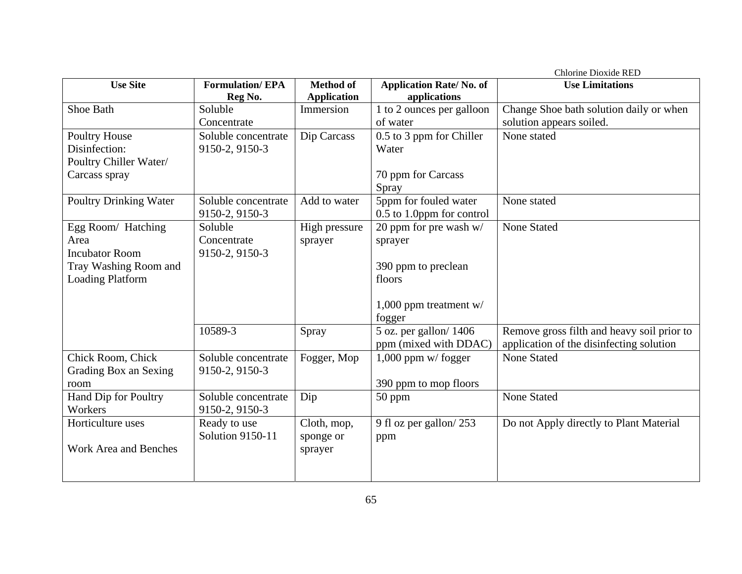| Use Site | Formulation/ EPA Reg No. | Method of Application | Application Rate/ No. of applications | Use Limitations |
|---|---|---|---|---|
| Shoe Bath | Soluble Concentrate | Immersion | 1 to 2 ounces per galloon of water | Change Shoe bath solution daily or when solution appears soiled. |
| Poultry House Disinfection: Poultry Chiller Water/ Carcass spray | Soluble concentrate 9150-2, 9150-3 | Dip Carcass | 0.5 to 3 ppm for Chiller Water<br><br>70 ppm for Carcass Spray | None stated |
| Poultry Drinking Water | Soluble concentrate 9150-2, 9150-3 | Add to water | 5ppm for fouled water<br>0.5 to 1.0ppm for control | None stated |
| Egg Room/ Hatching Area<br>Incubator Room<br>Tray Washing Room and Loading Platform | Soluble Concentrate 9150-2, 9150-3 | High pressure sprayer | 20 ppm for pre wash w/ sprayer<br><br>390 ppm to preclean floors<br><br>1,000 ppm treatment w/ fogger | None Stated |
| | 10589-3 | Spray | 5 oz. per gallon/ 1406 ppm (mixed with DDAC) | Remove gross filth and heavy soil prior to application of the disinfecting solution |
| Chick Room, Chick Grading Box an Sexing room | Soluble concentrate 9150-2, 9150-3 | Fogger, Mop | 1,000 ppm w/ fogger<br><br>390 ppm to mop floors | None Stated |
| Hand Dip for Poultry Workers | Soluble concentrate 9150-2, 9150-3 | Dip | 50 ppm | None Stated |
| Horticulture uses<br><br>Work Area and Benches | Ready to use Solution 9150-11 | Cloth, mop, sponge or sprayer | 9 fl oz per gallon/ 253 ppm | Do not Apply directly to Plant Material |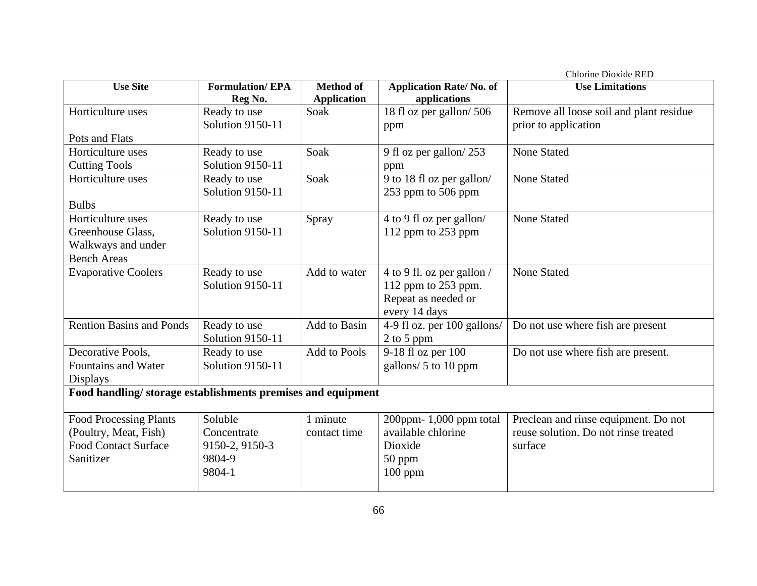| Use Site | Formulation/ EPA Reg No. | Method of Application | Application Rate/ No. of applications | Use Limitations |
|---|---|---|---|---|
| Horticulture uses<br><br>Pots and Flats | Ready to use Solution 9150-11 | Soak | 18 fl oz per gallon/ 506 ppm | Remove all loose soil and plant residue prior to application |
| Horticulture uses Cutting Tools | Ready to use Solution 9150-11 | Soak | 9 fl oz per gallon/ 253 ppm | None Stated |
| Horticulture uses<br><br>Bulbs | Ready to use Solution 9150-11 | Soak | 9 to 18 fl oz per gallon/ 253 ppm to 506 ppm | None Stated |
| Horticulture uses Greenhouse Glass, Walkways and under Bench Areas | Ready to use Solution 9150-11 | Spray | 4 to 9 fl oz per gallon/ 112 ppm to 253 ppm | None Stated |
| Evaporative Coolers | Ready to use Solution 9150-11 | Add to water | 4 to 9 fl. oz per gallon / 112 ppm to 253 ppm. Repeat as needed or every 14 days | None Stated |
| Rention Basins and Ponds | Ready to use Solution 9150-11 | Add to Basin | 4-9 fl oz. per 100 gallons/ 2 to 5 ppm | Do not use where fish are present |
| Decorative Pools, Fountains and Water Displays | Ready to use Solution 9150-11 | Add to Pools | 9-18 fl oz per 100 gallons/ 5 to 10 ppm | Do not use where fish are present. |
| **Food handling/ storage establishments premises and equipment** | | | | |
| Food Processing Plants (Poultry, Meat, Fish) Food Contact Surface Sanitizer | Soluble Concentrate 9150-2, 9150-3<br>9804-9<br>9804-1 | 1 minute contact time | 200ppm- 1,000 ppm total available chlorine Dioxide<br>50 ppm<br>100 ppm | Preclean and rinse equipment. Do not reuse solution. Do not rinse treated surface |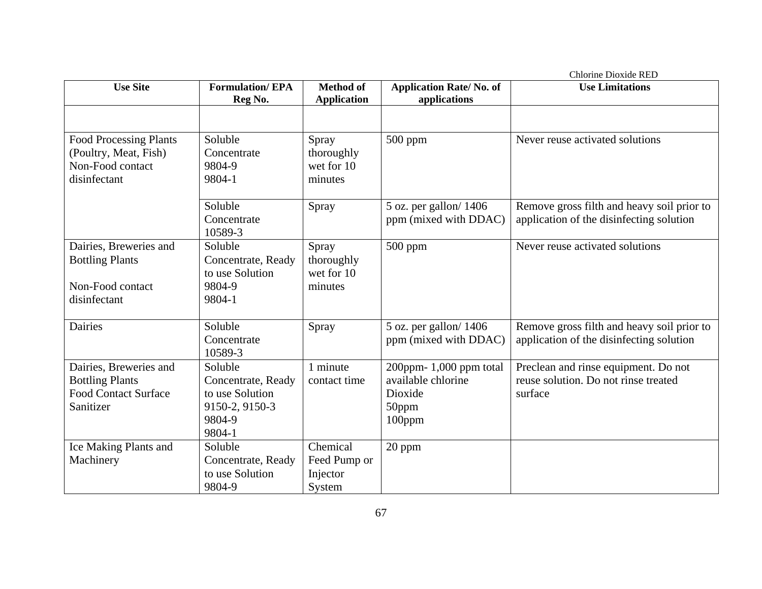| Use Site | Formulation/ EPA Reg No. | Method of Application | Application Rate/ No. of applications | Use Limitations |
|---|---|---|---|---|
| | | | | |
| Food Processing Plants (Poultry, Meat, Fish) Non-Food contact disinfectant | Soluble Concentrate 9804-9 9804-1 | Spray thoroughly wet for 10 minutes | 500 ppm | Never reuse activated solutions |
| | Soluble Concentrate 10589-3 | Spray | 5 oz. per gallon/ 1406 ppm (mixed with DDAC) | Remove gross filth and heavy soil prior to application of the disinfecting solution |
| Dairies, Breweries and Bottling Plants<br><br>Non-Food contact disinfectant | Soluble Concentrate, Ready to use Solution 9804-9 9804-1 | Spray thoroughly wet for 10 minutes | 500 ppm | Never reuse activated solutions |
| Dairies | Soluble Concentrate 10589-3 | Spray | 5 oz. per gallon/ 1406 ppm (mixed with DDAC) | Remove gross filth and heavy soil prior to application of the disinfecting solution |
| Dairies, Breweries and Bottling Plants Food Contact Surface Sanitizer | Soluble Concentrate, Ready to use Solution 9150-2, 9150-3 9804-9 9804-1 | 1 minute contact time | 200ppm- 1,000 ppm total available chlorine Dioxide 50ppm 100ppm | Preclean and rinse equipment. Do not reuse solution. Do not rinse treated surface |
| Ice Making Plants and Machinery | Soluble Concentrate, Ready to use Solution 9804-9 | Chemical Feed Pump or Injector System | 20 ppm | |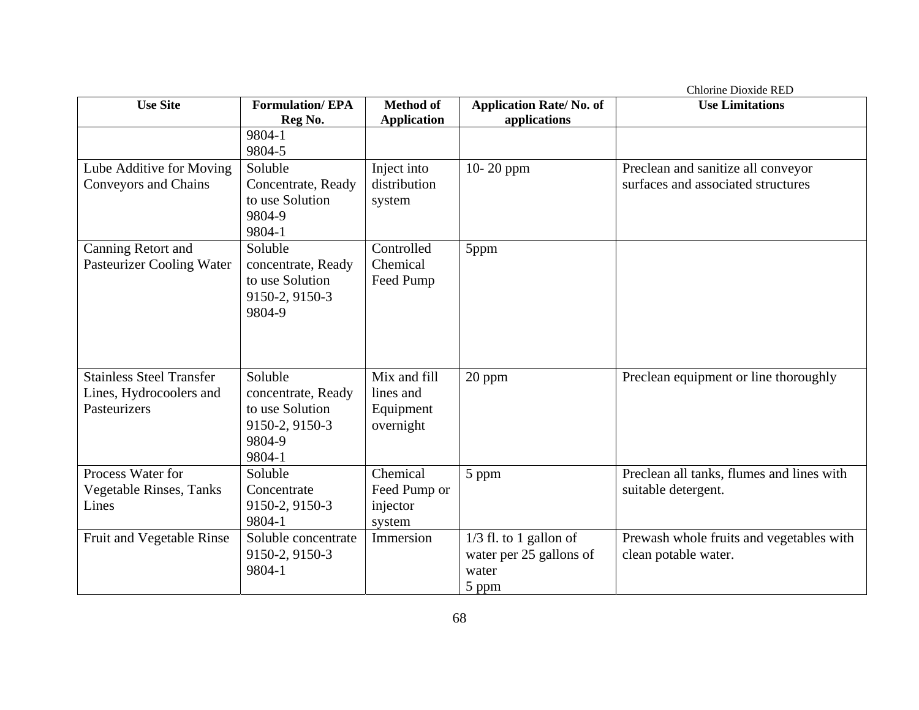| Use Site | Formulation/ EPA Reg No. | Method of Application | Application Rate/ No. of applications | Use Limitations |
|---|---|---|---|---|
| | 9804-1<br>9804-5 | | | |
| Lube Additive for Moving Conveyors and Chains | Soluble Concentrate, Ready to use Solution<br>9804-9<br>9804-1 | Inject into distribution system | 10- 20 ppm | Preclean and sanitize all conveyor surfaces and associated structures |
| Canning Retort and Pasteurizer Cooling Water | Soluble concentrate, Ready to use Solution<br>9150-2, 9150-3<br>9804-9 | Controlled Chemical Feed Pump | 5ppm | |
| Stainless Steel Transfer Lines, Hydrocoolers and Pasteurizers | Soluble concentrate, Ready to use Solution<br>9150-2, 9150-3<br>9804-9<br>9804-1 | Mix and fill lines and Equipment overnight | 20 ppm | Preclean equipment or line thoroughly |
| Process Water for Vegetable Rinses, Tanks Lines | Soluble Concentrate<br>9150-2, 9150-3<br>9804-1 | Chemical Feed Pump or injector system | 5 ppm | Preclean all tanks, flumes and lines with suitable detergent. |
| Fruit and Vegetable Rinse | Soluble concentrate<br>9150-2, 9150-3<br>9804-1 | Immersion | 1/3 fl. to 1 gallon of water per 25 gallons of water<br>5 ppm | Prewash whole fruits and vegetables with clean potable water. |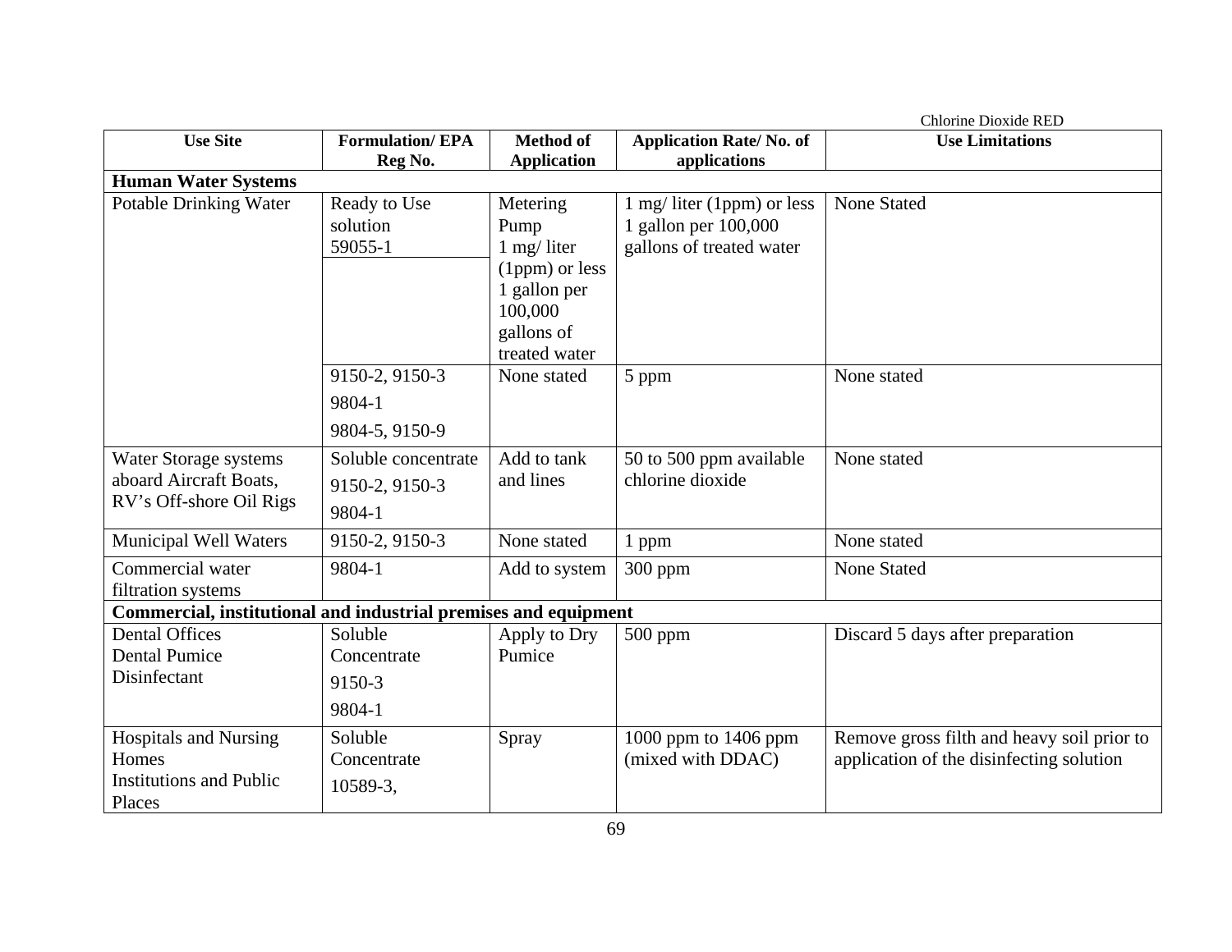| Use Site | Formulation/ EPA Reg No. | Method of Application | Application Rate/ No. of applications | Use Limitations |
|---|---|---|---|---|
| **Human Water Systems** | | | | |
| Potable Drinking Water | Ready to Use solution 59055-1 | Metering Pump 1 mg/ liter (1ppm) or less 1 gallon per 100,000 gallons of treated water | 1 mg/ liter (1ppm) or less 1 gallon per 100,000 gallons of treated water | None Stated |
| | 9150-2, 9150-3 9804-1 9804-5, 9150-9 | None stated | 5 ppm | None stated |
| Water Storage systems aboard Aircraft Boats, RV's Off-shore Oil Rigs | Soluble concentrate 9150-2, 9150-3 9804-1 | Add to tank and lines | 50 to 500 ppm available chlorine dioxide | None stated |
| Municipal Well Waters | 9150-2, 9150-3 | None stated | 1 ppm | None stated |
| Commercial water filtration systems | 9804-1 | Add to system | 300 ppm | None Stated |
| **Commercial, institutional and industrial premises and equipment** | | | | |
| Dental Offices Dental Pumice Disinfectant | Soluble Concentrate 9150-3 9804-1 | Apply to Dry Pumice | 500 ppm | Discard 5 days after preparation |
| Hospitals and Nursing Homes Institutions and Public Places | Soluble Concentrate 10589-3, | Spray | 1000 ppm to 1406 ppm (mixed with DDAC) | Remove gross filth and heavy soil prior to application of the disinfecting solution |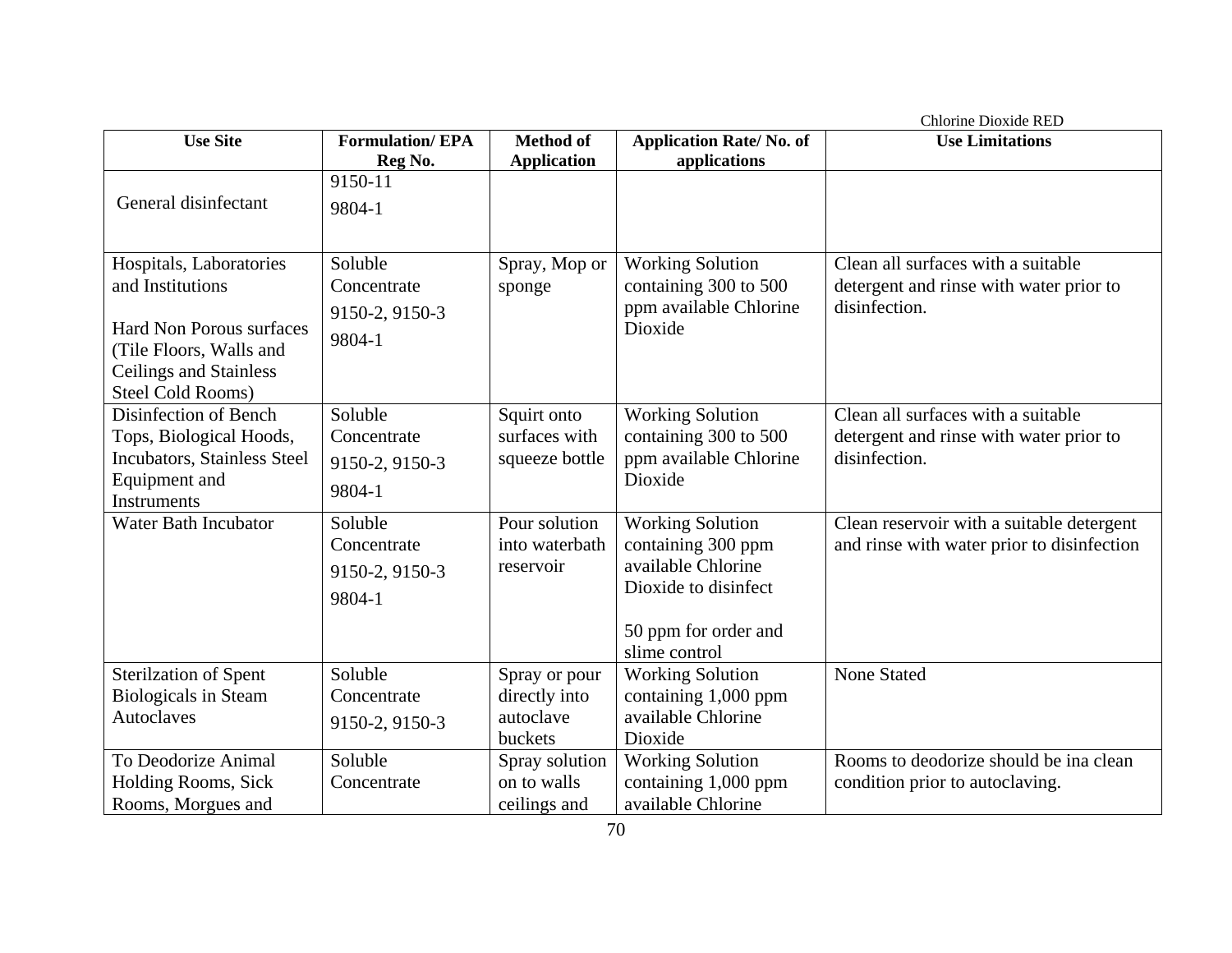| Use Site | Formulation/ EPA Reg No. | Method of Application | Application Rate/ No. of applications | Use Limitations |
|---|---|---|---|---|
| General disinfectant | 9150-11<br>9804-1 | | | |
| Hospitals, Laboratories and Institutions<br><br>Hard Non Porous surfaces (Tile Floors, Walls and Ceilings and Stainless Steel Cold Rooms) | Soluble Concentrate<br>9150-2, 9150-3<br>9804-1 | Spray, Mop or sponge | Working Solution containing 300 to 500 ppm available Chlorine Dioxide | Clean all surfaces with a suitable detergent and rinse with water prior to disinfection. |
| Disinfection of Bench Tops, Biological Hoods, Incubators, Stainless Steel Equipment and Instruments | Soluble Concentrate<br>9150-2, 9150-3<br>9804-1 | Squirt onto surfaces with squeeze bottle | Working Solution containing 300 to 500 ppm available Chlorine Dioxide | Clean all surfaces with a suitable detergent and rinse with water prior to disinfection. |
| Water Bath Incubator | Soluble Concentrate<br>9150-2, 9150-3<br>9804-1 | Pour solution into waterbath reservoir | Working Solution containing 300 ppm available Chlorine Dioxide to disinfect<br><br>50 ppm for order and slime control | Clean reservoir with a suitable detergent and rinse with water prior to disinfection |
| Sterilzation of Spent Biologicals in Steam Autoclaves | Soluble Concentrate<br>9150-2, 9150-3 | Spray or pour directly into autoclave buckets | Working Solution containing 1,000 ppm available Chlorine Dioxide | None Stated |
| To Deodorize Animal Holding Rooms, Sick Rooms, Morgues and | Soluble Concentrate | Spray solution on to walls ceilings and | Working Solution containing 1,000 ppm available Chlorine | Rooms to deodorize should be ina clean condition prior to autoclaving. |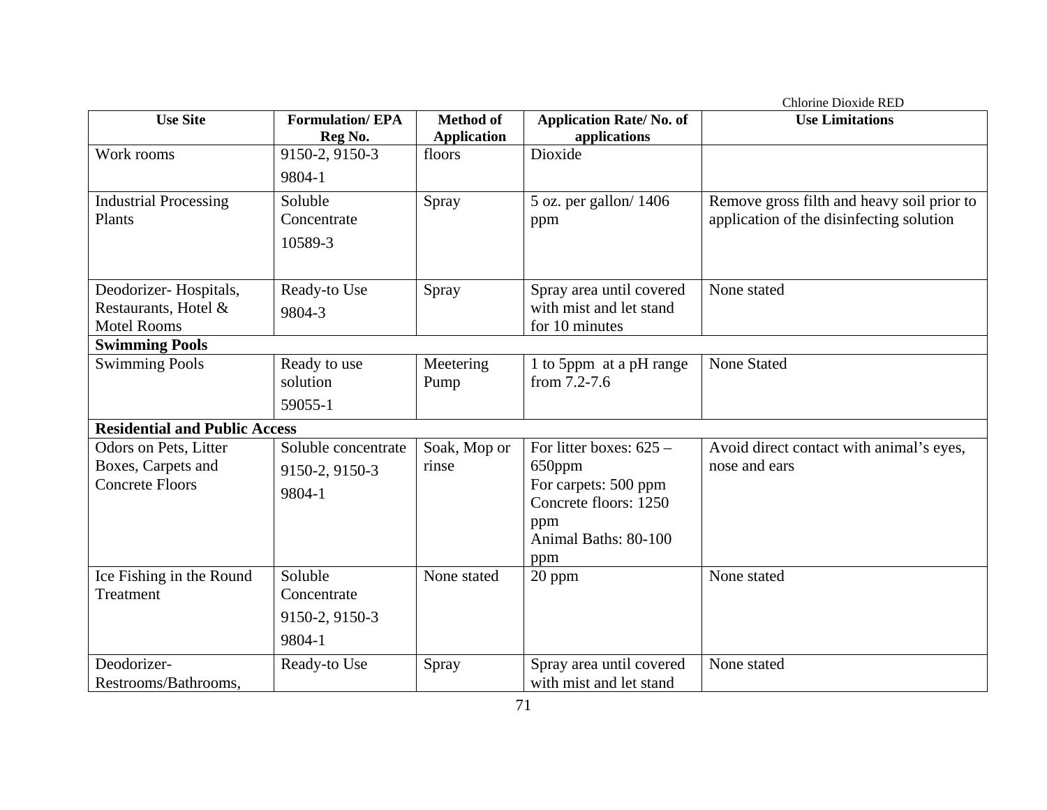| Use Site | Formulation/ EPA Reg No. | Method of Application | Application Rate/ No. of applications | Use Limitations |
|---|---|---|---|---|
| Work rooms | 9150-2, 9150-3<br>9804-1 | floors | Dioxide | |
| Industrial Processing Plants | Soluble Concentrate<br>10589-3 | Spray | 5 oz. per gallon/ 1406 ppm | Remove gross filth and heavy soil prior to application of the disinfecting solution |
| Deodorizer- Hospitals, Restaurants, Hotel & Motel Rooms | Ready-to Use<br>9804-3 | Spray | Spray area until covered with mist and let stand for 10 minutes | None stated |
| **Swimming Pools** | | | | |
| Swimming Pools | Ready to use solution<br>59055-1 | Meetering Pump | 1 to 5ppm at a pH range from 7.2-7.6 | None Stated |
| **Residential and Public Access** | | | | |
| Odors on Pets, Litter Boxes, Carpets and Concrete Floors | Soluble concentrate<br>9150-2, 9150-3<br>9804-1 | Soak, Mop or rinse | For litter boxes: 625 – 650ppm<br>For carpets: 500 ppm<br>Concrete floors: 1250 ppm<br>Animal Baths: 80-100 ppm | Avoid direct contact with animal's eyes, nose and ears |
| Ice Fishing in the Round Treatment | Soluble Concentrate<br>9150-2, 9150-3<br>9804-1 | None stated | 20 ppm | None stated |
| Deodorizer- Restrooms/Bathrooms, | Ready-to Use | Spray | Spray area until covered with mist and let stand | None stated |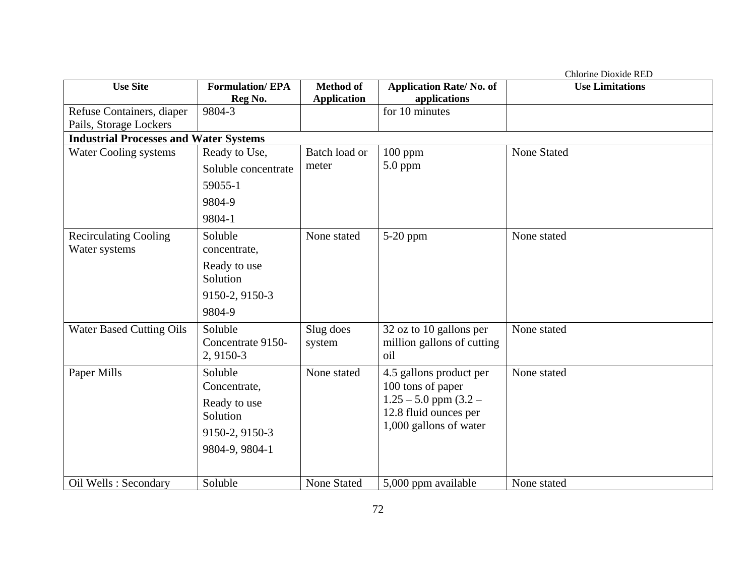| Use Site | Formulation/ EPA Reg No. | Method of Application | Application Rate/ No. of applications | Use Limitations |
|---|---|---|---|---|
| Refuse Containers, diaper Pails, Storage Lockers | 9804-3 | | for 10 minutes | |
| **Industrial Processes and Water Systems** | | | | |
| Water Cooling systems | Ready to Use, Soluble concentrate 59055-1 9804-9 9804-1 | Batch load or meter | 100 ppm 5.0 ppm | None Stated |
| Recirculating Cooling Water systems | Soluble concentrate, Ready to use Solution 9150-2, 9150-3 9804-9 | None stated | 5-20 ppm | None stated |
| Water Based Cutting Oils | Soluble Concentrate 9150-2, 9150-3 | Slug does system | 32 oz to 10 gallons per million gallons of cutting oil | None stated |
| Paper Mills | Soluble Concentrate, Ready to use Solution 9150-2, 9150-3 9804-9, 9804-1 | None stated | 4.5 gallons product per 100 tons of paper 1.25 – 5.0 ppm (3.2 – 12.8 fluid ounces per 1,000 gallons of water | None stated |
| Oil Wells : Secondary | Soluble | None Stated | 5,000 ppm available | None stated |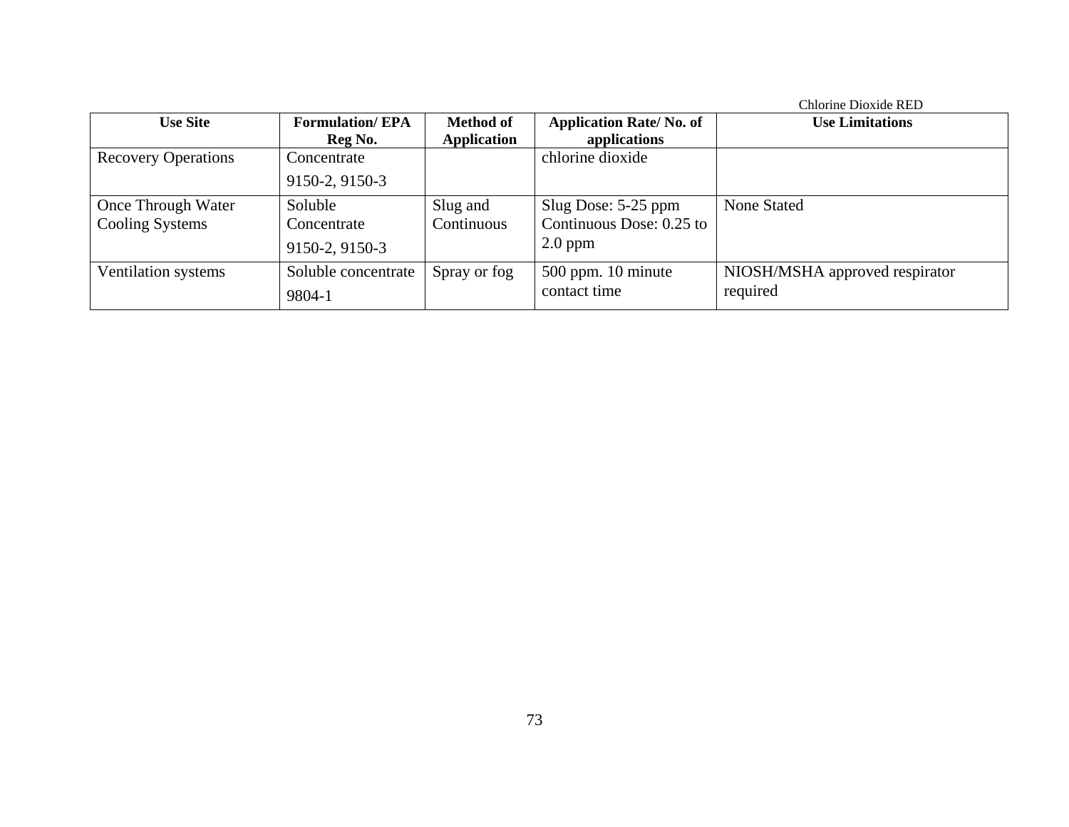| Use Site | Formulation/ EPA Reg No. | Method of Application | Application Rate/ No. of applications | Use Limitations |
|---|---|---|---|---|
| Recovery Operations | Concentrate<br>9150-2, 9150-3 | | chlorine dioxide | |
| Once Through Water Cooling Systems | Soluble Concentrate<br>9150-2, 9150-3 | Slug and Continuous | Slug Dose: 5-25 ppm Continuous Dose: 0.25 to 2.0 ppm | None Stated |
| Ventilation systems | Soluble concentrate<br>9804-1 | Spray or fog | 500 ppm. 10 minute contact time | NIOSH/MSHA approved respirator required |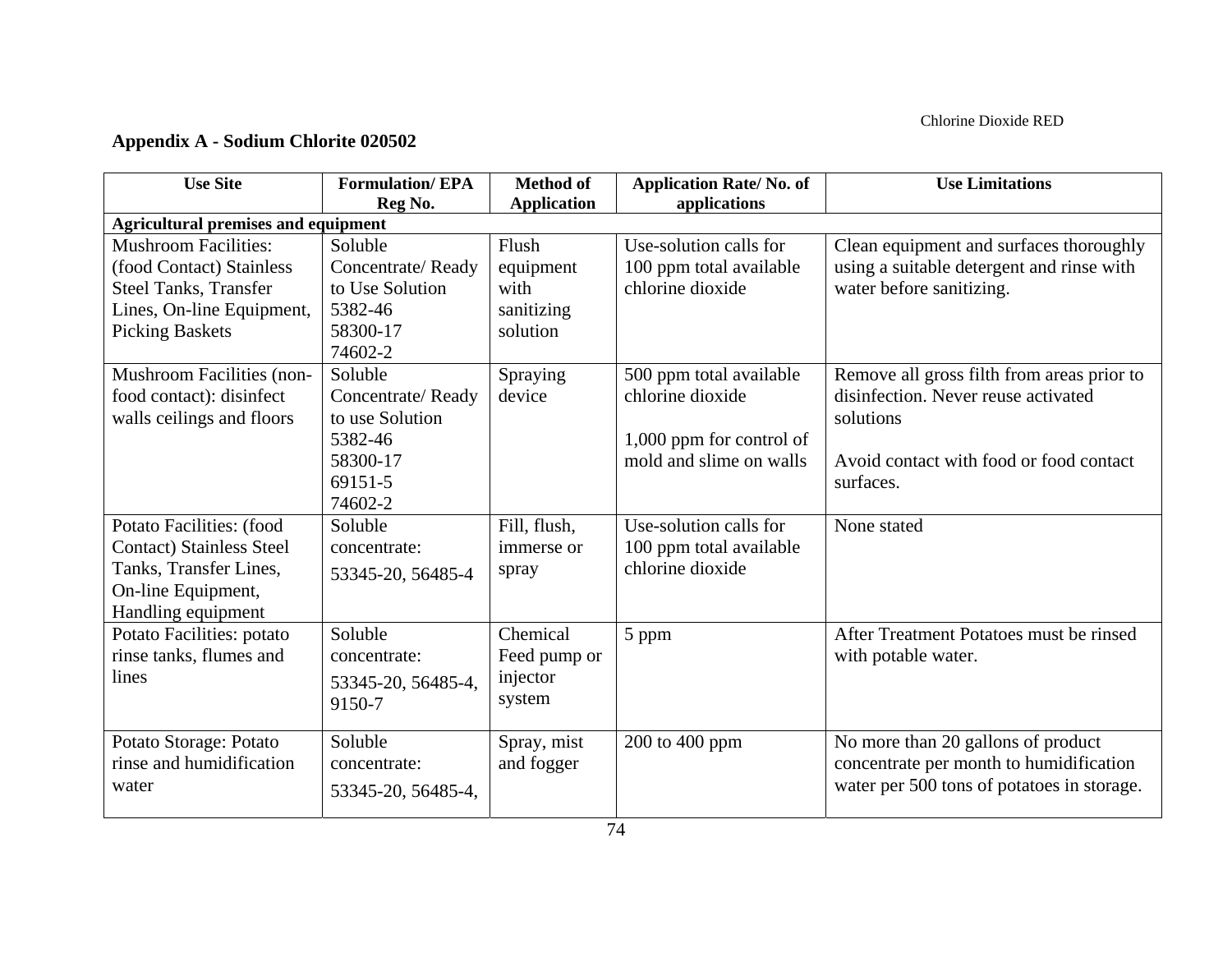## Appendix A - Sodium Chlorite 020502

| Use Site | Formulation/ EPA Reg No. | Method of Application | Application Rate/ No. of applications | Use Limitations |
|---|---|---|---|---|
| **Agricultural premises and equipment** | | | | |
| Mushroom Facilities: (food Contact) Stainless Steel Tanks, Transfer Lines, On-line Equipment, Picking Baskets | Soluble Concentrate/ Ready to Use Solution 5382-46 58300-17 74602-2 | Flush equipment with sanitizing solution | Use-solution calls for 100 ppm total available chlorine dioxide | Clean equipment and surfaces thoroughly using a suitable detergent and rinse with water before sanitizing. |
| Mushroom Facilities (non-food contact): disinfect walls ceilings and floors | Soluble Concentrate/ Ready to use Solution 5382-46 58300-17 69151-5 74602-2 | Spraying device | 500 ppm total available chlorine dioxide<br><br>1,000 ppm for control of mold and slime on walls | Remove all gross filth from areas prior to disinfection. Never reuse activated solutions<br><br>Avoid contact with food or food contact surfaces. |
| Potato Facilities: (food Contact) Stainless Steel Tanks, Transfer Lines, On-line Equipment, Handling equipment | Soluble concentrate: 53345-20, 56485-4 | Fill, flush, immerse or spray | Use-solution calls for 100 ppm total available chlorine dioxide | None stated |
| Potato Facilities: potato rinse tanks, flumes and lines | Soluble concentrate: 53345-20, 56485-4, 9150-7 | Chemical Feed pump or injector system | 5 ppm | After Treatment Potatoes must be rinsed with potable water. |
| Potato Storage: Potato rinse and humidification water | Soluble concentrate: 53345-20, 56485-4, | Spray, mist and fogger | 200 to 400 ppm | No more than 20 gallons of product concentrate per month to humidification water per 500 tons of potatoes in storage. |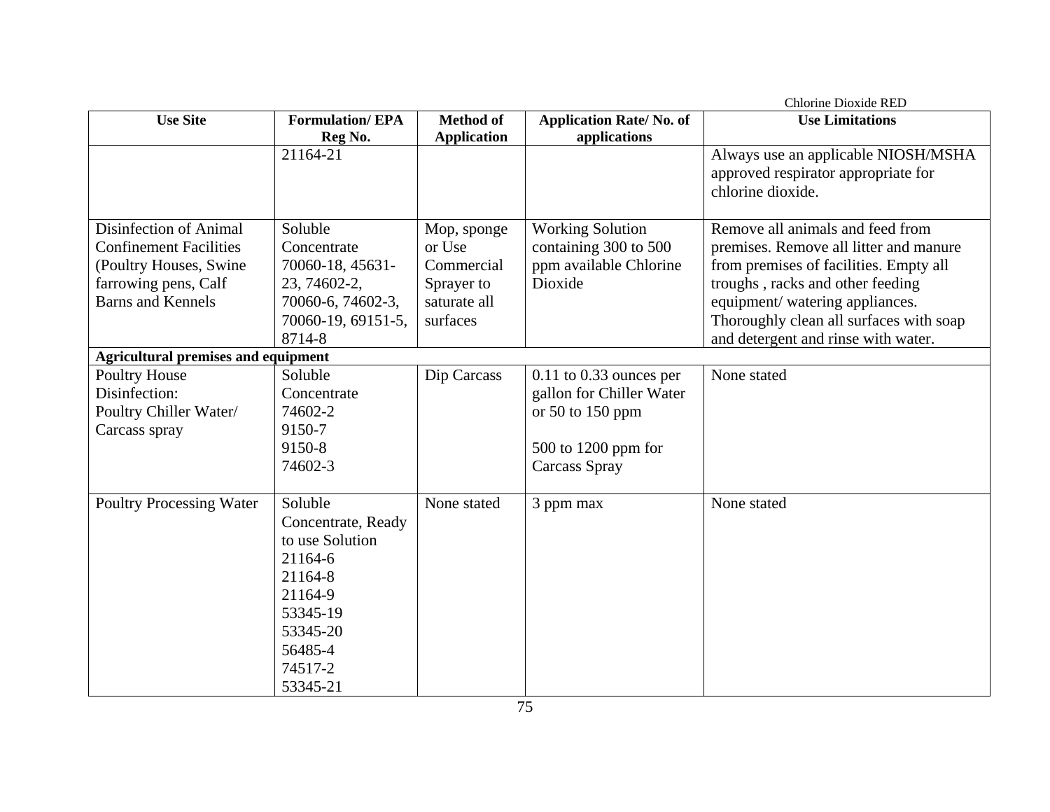| Use Site | Formulation/ EPA Reg No. | Method of Application | Application Rate/ No. of applications | Use Limitations |
|---|---|---|---|---|
| | 21164-21 | | | Always use an applicable NIOSH/MSHA approved respirator appropriate for chlorine dioxide. |
| Disinfection of Animal Confinement Facilities (Poultry Houses, Swine farrowing pens, Calf Barns and Kennels | Soluble Concentrate 70060-18, 45631-23, 74602-2, 70060-6, 74602-3, 70060-19, 69151-5, 8714-8 | Mop, sponge or Use Commercial Sprayer to saturate all surfaces | Working Solution containing 300 to 500 ppm available Chlorine Dioxide | Remove all animals and feed from premises. Remove all litter and manure from premises of facilities. Empty all troughs , racks and other feeding equipment/ watering appliances. Thoroughly clean all surfaces with soap and detergent and rinse with water. |
| **Agricultural premises and equipment** | | | | |
| Poultry House Disinfection: Poultry Chiller Water/ Carcass spray | Soluble Concentrate 74602-2 9150-7 9150-8 74602-3 | Dip Carcass | 0.11 to 0.33 ounces per gallon for Chiller Water or 50 to 150 ppm<br><br>500 to 1200 ppm for Carcass Spray | None stated |
| Poultry Processing Water | Soluble Concentrate, Ready to use Solution 21164-6 21164-8 21164-9 53345-19 53345-20 56485-4 74517-2 53345-21 | None stated | 3 ppm max | None stated |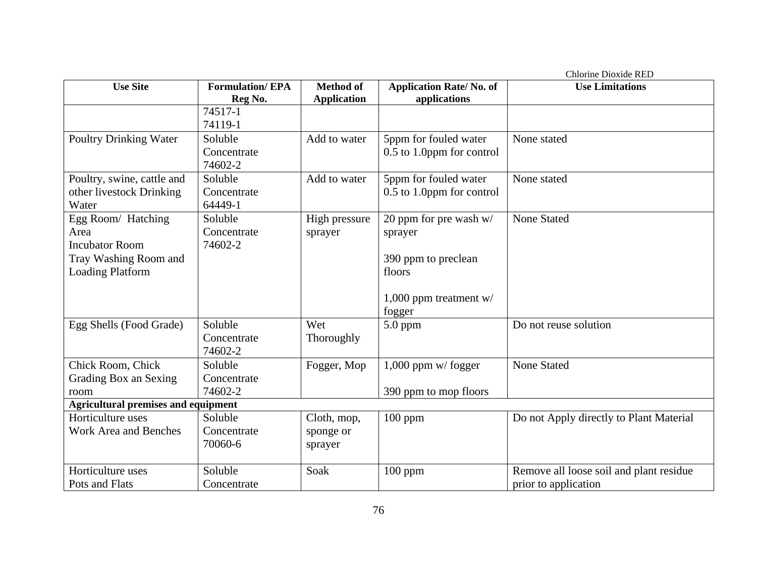| Use Site | Formulation/ EPA Reg No. | Method of Application | Application Rate/ No. of applications | Use Limitations |
|---|---|---|---|---|
| | 74517-1<br>74119-1 | | | |
| Poultry Drinking Water | Soluble Concentrate<br>74602-2 | Add to water | 5ppm for fouled water<br>0.5 to 1.0ppm for control | None stated |
| Poultry, swine, cattle and other livestock Drinking Water | Soluble Concentrate<br>64449-1 | Add to water | 5ppm for fouled water<br>0.5 to 1.0ppm for control | None stated |
| Egg Room/ Hatching Area<br>Incubator Room<br>Tray Washing Room and Loading Platform | Soluble Concentrate<br>74602-2 | High pressure sprayer | 20 ppm for pre wash w/ sprayer<br><br>390 ppm to preclean floors<br><br>1,000 ppm treatment w/ fogger | None Stated |
| Egg Shells (Food Grade) | Soluble Concentrate<br>74602-2 | Wet Thoroughly | 5.0 ppm | Do not reuse solution |
| Chick Room, Chick Grading Box an Sexing room | Soluble Concentrate<br>74602-2 | Fogger, Mop | 1,000 ppm w/ fogger<br><br>390 ppm to mop floors | None Stated |
| **Agricultural premises and equipment** | | | | |
| Horticulture uses<br>Work Area and Benches | Soluble Concentrate<br>70060-6 | Cloth, mop, sponge or sprayer | 100 ppm | Do not Apply directly to Plant Material |
| Horticulture uses<br>Pots and Flats | Soluble Concentrate | Soak | 100 ppm | Remove all loose soil and plant residue prior to application |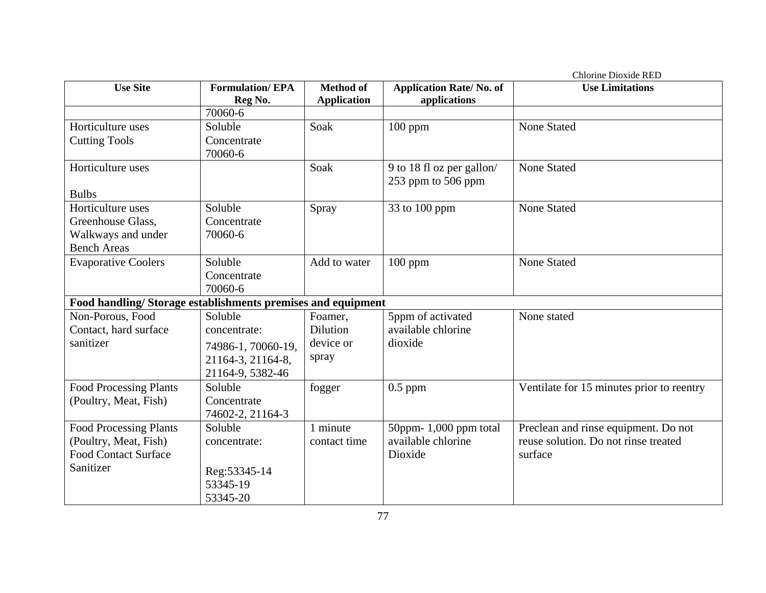| Use Site | Formulation/ EPA Reg No. | Method of Application | Application Rate/ No. of applications | Use Limitations |
|---|---|---|---|---|
| | 70060-6 | | | |
| Horticulture uses Cutting Tools | Soluble Concentrate 70060-6 | Soak | 100 ppm | None Stated |
| Horticulture uses<br><br>Bulbs | | Soak | 9 to 18 fl oz per gallon/ 253 ppm to 506 ppm | None Stated |
| Horticulture uses Greenhouse Glass, Walkways and under Bench Areas | Soluble Concentrate 70060-6 | Spray | 33 to 100 ppm | None Stated |
| Evaporative Coolers | Soluble Concentrate 70060-6 | Add to water | 100 ppm | None Stated |
| **Food handling/ Storage establishments premises and equipment** | | | | |
| Non-Porous, Food Contact, hard surface sanitizer | Soluble concentrate: 74986-1, 70060-19, 21164-3, 21164-8, 21164-9, 5382-46 | Foamer, Dilution device or spray | 5ppm of activated available chlorine dioxide | None stated |
| Food Processing Plants (Poultry, Meat, Fish) | Soluble Concentrate 74602-2, 21164-3 | fogger | 0.5 ppm | Ventilate for 15 minutes prior to reentry |
| Food Processing Plants (Poultry, Meat, Fish) Food Contact Surface Sanitizer | Soluble concentrate:<br><br>Reg:53345-14 53345-19 53345-20 | 1 minute contact time | 50ppm- 1,000 ppm total available chlorine Dioxide | Preclean and rinse equipment. Do not reuse solution. Do not rinse treated surface |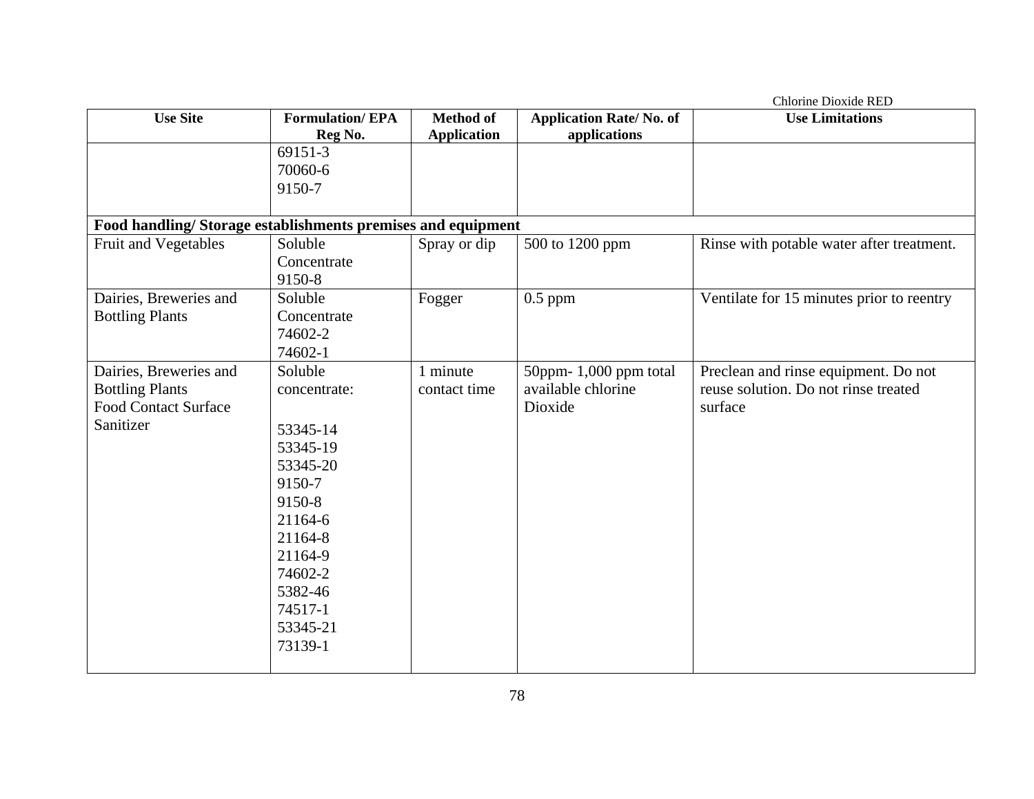| Use Site | Formulation/ EPA Reg No. | Method of Application | Application Rate/ No. of applications | Use Limitations |
| --- | --- | --- | --- | --- |
| | 69151-3<br>70060-6<br>9150-7 | | | |
| **Food handling/ Storage establishments premises and equipment** | | | | |
| Fruit and Vegetables | Soluble Concentrate<br>9150-8 | Spray or dip | 500 to 1200 ppm | Rinse with potable water after treatment. |
| Dairies, Breweries and Bottling Plants | Soluble Concentrate<br>74602-2<br>74602-1 | Fogger | 0.5 ppm | Ventilate for 15 minutes prior to reentry |
| Dairies, Breweries and Bottling Plants<br>Food Contact Surface Sanitizer | Soluble concentrate:<br><br>53345-14<br>53345-19<br>53345-20<br>9150-7<br>9150-8<br>21164-6<br>21164-8<br>21164-9<br>74602-2<br>5382-46<br>74517-1<br>53345-21<br>73139-1 | 1 minute contact time | 50ppm- 1,000 ppm total available chlorine Dioxide | Preclean and rinse equipment. Do not reuse solution. Do not rinse treated surface |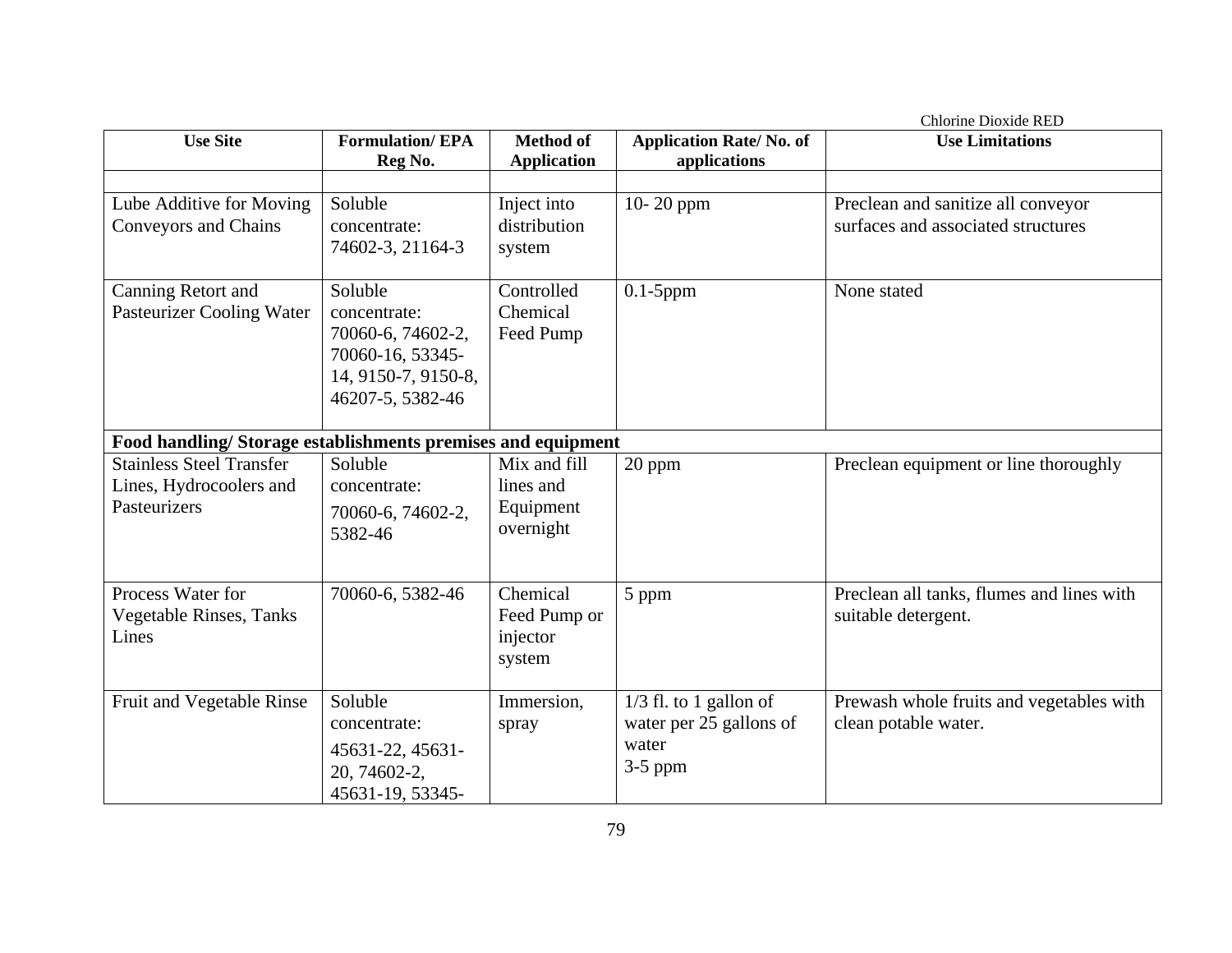| Use Site | Formulation/ EPA Reg No. | Method of Application | Application Rate/ No. of applications | Use Limitations |
|---|---|---|---|---|
| | | | | |
| Lube Additive for Moving Conveyors and Chains | Soluble concentrate: 74602-3, 21164-3 | Inject into distribution system | 10- 20 ppm | Preclean and sanitize all conveyor surfaces and associated structures |
| Canning Retort and Pasteurizer Cooling Water | Soluble concentrate: 70060-6, 74602-2, 70060-16, 53345-14, 9150-7, 9150-8, 46207-5, 5382-46 | Controlled Chemical Feed Pump | 0.1-5ppm | None stated |
| **Food handling/ Storage establishments premises and equipment** | | | | |
| Stainless Steel Transfer Lines, Hydrocoolers and Pasteurizers | Soluble concentrate: 70060-6, 74602-2, 5382-46 | Mix and fill lines and Equipment overnight | 20 ppm | Preclean equipment or line thoroughly |
| Process Water for Vegetable Rinses, Tanks Lines | 70060-6, 5382-46 | Chemical Feed Pump or injector system | 5 ppm | Preclean all tanks, flumes and lines with suitable detergent. |
| Fruit and Vegetable Rinse | Soluble concentrate: 45631-22, 45631-20, 74602-2, 45631-19, 53345- | Immersion, spray | 1/3 fl. to 1 gallon of water per 25 gallons of water 3-5 ppm | Prewash whole fruits and vegetables with clean potable water. |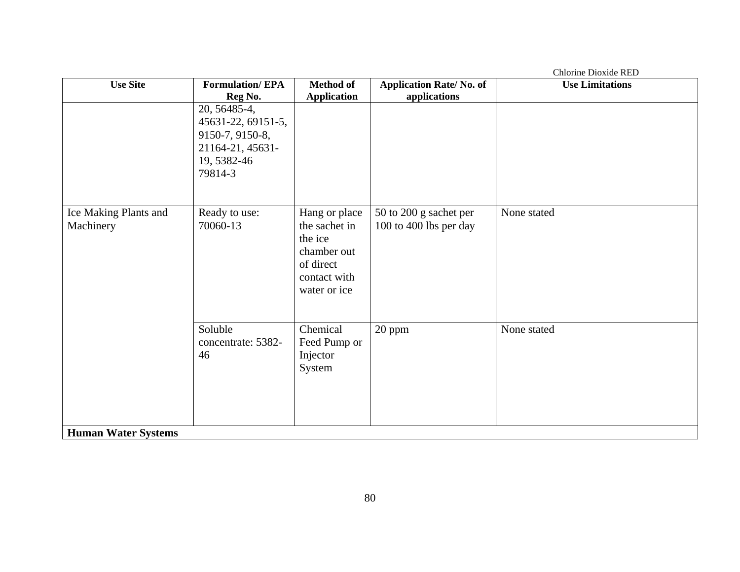| Use Site | Formulation/ EPA Reg No. | Method of Application | Application Rate/ No. of applications | Use Limitations |
|---|---|---|---|---|
| | 20, 56485-4, 45631-22, 69151-5, 9150-7, 9150-8, 21164-21, 45631-19, 5382-46 79814-3 | | | |
| Ice Making Plants and Machinery | Ready to use: 70060-13 | Hang or place the sachet in the ice chamber out of direct contact with water or ice | 50 to 200 g sachet per 100 to 400 lbs per day | None stated |
| | Soluble concentrate: 5382-46 | Chemical Feed Pump or Injector System | 20 ppm | None stated |
| **Human Water Systems** | | | | |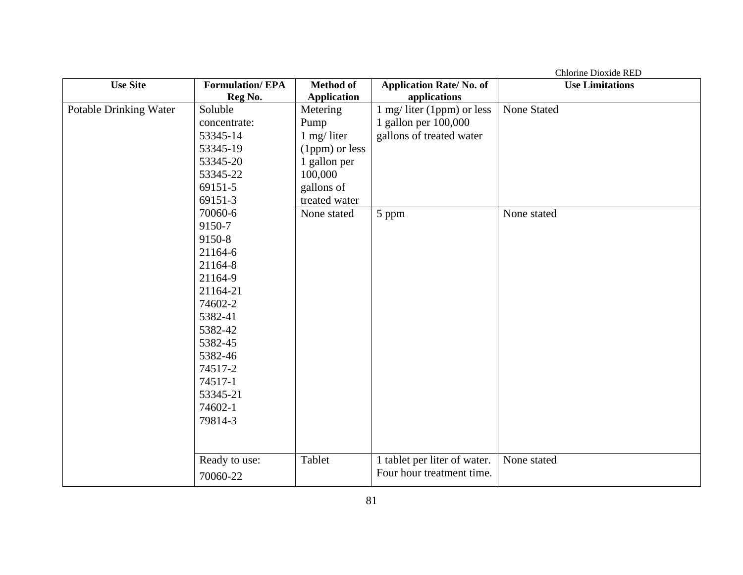| Use Site | Formulation/ EPA Reg No. | Method of Application | Application Rate/ No. of applications | Use Limitations |
|---|---|---|---|---|
| Potable Drinking Water | Soluble concentrate: 53345-14 53345-19 53345-20 53345-22 69151-5 69151-3 70060-6 9150-7 9150-8 21164-6 21164-8 21164-9 21164-21 74602-2 5382-41 5382-42 5382-45 5382-46 74517-2 74517-1 53345-21 74602-1 79814-3 | Metering Pump 1 mg/ liter (1ppm) or less 1 gallon per 100,000 gallons of treated water | 1 mg/ liter (1ppm) or less 1 gallon per 100,000 gallons of treated water | None Stated |
| | | None stated | 5 ppm | None stated |
| | Ready to use: 70060-22 | Tablet | 1 tablet per liter of water. Four hour treatment time. | None stated |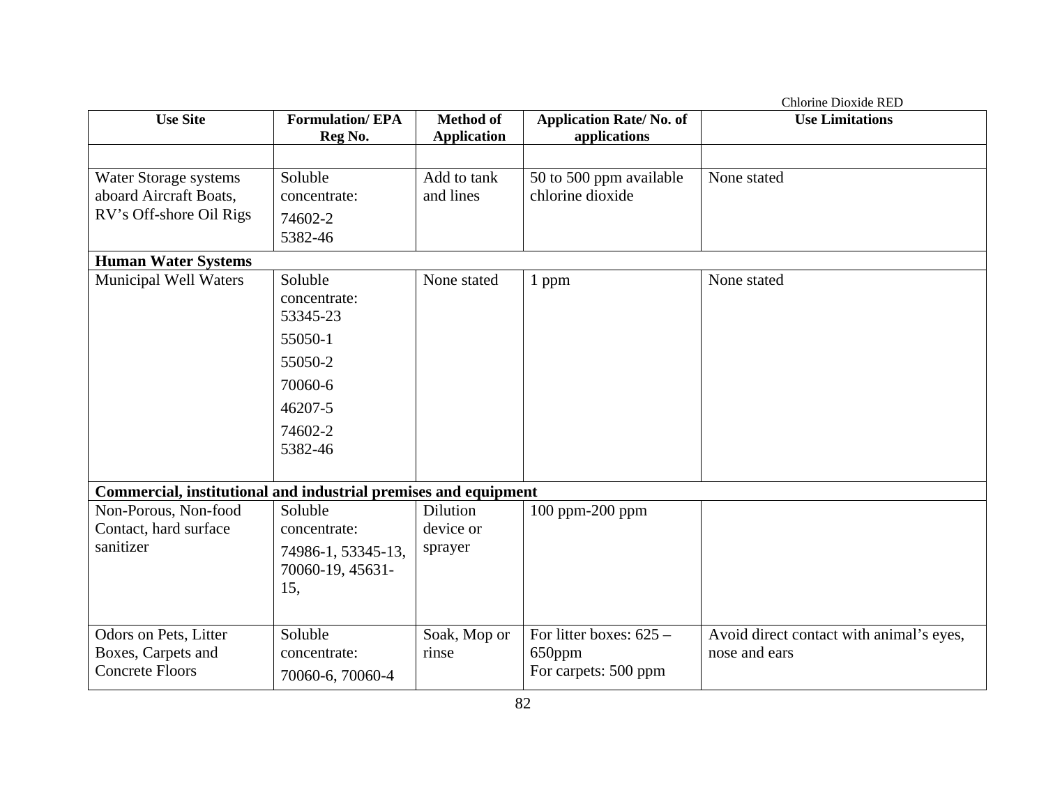| Use Site | Formulation/ EPA Reg No. | Method of Application | Application Rate/ No. of applications | Use Limitations |
|---|---|---|---|---|
| | | | | |
| Water Storage systems aboard Aircraft Boats, RV's Off-shore Oil Rigs | Soluble concentrate: 74602-2 5382-46 | Add to tank and lines | 50 to 500 ppm available chlorine dioxide | None stated |
| **Human Water Systems** | | | | |
| Municipal Well Waters | Soluble concentrate: 53345-23 55050-1 55050-2 70060-6 46207-5 74602-2 5382-46 | None stated | 1 ppm | None stated |
| **Commercial, institutional and industrial premises and equipment** | | | | |
| Non-Porous, Non-food Contact, hard surface sanitizer | Soluble concentrate: 74986-1, 53345-13, 70060-19, 45631-15, | Dilution device or sprayer | 100 ppm-200 ppm | |
| Odors on Pets, Litter Boxes, Carpets and Concrete Floors | Soluble concentrate: 70060-6, 70060-4 | Soak, Mop or rinse | For litter boxes: 625 – 650ppm For carpets: 500 ppm | Avoid direct contact with animal's eyes, nose and ears |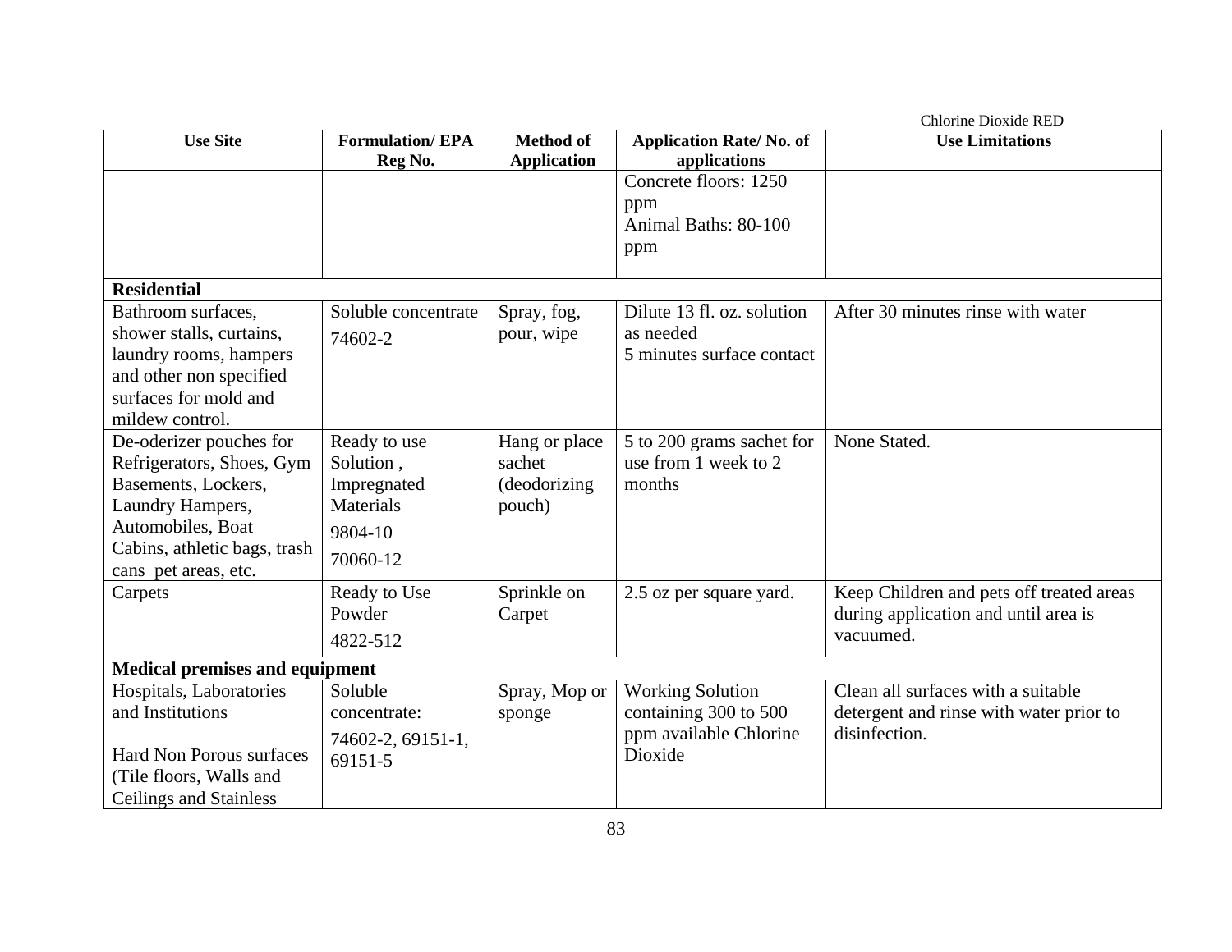| Use Site | Formulation/ EPA Reg No. | Method of Application | Application Rate/ No. of applications | Use Limitations |
|---|---|---|---|---|
| | | | Concrete floors: 1250 ppm<br>Animal Baths: 80-100 ppm | |
| **Residential** | | | | |
| Bathroom surfaces, shower stalls, curtains, laundry rooms, hampers and other non specified surfaces for mold and mildew control. | Soluble concentrate<br>74602-2 | Spray, fog, pour, wipe | Dilute 13 fl. oz. solution as needed<br>5 minutes surface contact | After 30 minutes rinse with water |
| De-oderizer pouches for Refrigerators, Shoes, Gym Basements, Lockers, Laundry Hampers, Automobiles, Boat Cabins, athletic bags, trash cans pet areas, etc. | Ready to use Solution , Impregnated Materials<br>9804-10<br>70060-12 | Hang or place sachet (deodorizing pouch) | 5 to 200 grams sachet for use from 1 week to 2 months | None Stated. |
| Carpets | Ready to Use Powder<br>4822-512 | Sprinkle on Carpet | 2.5 oz per square yard. | Keep Children and pets off treated areas during application and until area is vacuumed. |
| **Medical premises and equipment** | | | | |
| Hospitals, Laboratories and Institutions<br><br>Hard Non Porous surfaces (Tile floors, Walls and Ceilings and Stainless | Soluble concentrate:<br>74602-2, 69151-1, 69151-5 | Spray, Mop or sponge | Working Solution containing 300 to 500 ppm available Chlorine Dioxide | Clean all surfaces with a suitable detergent and rinse with water prior to disinfection. |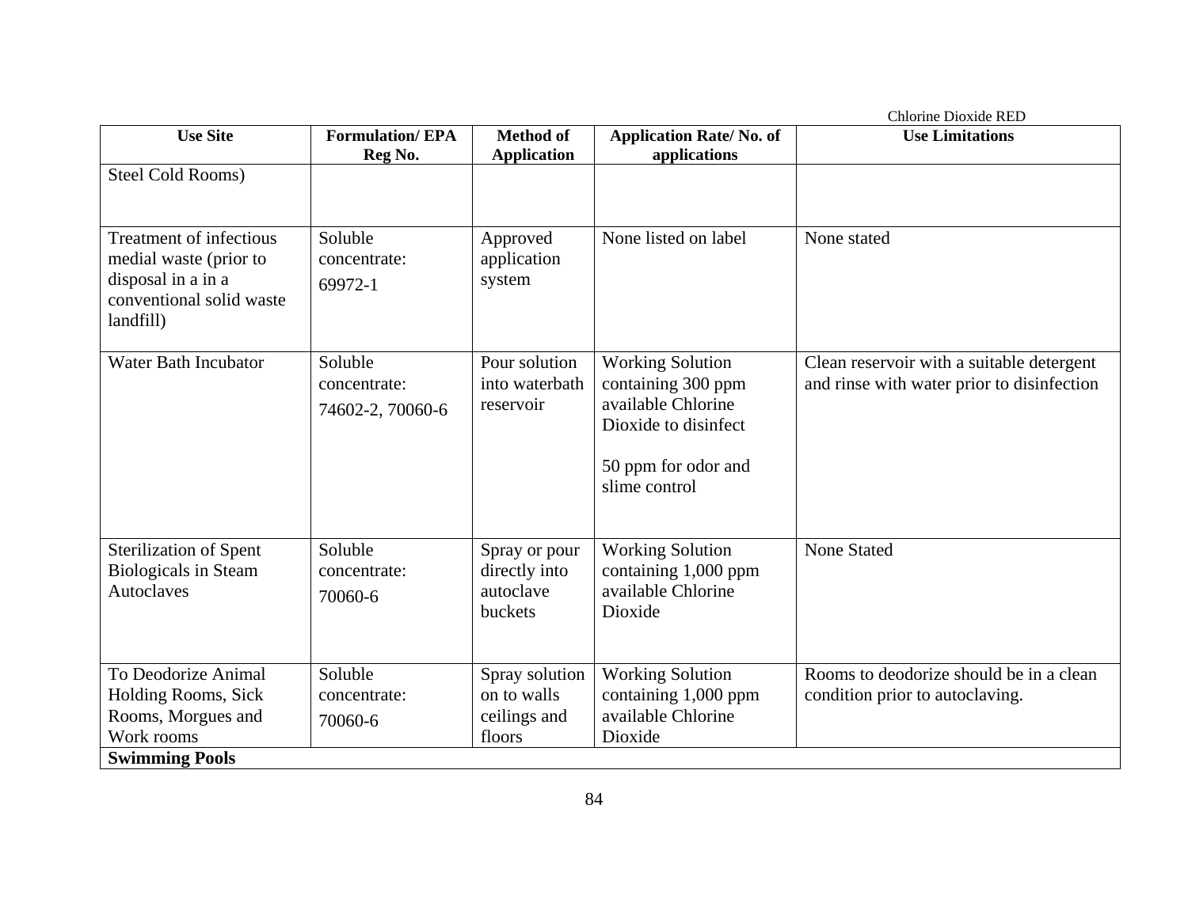| Use Site | Formulation/ EPA Reg No. | Method of Application | Application Rate/ No. of applications | Use Limitations |
|---|---|---|---|---|
| Steel Cold Rooms) | | | | |
| Treatment of infectious medial waste (prior to disposal in a in a conventional solid waste landfill) | Soluble concentrate: 69972-1 | Approved application system | None listed on label | None stated |
| Water Bath Incubator | Soluble concentrate: 74602-2, 70060-6 | Pour solution into waterbath reservoir | Working Solution containing 300 ppm available Chlorine Dioxide to disinfect<br><br>50 ppm for odor and slime control | Clean reservoir with a suitable detergent and rinse with water prior to disinfection |
| Sterilization of Spent Biologicals in Steam Autoclaves | Soluble concentrate: 70060-6 | Spray or pour directly into autoclave buckets | Working Solution containing 1,000 ppm available Chlorine Dioxide | None Stated |
| To Deodorize Animal Holding Rooms, Sick Rooms, Morgues and Work rooms | Soluble concentrate: 70060-6 | Spray solution on to walls ceilings and floors | Working Solution containing 1,000 ppm available Chlorine Dioxide | Rooms to deodorize should be in a clean condition prior to autoclaving. |
| **Swimming Pools** | | | | |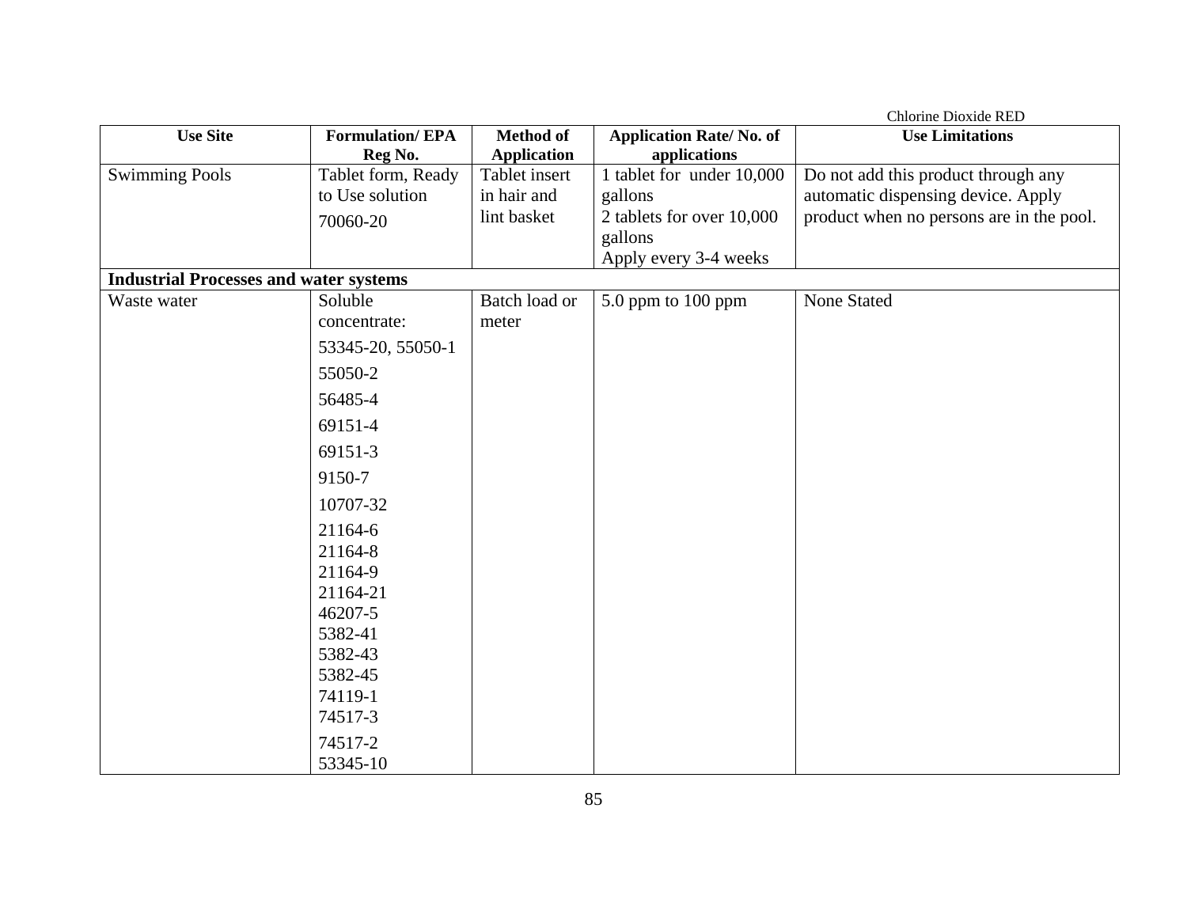| Use Site | Formulation/ EPA Reg No. | Method of Application | Application Rate/ No. of applications | Use Limitations |
|---|---|---|---|---|
| Swimming Pools | Tablet form, Ready to Use solution<br>70060-20 | Tablet insert in hair and lint basket | 1 tablet for under 10,000 gallons<br>2 tablets for over 10,000 gallons<br>Apply every 3-4 weeks | Do not add this product through any automatic dispensing device. Apply product when no persons are in the pool. |
| **Industrial Processes and water systems** | | | | |
| Waste water | Soluble concentrate:<br>53345-20, 55050-1<br>55050-2<br>56485-4<br>69151-4<br>69151-3<br>9150-7<br>10707-32<br>21164-6<br>21164-8<br>21164-9<br>21164-21<br>46207-5<br>5382-41<br>5382-43<br>5382-45<br>74119-1<br>74517-3<br>74517-2<br>53345-10 | Batch load or meter | 5.0 ppm to 100 ppm | None Stated |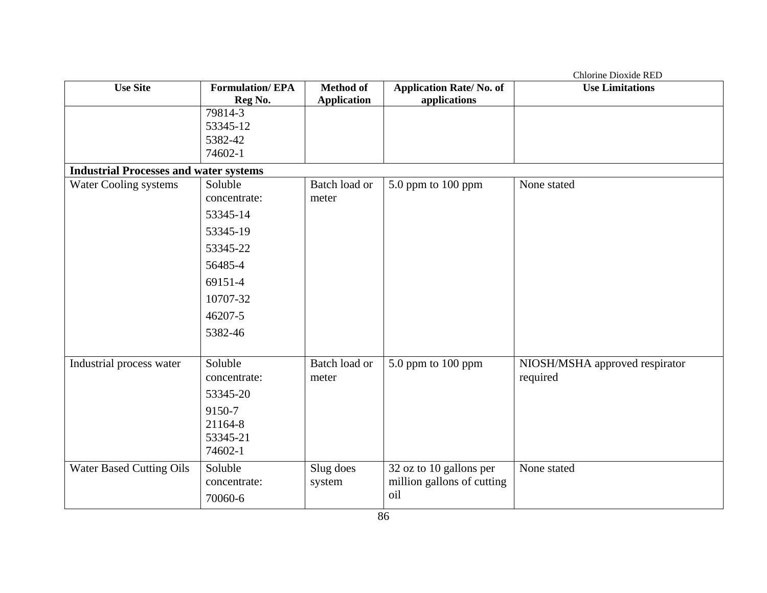| Use Site | Formulation/ EPA Reg No. | Method of Application | Application Rate/ No. of applications | Use Limitations |
|---|---|---|---|---|
| | 79814-3<br>53345-12<br>5382-42<br>74602-1 | | | |
| **Industrial Processes and water systems** | | | | |
| Water Cooling systems | Soluble concentrate:<br>53345-14<br>53345-19<br>53345-22<br>56485-4<br>69151-4<br>10707-32<br>46207-5<br>5382-46 | Batch load or meter | 5.0 ppm to 100 ppm | None stated |
| Industrial process water | Soluble concentrate:<br>53345-20<br>9150-7<br>21164-8<br>53345-21<br>74602-1 | Batch load or meter | 5.0 ppm to 100 ppm | NIOSH/MSHA approved respirator required |
| Water Based Cutting Oils | Soluble concentrate:<br>70060-6 | Slug does system | 32 oz to 10 gallons per million gallons of cutting oil | None stated |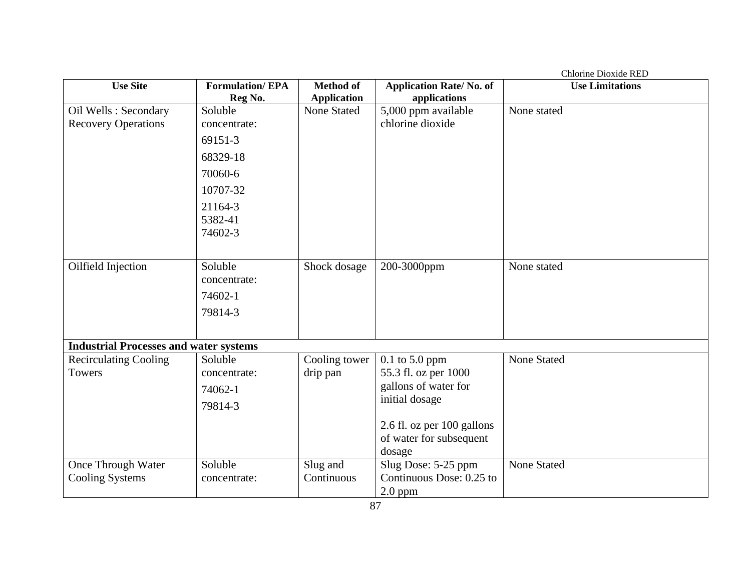| Use Site | Formulation/ EPA Reg No. | Method of Application | Application Rate/ No. of applications | Use Limitations |
|---|---|---|---|---|
| Oil Wells : Secondary Recovery Operations | Soluble concentrate: 69151-3 68329-18 70060-6 10707-32 21164-3 5382-41 74602-3 | None Stated | 5,000 ppm available chlorine dioxide | None stated |
| Oilfield Injection | Soluble concentrate: 74602-1 79814-3 | Shock dosage | 200-3000ppm | None stated |
| **Industrial Processes and water systems** | | | | |
| Recirculating Cooling Towers | Soluble concentrate: 74062-1 79814-3 | Cooling tower drip pan | 0.1 to 5.0 ppm 55.3 fl. oz per 1000 gallons of water for initial dosage<br><br>2.6 fl. oz per 100 gallons of water for subsequent dosage | None Stated |
| Once Through Water Cooling Systems | Soluble concentrate: | Slug and Continuous | Slug Dose: 5-25 ppm Continuous Dose: 0.25 to 2.0 ppm | None Stated |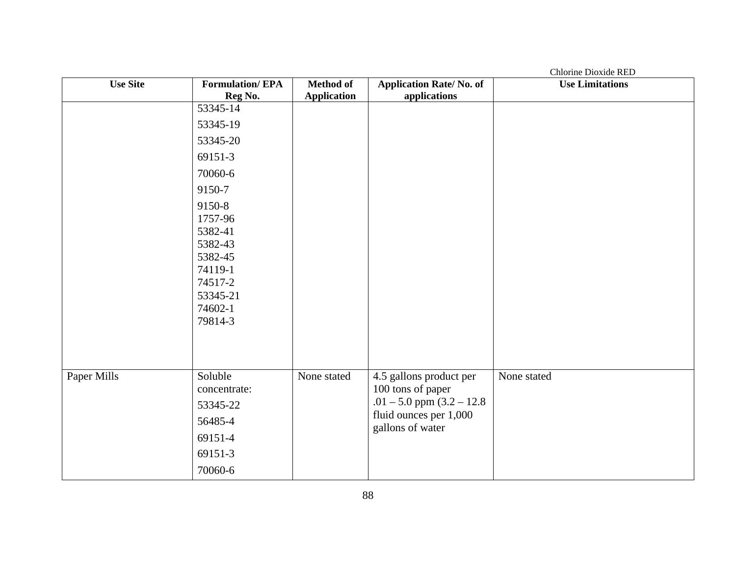| Use Site | Formulation/ EPA Reg No. | Method of Application | Application Rate/ No. of applications | Use Limitations |
|---|---|---|---|---|
| | 53345-14<br>53345-19<br>53345-20<br>69151-3<br>70060-6<br>9150-7<br>9150-8<br>1757-96<br>5382-41<br>5382-43<br>5382-45<br>74119-1<br>74517-2<br>53345-21<br>74602-1<br>79814-3 | | | |
| Paper Mills | Soluble concentrate:<br>53345-22<br>56485-4<br>69151-4<br>69151-3<br>70060-6 | None stated | 4.5 gallons product per 100 tons of paper<br>.01 – 5.0 ppm (3.2 – 12.8 fluid ounces per 1,000 gallons of water | None stated |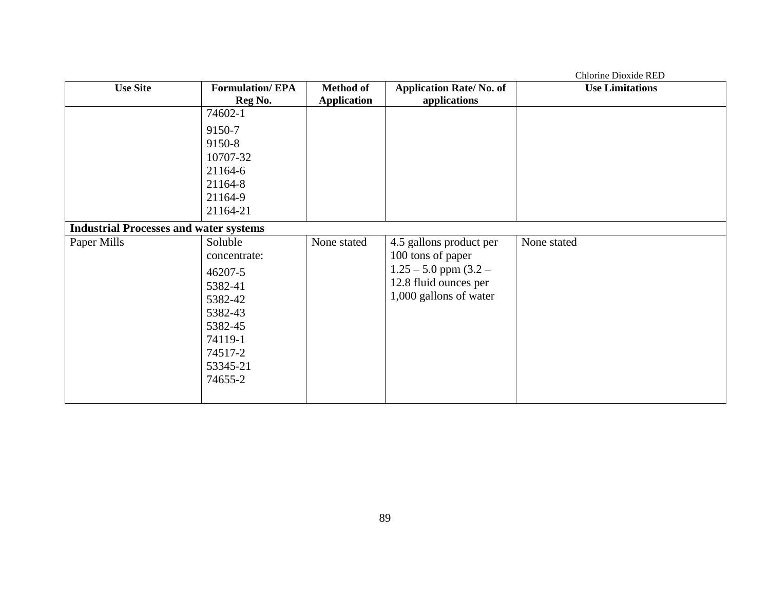| Use Site | Formulation/ EPA Reg No. | Method of Application | Application Rate/ No. of applications | Use Limitations |
|---|---|---|---|---|
| | 74602-1<br>9150-7<br>9150-8<br>10707-32<br>21164-6<br>21164-8<br>21164-9<br>21164-21 | | | |
| **Industrial Processes and water systems** | | | | |
| Paper Mills | Soluble concentrate:<br>46207-5<br>5382-41<br>5382-42<br>5382-43<br>5382-45<br>74119-1<br>74517-2<br>53345-21<br>74655-2 | None stated | 4.5 gallons product per 100 tons of paper<br>1.25 – 5.0 ppm (3.2 – 12.8 fluid ounces per 1,000 gallons of water | None stated |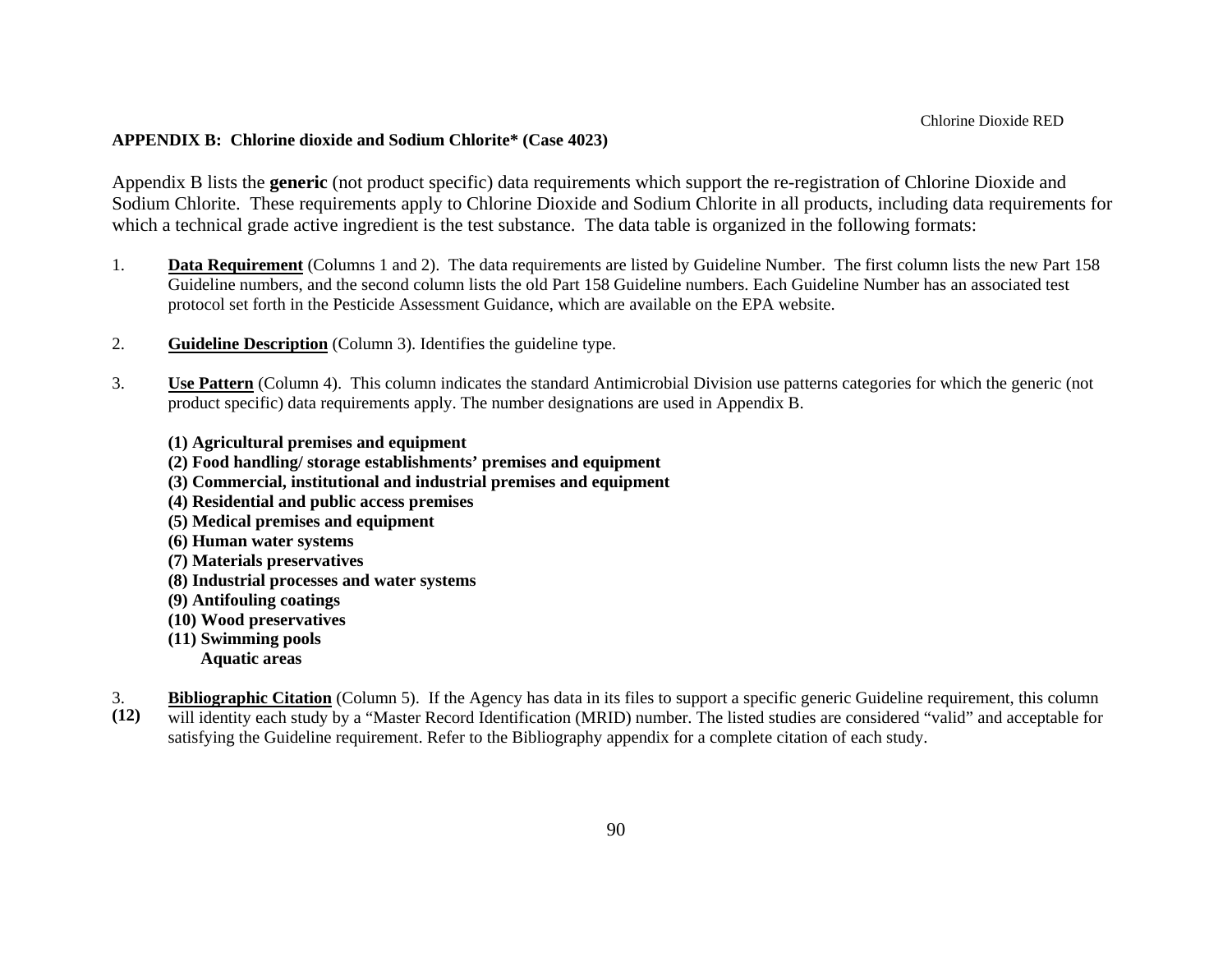**APPENDIX B: Chlorine dioxide and Sodium Chlorite* (Case 4023)**

Appendix B lists the **generic** (not product specific) data requirements which support the re-registration of Chlorine Dioxide and Sodium Chlorite. These requirements apply to Chlorine Dioxide and Sodium Chlorite in all products, including data requirements for which a technical grade active ingredient is the test substance. The data table is organized in the following formats:

1. **Data Requirement** (Columns 1 and 2). The data requirements are listed by Guideline Number. The first column lists the new Part 158 Guideline numbers, and the second column lists the old Part 158 Guideline numbers. Each Guideline Number has an associated test protocol set forth in the Pesticide Assessment Guidance, which are available on the EPA website.

2. **Guideline Description** (Column 3). Identifies the guideline type.

3. **Use Pattern** (Column 4). This column indicates the standard Antimicrobial Division use patterns categories for which the generic (not product specific) data requirements apply. The number designations are used in Appendix B.

   **(1) Agricultural premises and equipment**
   **(2) Food handling/ storage establishments' premises and equipment**
   **(3) Commercial, institutional and industrial premises and equipment**
   **(4) Residential and public access premises**
   **(5) Medical premises and equipment**
   **(6) Human water systems**
   **(7) Materials preservatives**
   **(8) Industrial processes and water systems**
   **(9) Antifouling coatings**
   **(10) Wood preservatives**
   **(11) Swimming pools**
   **(12) Aquatic areas**

3. **Bibliographic Citation** (Column 5). If the Agency has data in its files to support a specific generic Guideline requirement, this column will identity each study by a "Master Record Identification (MRID) number. The listed studies are considered "valid" and acceptable for satisfying the Guideline requirement. Refer to the Bibliography appendix for a complete citation of each study.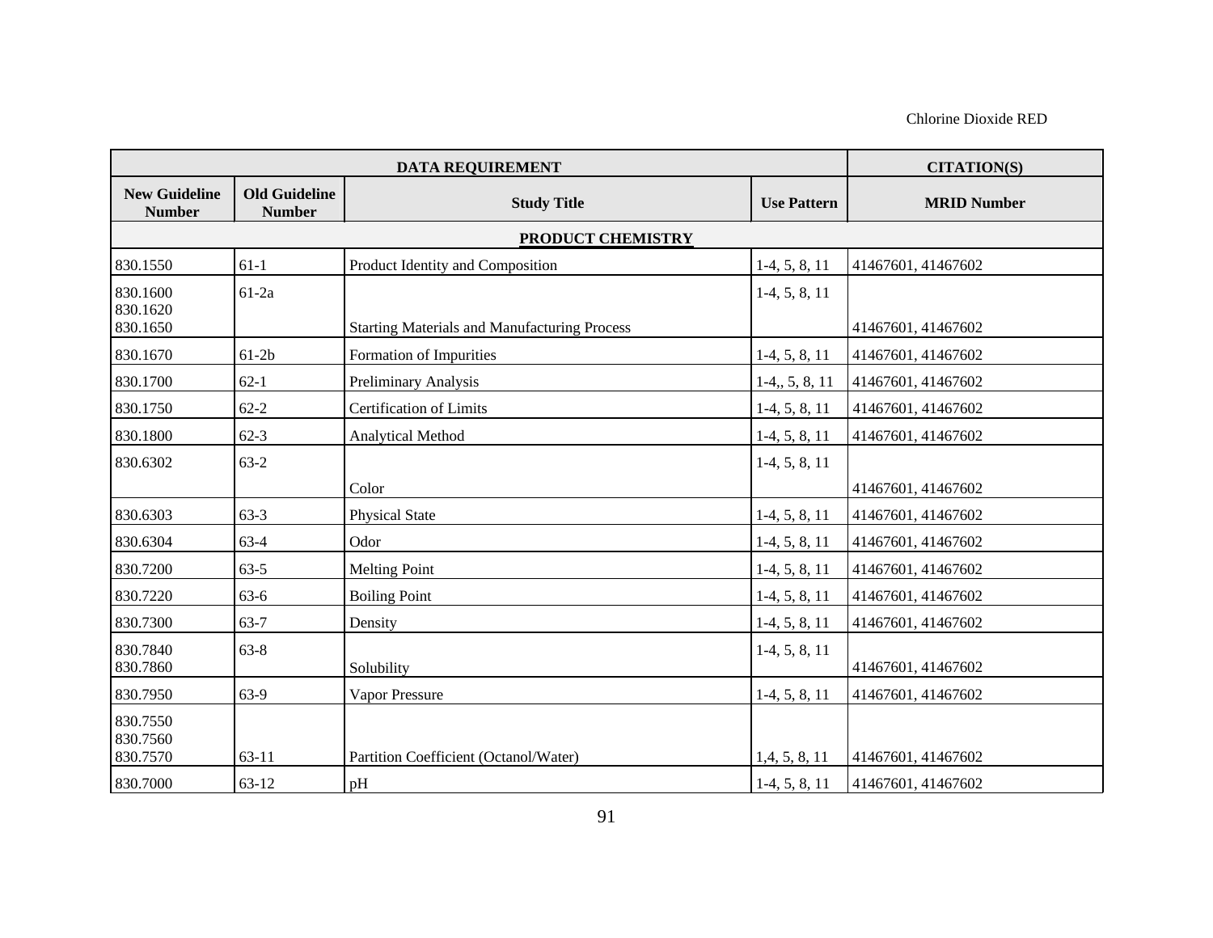| DATA REQUIREMENT | | | | CITATION(S) |
|---|---|---|---|---|
| New Guideline Number | Old Guideline Number | Study Title | Use Pattern | MRID Number |
| **PRODUCT CHEMISTRY** | | | | |
| 830.1550 | 61-1 | Product Identity and Composition | 1-4, 5, 8, 11 | 41467601, 41467602 |
| 830.1600<br>830.1620<br>830.1650 | 61-2a | Starting Materials and Manufacturing Process | 1-4, 5, 8, 11 | 41467601, 41467602 |
| 830.1670 | 61-2b | Formation of Impurities | 1-4, 5, 8, 11 | 41467601, 41467602 |
| 830.1700 | 62-1 | Preliminary Analysis | 1-4,, 5, 8, 11 | 41467601, 41467602 |
| 830.1750 | 62-2 | Certification of Limits | 1-4, 5, 8, 11 | 41467601, 41467602 |
| 830.1800 | 62-3 | Analytical Method | 1-4, 5, 8, 11 | 41467601, 41467602 |
| 830.6302 | 63-2 | Color | 1-4, 5, 8, 11 | 41467601, 41467602 |
| 830.6303 | 63-3 | Physical State | 1-4, 5, 8, 11 | 41467601, 41467602 |
| 830.6304 | 63-4 | Odor | 1-4, 5, 8, 11 | 41467601, 41467602 |
| 830.7200 | 63-5 | Melting Point | 1-4, 5, 8, 11 | 41467601, 41467602 |
| 830.7220 | 63-6 | Boiling Point | 1-4, 5, 8, 11 | 41467601, 41467602 |
| 830.7300 | 63-7 | Density | 1-4, 5, 8, 11 | 41467601, 41467602 |
| 830.7840<br>830.7860 | 63-8 | Solubility | 1-4, 5, 8, 11 | 41467601, 41467602 |
| 830.7950 | 63-9 | Vapor Pressure | 1-4, 5, 8, 11 | 41467601, 41467602 |
| 830.7550<br>830.7560<br>830.7570 | 63-11 | Partition Coefficient (Octanol/Water) | 1,4, 5, 8, 11 | 41467601, 41467602 |
| 830.7000 | 63-12 | pH | 1-4, 5, 8, 11 | 41467601, 41467602 |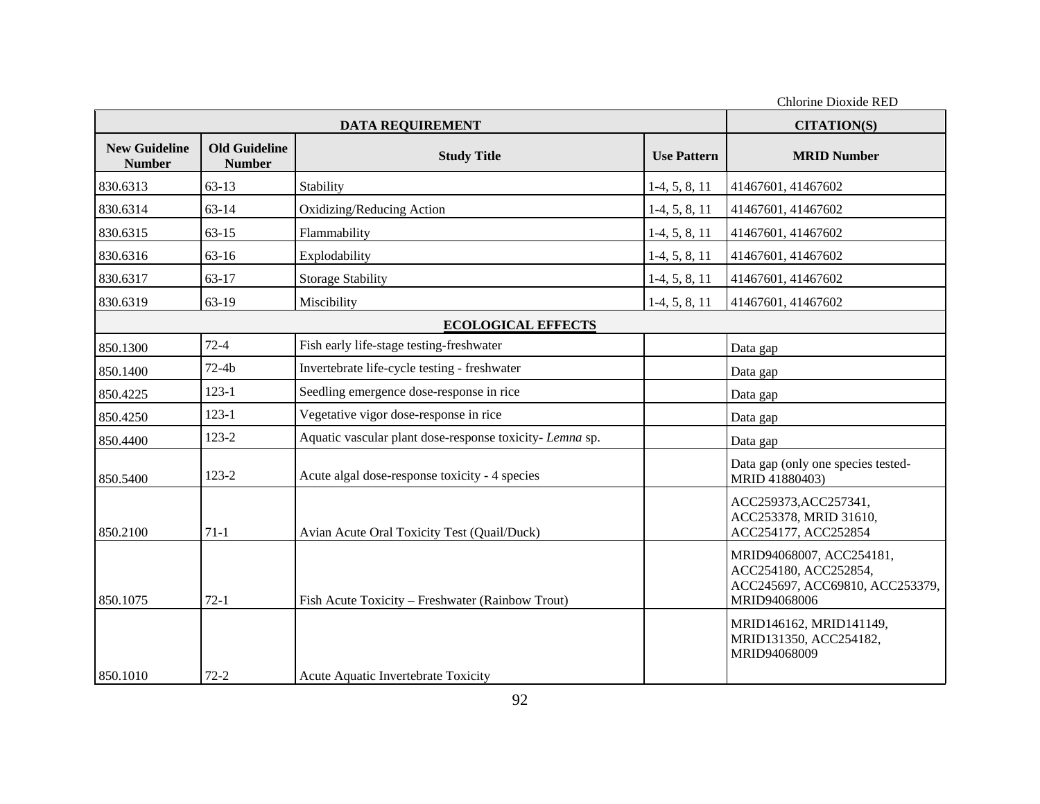| DATA REQUIREMENT | | | | CITATION(S) |
|---|---|---|---|---|
| **New Guideline Number** | **Old Guideline Number** | **Study Title** | **Use Pattern** | **MRID Number** |
| 830.6313 | 63-13 | Stability | 1-4, 5, 8, 11 | 41467601, 41467602 |
| 830.6314 | 63-14 | Oxidizing/Reducing Action | 1-4, 5, 8, 11 | 41467601, 41467602 |
| 830.6315 | 63-15 | Flammability | 1-4, 5, 8, 11 | 41467601, 41467602 |
| 830.6316 | 63-16 | Explodability | 1-4, 5, 8, 11 | 41467601, 41467602 |
| 830.6317 | 63-17 | Storage Stability | 1-4, 5, 8, 11 | 41467601, 41467602 |
| 830.6319 | 63-19 | Miscibility | 1-4, 5, 8, 11 | 41467601, 41467602 |
| **ECOLOGICAL EFFECTS** | | | | |
| 850.1300 | 72-4 | Fish early life-stage testing-freshwater | | Data gap |
| 850.1400 | 72-4b | Invertebrate life-cycle testing - freshwater | | Data gap |
| 850.4225 | 123-1 | Seedling emergence dose-response in rice | | Data gap |
| 850.4250 | 123-1 | Vegetative vigor dose-response in rice | | Data gap |
| 850.4400 | 123-2 | Aquatic vascular plant dose-response toxicity- *Lemna* sp. | | Data gap |
| 850.5400 | 123-2 | Acute algal dose-response toxicity - 4 species | | Data gap (only one species tested- MRID 41880403) |
| 850.2100 | 71-1 | Avian Acute Oral Toxicity Test (Quail/Duck) | | ACC259373,ACC257341, ACC253378, MRID 31610, ACC254177, ACC252854 |
| 850.1075 | 72-1 | Fish Acute Toxicity – Freshwater (Rainbow Trout) | | MRID94068007, ACC254181, ACC254180, ACC252854, ACC245697, ACC69810, ACC253379, MRID94068006 |
| 850.1010 | 72-2 | Acute Aquatic Invertebrate Toxicity | | MRID146162, MRID141149, MRID131350, ACC254182, MRID94068009 |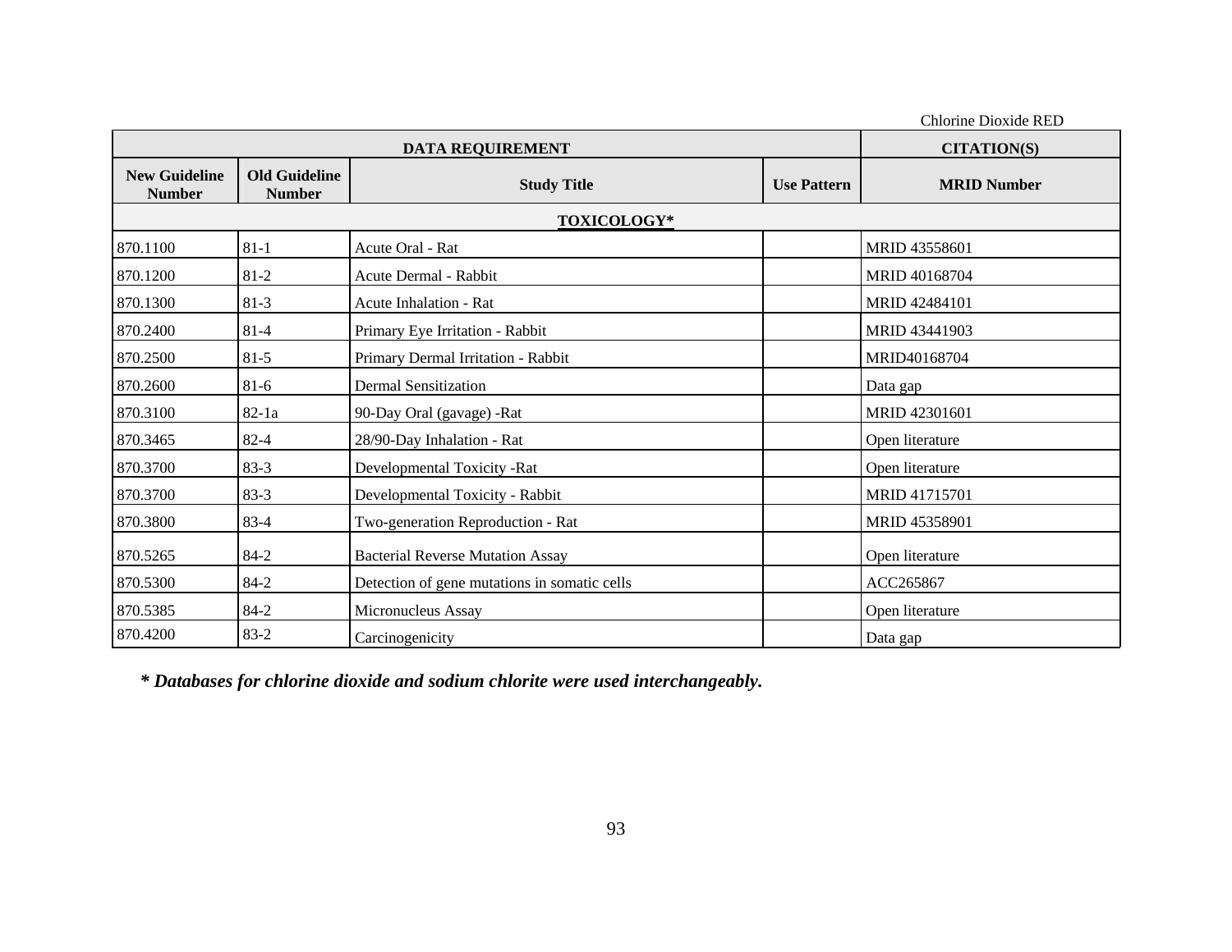| DATA REQUIREMENT | | | | CITATION(S) |
|---|---|---|---|---|
| **New Guideline Number** | **Old Guideline Number** | **Study Title** | **Use Pattern** | **MRID Number** |
| **TOXICOLOGY*** | | | | |
| 870.1100 | 81-1 | Acute Oral - Rat | | MRID 43558601 |
| 870.1200 | 81-2 | Acute Dermal - Rabbit | | MRID 40168704 |
| 870.1300 | 81-3 | Acute Inhalation - Rat | | MRID 42484101 |
| 870.2400 | 81-4 | Primary Eye Irritation - Rabbit | | MRID 43441903 |
| 870.2500 | 81-5 | Primary Dermal Irritation - Rabbit | | MRID40168704 |
| 870.2600 | 81-6 | Dermal Sensitization | | Data gap |
| 870.3100 | 82-1a | 90-Day Oral (gavage) -Rat | | MRID 42301601 |
| 870.3465 | 82-4 | 28/90-Day Inhalation - Rat | | Open literature |
| 870.3700 | 83-3 | Developmental Toxicity -Rat | | Open literature |
| 870.3700 | 83-3 | Developmental Toxicity - Rabbit | | MRID 41715701 |
| 870.3800 | 83-4 | Two-generation Reproduction - Rat | | MRID 45358901 |
| 870.5265 | 84-2 | Bacterial Reverse Mutation Assay | | Open literature |
| 870.5300 | 84-2 | Detection of gene mutations in somatic cells | | ACC265867 |
| 870.5385 | 84-2 | Micronucleus Assay | | Open literature |
| 870.4200 | 83-2 | Carcinogenicity | | Data gap |

***\* Databases for chlorine dioxide and sodium chlorite were used interchangeably.***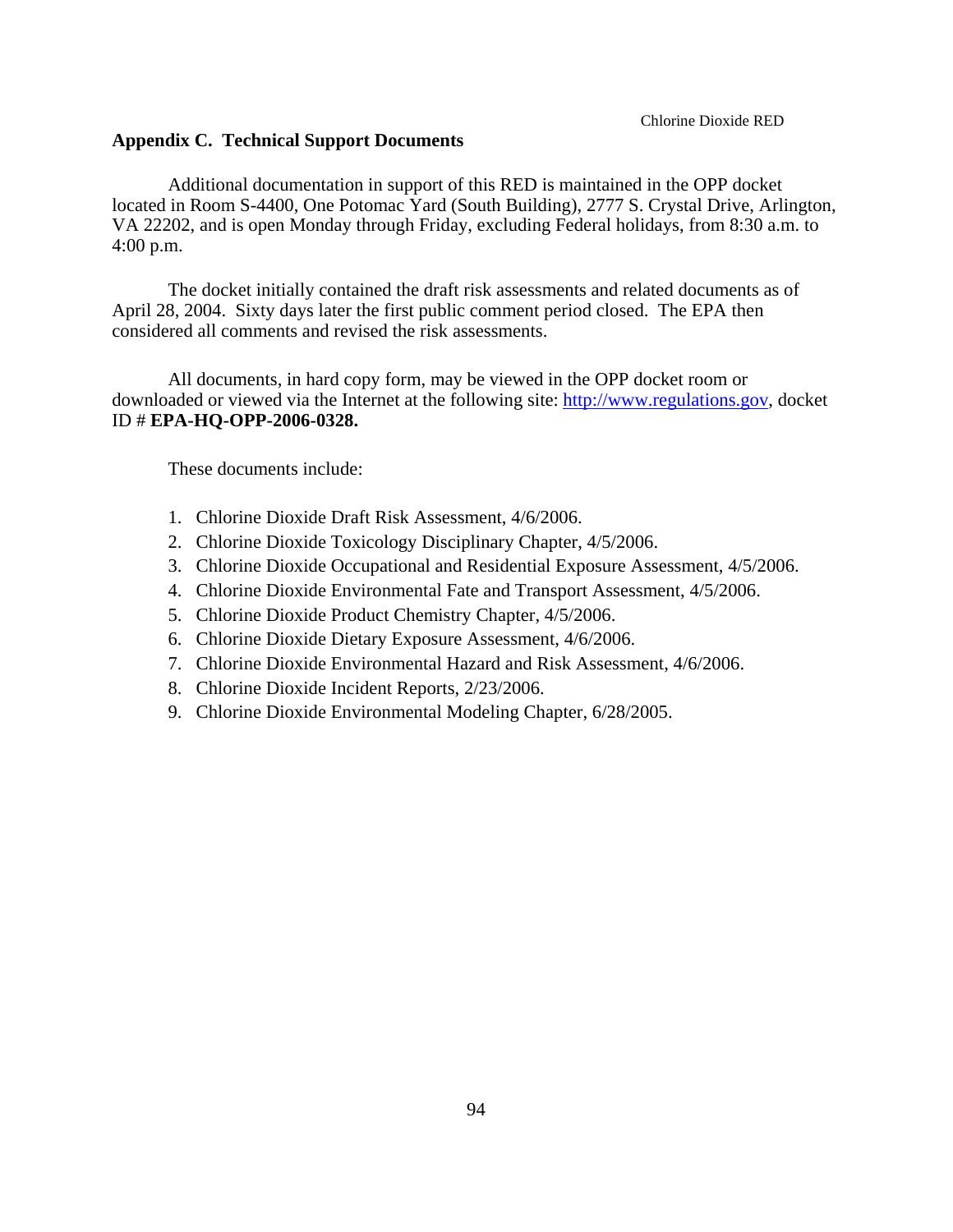## Appendix C. Technical Support Documents

Additional documentation in support of this RED is maintained in the OPP docket located in Room S-4400, One Potomac Yard (South Building), 2777 S. Crystal Drive, Arlington, VA 22202, and is open Monday through Friday, excluding Federal holidays, from 8:30 a.m. to 4:00 p.m.

The docket initially contained the draft risk assessments and related documents as of April 28, 2004. Sixty days later the first public comment period closed. The EPA then considered all comments and revised the risk assessments.

All documents, in hard copy form, may be viewed in the OPP docket room or downloaded or viewed via the Internet at the following site: http://www.regulations.gov, docket ID # **EPA-HQ-OPP-2006-0328.**

These documents include:

1. Chlorine Dioxide Draft Risk Assessment, 4/6/2006.
2. Chlorine Dioxide Toxicology Disciplinary Chapter, 4/5/2006.
3. Chlorine Dioxide Occupational and Residential Exposure Assessment, 4/5/2006.
4. Chlorine Dioxide Environmental Fate and Transport Assessment, 4/5/2006.
5. Chlorine Dioxide Product Chemistry Chapter, 4/5/2006.
6. Chlorine Dioxide Dietary Exposure Assessment, 4/6/2006.
7. Chlorine Dioxide Environmental Hazard and Risk Assessment, 4/6/2006.
8. Chlorine Dioxide Incident Reports, 2/23/2006.
9. Chlorine Dioxide Environmental Modeling Chapter, 6/28/2005.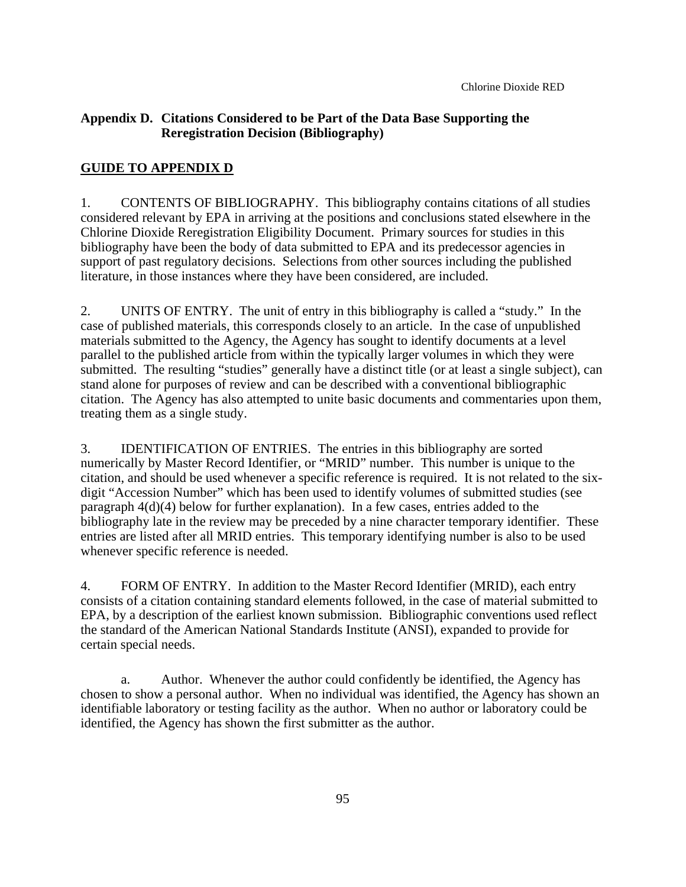## Appendix D. Citations Considered to be Part of the Data Base Supporting the Reregistration Decision (Bibliography)

**GUIDE TO APPENDIX D**

1. CONTENTS OF BIBLIOGRAPHY. This bibliography contains citations of all studies considered relevant by EPA in arriving at the positions and conclusions stated elsewhere in the Chlorine Dioxide Reregistration Eligibility Document. Primary sources for studies in this bibliography have been the body of data submitted to EPA and its predecessor agencies in support of past regulatory decisions. Selections from other sources including the published literature, in those instances where they have been considered, are included.

2. UNITS OF ENTRY. The unit of entry in this bibliography is called a "study." In the case of published materials, this corresponds closely to an article. In the case of unpublished materials submitted to the Agency, the Agency has sought to identify documents at a level parallel to the published article from within the typically larger volumes in which they were submitted. The resulting "studies" generally have a distinct title (or at least a single subject), can stand alone for purposes of review and can be described with a conventional bibliographic citation. The Agency has also attempted to unite basic documents and commentaries upon them, treating them as a single study.

3. IDENTIFICATION OF ENTRIES. The entries in this bibliography are sorted numerically by Master Record Identifier, or "MRID" number. This number is unique to the citation, and should be used whenever a specific reference is required. It is not related to the six-digit "Accession Number" which has been used to identify volumes of submitted studies (see paragraph 4(d)(4) below for further explanation). In a few cases, entries added to the bibliography late in the review may be preceded by a nine character temporary identifier. These entries are listed after all MRID entries. This temporary identifying number is also to be used whenever specific reference is needed.

4. FORM OF ENTRY. In addition to the Master Record Identifier (MRID), each entry consists of a citation containing standard elements followed, in the case of material submitted to EPA, by a description of the earliest known submission. Bibliographic conventions used reflect the standard of the American National Standards Institute (ANSI), expanded to provide for certain special needs.

a. Author. Whenever the author could confidently be identified, the Agency has chosen to show a personal author. When no individual was identified, the Agency has shown an identifiable laboratory or testing facility as the author. When no author or laboratory could be identified, the Agency has shown the first submitter as the author.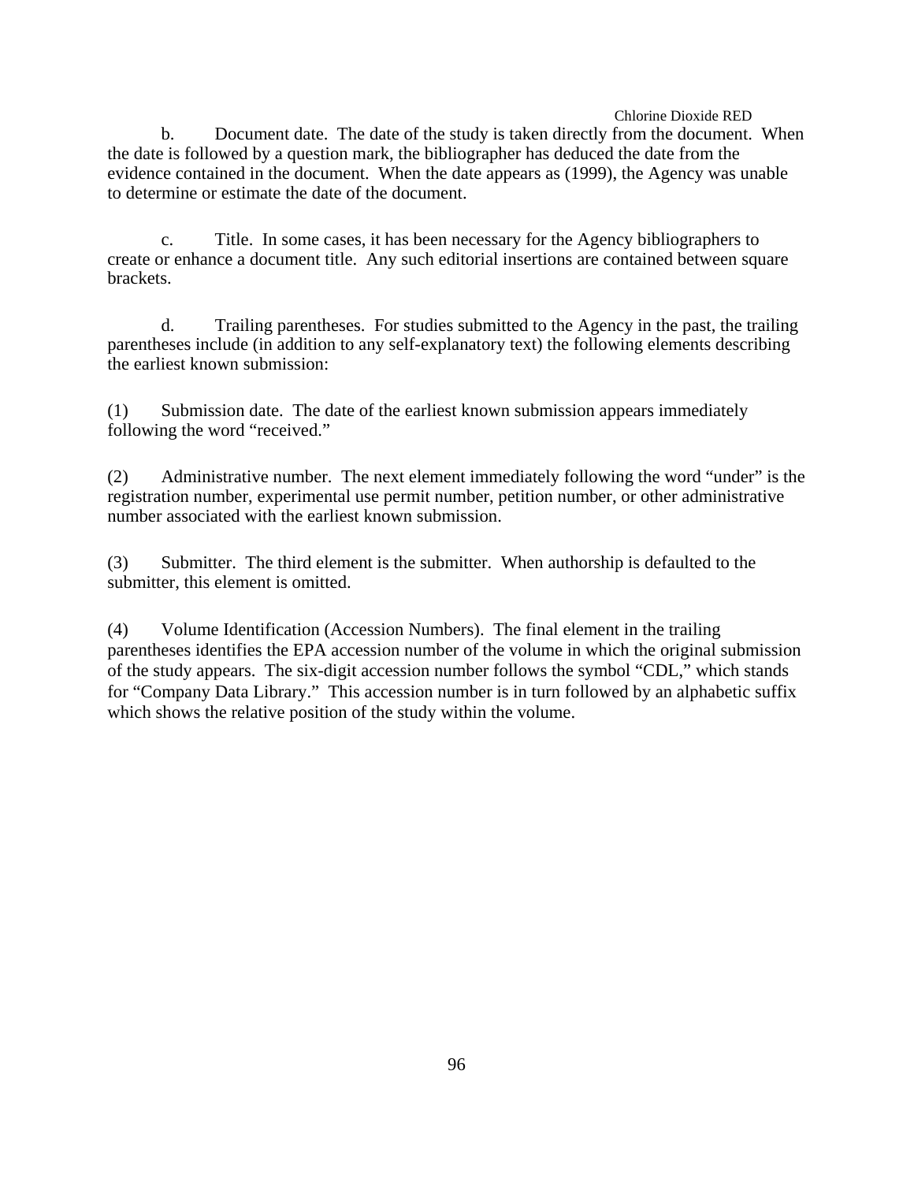b. Document date. The date of the study is taken directly from the document. When the date is followed by a question mark, the bibliographer has deduced the date from the evidence contained in the document. When the date appears as (1999), the Agency was unable to determine or estimate the date of the document.

c. Title. In some cases, it has been necessary for the Agency bibliographers to create or enhance a document title. Any such editorial insertions are contained between square brackets.

d. Trailing parentheses. For studies submitted to the Agency in the past, the trailing parentheses include (in addition to any self-explanatory text) the following elements describing the earliest known submission:

(1) Submission date. The date of the earliest known submission appears immediately following the word "received."

(2) Administrative number. The next element immediately following the word "under" is the registration number, experimental use permit number, petition number, or other administrative number associated with the earliest known submission.

(3) Submitter. The third element is the submitter. When authorship is defaulted to the submitter, this element is omitted.

(4) Volume Identification (Accession Numbers). The final element in the trailing parentheses identifies the EPA accession number of the volume in which the original submission of the study appears. The six-digit accession number follows the symbol "CDL," which stands for "Company Data Library." This accession number is in turn followed by an alphabetic suffix which shows the relative position of the study within the volume.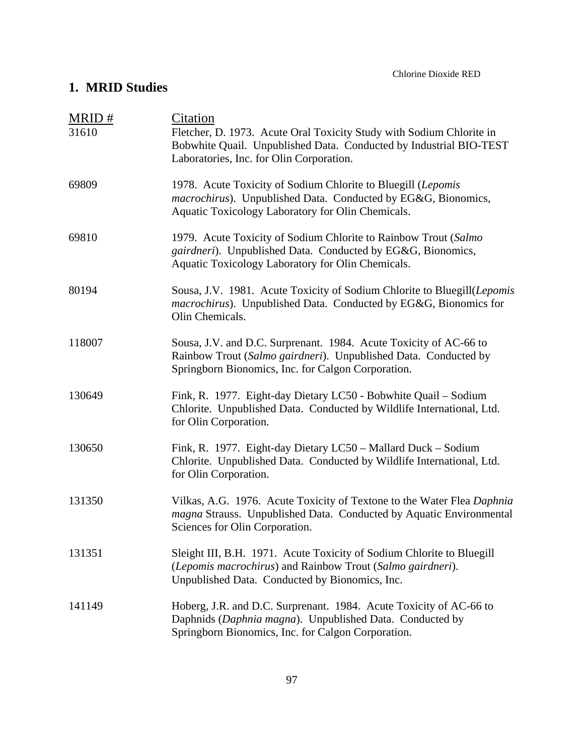## 1. MRID Studies

| MRID # | Citation |
|---|---|
| 31610 | Fletcher, D. 1973. Acute Oral Toxicity Study with Sodium Chlorite in Bobwhite Quail. Unpublished Data. Conducted by Industrial BIO-TEST Laboratories, Inc. for Olin Corporation. |
| 69809 | 1978. Acute Toxicity of Sodium Chlorite to Bluegill (*Lepomis macrochirus*). Unpublished Data. Conducted by EG&G, Bionomics, Aquatic Toxicology Laboratory for Olin Chemicals. |
| 69810 | 1979. Acute Toxicity of Sodium Chlorite to Rainbow Trout (*Salmo gairdneri*). Unpublished Data. Conducted by EG&G, Bionomics, Aquatic Toxicology Laboratory for Olin Chemicals. |
| 80194 | Sousa, J.V. 1981. Acute Toxicity of Sodium Chlorite to Bluegill(*Lepomis macrochirus*). Unpublished Data. Conducted by EG&G, Bionomics for Olin Chemicals. |
| 118007 | Sousa, J.V. and D.C. Surprenant. 1984. Acute Toxicity of AC-66 to Rainbow Trout (*Salmo gairdneri*). Unpublished Data. Conducted by Springborn Bionomics, Inc. for Calgon Corporation. |
| 130649 | Fink, R. 1977. Eight-day Dietary LC50 - Bobwhite Quail – Sodium Chlorite. Unpublished Data. Conducted by Wildlife International, Ltd. for Olin Corporation. |
| 130650 | Fink, R. 1977. Eight-day Dietary LC50 – Mallard Duck – Sodium Chlorite. Unpublished Data. Conducted by Wildlife International, Ltd. for Olin Corporation. |
| 131350 | Vilkas, A.G. 1976. Acute Toxicity of Textone to the Water Flea *Daphnia magna* Strauss. Unpublished Data. Conducted by Aquatic Environmental Sciences for Olin Corporation. |
| 131351 | Sleight III, B.H. 1971. Acute Toxicity of Sodium Chlorite to Bluegill (*Lepomis macrochirus*) and Rainbow Trout (*Salmo gairdneri*). Unpublished Data. Conducted by Bionomics, Inc. |
| 141149 | Hoberg, J.R. and D.C. Surprenant. 1984. Acute Toxicity of AC-66 to Daphnids (*Daphnia magna*). Unpublished Data. Conducted by Springborn Bionomics, Inc. for Calgon Corporation. |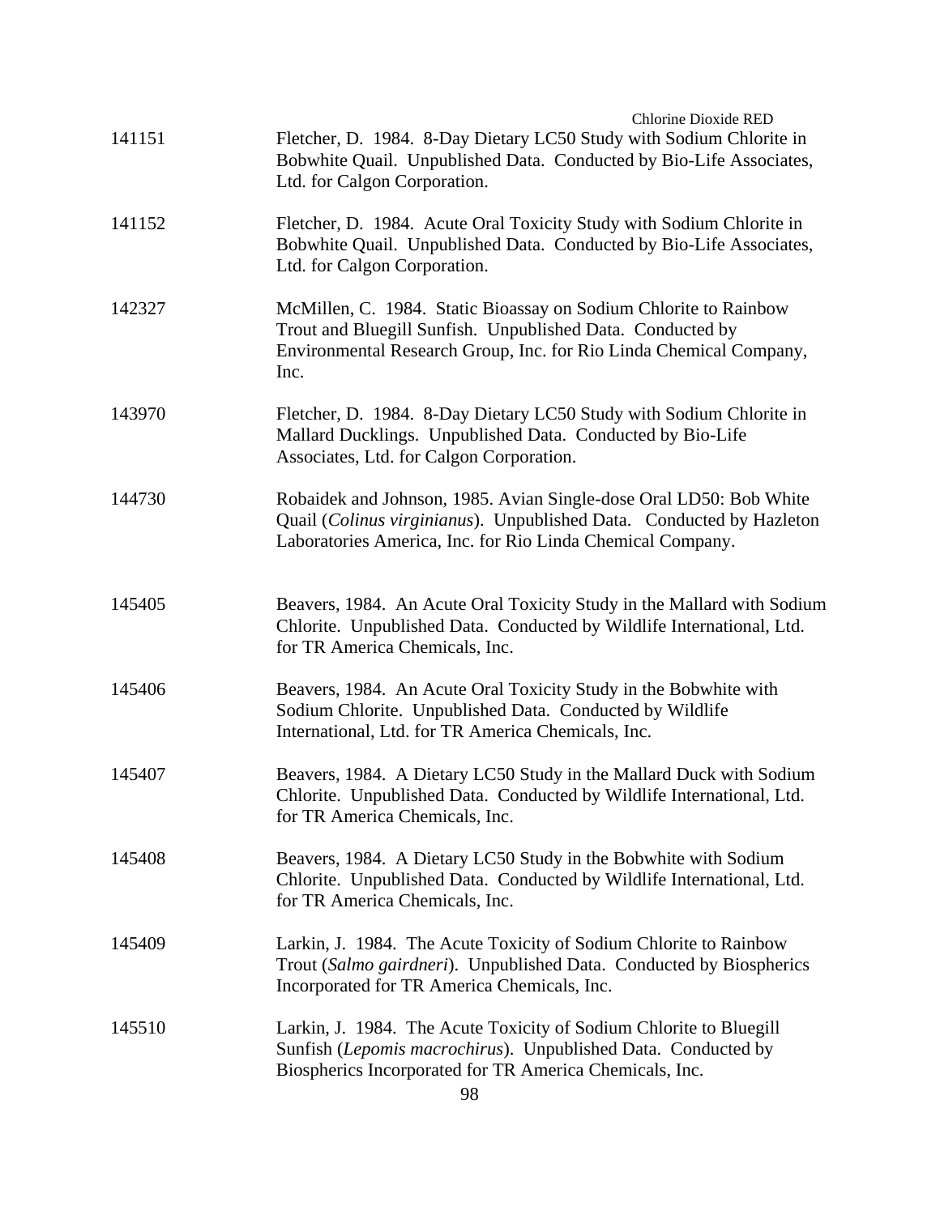141151 Fletcher, D. 1984. 8-Day Dietary LC50 Study with Sodium Chlorite in Bobwhite Quail. Unpublished Data. Conducted by Bio-Life Associates, Ltd. for Calgon Corporation.

141152 Fletcher, D. 1984. Acute Oral Toxicity Study with Sodium Chlorite in Bobwhite Quail. Unpublished Data. Conducted by Bio-Life Associates, Ltd. for Calgon Corporation.

142327 McMillen, C. 1984. Static Bioassay on Sodium Chlorite to Rainbow Trout and Bluegill Sunfish. Unpublished Data. Conducted by Environmental Research Group, Inc. for Rio Linda Chemical Company, Inc.

143970 Fletcher, D. 1984. 8-Day Dietary LC50 Study with Sodium Chlorite in Mallard Ducklings. Unpublished Data. Conducted by Bio-Life Associates, Ltd. for Calgon Corporation.

144730 Robaidek and Johnson, 1985. Avian Single-dose Oral LD50: Bob White Quail (*Colinus virginianus*). Unpublished Data. Conducted by Hazleton Laboratories America, Inc. for Rio Linda Chemical Company.

145405 Beavers, 1984. An Acute Oral Toxicity Study in the Mallard with Sodium Chlorite. Unpublished Data. Conducted by Wildlife International, Ltd. for TR America Chemicals, Inc.

145406 Beavers, 1984. An Acute Oral Toxicity Study in the Bobwhite with Sodium Chlorite. Unpublished Data. Conducted by Wildlife International, Ltd. for TR America Chemicals, Inc.

145407 Beavers, 1984. A Dietary LC50 Study in the Mallard Duck with Sodium Chlorite. Unpublished Data. Conducted by Wildlife International, Ltd. for TR America Chemicals, Inc.

145408 Beavers, 1984. A Dietary LC50 Study in the Bobwhite with Sodium Chlorite. Unpublished Data. Conducted by Wildlife International, Ltd. for TR America Chemicals, Inc.

145409 Larkin, J. 1984. The Acute Toxicity of Sodium Chlorite to Rainbow Trout (*Salmo gairdneri*). Unpublished Data. Conducted by Biospherics Incorporated for TR America Chemicals, Inc.

145510 Larkin, J. 1984. The Acute Toxicity of Sodium Chlorite to Bluegill Sunfish (*Lepomis macrochirus*). Unpublished Data. Conducted by Biospherics Incorporated for TR America Chemicals, Inc.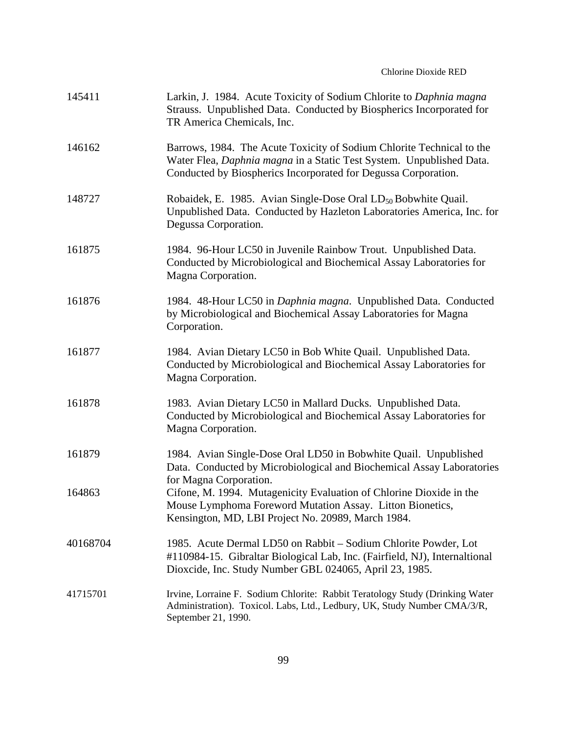| | |
|---|---|
| 145411 | Larkin, J. 1984. Acute Toxicity of Sodium Chlorite to *Daphnia magna* Strauss. Unpublished Data. Conducted by Biospherics Incorporated for TR America Chemicals, Inc. |
| 146162 | Barrows, 1984. The Acute Toxicity of Sodium Chlorite Technical to the Water Flea, *Daphnia magna* in a Static Test System. Unpublished Data. Conducted by Biospherics Incorporated for Degussa Corporation. |
| 148727 | Robaidek, E. 1985. Avian Single-Dose Oral $LD_{50}$ Bobwhite Quail. Unpublished Data. Conducted by Hazleton Laboratories America, Inc. for Degussa Corporation. |
| 161875 | 1984. 96-Hour LC50 in Juvenile Rainbow Trout. Unpublished Data. Conducted by Microbiological and Biochemical Assay Laboratories for Magna Corporation. |
| 161876 | 1984. 48-Hour LC50 in *Daphnia magna*. Unpublished Data. Conducted by Microbiological and Biochemical Assay Laboratories for Magna Corporation. |
| 161877 | 1984. Avian Dietary LC50 in Bob White Quail. Unpublished Data. Conducted by Microbiological and Biochemical Assay Laboratories for Magna Corporation. |
| 161878 | 1983. Avian Dietary LC50 in Mallard Ducks. Unpublished Data. Conducted by Microbiological and Biochemical Assay Laboratories for Magna Corporation. |
| 161879 | 1984. Avian Single-Dose Oral LD50 in Bobwhite Quail. Unpublished Data. Conducted by Microbiological and Biochemical Assay Laboratories for Magna Corporation. |
| 164863 | Cifone, M. 1994. Mutagenicity Evaluation of Chlorine Dioxide in the Mouse Lymphoma Foreword Mutation Assay. Litton Bionetics, Kensington, MD, LBI Project No. 20989, March 1984. |
| 40168704 | 1985. Acute Dermal LD50 on Rabbit – Sodium Chlorite Powder, Lot #110984-15. Gibraltar Biological Lab, Inc. (Fairfield, NJ), Internaltional Dioxcide, Inc. Study Number GBL 024065, April 23, 1985. |
| 41715701 | Irvine, Lorraine F. Sodium Chlorite: Rabbit Teratology Study (Drinking Water Administration). Toxicol. Labs, Ltd., Ledbury, UK, Study Number CMA/3/R, September 21, 1990. |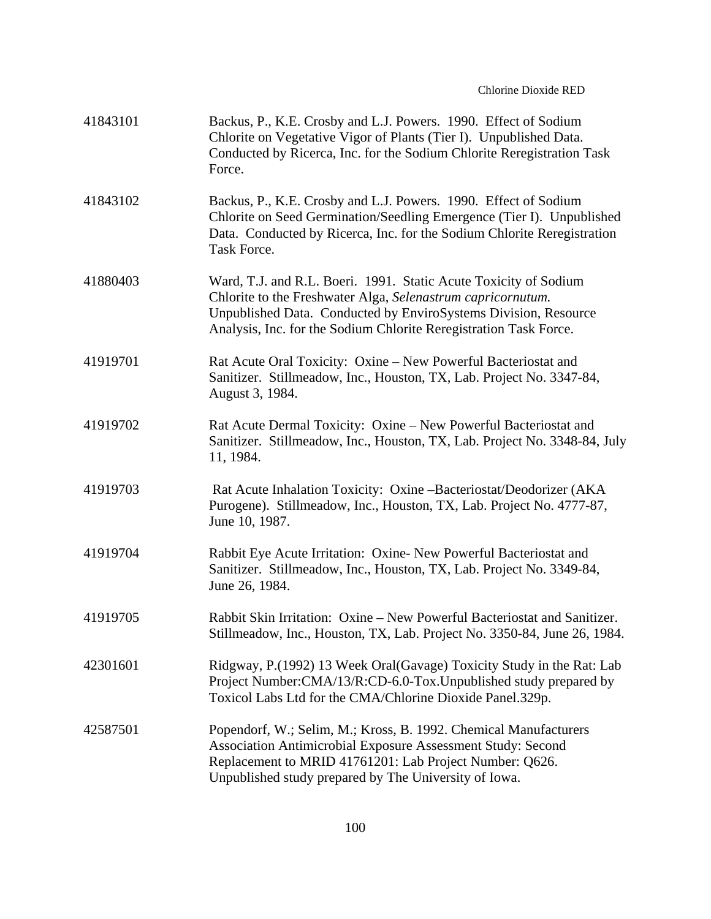| | |
|---|---|
| 41843101 | Backus, P., K.E. Crosby and L.J. Powers. 1990. Effect of Sodium Chlorite on Vegetative Vigor of Plants (Tier I). Unpublished Data. Conducted by Ricerca, Inc. for the Sodium Chlorite Reregistration Task Force. |
| 41843102 | Backus, P., K.E. Crosby and L.J. Powers. 1990. Effect of Sodium Chlorite on Seed Germination/Seedling Emergence (Tier I). Unpublished Data. Conducted by Ricerca, Inc. for the Sodium Chlorite Reregistration Task Force. |
| 41880403 | Ward, T.J. and R.L. Boeri. 1991. Static Acute Toxicity of Sodium Chlorite to the Freshwater Alga, *Selenastrum capricornutum.* Unpublished Data. Conducted by EnviroSystems Division, Resource Analysis, Inc. for the Sodium Chlorite Reregistration Task Force. |
| 41919701 | Rat Acute Oral Toxicity: Oxine – New Powerful Bacteriostat and Sanitizer. Stillmeadow, Inc., Houston, TX, Lab. Project No. 3347-84, August 3, 1984. |
| 41919702 | Rat Acute Dermal Toxicity: Oxine – New Powerful Bacteriostat and Sanitizer. Stillmeadow, Inc., Houston, TX, Lab. Project No. 3348-84, July 11, 1984. |
| 41919703 | Rat Acute Inhalation Toxicity: Oxine –Bacteriostat/Deodorizer (AKA Purogene). Stillmeadow, Inc., Houston, TX, Lab. Project No. 4777-87, June 10, 1987. |
| 41919704 | Rabbit Eye Acute Irritation: Oxine- New Powerful Bacteriostat and Sanitizer. Stillmeadow, Inc., Houston, TX, Lab. Project No. 3349-84, June 26, 1984. |
| 41919705 | Rabbit Skin Irritation: Oxine – New Powerful Bacteriostat and Sanitizer. Stillmeadow, Inc., Houston, TX, Lab. Project No. 3350-84, June 26, 1984. |
| 42301601 | Ridgway, P.(1992) 13 Week Oral(Gavage) Toxicity Study in the Rat: Lab Project Number:CMA/13/R:CD-6.0-Tox.Unpublished study prepared by Toxicol Labs Ltd for the CMA/Chlorine Dioxide Panel.329p. |
| 42587501 | Popendorf, W.; Selim, M.; Kross, B. 1992. Chemical Manufacturers Association Antimicrobial Exposure Assessment Study: Second Replacement to MRID 41761201: Lab Project Number: Q626. Unpublished study prepared by The University of Iowa. |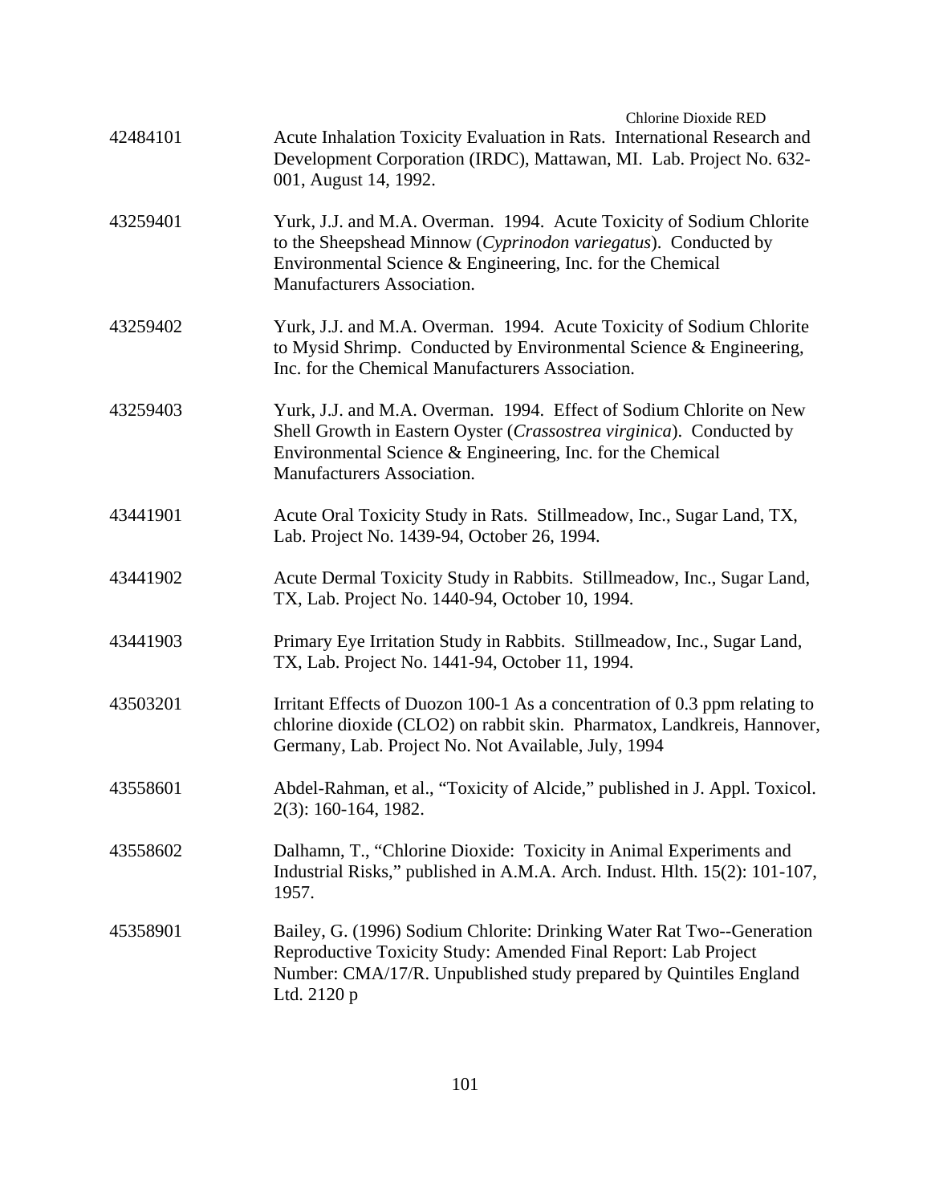| | |
|---|---|
| 42484101 | Acute Inhalation Toxicity Evaluation in Rats. International Research and Development Corporation (IRDC), Mattawan, MI. Lab. Project No. 632-001, August 14, 1992. |
| 43259401 | Yurk, J.J. and M.A. Overman. 1994. Acute Toxicity of Sodium Chlorite to the Sheepshead Minnow (*Cyprinodon variegatus*). Conducted by Environmental Science & Engineering, Inc. for the Chemical Manufacturers Association. |
| 43259402 | Yurk, J.J. and M.A. Overman. 1994. Acute Toxicity of Sodium Chlorite to Mysid Shrimp. Conducted by Environmental Science & Engineering, Inc. for the Chemical Manufacturers Association. |
| 43259403 | Yurk, J.J. and M.A. Overman. 1994. Effect of Sodium Chlorite on New Shell Growth in Eastern Oyster (*Crassostrea virginica*). Conducted by Environmental Science & Engineering, Inc. for the Chemical Manufacturers Association. |
| 43441901 | Acute Oral Toxicity Study in Rats. Stillmeadow, Inc., Sugar Land, TX, Lab. Project No. 1439-94, October 26, 1994. |
| 43441902 | Acute Dermal Toxicity Study in Rabbits. Stillmeadow, Inc., Sugar Land, TX, Lab. Project No. 1440-94, October 10, 1994. |
| 43441903 | Primary Eye Irritation Study in Rabbits. Stillmeadow, Inc., Sugar Land, TX, Lab. Project No. 1441-94, October 11, 1994. |
| 43503201 | Irritant Effects of Duozon 100-1 As a concentration of 0.3 ppm relating to chlorine dioxide (CLO2) on rabbit skin. Pharmatox, Landkreis, Hannover, Germany, Lab. Project No. Not Available, July, 1994 |
| 43558601 | Abdel-Rahman, et al., "Toxicity of Alcide," published in J. Appl. Toxicol. 2(3): 160-164, 1982. |
| 43558602 | Dalhamn, T., "Chlorine Dioxide: Toxicity in Animal Experiments and Industrial Risks," published in A.M.A. Arch. Indust. Hlth. 15(2): 101-107, 1957. |
| 45358901 | Bailey, G. (1996) Sodium Chlorite: Drinking Water Rat Two--Generation Reproductive Toxicity Study: Amended Final Report: Lab Project Number: CMA/17/R. Unpublished study prepared by Quintiles England Ltd. 2120 p |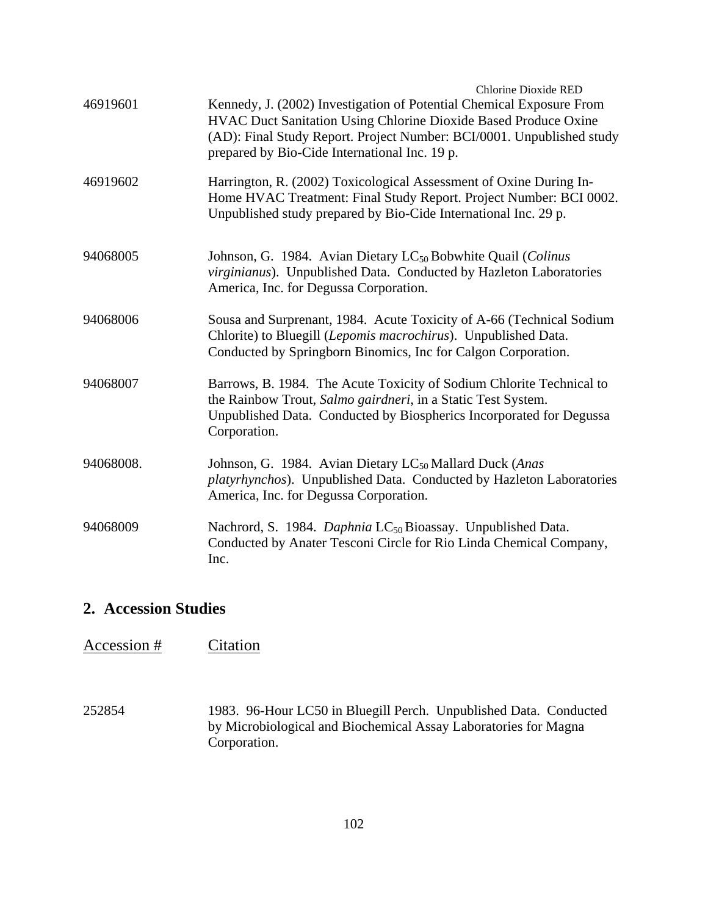| | |
|---|---|
| 46919601 | Kennedy, J. (2002) Investigation of Potential Chemical Exposure From HVAC Duct Sanitation Using Chlorine Dioxide Based Produce Oxine (AD): Final Study Report. Project Number: BCI/0001. Unpublished study prepared by Bio-Cide International Inc. 19 p. |
| 46919602 | Harrington, R. (2002) Toxicological Assessment of Oxine During In-Home HVAC Treatment: Final Study Report. Project Number: BCI 0002. Unpublished study prepared by Bio-Cide International Inc. 29 p. |
| 94068005 | Johnson, G. 1984. Avian Dietary $LC_{50}$ Bobwhite Quail (*Colinus virginianus*). Unpublished Data. Conducted by Hazleton Laboratories America, Inc. for Degussa Corporation. |
| 94068006 | Sousa and Surprenant, 1984. Acute Toxicity of A-66 (Technical Sodium Chlorite) to Bluegill (*Lepomis macrochirus*). Unpublished Data. Conducted by Springborn Binomics, Inc for Calgon Corporation. |
| 94068007 | Barrows, B. 1984. The Acute Toxicity of Sodium Chlorite Technical to the Rainbow Trout, *Salmo gairdneri*, in a Static Test System. Unpublished Data. Conducted by Biospherics Incorporated for Degussa Corporation. |
| 94068008. | Johnson, G. 1984. Avian Dietary $LC_{50}$ Mallard Duck (*Anas platyrhynchos*). Unpublished Data. Conducted by Hazleton Laboratories America, Inc. for Degussa Corporation. |
| 94068009 | Nachrord, S. 1984. *Daphnia* $LC_{50}$ Bioassay. Unpublished Data. Conducted by Anater Tesconi Circle for Rio Linda Chemical Company, Inc. |

## 2. Accession Studies

| Accession # | Citation |
|---|---|
| 252854 | 1983. 96-Hour LC50 in Bluegill Perch. Unpublished Data. Conducted by Microbiological and Biochemical Assay Laboratories for Magna Corporation. |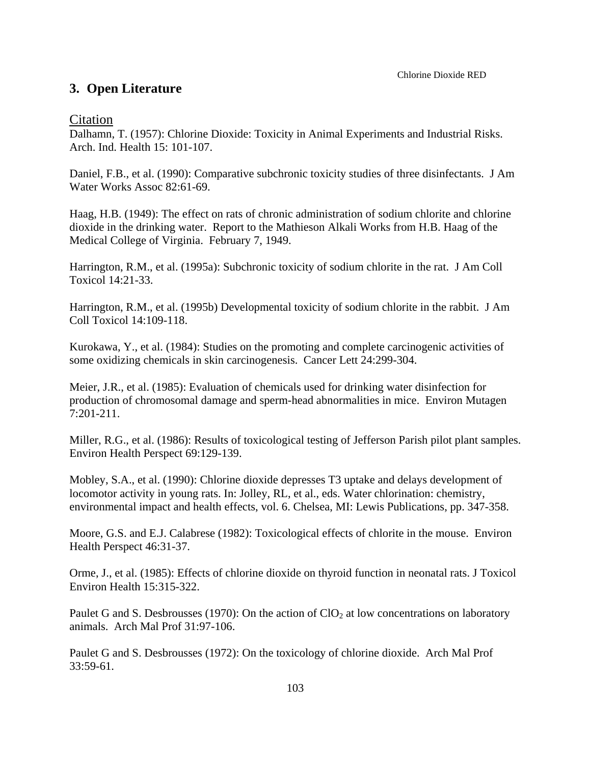## 3. Open Literature

Citation

Dalhamn, T. (1957): Chlorine Dioxide: Toxicity in Animal Experiments and Industrial Risks. Arch. Ind. Health 15: 101-107.

Daniel, F.B., et al. (1990): Comparative subchronic toxicity studies of three disinfectants. J Am Water Works Assoc 82:61-69.

Haag, H.B. (1949): The effect on rats of chronic administration of sodium chlorite and chlorine dioxide in the drinking water. Report to the Mathieson Alkali Works from H.B. Haag of the Medical College of Virginia. February 7, 1949.

Harrington, R.M., et al. (1995a): Subchronic toxicity of sodium chlorite in the rat. J Am Coll Toxicol 14:21-33.

Harrington, R.M., et al. (1995b) Developmental toxicity of sodium chlorite in the rabbit. J Am Coll Toxicol 14:109-118.

Kurokawa, Y., et al. (1984): Studies on the promoting and complete carcinogenic activities of some oxidizing chemicals in skin carcinogenesis. Cancer Lett 24:299-304.

Meier, J.R., et al. (1985): Evaluation of chemicals used for drinking water disinfection for production of chromosomal damage and sperm-head abnormalities in mice. Environ Mutagen 7:201-211.

Miller, R.G., et al. (1986): Results of toxicological testing of Jefferson Parish pilot plant samples. Environ Health Perspect 69:129-139.

Mobley, S.A., et al. (1990): Chlorine dioxide depresses T3 uptake and delays development of locomotor activity in young rats. In: Jolley, RL, et al., eds. Water chlorination: chemistry, environmental impact and health effects, vol. 6. Chelsea, MI: Lewis Publications, pp. 347-358.

Moore, G.S. and E.J. Calabrese (1982): Toxicological effects of chlorite in the mouse. Environ Health Perspect 46:31-37.

Orme, J., et al. (1985): Effects of chlorine dioxide on thyroid function in neonatal rats. J Toxicol Environ Health 15:315-322.

Paulet G and S. Desbrousses (1970): On the action of $ClO_2$ at low concentrations on laboratory animals. Arch Mal Prof 31:97-106.

Paulet G and S. Desbrousses (1972): On the toxicology of chlorine dioxide. Arch Mal Prof 33:59-61.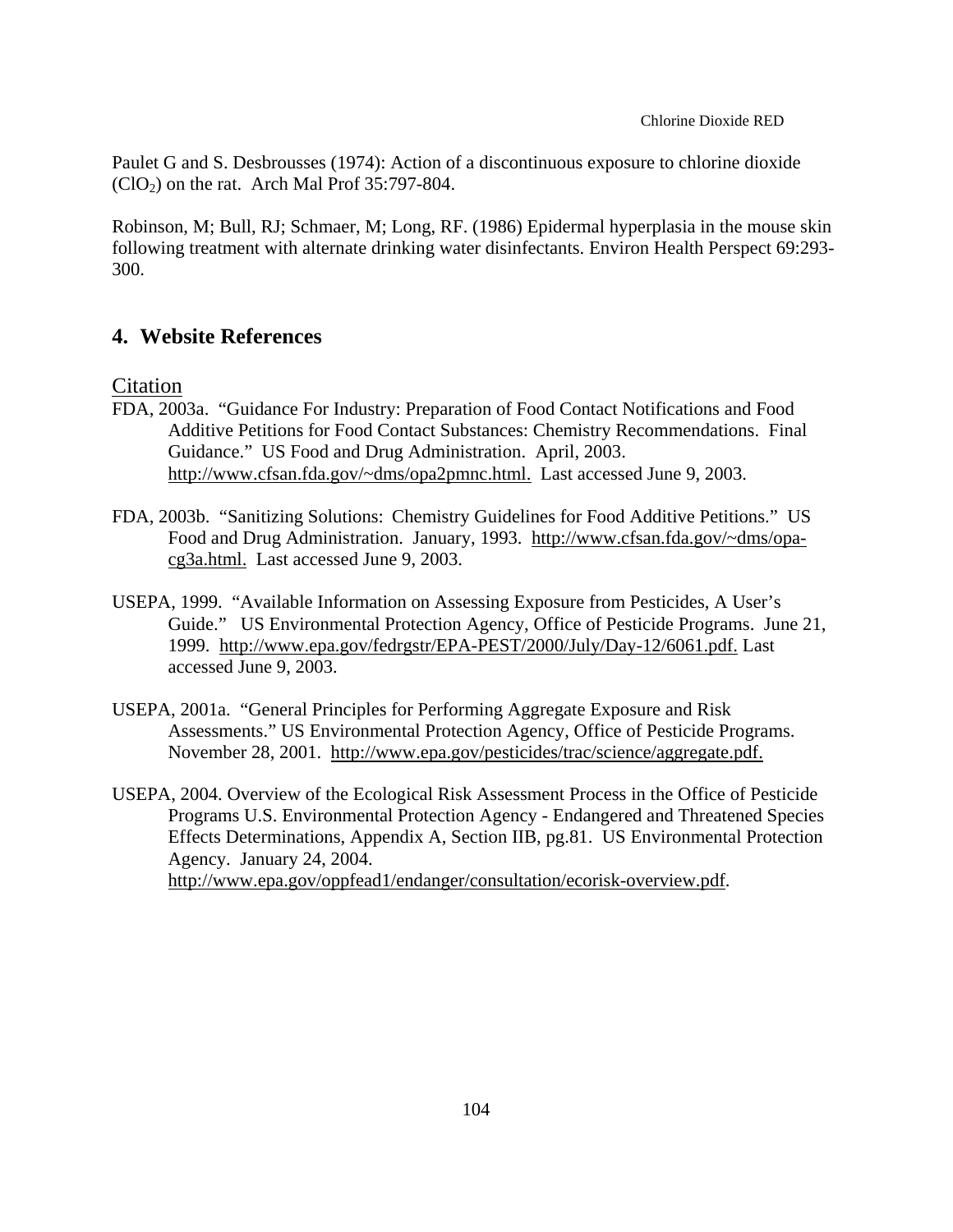Paulet G and S. Desbrousses (1974): Action of a discontinuous exposure to chlorine dioxide ($ClO_2$) on the rat. Arch Mal Prof 35:797-804.

Robinson, M; Bull, RJ; Schmaer, M; Long, RF. (1986) Epidermal hyperplasia in the mouse skin following treatment with alternate drinking water disinfectants. Environ Health Perspect 69:293-300.

## 4. Website References

Citation

FDA, 2003a. "Guidance For Industry: Preparation of Food Contact Notifications and Food Additive Petitions for Food Contact Substances: Chemistry Recommendations. Final Guidance." US Food and Drug Administration. April, 2003. http://www.cfsan.fda.gov/~dms/opa2pmnc.html. Last accessed June 9, 2003.

FDA, 2003b. "Sanitizing Solutions: Chemistry Guidelines for Food Additive Petitions." US Food and Drug Administration. January, 1993. http://www.cfsan.fda.gov/~dms/opa-cg3a.html. Last accessed June 9, 2003.

USEPA, 1999. "Available Information on Assessing Exposure from Pesticides, A User's Guide." US Environmental Protection Agency, Office of Pesticide Programs. June 21, 1999. http://www.epa.gov/fedrgstr/EPA-PEST/2000/July/Day-12/6061.pdf. Last accessed June 9, 2003.

USEPA, 2001a. "General Principles for Performing Aggregate Exposure and Risk Assessments." US Environmental Protection Agency, Office of Pesticide Programs. November 28, 2001. http://www.epa.gov/pesticides/trac/science/aggregate.pdf.

USEPA, 2004. Overview of the Ecological Risk Assessment Process in the Office of Pesticide Programs U.S. Environmental Protection Agency - Endangered and Threatened Species Effects Determinations, Appendix A, Section IIB, pg.81. US Environmental Protection Agency. January 24, 2004. http://www.epa.gov/oppfead1/endanger/consultation/ecorisk-overview.pdf.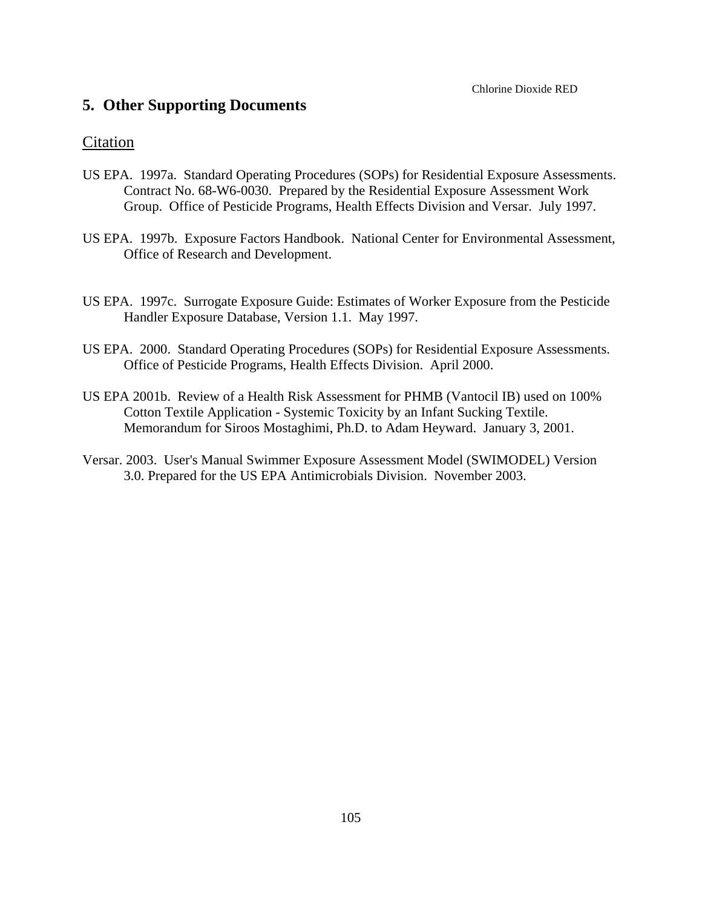## 5. Other Supporting Documents

Citation

US EPA. 1997a. Standard Operating Procedures (SOPs) for Residential Exposure Assessments. Contract No. 68-W6-0030. Prepared by the Residential Exposure Assessment Work Group. Office of Pesticide Programs, Health Effects Division and Versar. July 1997.

US EPA. 1997b. Exposure Factors Handbook. National Center for Environmental Assessment, Office of Research and Development.

US EPA. 1997c. Surrogate Exposure Guide: Estimates of Worker Exposure from the Pesticide Handler Exposure Database, Version 1.1. May 1997.

US EPA. 2000. Standard Operating Procedures (SOPs) for Residential Exposure Assessments. Office of Pesticide Programs, Health Effects Division. April 2000.

US EPA 2001b. Review of a Health Risk Assessment for PHMB (Vantocil IB) used on 100% Cotton Textile Application - Systemic Toxicity by an Infant Sucking Textile. Memorandum for Siroos Mostaghimi, Ph.D. to Adam Heyward. January 3, 2001.

Versar. 2003. User's Manual Swimmer Exposure Assessment Model (SWIMODEL) Version 3.0. Prepared for the US EPA Antimicrobials Division. November 2003.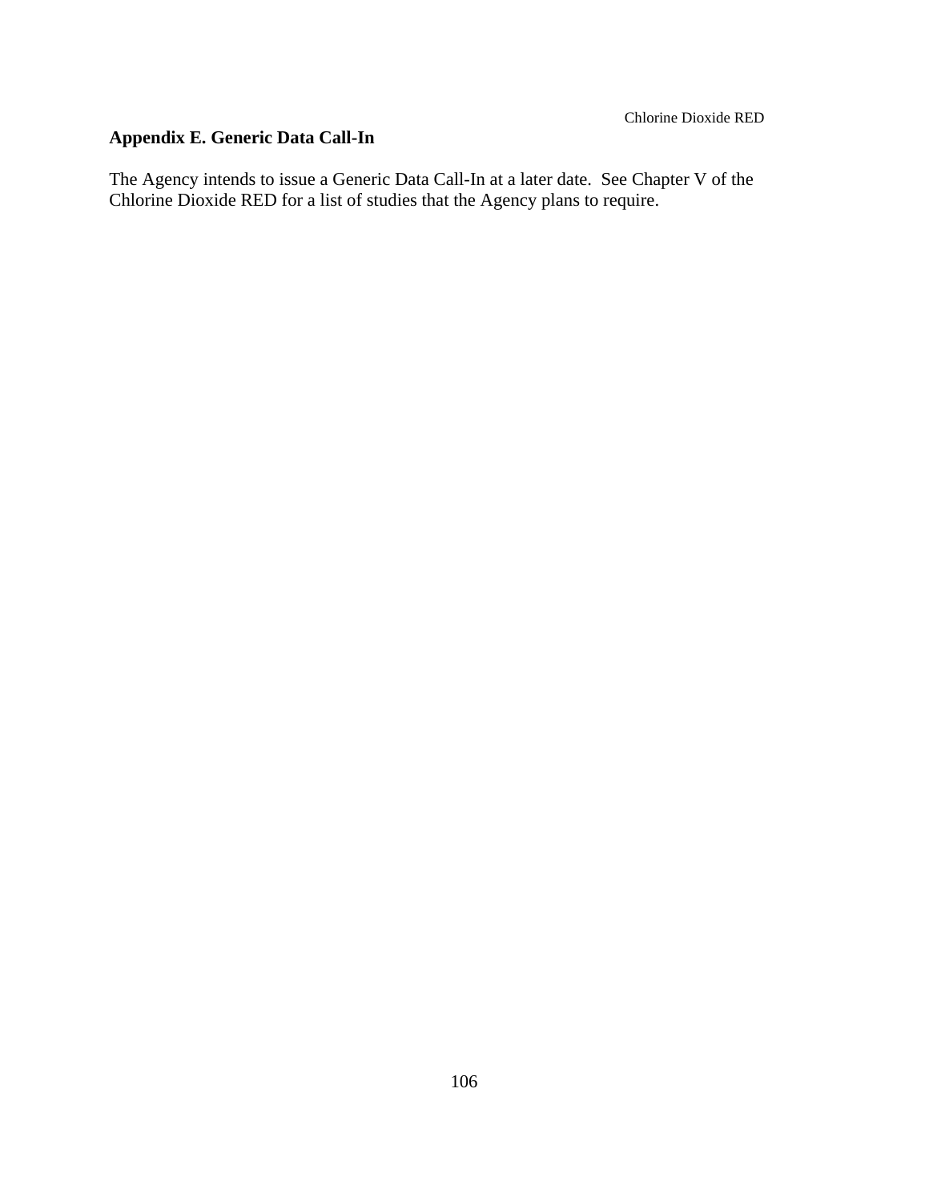## Appendix E. Generic Data Call-In

The Agency intends to issue a Generic Data Call-In at a later date. See Chapter V of the Chlorine Dioxide RED for a list of studies that the Agency plans to require.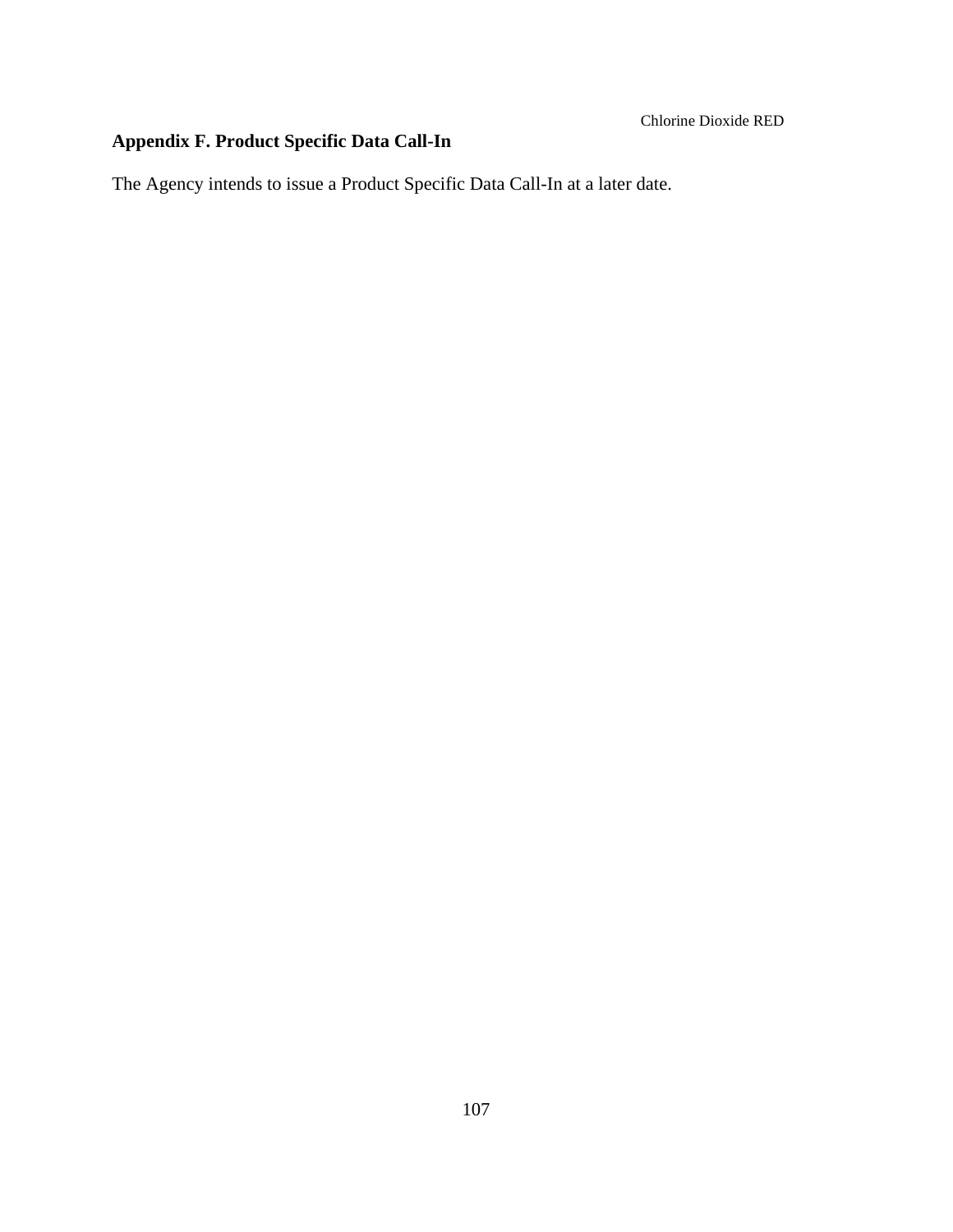## Appendix F. Product Specific Data Call-In

The Agency intends to issue a Product Specific Data Call-In at a later date.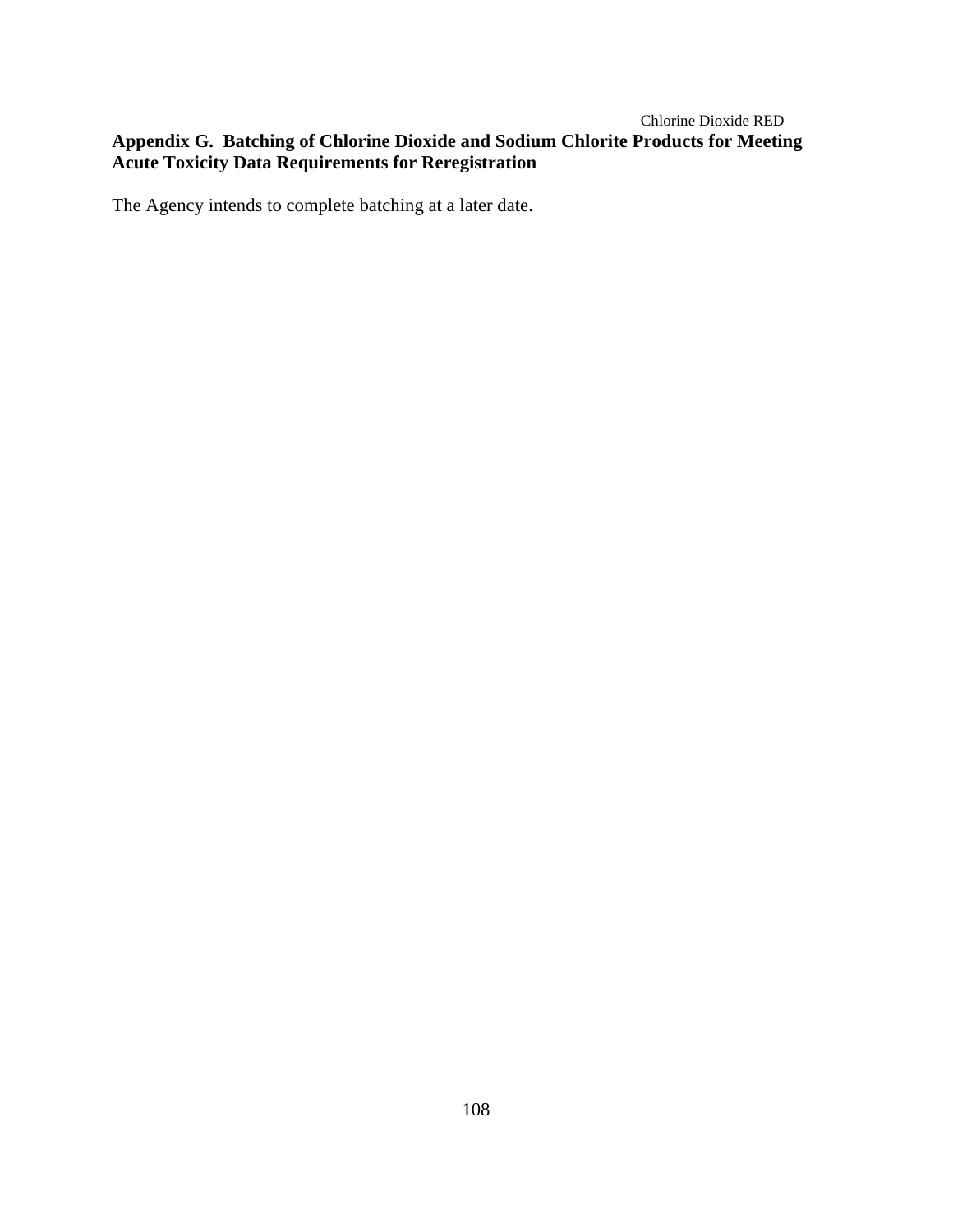## Appendix G. Batching of Chlorine Dioxide and Sodium Chlorite Products for Meeting Acute Toxicity Data Requirements for Reregistration

The Agency intends to complete batching at a later date.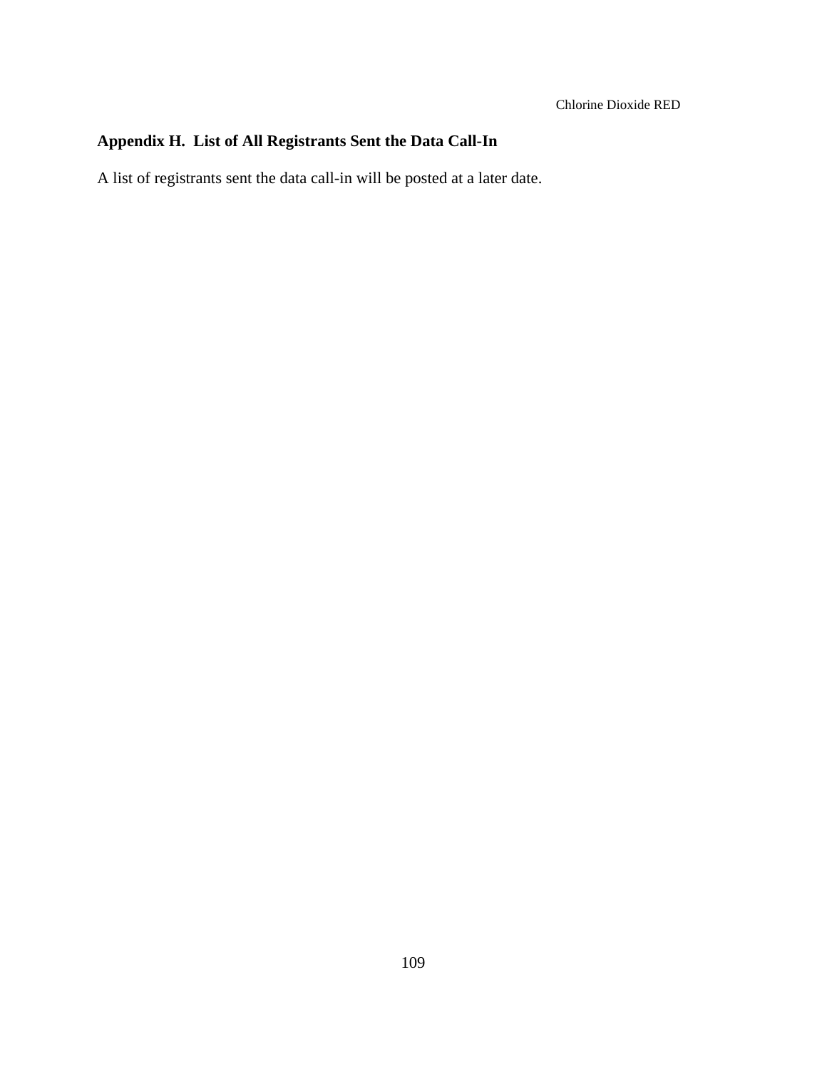## Appendix H. List of All Registrants Sent the Data Call-In

A list of registrants sent the data call-in will be posted at a later date.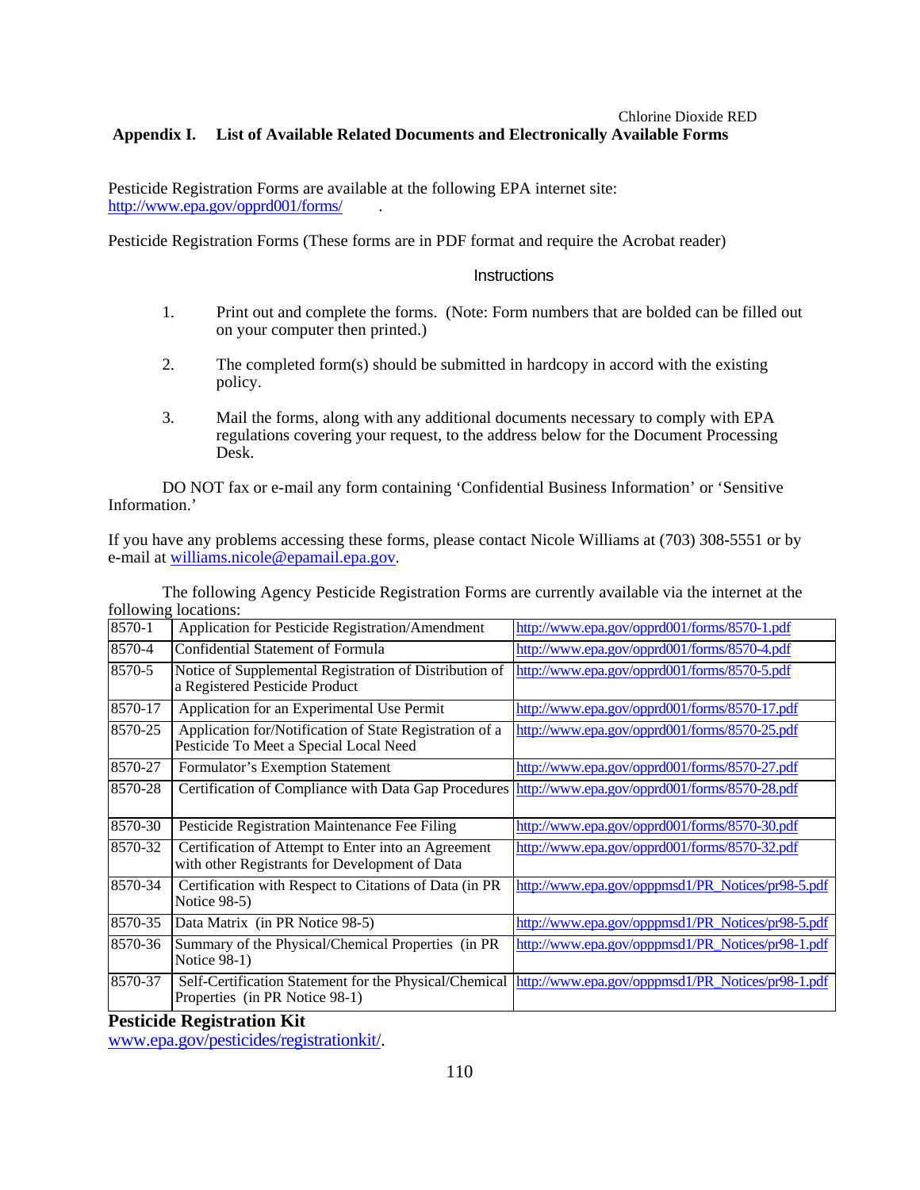## Appendix I. List of Available Related Documents and Electronically Available Forms

Pesticide Registration Forms are available at the following EPA internet site:
http://www.epa.gov/opprd001/forms/ .

Pesticide Registration Forms (These forms are in PDF format and require the Acrobat reader)

Instructions

1. Print out and complete the forms. (Note: Form numbers that are bolded can be filled out on your computer then printed.)

2. The completed form(s) should be submitted in hardcopy in accord with the existing policy.

3. Mail the forms, along with any additional documents necessary to comply with EPA regulations covering your request, to the address below for the Document Processing Desk.

DO NOT fax or e-mail any form containing 'Confidential Business Information' or 'Sensitive Information.'

If you have any problems accessing these forms, please contact Nicole Williams at (703) 308-5551 or by e-mail at williams.nicole@epamail.epa.gov.

The following Agency Pesticide Registration Forms are currently available via the internet at the following locations:

| | | |
|---|---|---|
| 8570-1 | Application for Pesticide Registration/Amendment | http://www.epa.gov/opprd001/forms/8570-1.pdf |
| 8570-4 | Confidential Statement of Formula | http://www.epa.gov/opprd001/forms/8570-4.pdf |
| 8570-5 | Notice of Supplemental Registration of Distribution of a Registered Pesticide Product | http://www.epa.gov/opprd001/forms/8570-5.pdf |
| 8570-17 | Application for an Experimental Use Permit | http://www.epa.gov/opprd001/forms/8570-17.pdf |
| 8570-25 | Application for/Notification of State Registration of a Pesticide To Meet a Special Local Need | http://www.epa.gov/opprd001/forms/8570-25.pdf |
| 8570-27 | Formulator's Exemption Statement | http://www.epa.gov/opprd001/forms/8570-27.pdf |
| 8570-28 | Certification of Compliance with Data Gap Procedures | http://www.epa.gov/opprd001/forms/8570-28.pdf |
| 8570-30 | Pesticide Registration Maintenance Fee Filing | http://www.epa.gov/opprd001/forms/8570-30.pdf |
| 8570-32 | Certification of Attempt to Enter into an Agreement with other Registrants for Development of Data | http://www.epa.gov/opprd001/forms/8570-32.pdf |
| 8570-34 | Certification with Respect to Citations of Data (in PR Notice 98-5) | http://www.epa.gov/opppmsd1/PR_Notices/pr98-5.pdf |
| 8570-35 | Data Matrix (in PR Notice 98-5) | http://www.epa.gov/opppmsd1/PR_Notices/pr98-5.pdf |
| 8570-36 | Summary of the Physical/Chemical Properties (in PR Notice 98-1) | http://www.epa.gov/opppmsd1/PR_Notices/pr98-1.pdf |
| 8570-37 | Self-Certification Statement for the Physical/Chemical Properties (in PR Notice 98-1) | http://www.epa.gov/opppmsd1/PR_Notices/pr98-1.pdf |

**Pesticide Registration Kit**
www.epa.gov/pesticides/registrationkit/.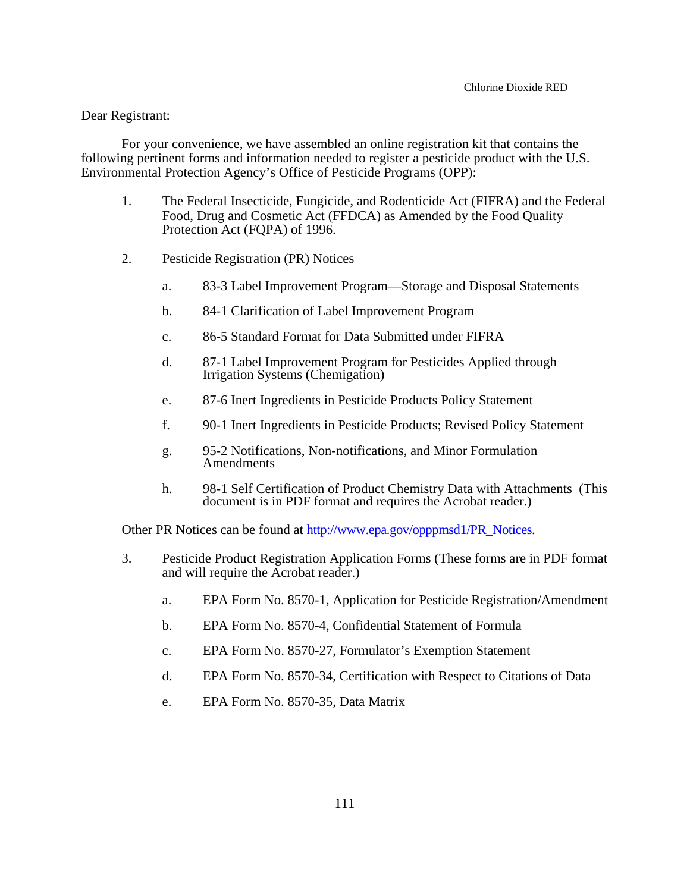Dear Registrant:

For your convenience, we have assembled an online registration kit that contains the following pertinent forms and information needed to register a pesticide product with the U.S. Environmental Protection Agency's Office of Pesticide Programs (OPP):

1. The Federal Insecticide, Fungicide, and Rodenticide Act (FIFRA) and the Federal Food, Drug and Cosmetic Act (FFDCA) as Amended by the Food Quality Protection Act (FQPA) of 1996.

2. Pesticide Registration (PR) Notices

   a. 83-3 Label Improvement Program—Storage and Disposal Statements

   b. 84-1 Clarification of Label Improvement Program

   c. 86-5 Standard Format for Data Submitted under FIFRA

   d. 87-1 Label Improvement Program for Pesticides Applied through Irrigation Systems (Chemigation)

   e. 87-6 Inert Ingredients in Pesticide Products Policy Statement

   f. 90-1 Inert Ingredients in Pesticide Products; Revised Policy Statement

   g. 95-2 Notifications, Non-notifications, and Minor Formulation Amendments

   h. 98-1 Self Certification of Product Chemistry Data with Attachments (This document is in PDF format and requires the Acrobat reader.)

   Other PR Notices can be found at http://www.epa.gov/opppmsd1/PR_Notices.

3. Pesticide Product Registration Application Forms (These forms are in PDF format and will require the Acrobat reader.)

   a. EPA Form No. 8570-1, Application for Pesticide Registration/Amendment

   b. EPA Form No. 8570-4, Confidential Statement of Formula

   c. EPA Form No. 8570-27, Formulator's Exemption Statement

   d. EPA Form No. 8570-34, Certification with Respect to Citations of Data

   e. EPA Form No. 8570-35, Data Matrix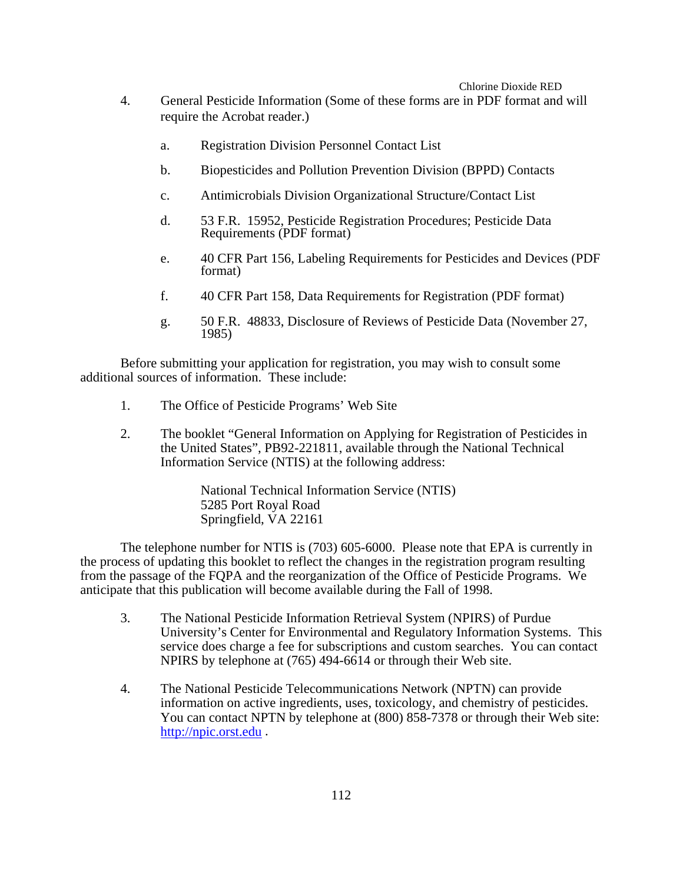4. General Pesticide Information (Some of these forms are in PDF format and will require the Acrobat reader.)

   a. Registration Division Personnel Contact List

   b. Biopesticides and Pollution Prevention Division (BPPD) Contacts

   c. Antimicrobials Division Organizational Structure/Contact List

   d. 53 F.R. 15952, Pesticide Registration Procedures; Pesticide Data Requirements (PDF format)

   e. 40 CFR Part 156, Labeling Requirements for Pesticides and Devices (PDF format)

   f. 40 CFR Part 158, Data Requirements for Registration (PDF format)

   g. 50 F.R. 48833, Disclosure of Reviews of Pesticide Data (November 27, 1985)

Before submitting your application for registration, you may wish to consult some additional sources of information. These include:

1. The Office of Pesticide Programs' Web Site

2. The booklet "General Information on Applying for Registration of Pesticides in the United States", PB92-221811, available through the National Technical Information Service (NTIS) at the following address:

   National Technical Information Service (NTIS)
   5285 Port Royal Road
   Springfield, VA 22161

The telephone number for NTIS is (703) 605-6000. Please note that EPA is currently in the process of updating this booklet to reflect the changes in the registration program resulting from the passage of the FQPA and the reorganization of the Office of Pesticide Programs. We anticipate that this publication will become available during the Fall of 1998.

3. The National Pesticide Information Retrieval System (NPIRS) of Purdue University's Center for Environmental and Regulatory Information Systems. This service does charge a fee for subscriptions and custom searches. You can contact NPIRS by telephone at (765) 494-6614 or through their Web site.

4. The National Pesticide Telecommunications Network (NPTN) can provide information on active ingredients, uses, toxicology, and chemistry of pesticides. You can contact NPTN by telephone at (800) 858-7378 or through their Web site: http://npic.orst.edu .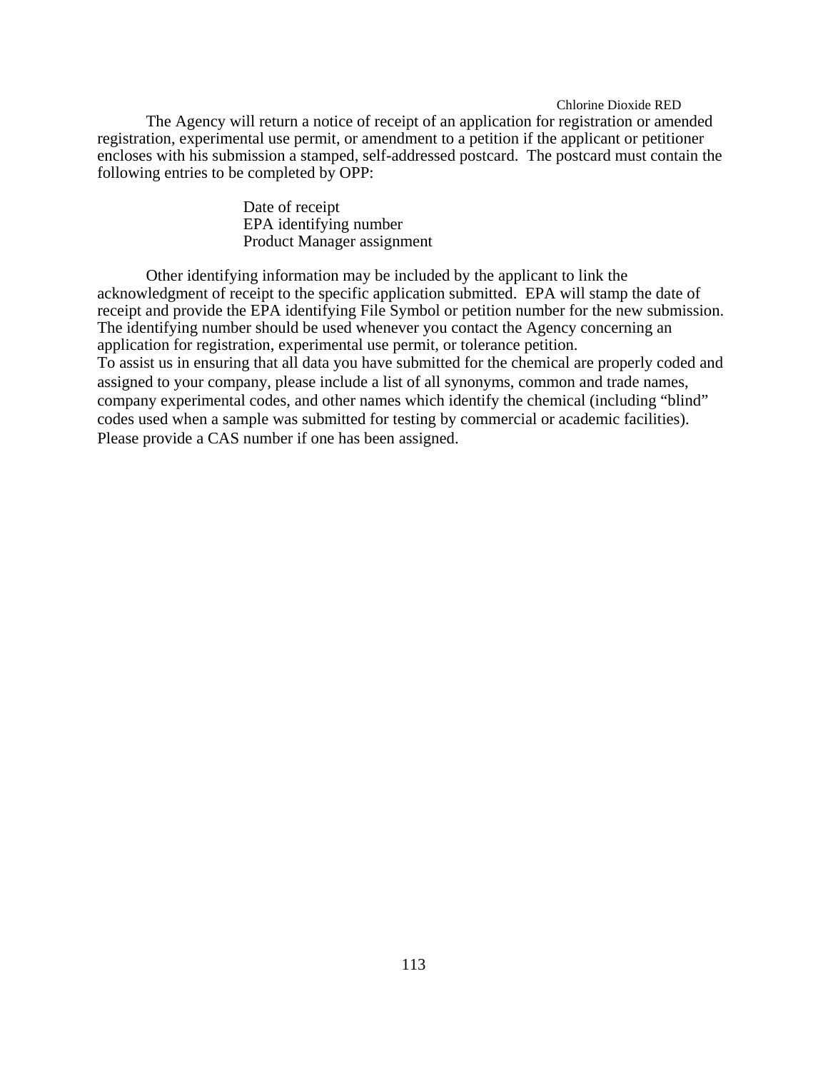The Agency will return a notice of receipt of an application for registration or amended registration, experimental use permit, or amendment to a petition if the applicant or petitioner encloses with his submission a stamped, self-addressed postcard. The postcard must contain the following entries to be completed by OPP:

Date of receipt
EPA identifying number
Product Manager assignment

Other identifying information may be included by the applicant to link the acknowledgment of receipt to the specific application submitted. EPA will stamp the date of receipt and provide the EPA identifying File Symbol or petition number for the new submission. The identifying number should be used whenever you contact the Agency concerning an application for registration, experimental use permit, or tolerance petition.
To assist us in ensuring that all data you have submitted for the chemical are properly coded and assigned to your company, please include a list of all synonyms, common and trade names, company experimental codes, and other names which identify the chemical (including "blind" codes used when a sample was submitted for testing by commercial or academic facilities). Please provide a CAS number if one has been assigned.